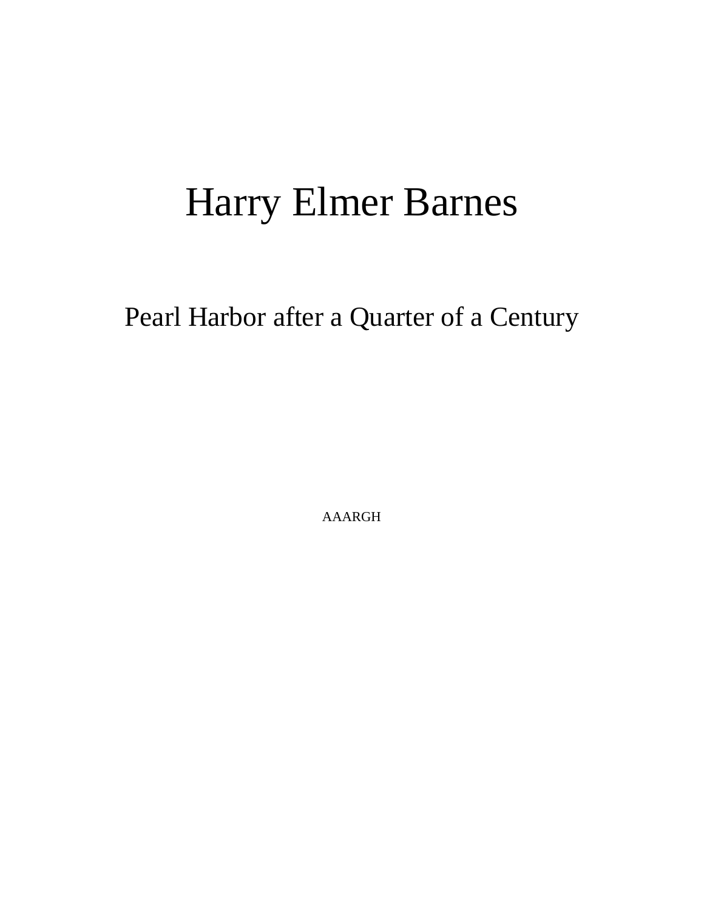# Harry Elmer Barnes

## Pearl Harbor after a Quarter of a Century

AAARGH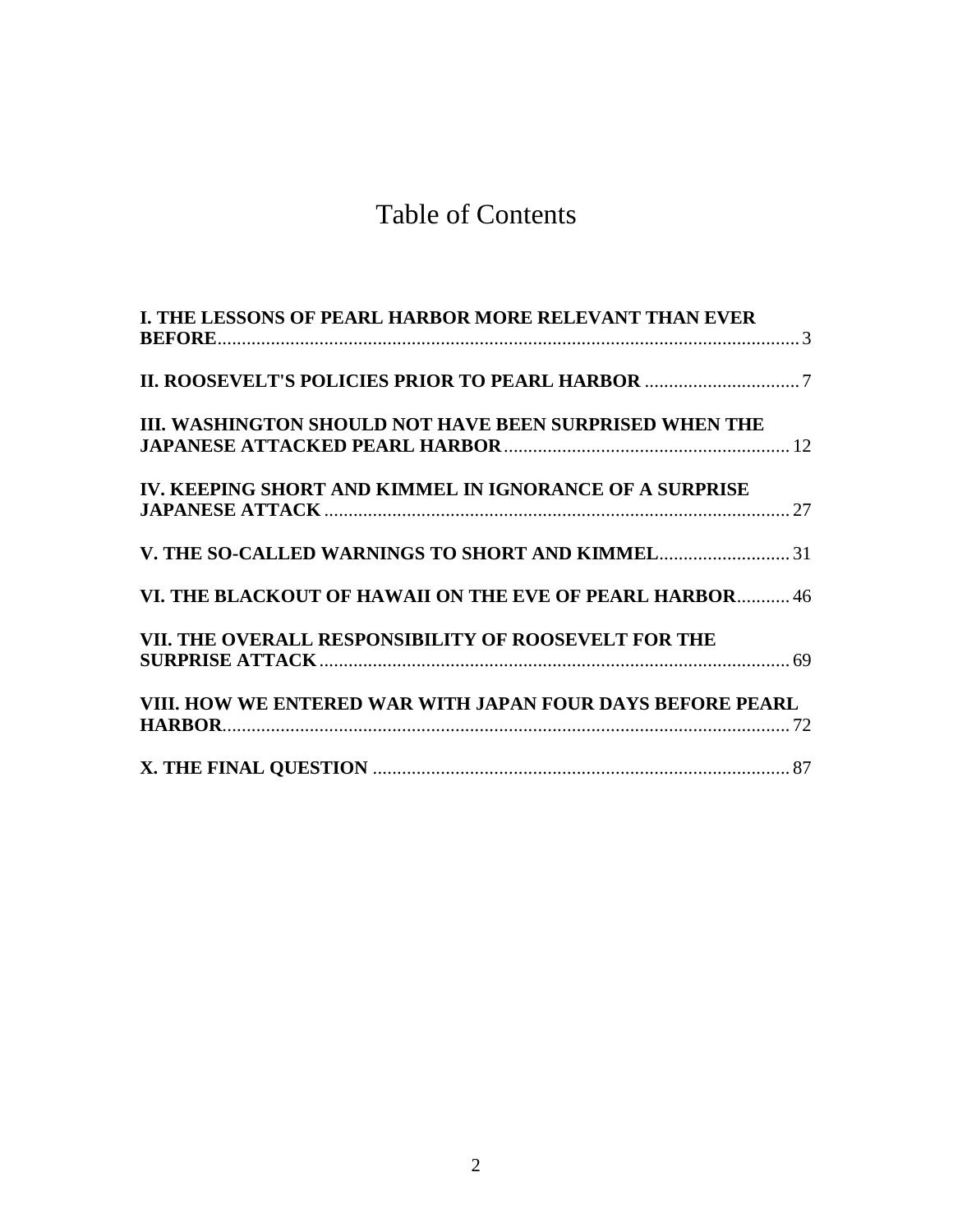# Table of Contents

**I. THE LESSONS OF PEARL HARBOR MORE RELEVANT THAN EVER BEFORE** ........ 3

**II. ROOSEVELT'S POLICIES PRIOR TO PEARL HARBOR** ........ 7

**III. WASHINGTON SHOULD NOT HAVE BEEN SURPRISED WHEN THE JAPANESE ATTACKED PEARL HARBOR** ........ 12

**IV. KEEPING SHORT AND KIMMEL IN IGNORANCE OF A SURPRISE JAPANESE ATTACK** ........ 27

**V. THE SO-CALLED WARNINGS TO SHORT AND KIMMEL** ........ 31

**VI. THE BLACKOUT OF HAWAII ON THE EVE OF PEARL HARBOR** ........ 46

**VII. THE OVERALL RESPONSIBILITY OF ROOSEVELT FOR THE SURPRISE ATTACK** ........ 69

**VIII. HOW WE ENTERED WAR WITH JAPAN FOUR DAYS BEFORE PEARL HARBOR** ........ 72

**X. THE FINAL QUESTION** ........ 87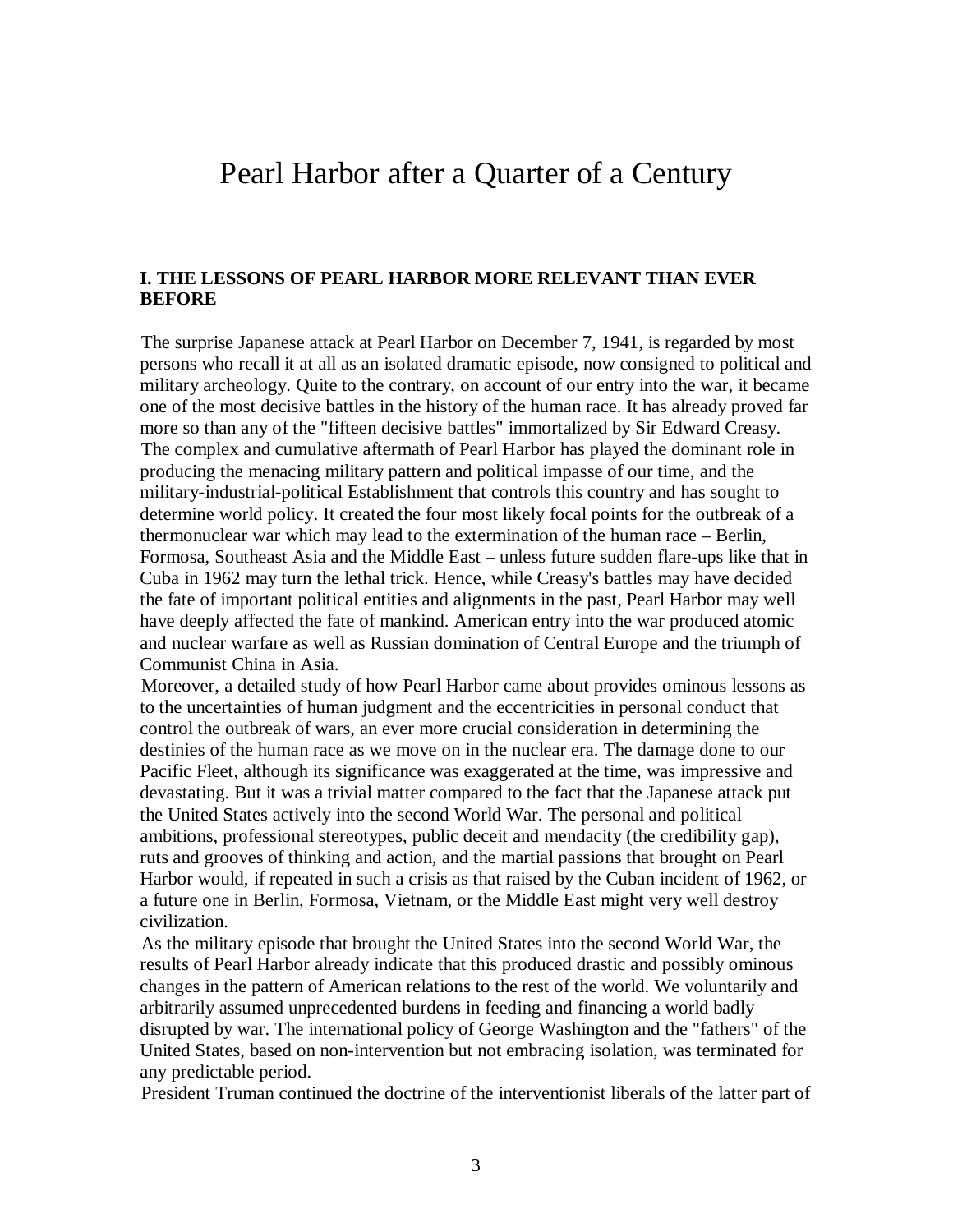# Pearl Harbor after a Quarter of a Century

## I. THE LESSONS OF PEARL HARBOR MORE RELEVANT THAN EVER BEFORE

The surprise Japanese attack at Pearl Harbor on December 7, 1941, is regarded by most persons who recall it at all as an isolated dramatic episode, now consigned to political and military archeology. Quite to the contrary, on account of our entry into the war, it became one of the most decisive battles in the history of the human race. It has already proved far more so than any of the "fifteen decisive battles" immortalized by Sir Edward Creasy.

The complex and cumulative aftermath of Pearl Harbor has played the dominant role in producing the menacing military pattern and political impasse of our time, and the military-industrial-political Establishment that controls this country and has sought to determine world policy. It created the four most likely focal points for the outbreak of a thermonuclear war which may lead to the extermination of the human race – Berlin, Formosa, Southeast Asia and the Middle East – unless future sudden flare-ups like that in Cuba in 1962 may turn the lethal trick. Hence, while Creasy's battles may have decided the fate of important political entities and alignments in the past, Pearl Harbor may well have deeply affected the fate of mankind. American entry into the war produced atomic and nuclear warfare as well as Russian domination of Central Europe and the triumph of Communist China in Asia.

Moreover, a detailed study of how Pearl Harbor came about provides ominous lessons as to the uncertainties of human judgment and the eccentricities in personal conduct that control the outbreak of wars, an ever more crucial consideration in determining the destinies of the human race as we move on in the nuclear era. The damage done to our Pacific Fleet, although its significance was exaggerated at the time, was impressive and devastating. But it was a trivial matter compared to the fact that the Japanese attack put the United States actively into the second World War. The personal and political ambitions, professional stereotypes, public deceit and mendacity (the credibility gap), ruts and grooves of thinking and action, and the martial passions that brought on Pearl Harbor would, if repeated in such a crisis as that raised by the Cuban incident of 1962, or a future one in Berlin, Formosa, Vietnam, or the Middle East might very well destroy civilization.

As the military episode that brought the United States into the second World War, the results of Pearl Harbor already indicate that this produced drastic and possibly ominous changes in the pattern of American relations to the rest of the world. We voluntarily and arbitrarily assumed unprecedented burdens in feeding and financing a world badly disrupted by war. The international policy of George Washington and the "fathers" of the United States, based on non-intervention but not embracing isolation, was terminated for any predictable period.

President Truman continued the doctrine of the interventionist liberals of the latter part of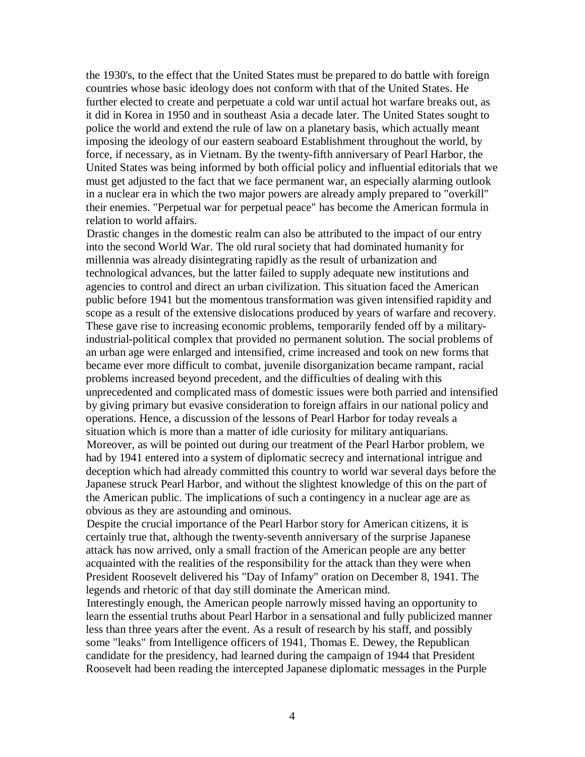the 1930's, to the effect that the United States must be prepared to do battle with foreign countries whose basic ideology does not conform with that of the United States. He further elected to create and perpetuate a cold war until actual hot warfare breaks out, as it did in Korea in 1950 and in southeast Asia a decade later. The United States sought to police the world and extend the rule of law on a planetary basis, which actually meant imposing the ideology of our eastern seaboard Establishment throughout the world, by force, if necessary, as in Vietnam. By the twenty-fifth anniversary of Pearl Harbor, the United States was being informed by both official policy and influential editorials that we must get adjusted to the fact that we face permanent war, an especially alarming outlook in a nuclear era in which the two major powers are already amply prepared to "overkill" their enemies. "Perpetual war for perpetual peace" has become the American formula in relation to world affairs.

Drastic changes in the domestic realm can also be attributed to the impact of our entry into the second World War. The old rural society that had dominated humanity for millennia was already disintegrating rapidly as the result of urbanization and technological advances, but the latter failed to supply adequate new institutions and agencies to control and direct an urban civilization. This situation faced the American public before 1941 but the momentous transformation was given intensified rapidity and scope as a result of the extensive dislocations produced by years of warfare and recovery. These gave rise to increasing economic problems, temporarily fended off by a military-industrial-political complex that provided no permanent solution. The social problems of an urban age were enlarged and intensified, crime increased and took on new forms that became ever more difficult to combat, juvenile disorganization became rampant, racial problems increased beyond precedent, and the difficulties of dealing with this unprecedented and complicated mass of domestic issues were both parried and intensified by giving primary but evasive consideration to foreign affairs in our national policy and operations. Hence, a discussion of the lessons of Pearl Harbor for today reveals a situation which is more than a matter of idle curiosity for military antiquarians.

Moreover, as will be pointed out during our treatment of the Pearl Harbor problem, we had by 1941 entered into a system of diplomatic secrecy and international intrigue and deception which had already committed this country to world war several days before the Japanese struck Pearl Harbor, and without the slightest knowledge of this on the part of the American public. The implications of such a contingency in a nuclear age are as obvious as they are astounding and ominous.

Despite the crucial importance of the Pearl Harbor story for American citizens, it is certainly true that, although the twenty-seventh anniversary of the surprise Japanese attack has now arrived, only a small fraction of the American people are any better acquainted with the realities of the responsibility for the attack than they were when President Roosevelt delivered his "Day of Infamy" oration on December 8, 1941. The legends and rhetoric of that day still dominate the American mind.

Interestingly enough, the American people narrowly missed having an opportunity to learn the essential truths about Pearl Harbor in a sensational and fully publicized manner less than three years after the event. As a result of research by his staff, and possibly some "leaks" from Intelligence officers of 1941, Thomas E. Dewey, the Republican candidate for the presidency, had learned during the campaign of 1944 that President Roosevelt had been reading the intercepted Japanese diplomatic messages in the Purple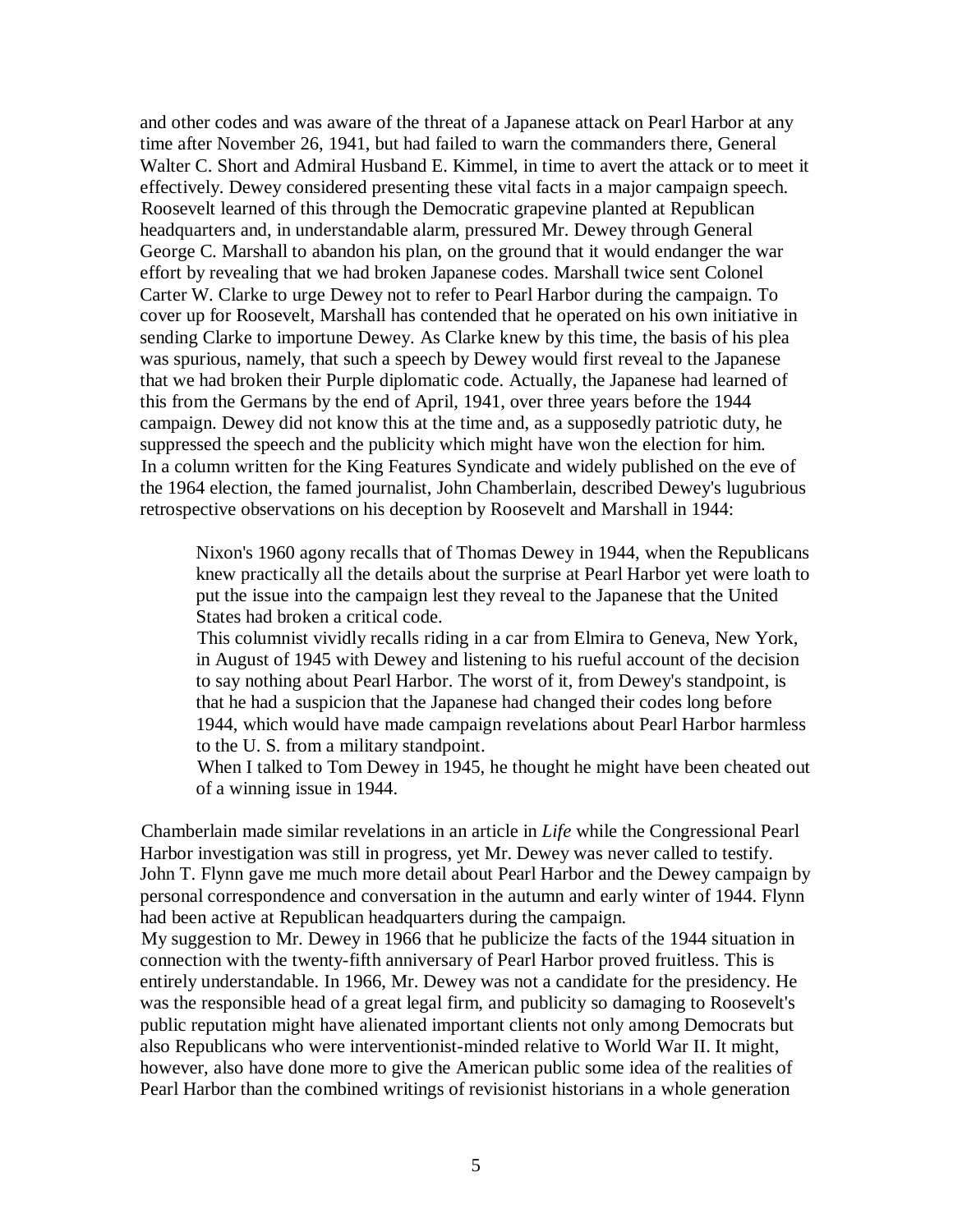and other codes and was aware of the threat of a Japanese attack on Pearl Harbor at any time after November 26, 1941, but had failed to warn the commanders there, General Walter C. Short and Admiral Husband E. Kimmel, in time to avert the attack or to meet it effectively. Dewey considered presenting these vital facts in a major campaign speech.

Roosevelt learned of this through the Democratic grapevine planted at Republican headquarters and, in understandable alarm, pressured Mr. Dewey through General George C. Marshall to abandon his plan, on the ground that it would endanger the war effort by revealing that we had broken Japanese codes. Marshall twice sent Colonel Carter W. Clarke to urge Dewey not to refer to Pearl Harbor during the campaign. To cover up for Roosevelt, Marshall has contended that he operated on his own initiative in sending Clarke to importune Dewey. As Clarke knew by this time, the basis of his plea was spurious, namely, that such a speech by Dewey would first reveal to the Japanese that we had broken their Purple diplomatic code. Actually, the Japanese had learned of this from the Germans by the end of April, 1941, over three years before the 1944 campaign. Dewey did not know this at the time and, as a supposedly patriotic duty, he suppressed the speech and the publicity which might have won the election for him.

In a column written for the King Features Syndicate and widely published on the eve of the 1964 election, the famed journalist, John Chamberlain, described Dewey's lugubrious retrospective observations on his deception by Roosevelt and Marshall in 1944:

> Nixon's 1960 agony recalls that of Thomas Dewey in 1944, when the Republicans knew practically all the details about the surprise at Pearl Harbor yet were loath to put the issue into the campaign lest they reveal to the Japanese that the United States had broken a critical code.
>
> This columnist vividly recalls riding in a car from Elmira to Geneva, New York, in August of 1945 with Dewey and listening to his rueful account of the decision to say nothing about Pearl Harbor. The worst of it, from Dewey's standpoint, is that he had a suspicion that the Japanese had changed their codes long before 1944, which would have made campaign revelations about Pearl Harbor harmless to the U. S. from a military standpoint.
>
> When I talked to Tom Dewey in 1945, he thought he might have been cheated out of a winning issue in 1944.

Chamberlain made similar revelations in an article in *Life* while the Congressional Pearl Harbor investigation was still in progress, yet Mr. Dewey was never called to testify. John T. Flynn gave me much more detail about Pearl Harbor and the Dewey campaign by personal correspondence and conversation in the autumn and early winter of 1944. Flynn had been active at Republican headquarters during the campaign.

My suggestion to Mr. Dewey in 1966 that he publicize the facts of the 1944 situation in connection with the twenty-fifth anniversary of Pearl Harbor proved fruitless. This is entirely understandable. In 1966, Mr. Dewey was not a candidate for the presidency. He was the responsible head of a great legal firm, and publicity so damaging to Roosevelt's public reputation might have alienated important clients not only among Democrats but also Republicans who were interventionist-minded relative to World War II. It might, however, also have done more to give the American public some idea of the realities of Pearl Harbor than the combined writings of revisionist historians in a whole generation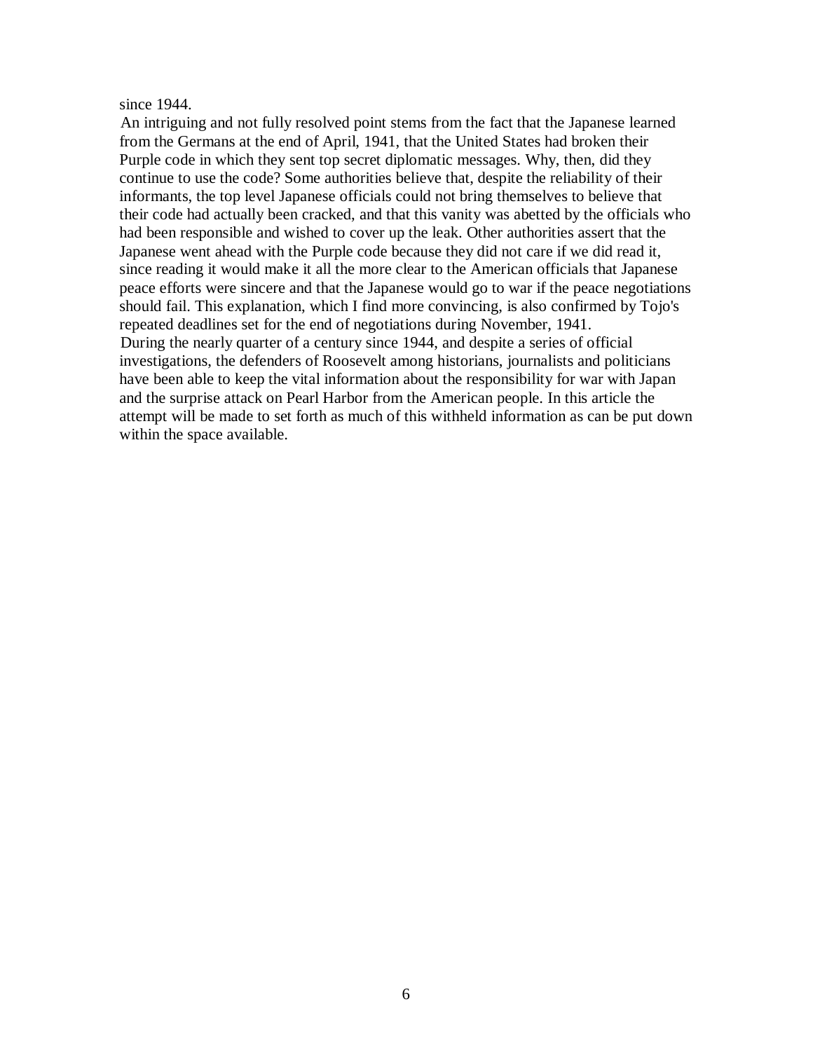since 1944.

An intriguing and not fully resolved point stems from the fact that the Japanese learned from the Germans at the end of April, 1941, that the United States had broken their Purple code in which they sent top secret diplomatic messages. Why, then, did they continue to use the code? Some authorities believe that, despite the reliability of their informants, the top level Japanese officials could not bring themselves to believe that their code had actually been cracked, and that this vanity was abetted by the officials who had been responsible and wished to cover up the leak. Other authorities assert that the Japanese went ahead with the Purple code because they did not care if we did read it, since reading it would make it all the more clear to the American officials that Japanese peace efforts were sincere and that the Japanese would go to war if the peace negotiations should fail. This explanation, which I find more convincing, is also confirmed by Tojo's repeated deadlines set for the end of negotiations during November, 1941.

During the nearly quarter of a century since 1944, and despite a series of official investigations, the defenders of Roosevelt among historians, journalists and politicians have been able to keep the vital information about the responsibility for war with Japan and the surprise attack on Pearl Harbor from the American people. In this article the attempt will be made to set forth as much of this withheld information as can be put down within the space available.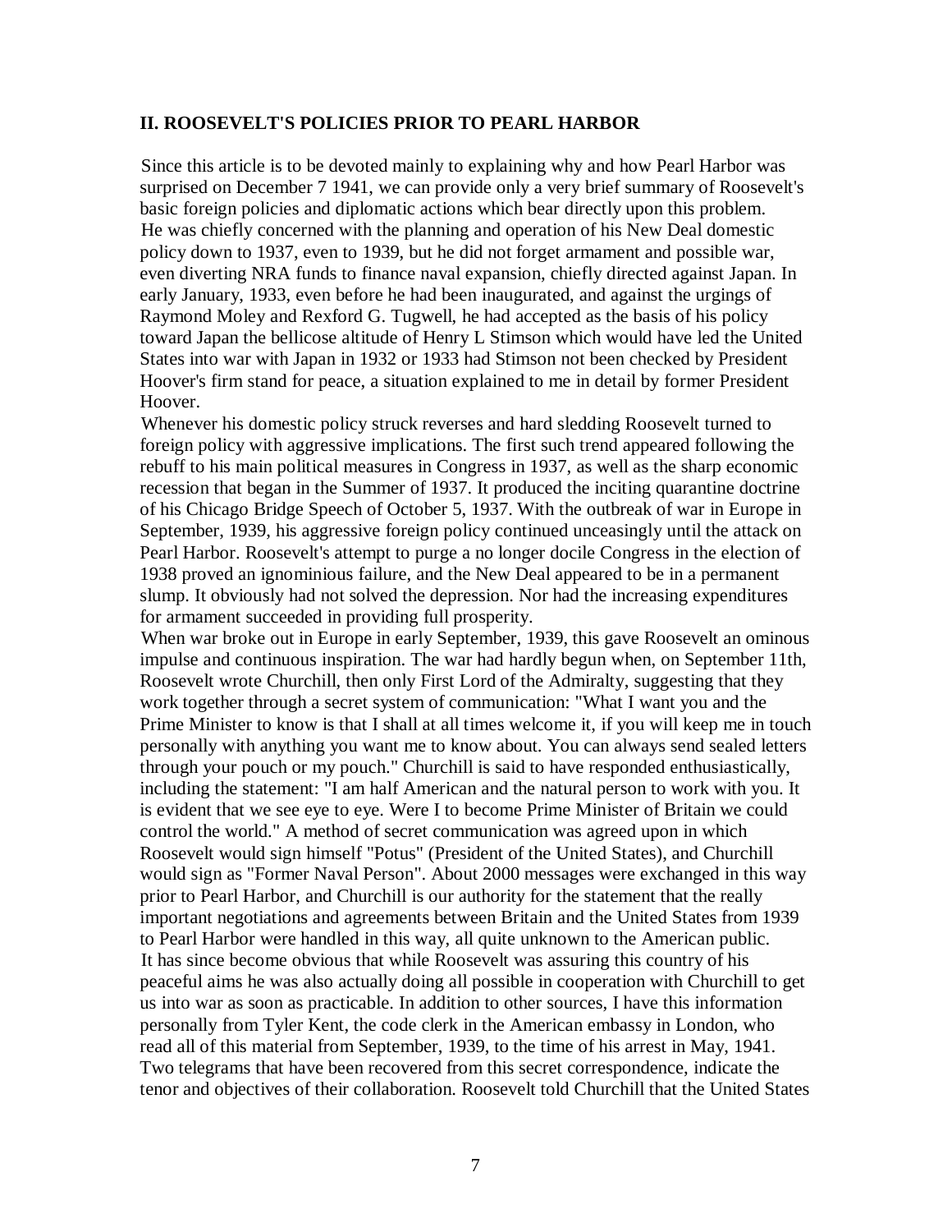## II. ROOSEVELT'S POLICIES PRIOR TO PEARL HARBOR

Since this article is to be devoted mainly to explaining why and how Pearl Harbor was surprised on December 7 1941, we can provide only a very brief summary of Roosevelt's basic foreign policies and diplomatic actions which bear directly upon this problem.

He was chiefly concerned with the planning and operation of his New Deal domestic policy down to 1937, even to 1939, but he did not forget armament and possible war, even diverting NRA funds to finance naval expansion, chiefly directed against Japan. In early January, 1933, even before he had been inaugurated, and against the urgings of Raymond Moley and Rexford G. Tugwell, he had accepted as the basis of his policy toward Japan the bellicose altitude of Henry L Stimson which would have led the United States into war with Japan in 1932 or 1933 had Stimson not been checked by President Hoover's firm stand for peace, a situation explained to me in detail by former President Hoover.

Whenever his domestic policy struck reverses and hard sledding Roosevelt turned to foreign policy with aggressive implications. The first such trend appeared following the rebuff to his main political measures in Congress in 1937, as well as the sharp economic recession that began in the Summer of 1937. It produced the inciting quarantine doctrine of his Chicago Bridge Speech of October 5, 1937. With the outbreak of war in Europe in September, 1939, his aggressive foreign policy continued unceasingly until the attack on Pearl Harbor. Roosevelt's attempt to purge a no longer docile Congress in the election of 1938 proved an ignominious failure, and the New Deal appeared to be in a permanent slump. It obviously had not solved the depression. Nor had the increasing expenditures for armament succeeded in providing full prosperity.

When war broke out in Europe in early September, 1939, this gave Roosevelt an ominous impulse and continuous inspiration. The war had hardly begun when, on September 11th, Roosevelt wrote Churchill, then only First Lord of the Admiralty, suggesting that they work together through a secret system of communication: "What I want you and the Prime Minister to know is that I shall at all times welcome it, if you will keep me in touch personally with anything you want me to know about. You can always send sealed letters through your pouch or my pouch." Churchill is said to have responded enthusiastically, including the statement: "I am half American and the natural person to work with you. It is evident that we see eye to eye. Were I to become Prime Minister of Britain we could control the world." A method of secret communication was agreed upon in which Roosevelt would sign himself "Potus" (President of the United States), and Churchill would sign as "Former Naval Person". About 2000 messages were exchanged in this way prior to Pearl Harbor, and Churchill is our authority for the statement that the really important negotiations and agreements between Britain and the United States from 1939 to Pearl Harbor were handled in this way, all quite unknown to the American public.

It has since become obvious that while Roosevelt was assuring this country of his peaceful aims he was also actually doing all possible in cooperation with Churchill to get us into war as soon as practicable. In addition to other sources, I have this information personally from Tyler Kent, the code clerk in the American embassy in London, who read all of this material from September, 1939, to the time of his arrest in May, 1941. Two telegrams that have been recovered from this secret correspondence, indicate the tenor and objectives of their collaboration. Roosevelt told Churchill that the United States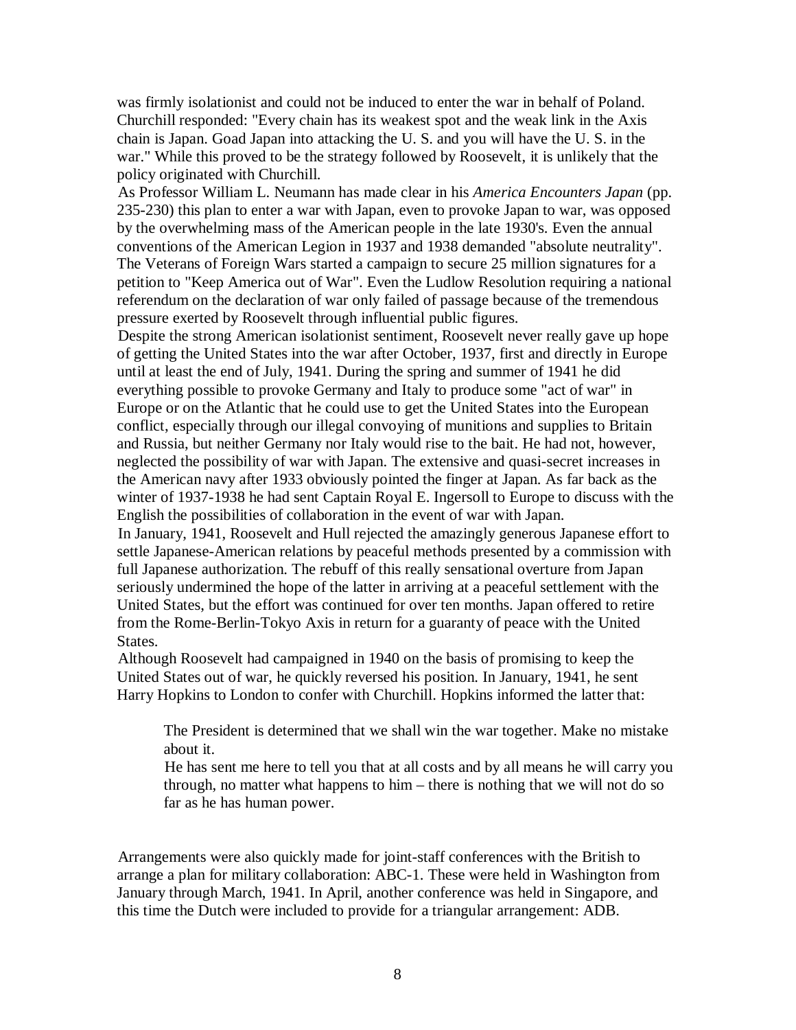was firmly isolationist and could not be induced to enter the war in behalf of Poland. Churchill responded: "Every chain has its weakest spot and the weak link in the Axis chain is Japan. Goad Japan into attacking the U. S. and you will have the U. S. in the war." While this proved to be the strategy followed by Roosevelt, it is unlikely that the policy originated with Churchill.

As Professor William L. Neumann has made clear in his *America Encounters Japan* (pp. 235-230) this plan to enter a war with Japan, even to provoke Japan to war, was opposed by the overwhelming mass of the American people in the late 1930's. Even the annual conventions of the American Legion in 1937 and 1938 demanded "absolute neutrality". The Veterans of Foreign Wars started a campaign to secure 25 million signatures for a petition to "Keep America out of War". Even the Ludlow Resolution requiring a national referendum on the declaration of war only failed of passage because of the tremendous pressure exerted by Roosevelt through influential public figures.

Despite the strong American isolationist sentiment, Roosevelt never really gave up hope of getting the United States into the war after October, 1937, first and directly in Europe until at least the end of July, 1941. During the spring and summer of 1941 he did everything possible to provoke Germany and Italy to produce some "act of war" in Europe or on the Atlantic that he could use to get the United States into the European conflict, especially through our illegal convoying of munitions and supplies to Britain and Russia, but neither Germany nor Italy would rise to the bait. He had not, however, neglected the possibility of war with Japan. The extensive and quasi-secret increases in the American navy after 1933 obviously pointed the finger at Japan. As far back as the winter of 1937-1938 he had sent Captain Royal E. Ingersoll to Europe to discuss with the English the possibilities of collaboration in the event of war with Japan.

In January, 1941, Roosevelt and Hull rejected the amazingly generous Japanese effort to settle Japanese-American relations by peaceful methods presented by a commission with full Japanese authorization. The rebuff of this really sensational overture from Japan seriously undermined the hope of the latter in arriving at a peaceful settlement with the United States, but the effort was continued for over ten months. Japan offered to retire from the Rome-Berlin-Tokyo Axis in return for a guaranty of peace with the United States.

Although Roosevelt had campaigned in 1940 on the basis of promising to keep the United States out of war, he quickly reversed his position. In January, 1941, he sent Harry Hopkins to London to confer with Churchill. Hopkins informed the latter that:

> The President is determined that we shall win the war together. Make no mistake about it.
>
> He has sent me here to tell you that at all costs and by all means he will carry you through, no matter what happens to him – there is nothing that we will not do so far as he has human power.

Arrangements were also quickly made for joint-staff conferences with the British to arrange a plan for military collaboration: ABC-1. These were held in Washington from January through March, 1941. In April, another conference was held in Singapore, and this time the Dutch were included to provide for a triangular arrangement: ADB.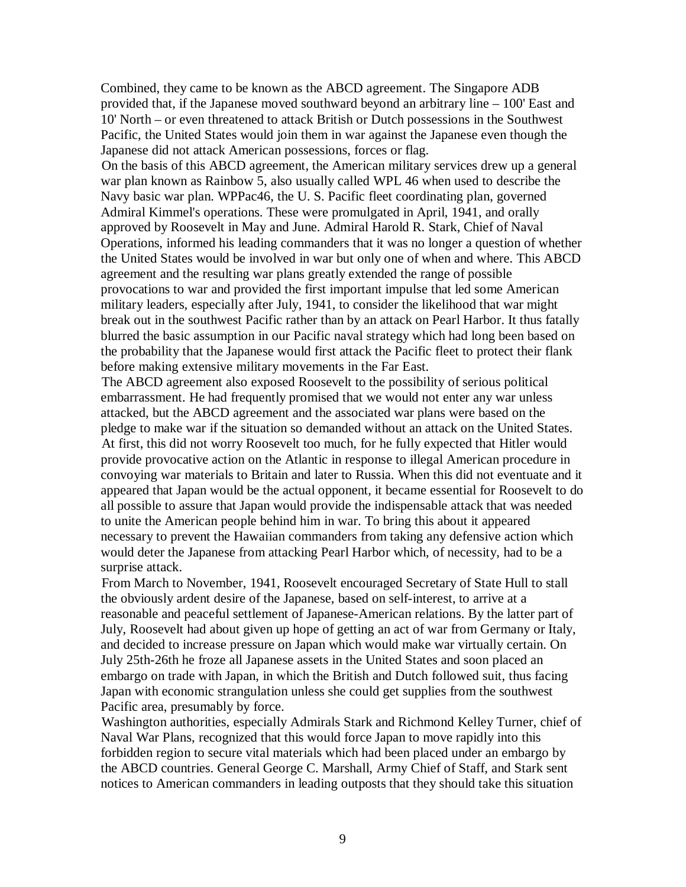Combined, they came to be known as the ABCD agreement. The Singapore ADB provided that, if the Japanese moved southward beyond an arbitrary line – 100' East and 10' North – or even threatened to attack British or Dutch possessions in the Southwest Pacific, the United States would join them in war against the Japanese even though the Japanese did not attack American possessions, forces or flag.

On the basis of this ABCD agreement, the American military services drew up a general war plan known as Rainbow 5, also usually called WPL 46 when used to describe the Navy basic war plan. WPPac46, the U. S. Pacific fleet coordinating plan, governed Admiral Kimmel's operations. These were promulgated in April, 1941, and orally approved by Roosevelt in May and June. Admiral Harold R. Stark, Chief of Naval Operations, informed his leading commanders that it was no longer a question of whether the United States would be involved in war but only one of when and where. This ABCD agreement and the resulting war plans greatly extended the range of possible provocations to war and provided the first important impulse that led some American military leaders, especially after July, 1941, to consider the likelihood that war might break out in the southwest Pacific rather than by an attack on Pearl Harbor. It thus fatally blurred the basic assumption in our Pacific naval strategy which had long been based on the probability that the Japanese would first attack the Pacific fleet to protect their flank before making extensive military movements in the Far East.

The ABCD agreement also exposed Roosevelt to the possibility of serious political embarrassment. He had frequently promised that we would not enter any war unless attacked, but the ABCD agreement and the associated war plans were based on the pledge to make war if the situation so demanded without an attack on the United States. At first, this did not worry Roosevelt too much, for he fully expected that Hitler would provide provocative action on the Atlantic in response to illegal American procedure in convoying war materials to Britain and later to Russia. When this did not eventuate and it appeared that Japan would be the actual opponent, it became essential for Roosevelt to do all possible to assure that Japan would provide the indispensable attack that was needed to unite the American people behind him in war. To bring this about it appeared necessary to prevent the Hawaiian commanders from taking any defensive action which would deter the Japanese from attacking Pearl Harbor which, of necessity, had to be a surprise attack.

From March to November, 1941, Roosevelt encouraged Secretary of State Hull to stall the obviously ardent desire of the Japanese, based on self-interest, to arrive at a reasonable and peaceful settlement of Japanese-American relations. By the latter part of July, Roosevelt had about given up hope of getting an act of war from Germany or Italy, and decided to increase pressure on Japan which would make war virtually certain. On July 25th-26th he froze all Japanese assets in the United States and soon placed an embargo on trade with Japan, in which the British and Dutch followed suit, thus facing Japan with economic strangulation unless she could get supplies from the southwest Pacific area, presumably by force.

Washington authorities, especially Admirals Stark and Richmond Kelley Turner, chief of Naval War Plans, recognized that this would force Japan to move rapidly into this forbidden region to secure vital materials which had been placed under an embargo by the ABCD countries. General George C. Marshall, Army Chief of Staff, and Stark sent notices to American commanders in leading outposts that they should take this situation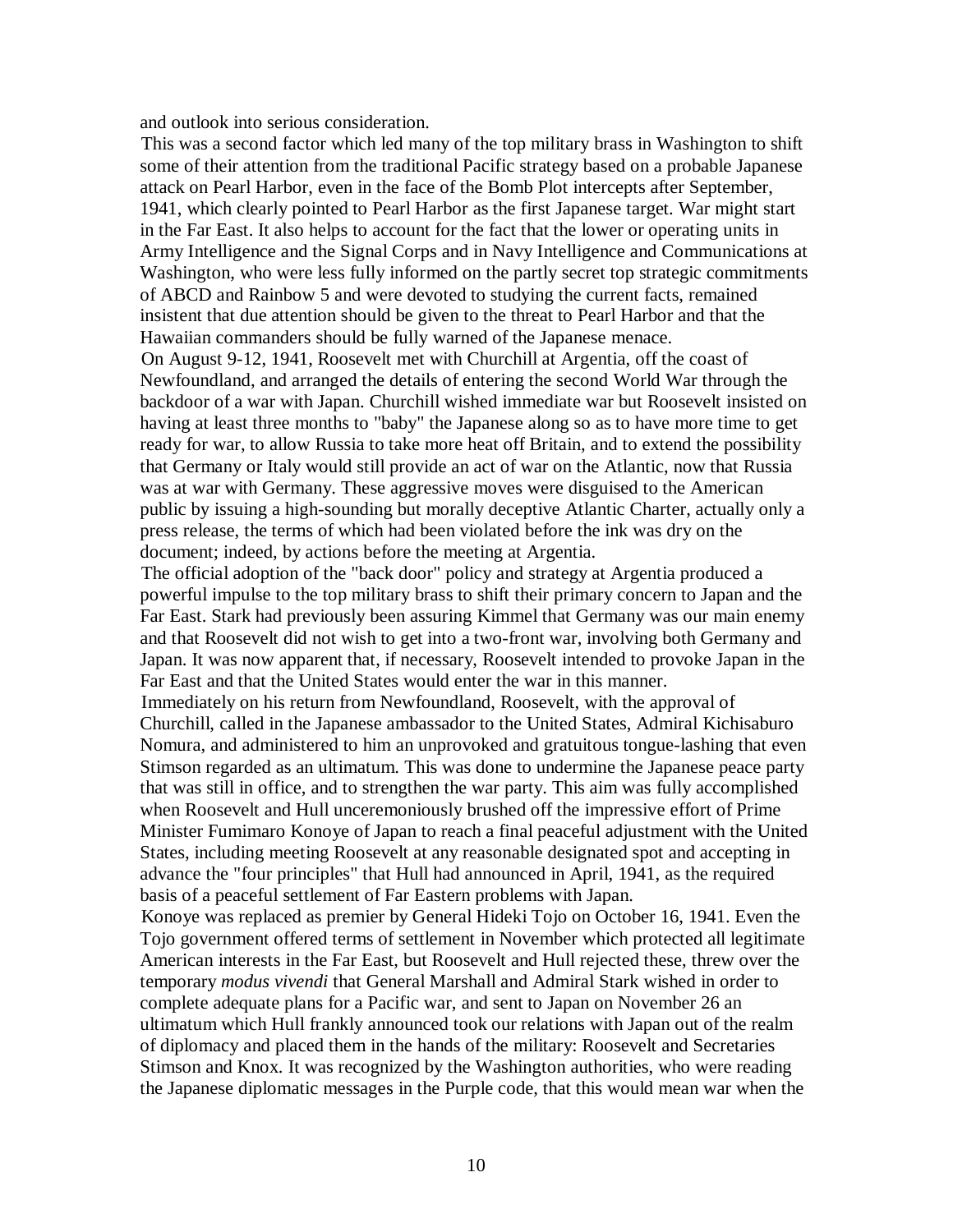and outlook into serious consideration.

This was a second factor which led many of the top military brass in Washington to shift some of their attention from the traditional Pacific strategy based on a probable Japanese attack on Pearl Harbor, even in the face of the Bomb Plot intercepts after September, 1941, which clearly pointed to Pearl Harbor as the first Japanese target. War might start in the Far East. It also helps to account for the fact that the lower or operating units in Army Intelligence and the Signal Corps and in Navy Intelligence and Communications at Washington, who were less fully informed on the partly secret top strategic commitments of ABCD and Rainbow 5 and were devoted to studying the current facts, remained insistent that due attention should be given to the threat to Pearl Harbor and that the Hawaiian commanders should be fully warned of the Japanese menace.

On August 9-12, 1941, Roosevelt met with Churchill at Argentia, off the coast of Newfoundland, and arranged the details of entering the second World War through the backdoor of a war with Japan. Churchill wished immediate war but Roosevelt insisted on having at least three months to "baby" the Japanese along so as to have more time to get ready for war, to allow Russia to take more heat off Britain, and to extend the possibility that Germany or Italy would still provide an act of war on the Atlantic, now that Russia was at war with Germany. These aggressive moves were disguised to the American public by issuing a high-sounding but morally deceptive Atlantic Charter, actually only a press release, the terms of which had been violated before the ink was dry on the document; indeed, by actions before the meeting at Argentia.

The official adoption of the "back door" policy and strategy at Argentia produced a powerful impulse to the top military brass to shift their primary concern to Japan and the Far East. Stark had previously been assuring Kimmel that Germany was our main enemy and that Roosevelt did not wish to get into a two-front war, involving both Germany and Japan. It was now apparent that, if necessary, Roosevelt intended to provoke Japan in the Far East and that the United States would enter the war in this manner.

Immediately on his return from Newfoundland, Roosevelt, with the approval of Churchill, called in the Japanese ambassador to the United States, Admiral Kichisaburo Nomura, and administered to him an unprovoked and gratuitous tongue-lashing that even Stimson regarded as an ultimatum. This was done to undermine the Japanese peace party that was still in office, and to strengthen the war party. This aim was fully accomplished when Roosevelt and Hull unceremoniously brushed off the impressive effort of Prime Minister Fumimaro Konoye of Japan to reach a final peaceful adjustment with the United States, including meeting Roosevelt at any reasonable designated spot and accepting in advance the "four principles" that Hull had announced in April, 1941, as the required basis of a peaceful settlement of Far Eastern problems with Japan.

Konoye was replaced as premier by General Hideki Tojo on October 16, 1941. Even the Tojo government offered terms of settlement in November which protected all legitimate American interests in the Far East, but Roosevelt and Hull rejected these, threw over the temporary *modus vivendi* that General Marshall and Admiral Stark wished in order to complete adequate plans for a Pacific war, and sent to Japan on November 26 an ultimatum which Hull frankly announced took our relations with Japan out of the realm of diplomacy and placed them in the hands of the military: Roosevelt and Secretaries Stimson and Knox. It was recognized by the Washington authorities, who were reading the Japanese diplomatic messages in the Purple code, that this would mean war when the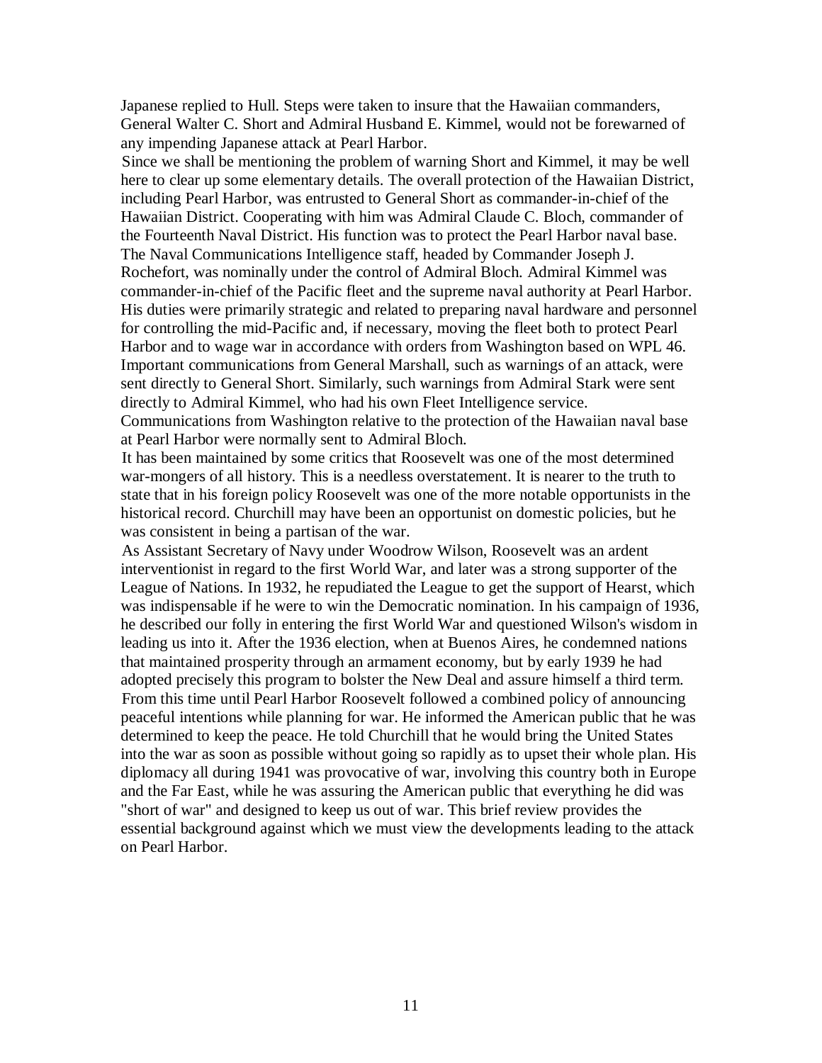Japanese replied to Hull. Steps were taken to insure that the Hawaiian commanders, General Walter C. Short and Admiral Husband E. Kimmel, would not be forewarned of any impending Japanese attack at Pearl Harbor.

Since we shall be mentioning the problem of warning Short and Kimmel, it may be well here to clear up some elementary details. The overall protection of the Hawaiian District, including Pearl Harbor, was entrusted to General Short as commander-in-chief of the Hawaiian District. Cooperating with him was Admiral Claude C. Bloch, commander of the Fourteenth Naval District. His function was to protect the Pearl Harbor naval base. The Naval Communications Intelligence staff, headed by Commander Joseph J. Rochefort, was nominally under the control of Admiral Bloch. Admiral Kimmel was commander-in-chief of the Pacific fleet and the supreme naval authority at Pearl Harbor. His duties were primarily strategic and related to preparing naval hardware and personnel for controlling the mid-Pacific and, if necessary, moving the fleet both to protect Pearl Harbor and to wage war in accordance with orders from Washington based on WPL 46. Important communications from General Marshall, such as warnings of an attack, were sent directly to General Short. Similarly, such warnings from Admiral Stark were sent directly to Admiral Kimmel, who had his own Fleet Intelligence service. Communications from Washington relative to the protection of the Hawaiian naval base at Pearl Harbor were normally sent to Admiral Bloch.

It has been maintained by some critics that Roosevelt was one of the most determined war-mongers of all history. This is a needless overstatement. It is nearer to the truth to state that in his foreign policy Roosevelt was one of the more notable opportunists in the historical record. Churchill may have been an opportunist on domestic policies, but he was consistent in being a partisan of the war.

As Assistant Secretary of Navy under Woodrow Wilson, Roosevelt was an ardent interventionist in regard to the first World War, and later was a strong supporter of the League of Nations. In 1932, he repudiated the League to get the support of Hearst, which was indispensable if he were to win the Democratic nomination. In his campaign of 1936, he described our folly in entering the first World War and questioned Wilson's wisdom in leading us into it. After the 1936 election, when at Buenos Aires, he condemned nations that maintained prosperity through an armament economy, but by early 1939 he had adopted precisely this program to bolster the New Deal and assure himself a third term.

From this time until Pearl Harbor Roosevelt followed a combined policy of announcing peaceful intentions while planning for war. He informed the American public that he was determined to keep the peace. He told Churchill that he would bring the United States into the war as soon as possible without going so rapidly as to upset their whole plan. His diplomacy all during 1941 was provocative of war, involving this country both in Europe and the Far East, while he was assuring the American public that everything he did was "short of war" and designed to keep us out of war. This brief review provides the essential background against which we must view the developments leading to the attack on Pearl Harbor.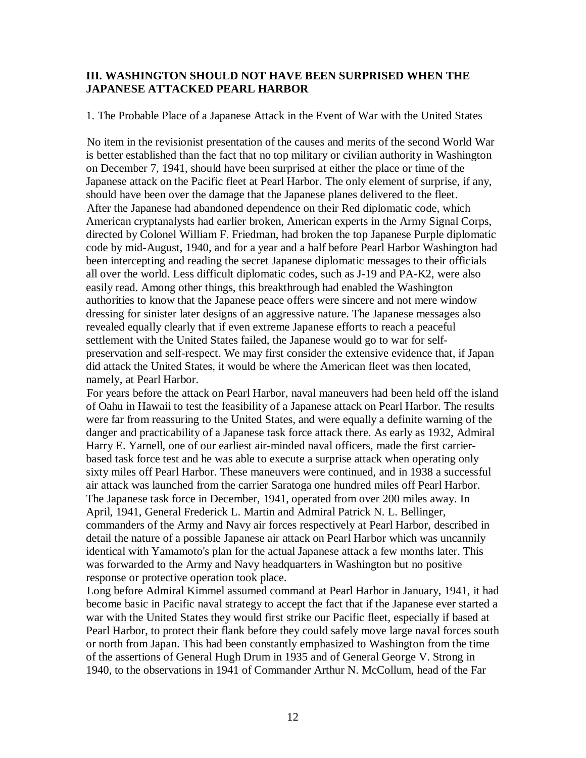## III. WASHINGTON SHOULD NOT HAVE BEEN SURPRISED WHEN THE JAPANESE ATTACKED PEARL HARBOR

1. The Probable Place of a Japanese Attack in the Event of War with the United States

No item in the revisionist presentation of the causes and merits of the second World War is better established than the fact that no top military or civilian authority in Washington on December 7, 1941, should have been surprised at either the place or time of the Japanese attack on the Pacific fleet at Pearl Harbor. The only element of surprise, if any, should have been over the damage that the Japanese planes delivered to the fleet.

After the Japanese had abandoned dependence on their Red diplomatic code, which American cryptanalysts had earlier broken, American experts in the Army Signal Corps, directed by Colonel William F. Friedman, had broken the top Japanese Purple diplomatic code by mid-August, 1940, and for a year and a half before Pearl Harbor Washington had been intercepting and reading the secret Japanese diplomatic messages to their officials all over the world. Less difficult diplomatic codes, such as J-19 and PA-K2, were also easily read. Among other things, this breakthrough had enabled the Washington authorities to know that the Japanese peace offers were sincere and not mere window dressing for sinister later designs of an aggressive nature. The Japanese messages also revealed equally clearly that if even extreme Japanese efforts to reach a peaceful settlement with the United States failed, the Japanese would go to war for self-preservation and self-respect. We may first consider the extensive evidence that, if Japan did attack the United States, it would be where the American fleet was then located, namely, at Pearl Harbor.

For years before the attack on Pearl Harbor, naval maneuvers had been held off the island of Oahu in Hawaii to test the feasibility of a Japanese attack on Pearl Harbor. The results were far from reassuring to the United States, and were equally a definite warning of the danger and practicability of a Japanese task force attack there. As early as 1932, Admiral Harry E. Yarnell, one of our earliest air-minded naval officers, made the first carrier-based task force test and he was able to execute a surprise attack when operating only sixty miles off Pearl Harbor. These maneuvers were continued, and in 1938 a successful air attack was launched from the carrier Saratoga one hundred miles off Pearl Harbor. The Japanese task force in December, 1941, operated from over 200 miles away. In April, 1941, General Frederick L. Martin and Admiral Patrick N. L. Bellinger, commanders of the Army and Navy air forces respectively at Pearl Harbor, described in detail the nature of a possible Japanese air attack on Pearl Harbor which was uncannily identical with Yamamoto's plan for the actual Japanese attack a few months later. This was forwarded to the Army and Navy headquarters in Washington but no positive response or protective operation took place.

Long before Admiral Kimmel assumed command at Pearl Harbor in January, 1941, it had become basic in Pacific naval strategy to accept the fact that if the Japanese ever started a war with the United States they would first strike our Pacific fleet, especially if based at Pearl Harbor, to protect their flank before they could safely move large naval forces south or north from Japan. This had been constantly emphasized to Washington from the time of the assertions of General Hugh Drum in 1935 and of General George V. Strong in 1940, to the observations in 1941 of Commander Arthur N. McCollum, head of the Far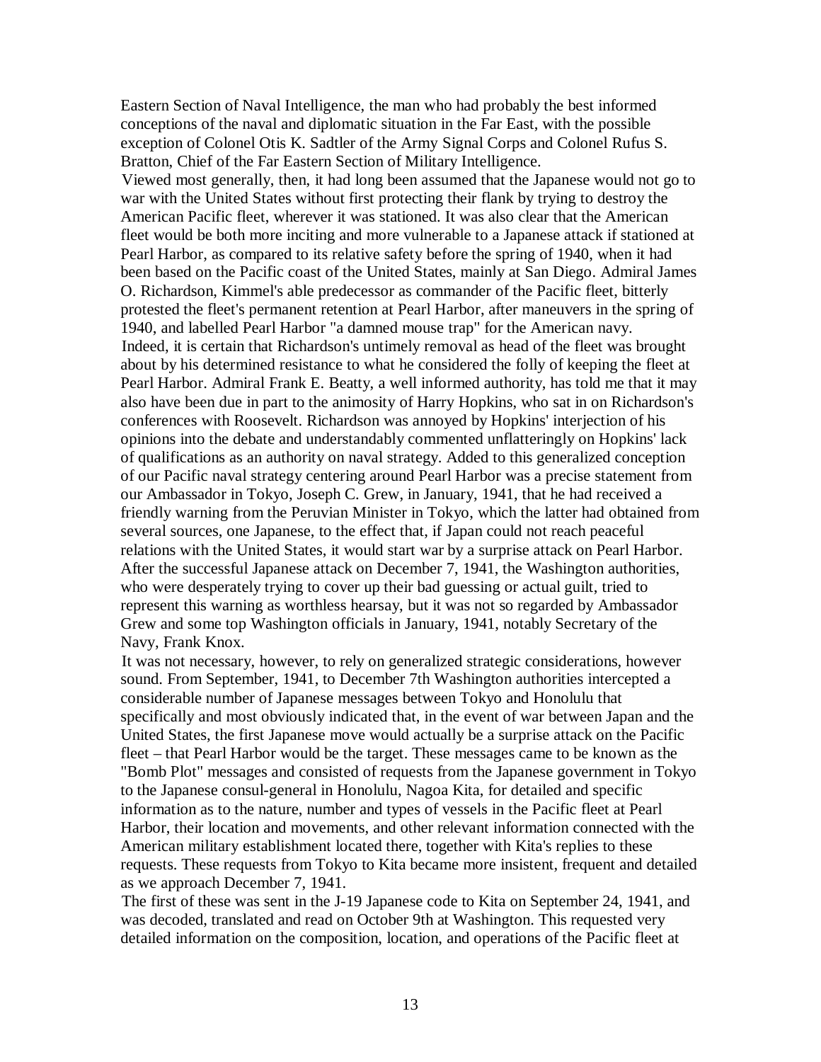Eastern Section of Naval Intelligence, the man who had probably the best informed conceptions of the naval and diplomatic situation in the Far East, with the possible exception of Colonel Otis K. Sadtler of the Army Signal Corps and Colonel Rufus S. Bratton, Chief of the Far Eastern Section of Military Intelligence.

Viewed most generally, then, it had long been assumed that the Japanese would not go to war with the United States without first protecting their flank by trying to destroy the American Pacific fleet, wherever it was stationed. It was also clear that the American fleet would be both more inciting and more vulnerable to a Japanese attack if stationed at Pearl Harbor, as compared to its relative safety before the spring of 1940, when it had been based on the Pacific coast of the United States, mainly at San Diego. Admiral James O. Richardson, Kimmel's able predecessor as commander of the Pacific fleet, bitterly protested the fleet's permanent retention at Pearl Harbor, after maneuvers in the spring of 1940, and labelled Pearl Harbor "a damned mouse trap" for the American navy.

Indeed, it is certain that Richardson's untimely removal as head of the fleet was brought about by his determined resistance to what he considered the folly of keeping the fleet at Pearl Harbor. Admiral Frank E. Beatty, a well informed authority, has told me that it may also have been due in part to the animosity of Harry Hopkins, who sat in on Richardson's conferences with Roosevelt. Richardson was annoyed by Hopkins' interjection of his opinions into the debate and understandably commented unflatteringly on Hopkins' lack of qualifications as an authority on naval strategy. Added to this generalized conception of our Pacific naval strategy centering around Pearl Harbor was a precise statement from our Ambassador in Tokyo, Joseph C. Grew, in January, 1941, that he had received a friendly warning from the Peruvian Minister in Tokyo, which the latter had obtained from several sources, one Japanese, to the effect that, if Japan could not reach peaceful relations with the United States, it would start war by a surprise attack on Pearl Harbor. After the successful Japanese attack on December 7, 1941, the Washington authorities, who were desperately trying to cover up their bad guessing or actual guilt, tried to represent this warning as worthless hearsay, but it was not so regarded by Ambassador Grew and some top Washington officials in January, 1941, notably Secretary of the Navy, Frank Knox.

It was not necessary, however, to rely on generalized strategic considerations, however sound. From September, 1941, to December 7th Washington authorities intercepted a considerable number of Japanese messages between Tokyo and Honolulu that specifically and most obviously indicated that, in the event of war between Japan and the United States, the first Japanese move would actually be a surprise attack on the Pacific fleet – that Pearl Harbor would be the target. These messages came to be known as the "Bomb Plot" messages and consisted of requests from the Japanese government in Tokyo to the Japanese consul-general in Honolulu, Nagoa Kita, for detailed and specific information as to the nature, number and types of vessels in the Pacific fleet at Pearl Harbor, their location and movements, and other relevant information connected with the American military establishment located there, together with Kita's replies to these requests. These requests from Tokyo to Kita became more insistent, frequent and detailed as we approach December 7, 1941.

The first of these was sent in the J-19 Japanese code to Kita on September 24, 1941, and was decoded, translated and read on October 9th at Washington. This requested very detailed information on the composition, location, and operations of the Pacific fleet at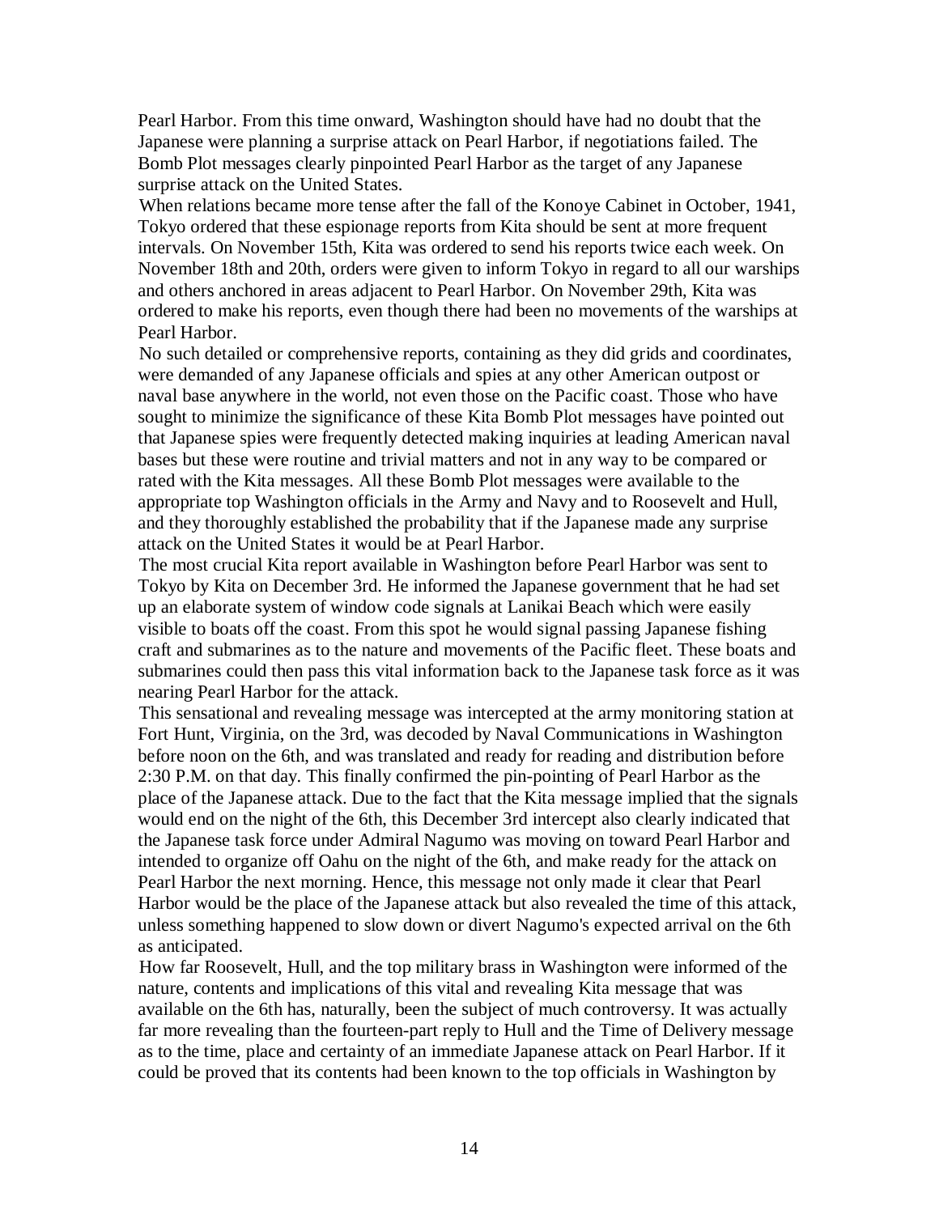Pearl Harbor. From this time onward, Washington should have had no doubt that the Japanese were planning a surprise attack on Pearl Harbor, if negotiations failed. The Bomb Plot messages clearly pinpointed Pearl Harbor as the target of any Japanese surprise attack on the United States.

When relations became more tense after the fall of the Konoye Cabinet in October, 1941, Tokyo ordered that these espionage reports from Kita should be sent at more frequent intervals. On November 15th, Kita was ordered to send his reports twice each week. On November 18th and 20th, orders were given to inform Tokyo in regard to all our warships and others anchored in areas adjacent to Pearl Harbor. On November 29th, Kita was ordered to make his reports, even though there had been no movements of the warships at Pearl Harbor.

No such detailed or comprehensive reports, containing as they did grids and coordinates, were demanded of any Japanese officials and spies at any other American outpost or naval base anywhere in the world, not even those on the Pacific coast. Those who have sought to minimize the significance of these Kita Bomb Plot messages have pointed out that Japanese spies were frequently detected making inquiries at leading American naval bases but these were routine and trivial matters and not in any way to be compared or rated with the Kita messages. All these Bomb Plot messages were available to the appropriate top Washington officials in the Army and Navy and to Roosevelt and Hull, and they thoroughly established the probability that if the Japanese made any surprise attack on the United States it would be at Pearl Harbor.

The most crucial Kita report available in Washington before Pearl Harbor was sent to Tokyo by Kita on December 3rd. He informed the Japanese government that he had set up an elaborate system of window code signals at Lanikai Beach which were easily visible to boats off the coast. From this spot he would signal passing Japanese fishing craft and submarines as to the nature and movements of the Pacific fleet. These boats and submarines could then pass this vital information back to the Japanese task force as it was nearing Pearl Harbor for the attack.

This sensational and revealing message was intercepted at the army monitoring station at Fort Hunt, Virginia, on the 3rd, was decoded by Naval Communications in Washington before noon on the 6th, and was translated and ready for reading and distribution before 2:30 P.M. on that day. This finally confirmed the pin-pointing of Pearl Harbor as the place of the Japanese attack. Due to the fact that the Kita message implied that the signals would end on the night of the 6th, this December 3rd intercept also clearly indicated that the Japanese task force under Admiral Nagumo was moving on toward Pearl Harbor and intended to organize off Oahu on the night of the 6th, and make ready for the attack on Pearl Harbor the next morning. Hence, this message not only made it clear that Pearl Harbor would be the place of the Japanese attack but also revealed the time of this attack, unless something happened to slow down or divert Nagumo's expected arrival on the 6th as anticipated.

How far Roosevelt, Hull, and the top military brass in Washington were informed of the nature, contents and implications of this vital and revealing Kita message that was available on the 6th has, naturally, been the subject of much controversy. It was actually far more revealing than the fourteen-part reply to Hull and the Time of Delivery message as to the time, place and certainty of an immediate Japanese attack on Pearl Harbor. If it could be proved that its contents had been known to the top officials in Washington by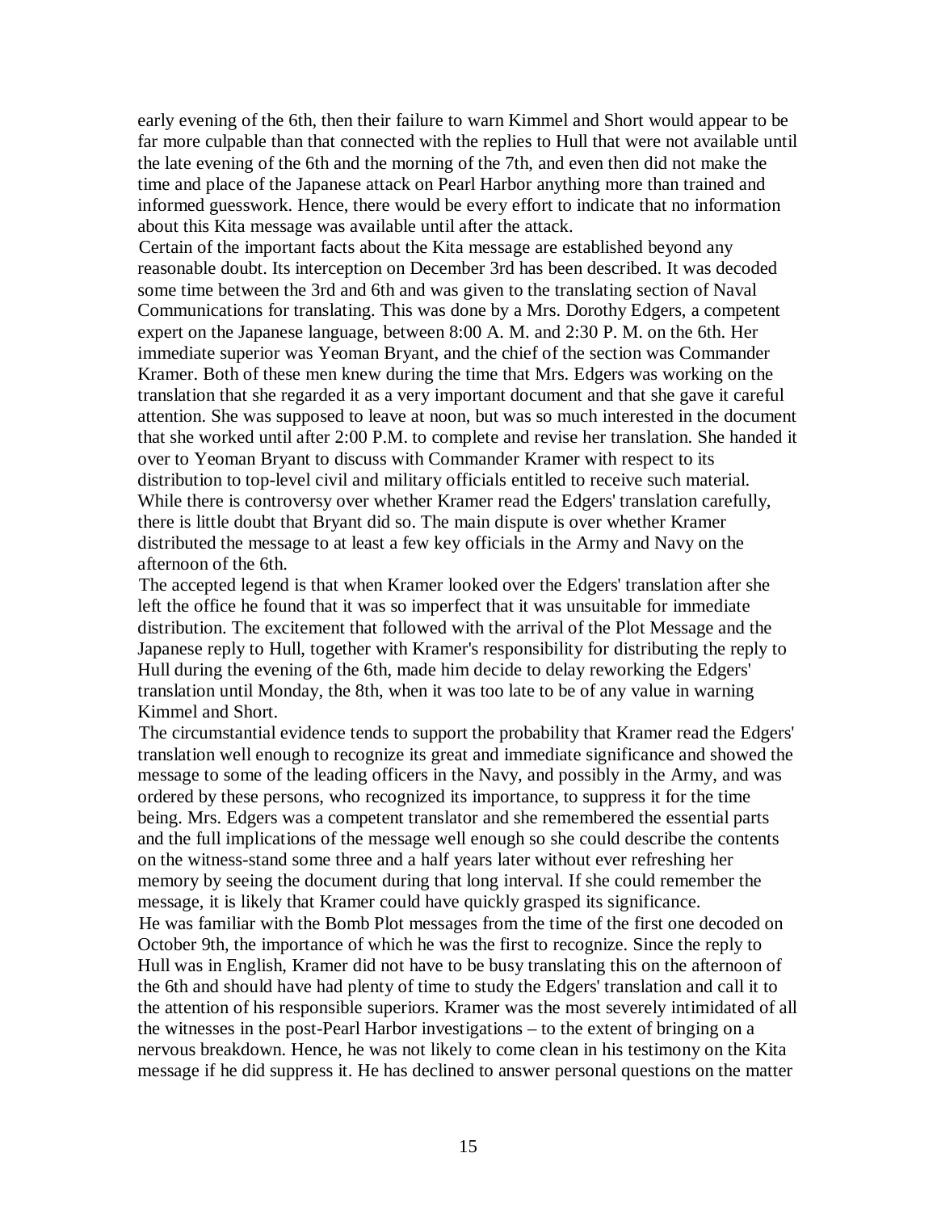early evening of the 6th, then their failure to warn Kimmel and Short would appear to be far more culpable than that connected with the replies to Hull that were not available until the late evening of the 6th and the morning of the 7th, and even then did not make the time and place of the Japanese attack on Pearl Harbor anything more than trained and informed guesswork. Hence, there would be every effort to indicate that no information about this Kita message was available until after the attack.

Certain of the important facts about the Kita message are established beyond any reasonable doubt. Its interception on December 3rd has been described. It was decoded some time between the 3rd and 6th and was given to the translating section of Naval Communications for translating. This was done by a Mrs. Dorothy Edgers, a competent expert on the Japanese language, between 8:00 A. M. and 2:30 P. M. on the 6th. Her immediate superior was Yeoman Bryant, and the chief of the section was Commander Kramer. Both of these men knew during the time that Mrs. Edgers was working on the translation that she regarded it as a very important document and that she gave it careful attention. She was supposed to leave at noon, but was so much interested in the document that she worked until after 2:00 P.M. to complete and revise her translation. She handed it over to Yeoman Bryant to discuss with Commander Kramer with respect to its distribution to top-level civil and military officials entitled to receive such material. While there is controversy over whether Kramer read the Edgers' translation carefully, there is little doubt that Bryant did so. The main dispute is over whether Kramer distributed the message to at least a few key officials in the Army and Navy on the afternoon of the 6th.

The accepted legend is that when Kramer looked over the Edgers' translation after she left the office he found that it was so imperfect that it was unsuitable for immediate distribution. The excitement that followed with the arrival of the Plot Message and the Japanese reply to Hull, together with Kramer's responsibility for distributing the reply to Hull during the evening of the 6th, made him decide to delay reworking the Edgers' translation until Monday, the 8th, when it was too late to be of any value in warning Kimmel and Short.

The circumstantial evidence tends to support the probability that Kramer read the Edgers' translation well enough to recognize its great and immediate significance and showed the message to some of the leading officers in the Navy, and possibly in the Army, and was ordered by these persons, who recognized its importance, to suppress it for the time being. Mrs. Edgers was a competent translator and she remembered the essential parts and the full implications of the message well enough so she could describe the contents on the witness-stand some three and a half years later without ever refreshing her memory by seeing the document during that long interval. If she could remember the message, it is likely that Kramer could have quickly grasped its significance.

He was familiar with the Bomb Plot messages from the time of the first one decoded on October 9th, the importance of which he was the first to recognize. Since the reply to Hull was in English, Kramer did not have to be busy translating this on the afternoon of the 6th and should have had plenty of time to study the Edgers' translation and call it to the attention of his responsible superiors. Kramer was the most severely intimidated of all the witnesses in the post-Pearl Harbor investigations – to the extent of bringing on a nervous breakdown. Hence, he was not likely to come clean in his testimony on the Kita message if he did suppress it. He has declined to answer personal questions on the matter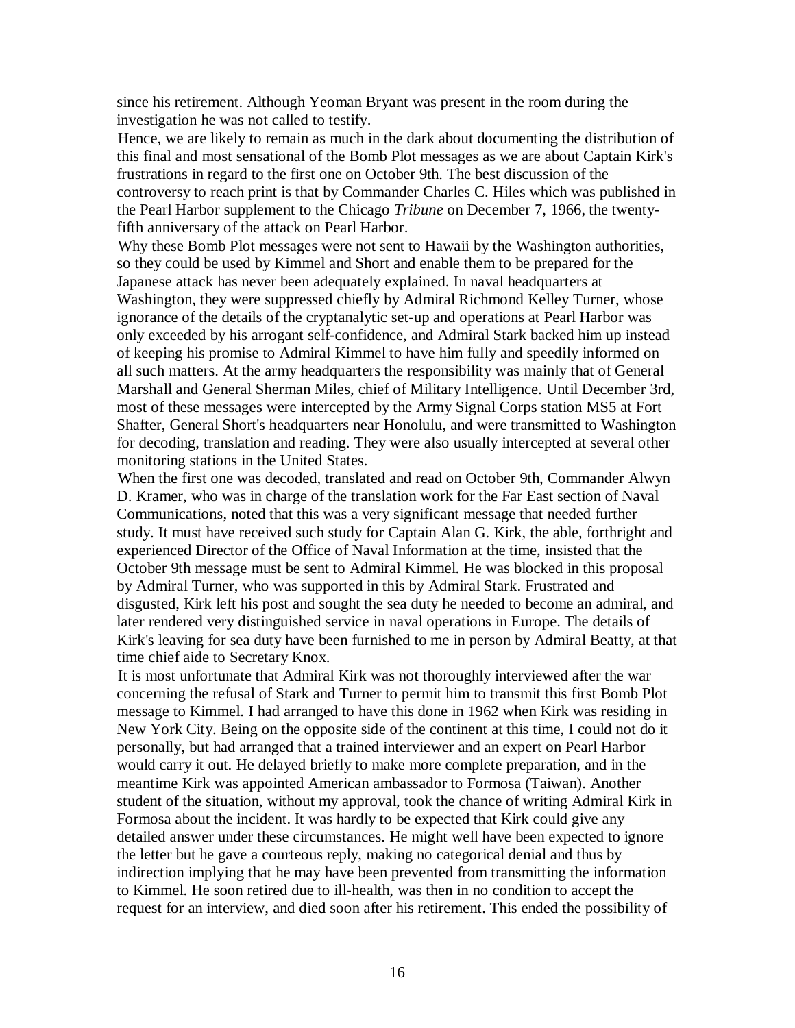since his retirement. Although Yeoman Bryant was present in the room during the investigation he was not called to testify.

Hence, we are likely to remain as much in the dark about documenting the distribution of this final and most sensational of the Bomb Plot messages as we are about Captain Kirk's frustrations in regard to the first one on October 9th. The best discussion of the controversy to reach print is that by Commander Charles C. Hiles which was published in the Pearl Harbor supplement to the Chicago *Tribune* on December 7, 1966, the twenty-fifth anniversary of the attack on Pearl Harbor.

Why these Bomb Plot messages were not sent to Hawaii by the Washington authorities, so they could be used by Kimmel and Short and enable them to be prepared for the Japanese attack has never been adequately explained. In naval headquarters at Washington, they were suppressed chiefly by Admiral Richmond Kelley Turner, whose ignorance of the details of the cryptanalytic set-up and operations at Pearl Harbor was only exceeded by his arrogant self-confidence, and Admiral Stark backed him up instead of keeping his promise to Admiral Kimmel to have him fully and speedily informed on all such matters. At the army headquarters the responsibility was mainly that of General Marshall and General Sherman Miles, chief of Military Intelligence. Until December 3rd, most of these messages were intercepted by the Army Signal Corps station MS5 at Fort Shafter, General Short's headquarters near Honolulu, and were transmitted to Washington for decoding, translation and reading. They were also usually intercepted at several other monitoring stations in the United States.

When the first one was decoded, translated and read on October 9th, Commander Alwyn D. Kramer, who was in charge of the translation work for the Far East section of Naval Communications, noted that this was a very significant message that needed further study. It must have received such study for Captain Alan G. Kirk, the able, forthright and experienced Director of the Office of Naval Information at the time, insisted that the October 9th message must be sent to Admiral Kimmel. He was blocked in this proposal by Admiral Turner, who was supported in this by Admiral Stark. Frustrated and disgusted, Kirk left his post and sought the sea duty he needed to become an admiral, and later rendered very distinguished service in naval operations in Europe. The details of Kirk's leaving for sea duty have been furnished to me in person by Admiral Beatty, at that time chief aide to Secretary Knox.

It is most unfortunate that Admiral Kirk was not thoroughly interviewed after the war concerning the refusal of Stark and Turner to permit him to transmit this first Bomb Plot message to Kimmel. I had arranged to have this done in 1962 when Kirk was residing in New York City. Being on the opposite side of the continent at this time, I could not do it personally, but had arranged that a trained interviewer and an expert on Pearl Harbor would carry it out. He delayed briefly to make more complete preparation, and in the meantime Kirk was appointed American ambassador to Formosa (Taiwan). Another student of the situation, without my approval, took the chance of writing Admiral Kirk in Formosa about the incident. It was hardly to be expected that Kirk could give any detailed answer under these circumstances. He might well have been expected to ignore the letter but he gave a courteous reply, making no categorical denial and thus by indirection implying that he may have been prevented from transmitting the information to Kimmel. He soon retired due to ill-health, was then in no condition to accept the request for an interview, and died soon after his retirement. This ended the possibility of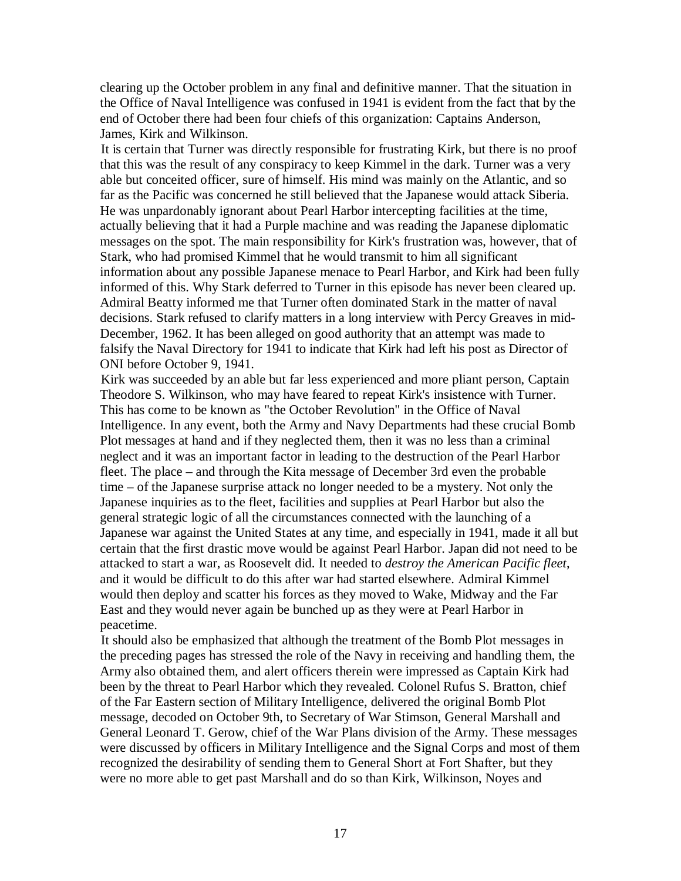clearing up the October problem in any final and definitive manner. That the situation in the Office of Naval Intelligence was confused in 1941 is evident from the fact that by the end of October there had been four chiefs of this organization: Captains Anderson, James, Kirk and Wilkinson.

It is certain that Turner was directly responsible for frustrating Kirk, but there is no proof that this was the result of any conspiracy to keep Kimmel in the dark. Turner was a very able but conceited officer, sure of himself. His mind was mainly on the Atlantic, and so far as the Pacific was concerned he still believed that the Japanese would attack Siberia. He was unpardonably ignorant about Pearl Harbor intercepting facilities at the time, actually believing that it had a Purple machine and was reading the Japanese diplomatic messages on the spot. The main responsibility for Kirk's frustration was, however, that of Stark, who had promised Kimmel that he would transmit to him all significant information about any possible Japanese menace to Pearl Harbor, and Kirk had been fully informed of this. Why Stark deferred to Turner in this episode has never been cleared up. Admiral Beatty informed me that Turner often dominated Stark in the matter of naval decisions. Stark refused to clarify matters in a long interview with Percy Greaves in mid-December, 1962. It has been alleged on good authority that an attempt was made to falsify the Naval Directory for 1941 to indicate that Kirk had left his post as Director of ONI before October 9, 1941.

Kirk was succeeded by an able but far less experienced and more pliant person, Captain Theodore S. Wilkinson, who may have feared to repeat Kirk's insistence with Turner. This has come to be known as "the October Revolution" in the Office of Naval Intelligence. In any event, both the Army and Navy Departments had these crucial Bomb Plot messages at hand and if they neglected them, then it was no less than a criminal neglect and it was an important factor in leading to the destruction of the Pearl Harbor fleet. The place – and through the Kita message of December 3rd even the probable time – of the Japanese surprise attack no longer needed to be a mystery. Not only the Japanese inquiries as to the fleet, facilities and supplies at Pearl Harbor but also the general strategic logic of all the circumstances connected with the launching of a Japanese war against the United States at any time, and especially in 1941, made it all but certain that the first drastic move would be against Pearl Harbor. Japan did not need to be attacked to start a war, as Roosevelt did. It needed to *destroy the American Pacific fleet*, and it would be difficult to do this after war had started elsewhere. Admiral Kimmel would then deploy and scatter his forces as they moved to Wake, Midway and the Far East and they would never again be bunched up as they were at Pearl Harbor in peacetime.

It should also be emphasized that although the treatment of the Bomb Plot messages in the preceding pages has stressed the role of the Navy in receiving and handling them, the Army also obtained them, and alert officers therein were impressed as Captain Kirk had been by the threat to Pearl Harbor which they revealed. Colonel Rufus S. Bratton, chief of the Far Eastern section of Military Intelligence, delivered the original Bomb Plot message, decoded on October 9th, to Secretary of War Stimson, General Marshall and General Leonard T. Gerow, chief of the War Plans division of the Army. These messages were discussed by officers in Military Intelligence and the Signal Corps and most of them recognized the desirability of sending them to General Short at Fort Shafter, but they were no more able to get past Marshall and do so than Kirk, Wilkinson, Noyes and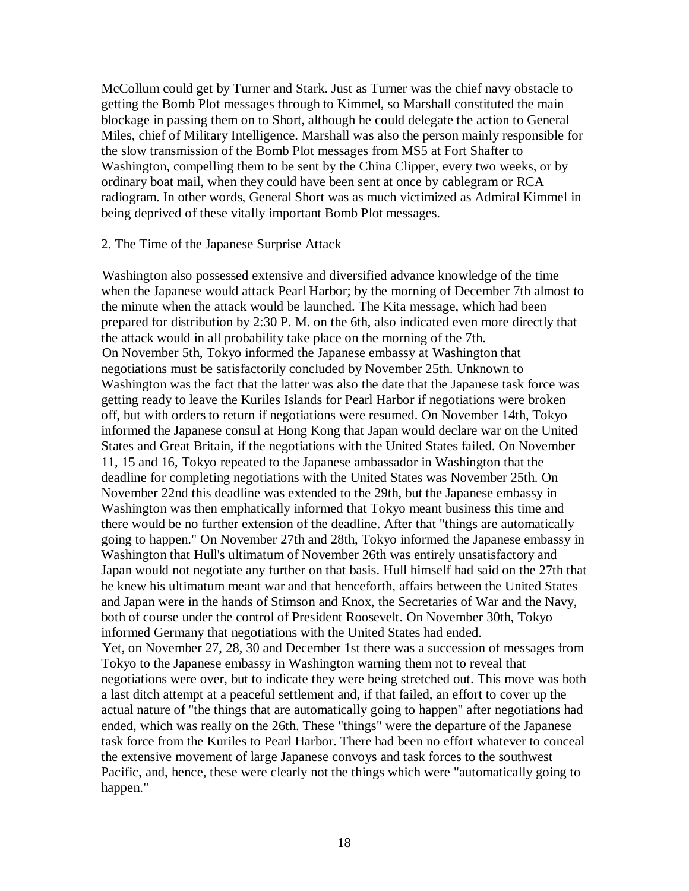McCollum could get by Turner and Stark. Just as Turner was the chief navy obstacle to getting the Bomb Plot messages through to Kimmel, so Marshall constituted the main blockage in passing them on to Short, although he could delegate the action to General Miles, chief of Military Intelligence. Marshall was also the person mainly responsible for the slow transmission of the Bomb Plot messages from MS5 at Fort Shafter to Washington, compelling them to be sent by the China Clipper, every two weeks, or by ordinary boat mail, when they could have been sent at once by cablegram or RCA radiogram. In other words, General Short was as much victimized as Admiral Kimmel in being deprived of these vitally important Bomb Plot messages.

## 2. The Time of the Japanese Surprise Attack

Washington also possessed extensive and diversified advance knowledge of the time when the Japanese would attack Pearl Harbor; by the morning of December 7th almost to the minute when the attack would be launched. The Kita message, which had been prepared for distribution by 2:30 P. M. on the 6th, also indicated even more directly that the attack would in all probability take place on the morning of the 7th.

On November 5th, Tokyo informed the Japanese embassy at Washington that negotiations must be satisfactorily concluded by November 25th. Unknown to Washington was the fact that the latter was also the date that the Japanese task force was getting ready to leave the Kuriles Islands for Pearl Harbor if negotiations were broken off, but with orders to return if negotiations were resumed. On November 14th, Tokyo informed the Japanese consul at Hong Kong that Japan would declare war on the United States and Great Britain, if the negotiations with the United States failed. On November 11, 15 and 16, Tokyo repeated to the Japanese ambassador in Washington that the deadline for completing negotiations with the United States was November 25th. On November 22nd this deadline was extended to the 29th, but the Japanese embassy in Washington was then emphatically informed that Tokyo meant business this time and there would be no further extension of the deadline. After that "things are automatically going to happen." On November 27th and 28th, Tokyo informed the Japanese embassy in Washington that Hull's ultimatum of November 26th was entirely unsatisfactory and Japan would not negotiate any further on that basis. Hull himself had said on the 27th that he knew his ultimatum meant war and that henceforth, affairs between the United States and Japan were in the hands of Stimson and Knox, the Secretaries of War and the Navy, both of course under the control of President Roosevelt. On November 30th, Tokyo informed Germany that negotiations with the United States had ended.

Yet, on November 27, 28, 30 and December 1st there was a succession of messages from Tokyo to the Japanese embassy in Washington warning them not to reveal that negotiations were over, but to indicate they were being stretched out. This move was both a last ditch attempt at a peaceful settlement and, if that failed, an effort to cover up the actual nature of "the things that are automatically going to happen" after negotiations had ended, which was really on the 26th. These "things" were the departure of the Japanese task force from the Kuriles to Pearl Harbor. There had been no effort whatever to conceal the extensive movement of large Japanese convoys and task forces to the southwest Pacific, and, hence, these were clearly not the things which were "automatically going to happen."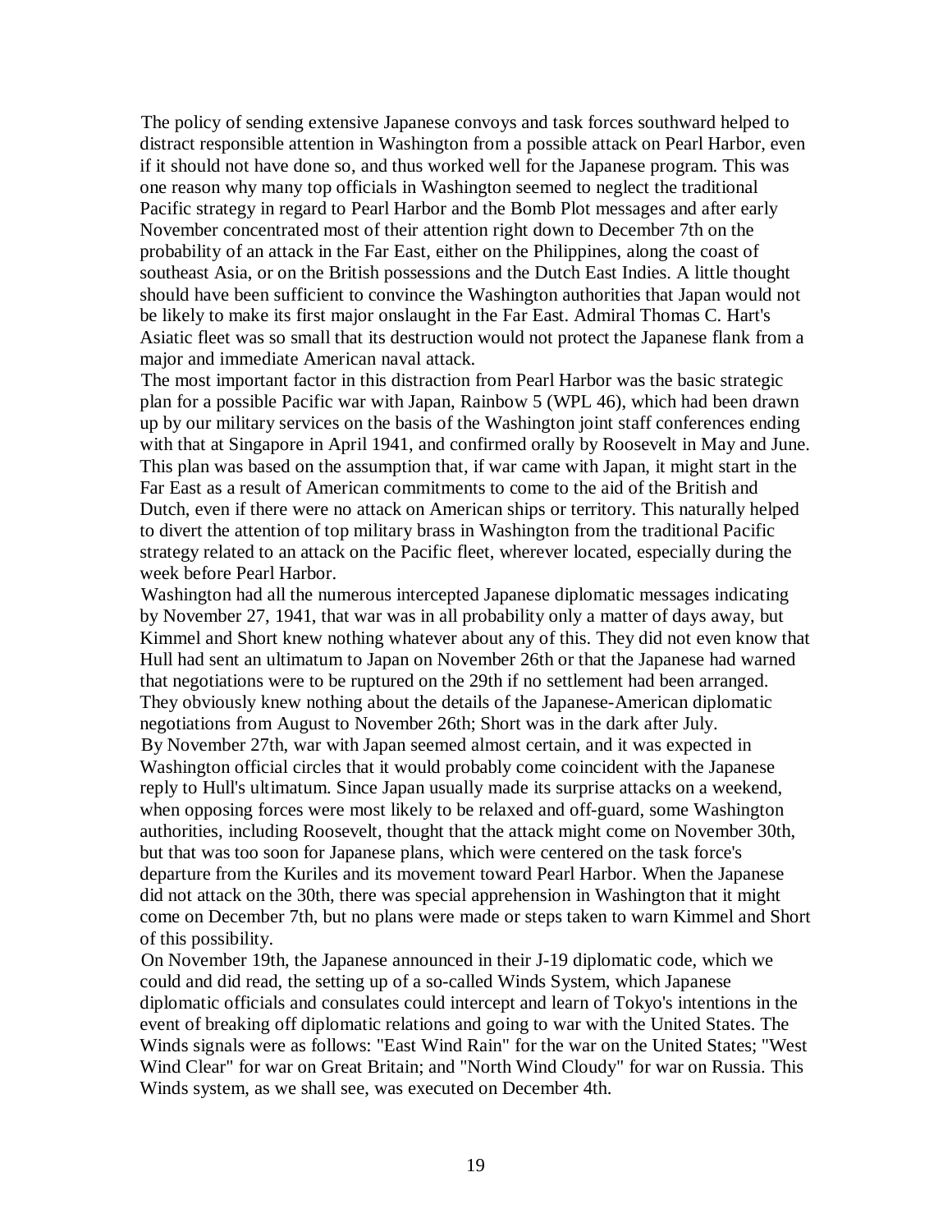The policy of sending extensive Japanese convoys and task forces southward helped to distract responsible attention in Washington from a possible attack on Pearl Harbor, even if it should not have done so, and thus worked well for the Japanese program. This was one reason why many top officials in Washington seemed to neglect the traditional Pacific strategy in regard to Pearl Harbor and the Bomb Plot messages and after early November concentrated most of their attention right down to December 7th on the probability of an attack in the Far East, either on the Philippines, along the coast of southeast Asia, or on the British possessions and the Dutch East Indies. A little thought should have been sufficient to convince the Washington authorities that Japan would not be likely to make its first major onslaught in the Far East. Admiral Thomas C. Hart's Asiatic fleet was so small that its destruction would not protect the Japanese flank from a major and immediate American naval attack.

The most important factor in this distraction from Pearl Harbor was the basic strategic plan for a possible Pacific war with Japan, Rainbow 5 (WPL 46), which had been drawn up by our military services on the basis of the Washington joint staff conferences ending with that at Singapore in April 1941, and confirmed orally by Roosevelt in May and June. This plan was based on the assumption that, if war came with Japan, it might start in the Far East as a result of American commitments to come to the aid of the British and Dutch, even if there were no attack on American ships or territory. This naturally helped to divert the attention of top military brass in Washington from the traditional Pacific strategy related to an attack on the Pacific fleet, wherever located, especially during the week before Pearl Harbor.

Washington had all the numerous intercepted Japanese diplomatic messages indicating by November 27, 1941, that war was in all probability only a matter of days away, but Kimmel and Short knew nothing whatever about any of this. They did not even know that Hull had sent an ultimatum to Japan on November 26th or that the Japanese had warned that negotiations were to be ruptured on the 29th if no settlement had been arranged. They obviously knew nothing about the details of the Japanese-American diplomatic negotiations from August to November 26th; Short was in the dark after July.

By November 27th, war with Japan seemed almost certain, and it was expected in Washington official circles that it would probably come coincident with the Japanese reply to Hull's ultimatum. Since Japan usually made its surprise attacks on a weekend, when opposing forces were most likely to be relaxed and off-guard, some Washington authorities, including Roosevelt, thought that the attack might come on November 30th, but that was too soon for Japanese plans, which were centered on the task force's departure from the Kuriles and its movement toward Pearl Harbor. When the Japanese did not attack on the 30th, there was special apprehension in Washington that it might come on December 7th, but no plans were made or steps taken to warn Kimmel and Short of this possibility.

On November 19th, the Japanese announced in their J-19 diplomatic code, which we could and did read, the setting up of a so-called Winds System, which Japanese diplomatic officials and consulates could intercept and learn of Tokyo's intentions in the event of breaking off diplomatic relations and going to war with the United States. The Winds signals were as follows: "East Wind Rain" for the war on the United States; "West Wind Clear" for war on Great Britain; and "North Wind Cloudy" for war on Russia. This Winds system, as we shall see, was executed on December 4th.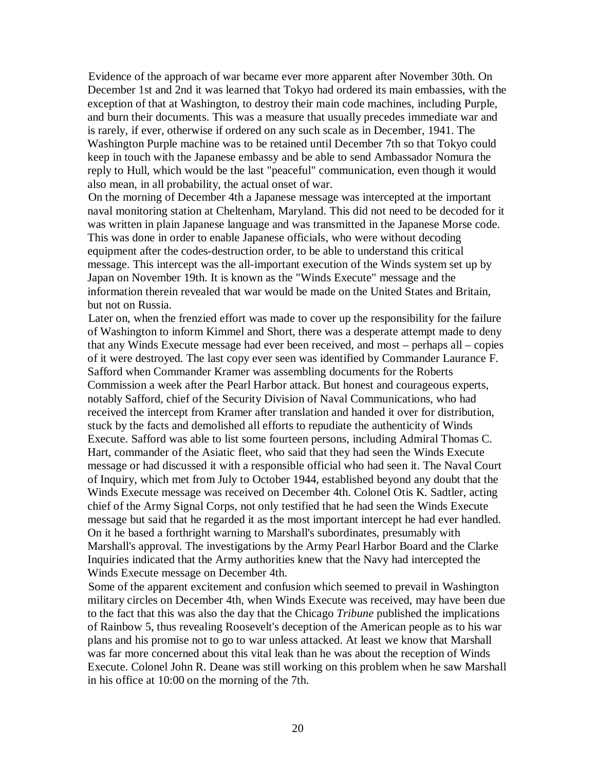Evidence of the approach of war became ever more apparent after November 30th. On December 1st and 2nd it was learned that Tokyo had ordered its main embassies, with the exception of that at Washington, to destroy their main code machines, including Purple, and burn their documents. This was a measure that usually precedes immediate war and is rarely, if ever, otherwise if ordered on any such scale as in December, 1941. The Washington Purple machine was to be retained until December 7th so that Tokyo could keep in touch with the Japanese embassy and be able to send Ambassador Nomura the reply to Hull, which would be the last "peaceful" communication, even though it would also mean, in all probability, the actual onset of war.

On the morning of December 4th a Japanese message was intercepted at the important naval monitoring station at Cheltenham, Maryland. This did not need to be decoded for it was written in plain Japanese language and was transmitted in the Japanese Morse code. This was done in order to enable Japanese officials, who were without decoding equipment after the codes-destruction order, to be able to understand this critical message. This intercept was the all-important execution of the Winds system set up by Japan on November 19th. It is known as the "Winds Execute" message and the information therein revealed that war would be made on the United States and Britain, but not on Russia.

Later on, when the frenzied effort was made to cover up the responsibility for the failure of Washington to inform Kimmel and Short, there was a desperate attempt made to deny that any Winds Execute message had ever been received, and most – perhaps all – copies of it were destroyed. The last copy ever seen was identified by Commander Laurance F. Safford when Commander Kramer was assembling documents for the Roberts Commission a week after the Pearl Harbor attack. But honest and courageous experts, notably Safford, chief of the Security Division of Naval Communications, who had received the intercept from Kramer after translation and handed it over for distribution, stuck by the facts and demolished all efforts to repudiate the authenticity of Winds Execute. Safford was able to list some fourteen persons, including Admiral Thomas C. Hart, commander of the Asiatic fleet, who said that they had seen the Winds Execute message or had discussed it with a responsible official who had seen it. The Naval Court of Inquiry, which met from July to October 1944, established beyond any doubt that the Winds Execute message was received on December 4th. Colonel Otis K. Sadtler, acting chief of the Army Signal Corps, not only testified that he had seen the Winds Execute message but said that he regarded it as the most important intercept he had ever handled. On it he based a forthright warning to Marshall's subordinates, presumably with Marshall's approval. The investigations by the Army Pearl Harbor Board and the Clarke Inquiries indicated that the Army authorities knew that the Navy had intercepted the Winds Execute message on December 4th.

Some of the apparent excitement and confusion which seemed to prevail in Washington military circles on December 4th, when Winds Execute was received, may have been due to the fact that this was also the day that the Chicago *Tribune* published the implications of Rainbow 5, thus revealing Roosevelt's deception of the American people as to his war plans and his promise not to go to war unless attacked. At least we know that Marshall was far more concerned about this vital leak than he was about the reception of Winds Execute. Colonel John R. Deane was still working on this problem when he saw Marshall in his office at 10:00 on the morning of the 7th.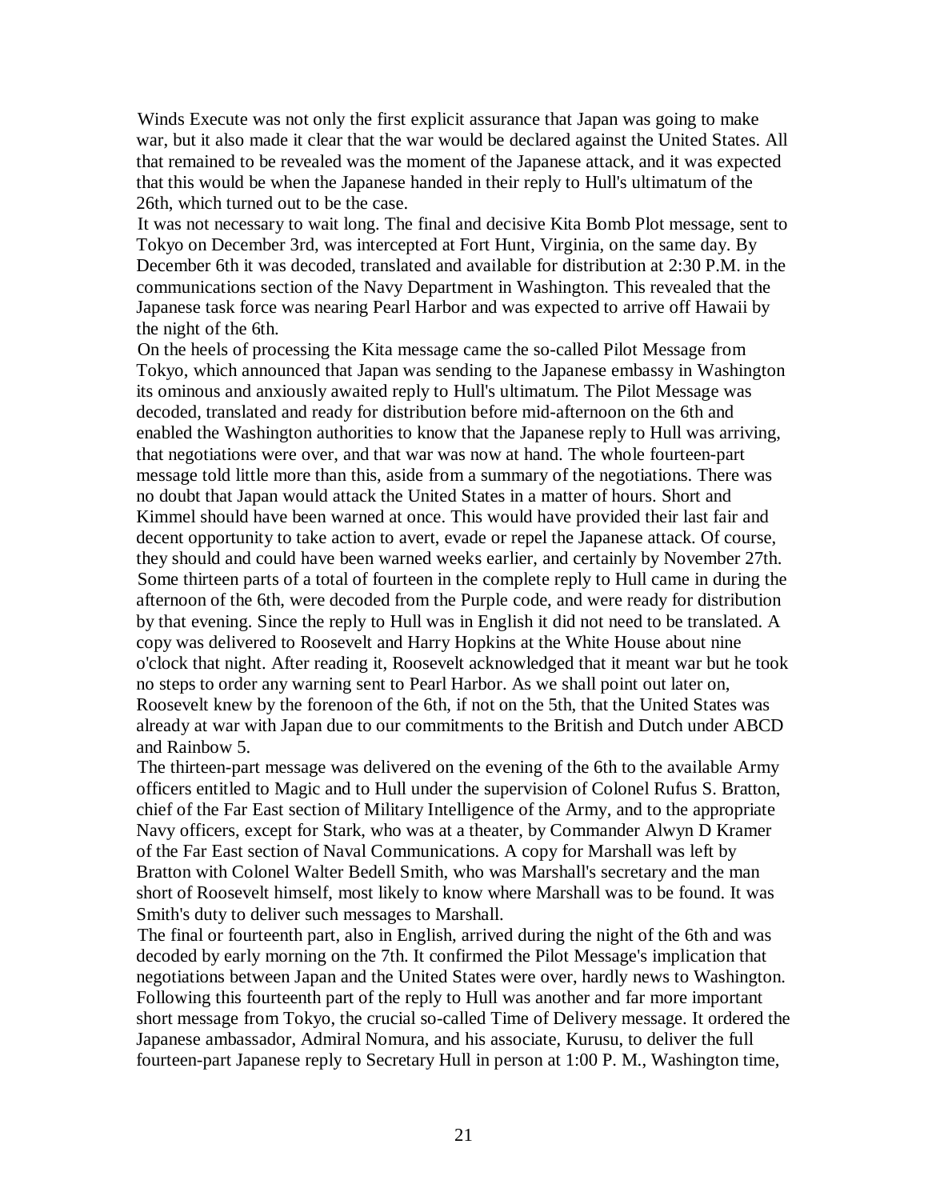Winds Execute was not only the first explicit assurance that Japan was going to make war, but it also made it clear that the war would be declared against the United States. All that remained to be revealed was the moment of the Japanese attack, and it was expected that this would be when the Japanese handed in their reply to Hull's ultimatum of the 26th, which turned out to be the case.

It was not necessary to wait long. The final and decisive Kita Bomb Plot message, sent to Tokyo on December 3rd, was intercepted at Fort Hunt, Virginia, on the same day. By December 6th it was decoded, translated and available for distribution at 2:30 P.M. in the communications section of the Navy Department in Washington. This revealed that the Japanese task force was nearing Pearl Harbor and was expected to arrive off Hawaii by the night of the 6th.

On the heels of processing the Kita message came the so-called Pilot Message from Tokyo, which announced that Japan was sending to the Japanese embassy in Washington its ominous and anxiously awaited reply to Hull's ultimatum. The Pilot Message was decoded, translated and ready for distribution before mid-afternoon on the 6th and enabled the Washington authorities to know that the Japanese reply to Hull was arriving, that negotiations were over, and that war was now at hand. The whole fourteen-part message told little more than this, aside from a summary of the negotiations. There was no doubt that Japan would attack the United States in a matter of hours. Short and Kimmel should have been warned at once. This would have provided their last fair and decent opportunity to take action to avert, evade or repel the Japanese attack. Of course, they should and could have been warned weeks earlier, and certainly by November 27th.

Some thirteen parts of a total of fourteen in the complete reply to Hull came in during the afternoon of the 6th, were decoded from the Purple code, and were ready for distribution by that evening. Since the reply to Hull was in English it did not need to be translated. A copy was delivered to Roosevelt and Harry Hopkins at the White House about nine o'clock that night. After reading it, Roosevelt acknowledged that it meant war but he took no steps to order any warning sent to Pearl Harbor. As we shall point out later on, Roosevelt knew by the forenoon of the 6th, if not on the 5th, that the United States was already at war with Japan due to our commitments to the British and Dutch under ABCD and Rainbow 5.

The thirteen-part message was delivered on the evening of the 6th to the available Army officers entitled to Magic and to Hull under the supervision of Colonel Rufus S. Bratton, chief of the Far East section of Military Intelligence of the Army, and to the appropriate Navy officers, except for Stark, who was at a theater, by Commander Alwyn D Kramer of the Far East section of Naval Communications. A copy for Marshall was left by Bratton with Colonel Walter Bedell Smith, who was Marshall's secretary and the man short of Roosevelt himself, most likely to know where Marshall was to be found. It was Smith's duty to deliver such messages to Marshall.

The final or fourteenth part, also in English, arrived during the night of the 6th and was decoded by early morning on the 7th. It confirmed the Pilot Message's implication that negotiations between Japan and the United States were over, hardly news to Washington. Following this fourteenth part of the reply to Hull was another and far more important short message from Tokyo, the crucial so-called Time of Delivery message. It ordered the Japanese ambassador, Admiral Nomura, and his associate, Kurusu, to deliver the full fourteen-part Japanese reply to Secretary Hull in person at 1:00 P. M., Washington time,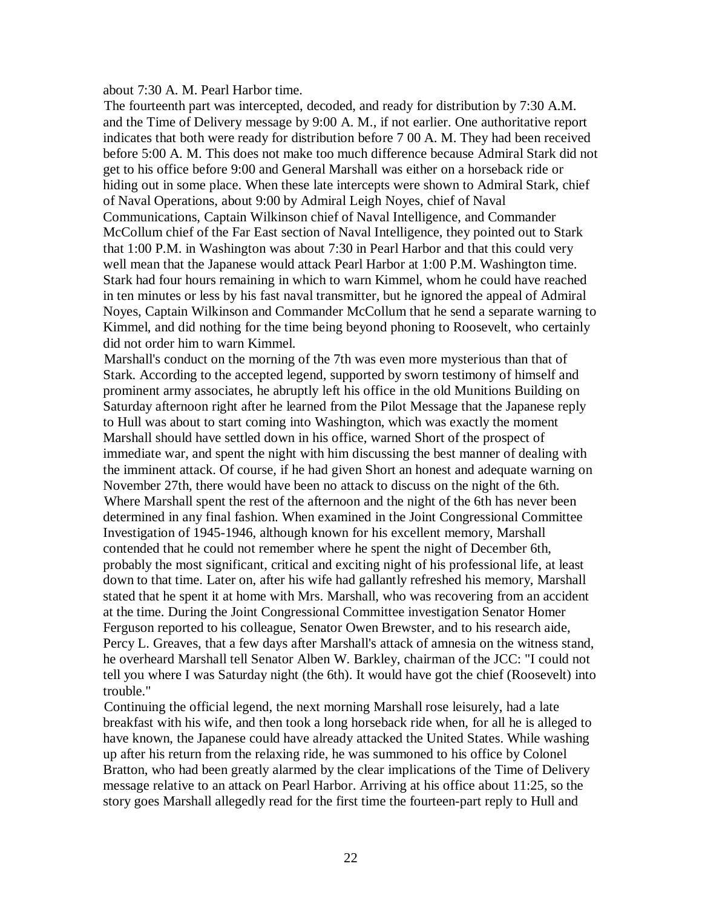about 7:30 A. M. Pearl Harbor time.

The fourteenth part was intercepted, decoded, and ready for distribution by 7:30 A.M. and the Time of Delivery message by 9:00 A. M., if not earlier. One authoritative report indicates that both were ready for distribution before 7 00 A. M. They had been received before 5:00 A. M. This does not make too much difference because Admiral Stark did not get to his office before 9:00 and General Marshall was either on a horseback ride or hiding out in some place. When these late intercepts were shown to Admiral Stark, chief of Naval Operations, about 9:00 by Admiral Leigh Noyes, chief of Naval Communications, Captain Wilkinson chief of Naval Intelligence, and Commander McCollum chief of the Far East section of Naval Intelligence, they pointed out to Stark that 1:00 P.M. in Washington was about 7:30 in Pearl Harbor and that this could very well mean that the Japanese would attack Pearl Harbor at 1:00 P.M. Washington time. Stark had four hours remaining in which to warn Kimmel, whom he could have reached in ten minutes or less by his fast naval transmitter, but he ignored the appeal of Admiral Noyes, Captain Wilkinson and Commander McCollum that he send a separate warning to Kimmel, and did nothing for the time being beyond phoning to Roosevelt, who certainly did not order him to warn Kimmel.

Marshall's conduct on the morning of the 7th was even more mysterious than that of Stark. According to the accepted legend, supported by sworn testimony of himself and prominent army associates, he abruptly left his office in the old Munitions Building on Saturday afternoon right after he learned from the Pilot Message that the Japanese reply to Hull was about to start coming into Washington, which was exactly the moment Marshall should have settled down in his office, warned Short of the prospect of immediate war, and spent the night with him discussing the best manner of dealing with the imminent attack. Of course, if he had given Short an honest and adequate warning on November 27th, there would have been no attack to discuss on the night of the 6th.

Where Marshall spent the rest of the afternoon and the night of the 6th has never been determined in any final fashion. When examined in the Joint Congressional Committee Investigation of 1945-1946, although known for his excellent memory, Marshall contended that he could not remember where he spent the night of December 6th, probably the most significant, critical and exciting night of his professional life, at least down to that time. Later on, after his wife had gallantly refreshed his memory, Marshall stated that he spent it at home with Mrs. Marshall, who was recovering from an accident at the time. During the Joint Congressional Committee investigation Senator Homer Ferguson reported to his colleague, Senator Owen Brewster, and to his research aide, Percy L. Greaves, that a few days after Marshall's attack of amnesia on the witness stand, he overheard Marshall tell Senator Alben W. Barkley, chairman of the JCC: "I could not tell you where I was Saturday night (the 6th). It would have got the chief (Roosevelt) into trouble."

Continuing the official legend, the next morning Marshall rose leisurely, had a late breakfast with his wife, and then took a long horseback ride when, for all he is alleged to have known, the Japanese could have already attacked the United States. While washing up after his return from the relaxing ride, he was summoned to his office by Colonel Bratton, who had been greatly alarmed by the clear implications of the Time of Delivery message relative to an attack on Pearl Harbor. Arriving at his office about 11:25, so the story goes Marshall allegedly read for the first time the fourteen-part reply to Hull and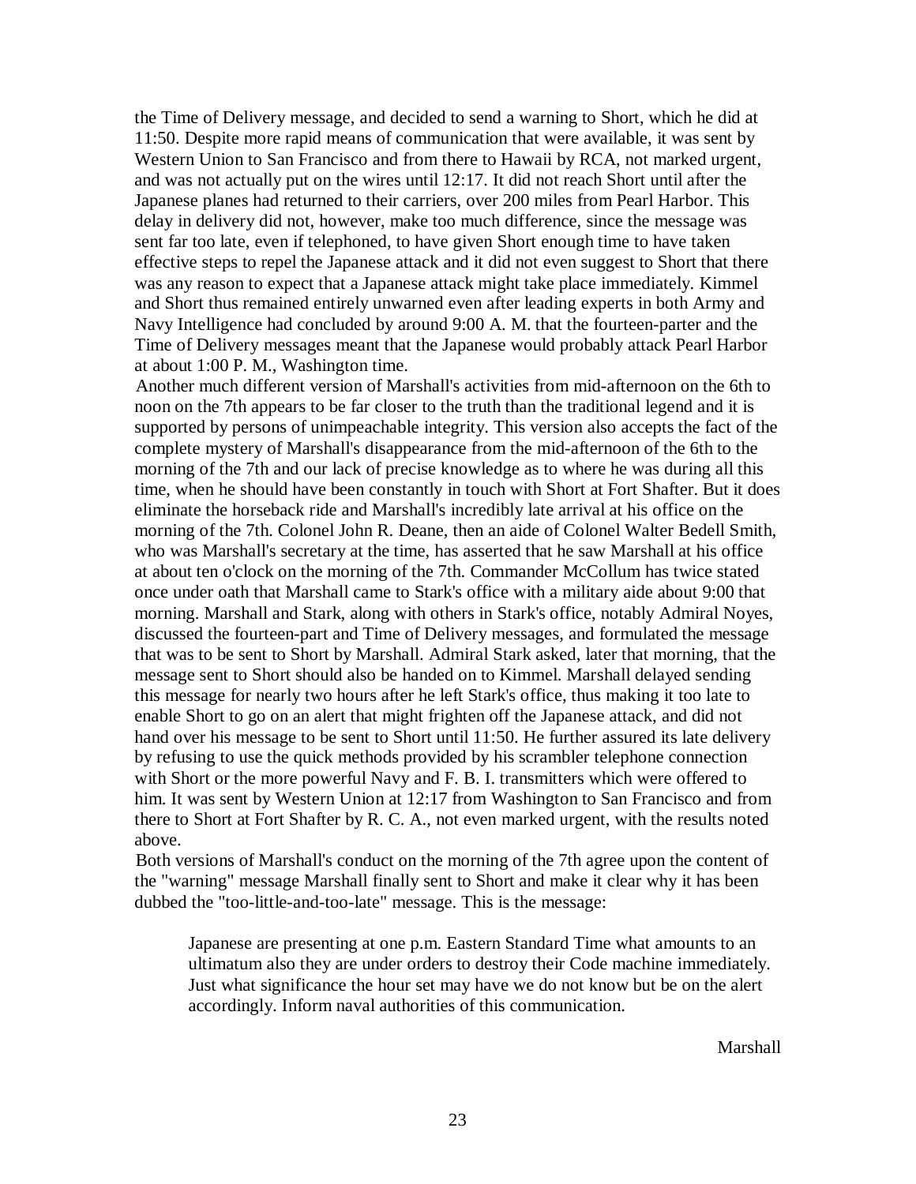the Time of Delivery message, and decided to send a warning to Short, which he did at 11:50. Despite more rapid means of communication that were available, it was sent by Western Union to San Francisco and from there to Hawaii by RCA, not marked urgent, and was not actually put on the wires until 12:17. It did not reach Short until after the Japanese planes had returned to their carriers, over 200 miles from Pearl Harbor. This delay in delivery did not, however, make too much difference, since the message was sent far too late, even if telephoned, to have given Short enough time to have taken effective steps to repel the Japanese attack and it did not even suggest to Short that there was any reason to expect that a Japanese attack might take place immediately. Kimmel and Short thus remained entirely unwarned even after leading experts in both Army and Navy Intelligence had concluded by around 9:00 A. M. that the fourteen-parter and the Time of Delivery messages meant that the Japanese would probably attack Pearl Harbor at about 1:00 P. M., Washington time.

Another much different version of Marshall's activities from mid-afternoon on the 6th to noon on the 7th appears to be far closer to the truth than the traditional legend and it is supported by persons of unimpeachable integrity. This version also accepts the fact of the complete mystery of Marshall's disappearance from the mid-afternoon of the 6th to the morning of the 7th and our lack of precise knowledge as to where he was during all this time, when he should have been constantly in touch with Short at Fort Shafter. But it does eliminate the horseback ride and Marshall's incredibly late arrival at his office on the morning of the 7th. Colonel John R. Deane, then an aide of Colonel Walter Bedell Smith, who was Marshall's secretary at the time, has asserted that he saw Marshall at his office at about ten o'clock on the morning of the 7th. Commander McCollum has twice stated once under oath that Marshall came to Stark's office with a military aide about 9:00 that morning. Marshall and Stark, along with others in Stark's office, notably Admiral Noyes, discussed the fourteen-part and Time of Delivery messages, and formulated the message that was to be sent to Short by Marshall. Admiral Stark asked, later that morning, that the message sent to Short should also be handed on to Kimmel. Marshall delayed sending this message for nearly two hours after he left Stark's office, thus making it too late to enable Short to go on an alert that might frighten off the Japanese attack, and did not hand over his message to be sent to Short until 11:50. He further assured its late delivery by refusing to use the quick methods provided by his scrambler telephone connection with Short or the more powerful Navy and F. B. I. transmitters which were offered to him. It was sent by Western Union at 12:17 from Washington to San Francisco and from there to Short at Fort Shafter by R. C. A., not even marked urgent, with the results noted above.

Both versions of Marshall's conduct on the morning of the 7th agree upon the content of the "warning" message Marshall finally sent to Short and make it clear why it has been dubbed the "too-little-and-too-late" message. This is the message:

> Japanese are presenting at one p.m. Eastern Standard Time what amounts to an ultimatum also they are under orders to destroy their Code machine immediately. Just what significance the hour set may have we do not know but be on the alert accordingly. Inform naval authorities of this communication.
>
> Marshall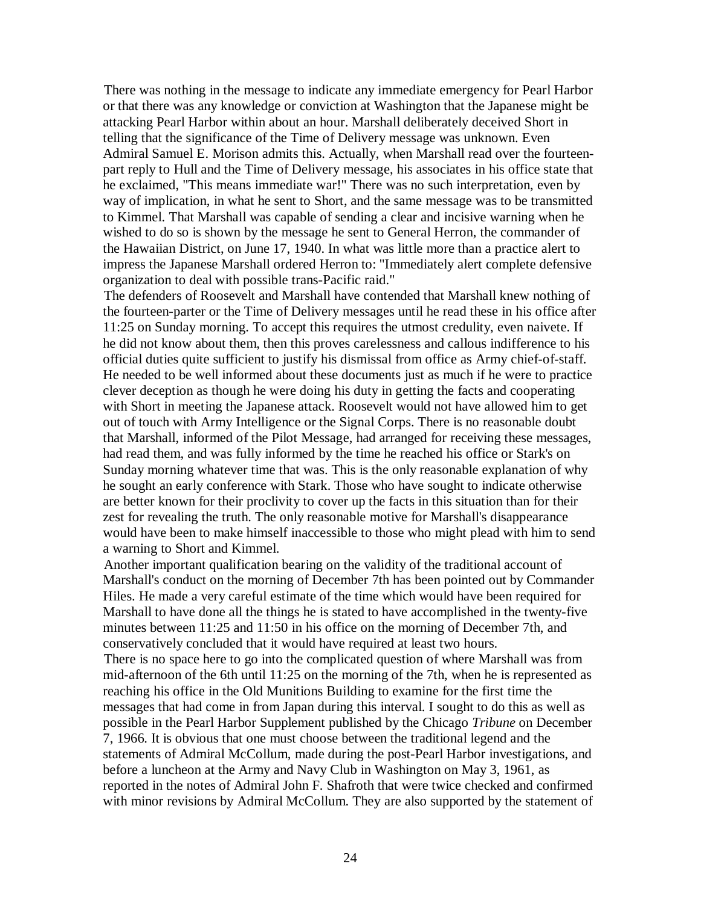There was nothing in the message to indicate any immediate emergency for Pearl Harbor or that there was any knowledge or conviction at Washington that the Japanese might be attacking Pearl Harbor within about an hour. Marshall deliberately deceived Short in telling that the significance of the Time of Delivery message was unknown. Even Admiral Samuel E. Morison admits this. Actually, when Marshall read over the fourteen-part reply to Hull and the Time of Delivery message, his associates in his office state that he exclaimed, "This means immediate war!" There was no such interpretation, even by way of implication, in what he sent to Short, and the same message was to be transmitted to Kimmel. That Marshall was capable of sending a clear and incisive warning when he wished to do so is shown by the message he sent to General Herron, the commander of the Hawaiian District, on June 17, 1940. In what was little more than a practice alert to impress the Japanese Marshall ordered Herron to: "Immediately alert complete defensive organization to deal with possible trans-Pacific raid."

The defenders of Roosevelt and Marshall have contended that Marshall knew nothing of the fourteen-parter or the Time of Delivery messages until he read these in his office after 11:25 on Sunday morning. To accept this requires the utmost credulity, even naivete. If he did not know about them, then this proves carelessness and callous indifference to his official duties quite sufficient to justify his dismissal from office as Army chief-of-staff. He needed to be well informed about these documents just as much if he were to practice clever deception as though he were doing his duty in getting the facts and cooperating with Short in meeting the Japanese attack. Roosevelt would not have allowed him to get out of touch with Army Intelligence or the Signal Corps. There is no reasonable doubt that Marshall, informed of the Pilot Message, had arranged for receiving these messages, had read them, and was fully informed by the time he reached his office or Stark's on Sunday morning whatever time that was. This is the only reasonable explanation of why he sought an early conference with Stark. Those who have sought to indicate otherwise are better known for their proclivity to cover up the facts in this situation than for their zest for revealing the truth. The only reasonable motive for Marshall's disappearance would have been to make himself inaccessible to those who might plead with him to send a warning to Short and Kimmel.

Another important qualification bearing on the validity of the traditional account of Marshall's conduct on the morning of December 7th has been pointed out by Commander Hiles. He made a very careful estimate of the time which would have been required for Marshall to have done all the things he is stated to have accomplished in the twenty-five minutes between 11:25 and 11:50 in his office on the morning of December 7th, and conservatively concluded that it would have required at least two hours.

There is no space here to go into the complicated question of where Marshall was from mid-afternoon of the 6th until 11:25 on the morning of the 7th, when he is represented as reaching his office in the Old Munitions Building to examine for the first time the messages that had come in from Japan during this interval. I sought to do this as well as possible in the Pearl Harbor Supplement published by the Chicago *Tribune* on December 7, 1966. It is obvious that one must choose between the traditional legend and the statements of Admiral McCollum, made during the post-Pearl Harbor investigations, and before a luncheon at the Army and Navy Club in Washington on May 3, 1961, as reported in the notes of Admiral John F. Shafroth that were twice checked and confirmed with minor revisions by Admiral McCollum. They are also supported by the statement of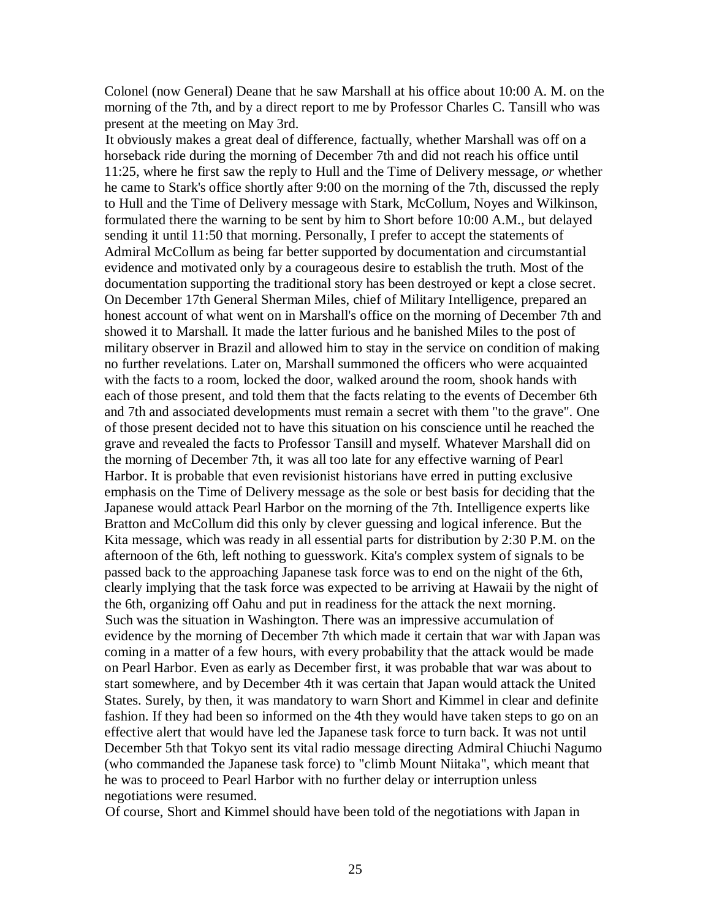Colonel (now General) Deane that he saw Marshall at his office about 10:00 A. M. on the morning of the 7th, and by a direct report to me by Professor Charles C. Tansill who was present at the meeting on May 3rd.

It obviously makes a great deal of difference, factually, whether Marshall was off on a horseback ride during the morning of December 7th and did not reach his office until 11:25, where he first saw the reply to Hull and the Time of Delivery message, *or* whether he came to Stark's office shortly after 9:00 on the morning of the 7th, discussed the reply to Hull and the Time of Delivery message with Stark, McCollum, Noyes and Wilkinson, formulated there the warning to be sent by him to Short before 10:00 A.M., but delayed sending it until 11:50 that morning. Personally, I prefer to accept the statements of Admiral McCollum as being far better supported by documentation and circumstantial evidence and motivated only by a courageous desire to establish the truth. Most of the documentation supporting the traditional story has been destroyed or kept a close secret. On December 17th General Sherman Miles, chief of Military Intelligence, prepared an honest account of what went on in Marshall's office on the morning of December 7th and showed it to Marshall. It made the latter furious and he banished Miles to the post of military observer in Brazil and allowed him to stay in the service on condition of making no further revelations. Later on, Marshall summoned the officers who were acquainted with the facts to a room, locked the door, walked around the room, shook hands with each of those present, and told them that the facts relating to the events of December 6th and 7th and associated developments must remain a secret with them "to the grave". One of those present decided not to have this situation on his conscience until he reached the grave and revealed the facts to Professor Tansill and myself. Whatever Marshall did on the morning of December 7th, it was all too late for any effective warning of Pearl Harbor. It is probable that even revisionist historians have erred in putting exclusive emphasis on the Time of Delivery message as the sole or best basis for deciding that the Japanese would attack Pearl Harbor on the morning of the 7th. Intelligence experts like Bratton and McCollum did this only by clever guessing and logical inference. But the Kita message, which was ready in all essential parts for distribution by 2:30 P.M. on the afternoon of the 6th, left nothing to guesswork. Kita's complex system of signals to be passed back to the approaching Japanese task force was to end on the night of the 6th, clearly implying that the task force was expected to be arriving at Hawaii by the night of the 6th, organizing off Oahu and put in readiness for the attack the next morning.

Such was the situation in Washington. There was an impressive accumulation of evidence by the morning of December 7th which made it certain that war with Japan was coming in a matter of a few hours, with every probability that the attack would be made on Pearl Harbor. Even as early as December first, it was probable that war was about to start somewhere, and by December 4th it was certain that Japan would attack the United States. Surely, by then, it was mandatory to warn Short and Kimmel in clear and definite fashion. If they had been so informed on the 4th they would have taken steps to go on an effective alert that would have led the Japanese task force to turn back. It was not until December 5th that Tokyo sent its vital radio message directing Admiral Chiuchi Nagumo (who commanded the Japanese task force) to "climb Mount Niitaka", which meant that he was to proceed to Pearl Harbor with no further delay or interruption unless negotiations were resumed.

Of course, Short and Kimmel should have been told of the negotiations with Japan in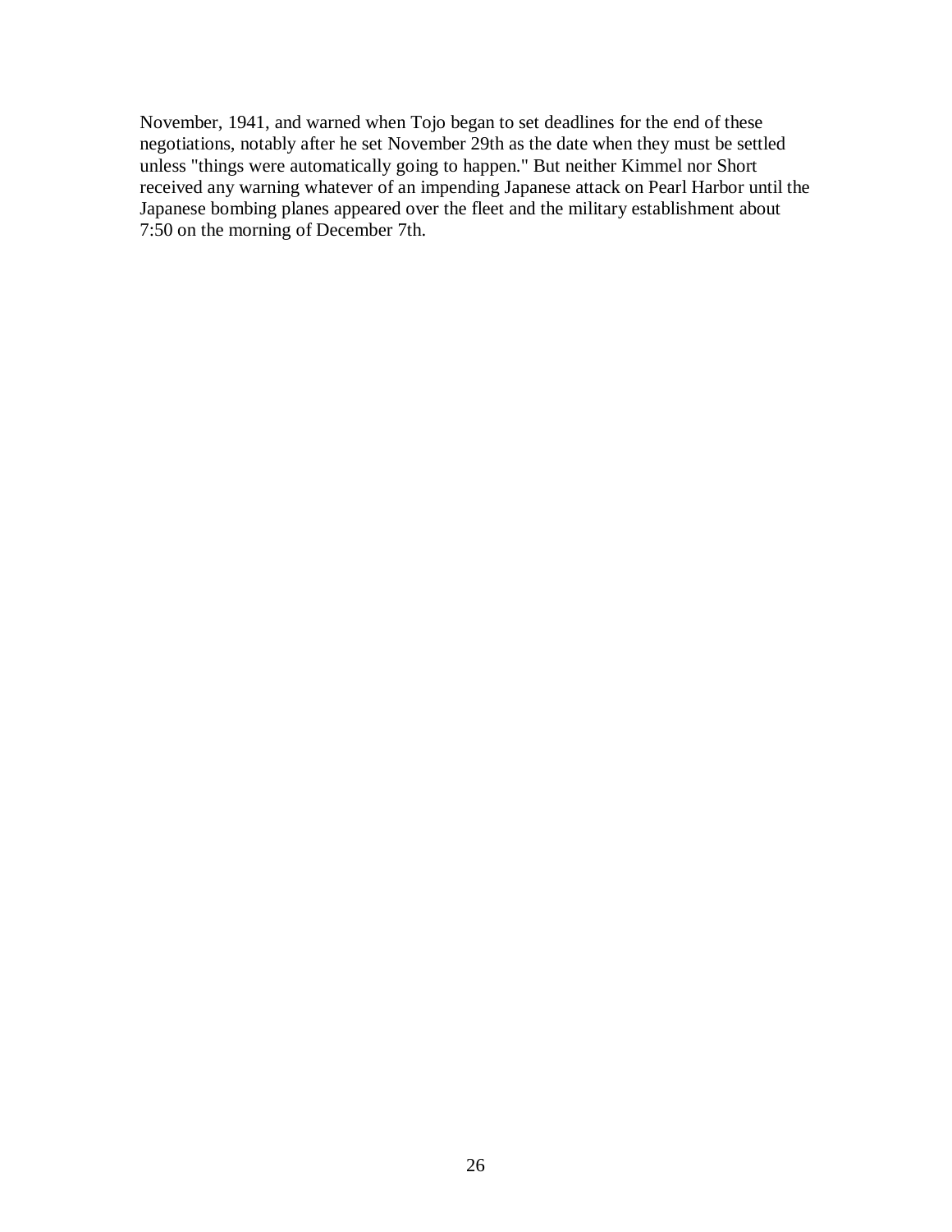November, 1941, and warned when Tojo began to set deadlines for the end of these negotiations, notably after he set November 29th as the date when they must be settled unless "things were automatically going to happen." But neither Kimmel nor Short received any warning whatever of an impending Japanese attack on Pearl Harbor until the Japanese bombing planes appeared over the fleet and the military establishment about 7:50 on the morning of December 7th.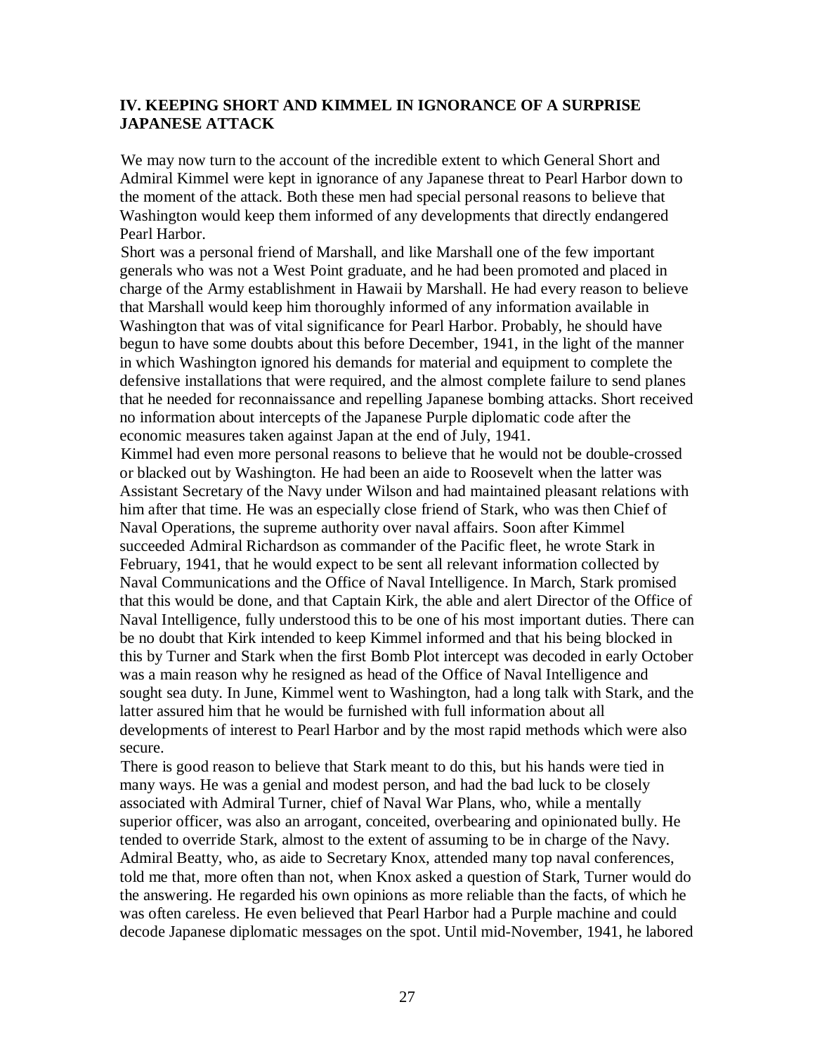## IV. KEEPING SHORT AND KIMMEL IN IGNORANCE OF A SURPRISE JAPANESE ATTACK

We may now turn to the account of the incredible extent to which General Short and Admiral Kimmel were kept in ignorance of any Japanese threat to Pearl Harbor down to the moment of the attack. Both these men had special personal reasons to believe that Washington would keep them informed of any developments that directly endangered Pearl Harbor.

Short was a personal friend of Marshall, and like Marshall one of the few important generals who was not a West Point graduate, and he had been promoted and placed in charge of the Army establishment in Hawaii by Marshall. He had every reason to believe that Marshall would keep him thoroughly informed of any information available in Washington that was of vital significance for Pearl Harbor. Probably, he should have begun to have some doubts about this before December, 1941, in the light of the manner in which Washington ignored his demands for material and equipment to complete the defensive installations that were required, and the almost complete failure to send planes that he needed for reconnaissance and repelling Japanese bombing attacks. Short received no information about intercepts of the Japanese Purple diplomatic code after the economic measures taken against Japan at the end of July, 1941.

Kimmel had even more personal reasons to believe that he would not be double-crossed or blacked out by Washington. He had been an aide to Roosevelt when the latter was Assistant Secretary of the Navy under Wilson and had maintained pleasant relations with him after that time. He was an especially close friend of Stark, who was then Chief of Naval Operations, the supreme authority over naval affairs. Soon after Kimmel succeeded Admiral Richardson as commander of the Pacific fleet, he wrote Stark in February, 1941, that he would expect to be sent all relevant information collected by Naval Communications and the Office of Naval Intelligence. In March, Stark promised that this would be done, and that Captain Kirk, the able and alert Director of the Office of Naval Intelligence, fully understood this to be one of his most important duties. There can be no doubt that Kirk intended to keep Kimmel informed and that his being blocked in this by Turner and Stark when the first Bomb Plot intercept was decoded in early October was a main reason why he resigned as head of the Office of Naval Intelligence and sought sea duty. In June, Kimmel went to Washington, had a long talk with Stark, and the latter assured him that he would be furnished with full information about all developments of interest to Pearl Harbor and by the most rapid methods which were also secure.

There is good reason to believe that Stark meant to do this, but his hands were tied in many ways. He was a genial and modest person, and had the bad luck to be closely associated with Admiral Turner, chief of Naval War Plans, who, while a mentally superior officer, was also an arrogant, conceited, overbearing and opinionated bully. He tended to override Stark, almost to the extent of assuming to be in charge of the Navy. Admiral Beatty, who, as aide to Secretary Knox, attended many top naval conferences, told me that, more often than not, when Knox asked a question of Stark, Turner would do the answering. He regarded his own opinions as more reliable than the facts, of which he was often careless. He even believed that Pearl Harbor had a Purple machine and could decode Japanese diplomatic messages on the spot. Until mid-November, 1941, he labored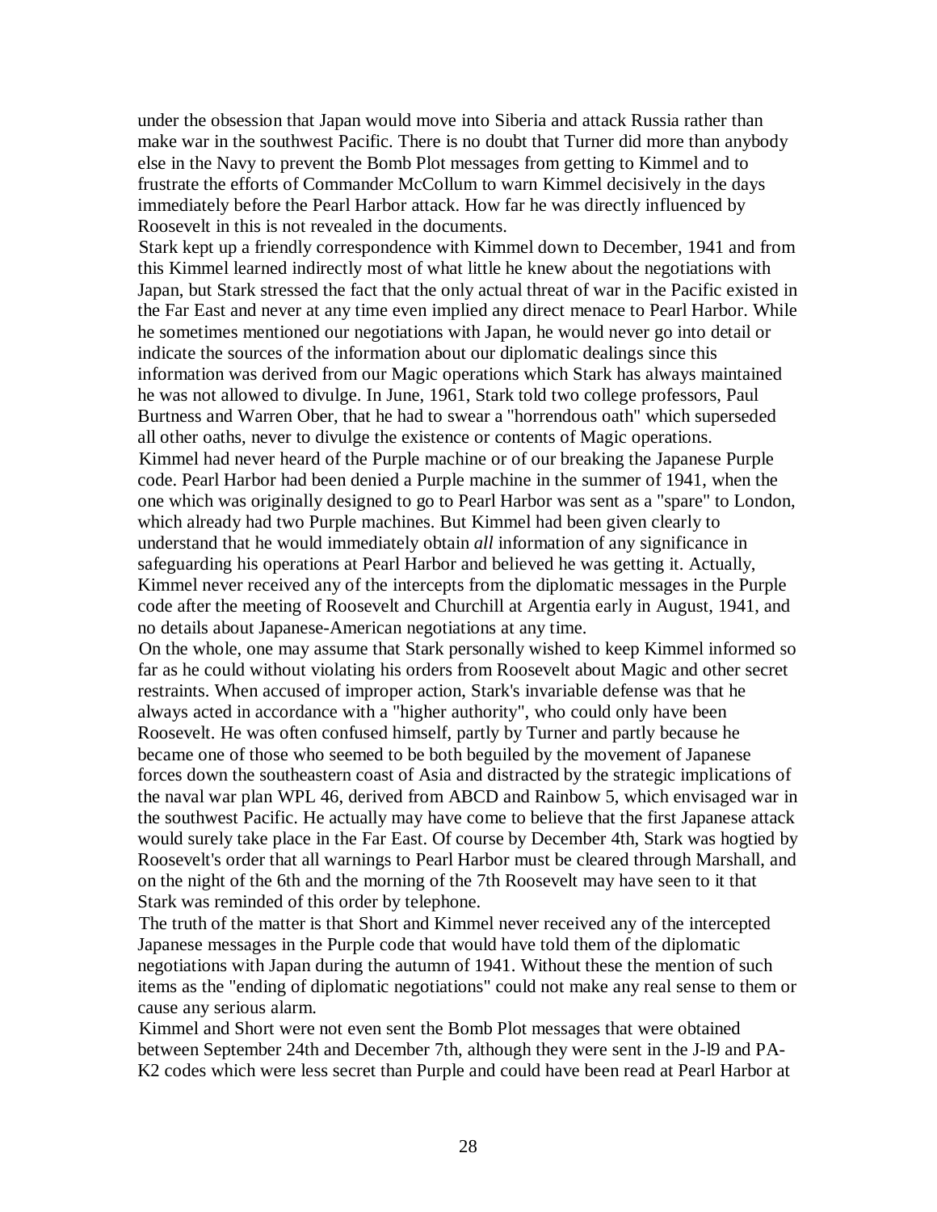under the obsession that Japan would move into Siberia and attack Russia rather than make war in the southwest Pacific. There is no doubt that Turner did more than anybody else in the Navy to prevent the Bomb Plot messages from getting to Kimmel and to frustrate the efforts of Commander McCollum to warn Kimmel decisively in the days immediately before the Pearl Harbor attack. How far he was directly influenced by Roosevelt in this is not revealed in the documents.

Stark kept up a friendly correspondence with Kimmel down to December, 1941 and from this Kimmel learned indirectly most of what little he knew about the negotiations with Japan, but Stark stressed the fact that the only actual threat of war in the Pacific existed in the Far East and never at any time even implied any direct menace to Pearl Harbor. While he sometimes mentioned our negotiations with Japan, he would never go into detail or indicate the sources of the information about our diplomatic dealings since this information was derived from our Magic operations which Stark has always maintained he was not allowed to divulge. In June, 1961, Stark told two college professors, Paul Burtness and Warren Ober, that he had to swear a "horrendous oath" which superseded all other oaths, never to divulge the existence or contents of Magic operations.

Kimmel had never heard of the Purple machine or of our breaking the Japanese Purple code. Pearl Harbor had been denied a Purple machine in the summer of 1941, when the one which was originally designed to go to Pearl Harbor was sent as a "spare" to London, which already had two Purple machines. But Kimmel had been given clearly to understand that he would immediately obtain *all* information of any significance in safeguarding his operations at Pearl Harbor and believed he was getting it. Actually, Kimmel never received any of the intercepts from the diplomatic messages in the Purple code after the meeting of Roosevelt and Churchill at Argentia early in August, 1941, and no details about Japanese-American negotiations at any time.

On the whole, one may assume that Stark personally wished to keep Kimmel informed so far as he could without violating his orders from Roosevelt about Magic and other secret restraints. When accused of improper action, Stark's invariable defense was that he always acted in accordance with a "higher authority", who could only have been Roosevelt. He was often confused himself, partly by Turner and partly because he became one of those who seemed to be both beguiled by the movement of Japanese forces down the southeastern coast of Asia and distracted by the strategic implications of the naval war plan WPL 46, derived from ABCD and Rainbow 5, which envisaged war in the southwest Pacific. He actually may have come to believe that the first Japanese attack would surely take place in the Far East. Of course by December 4th, Stark was hogtied by Roosevelt's order that all warnings to Pearl Harbor must be cleared through Marshall, and on the night of the 6th and the morning of the 7th Roosevelt may have seen to it that Stark was reminded of this order by telephone.

The truth of the matter is that Short and Kimmel never received any of the intercepted Japanese messages in the Purple code that would have told them of the diplomatic negotiations with Japan during the autumn of 1941. Without these the mention of such items as the "ending of diplomatic negotiations" could not make any real sense to them or cause any serious alarm.

Kimmel and Short were not even sent the Bomb Plot messages that were obtained between September 24th and December 7th, although they were sent in the J-l9 and PA-K2 codes which were less secret than Purple and could have been read at Pearl Harbor at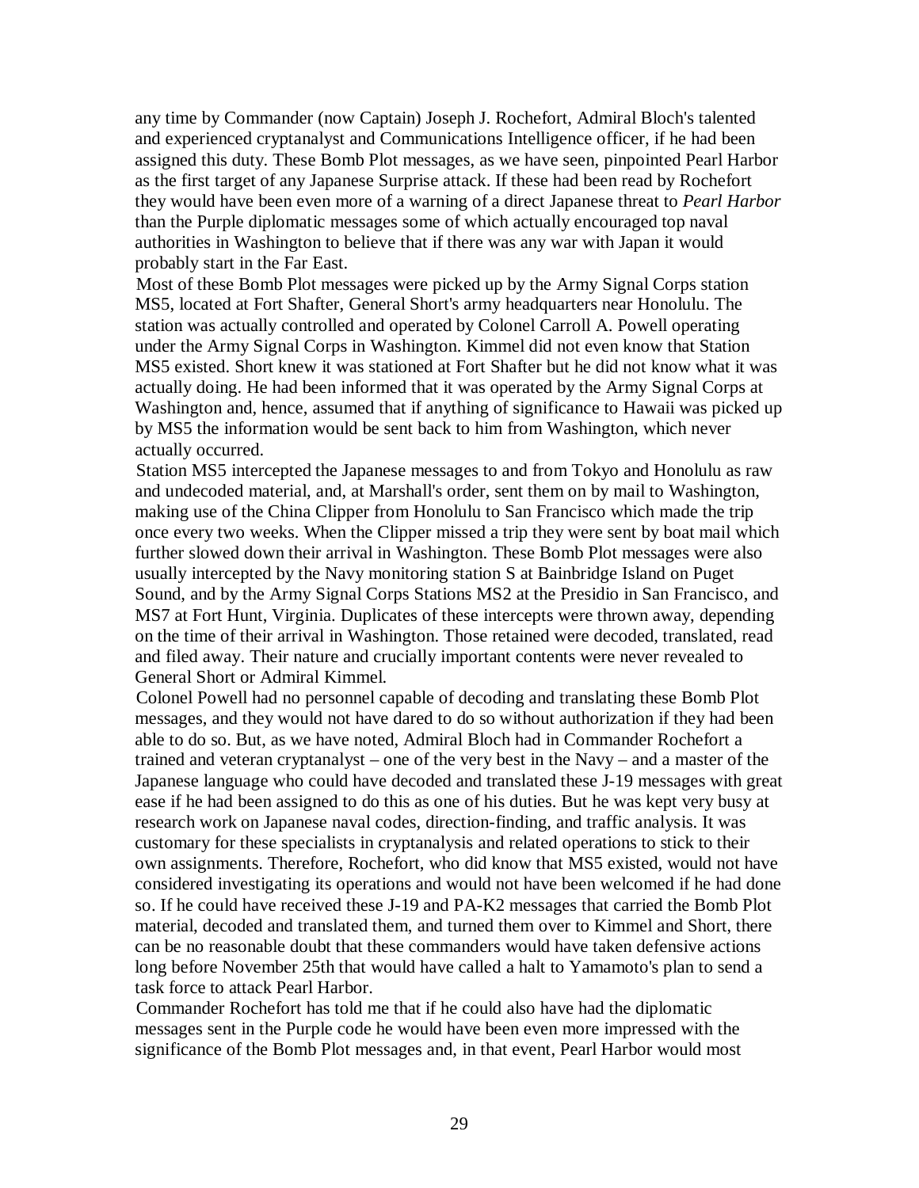any time by Commander (now Captain) Joseph J. Rochefort, Admiral Bloch's talented and experienced cryptanalyst and Communications Intelligence officer, if he had been assigned this duty. These Bomb Plot messages, as we have seen, pinpointed Pearl Harbor as the first target of any Japanese Surprise attack. If these had been read by Rochefort they would have been even more of a warning of a direct Japanese threat to *Pearl Harbor* than the Purple diplomatic messages some of which actually encouraged top naval authorities in Washington to believe that if there was any war with Japan it would probably start in the Far East.

Most of these Bomb Plot messages were picked up by the Army Signal Corps station MS5, located at Fort Shafter, General Short's army headquarters near Honolulu. The station was actually controlled and operated by Colonel Carroll A. Powell operating under the Army Signal Corps in Washington. Kimmel did not even know that Station MS5 existed. Short knew it was stationed at Fort Shafter but he did not know what it was actually doing. He had been informed that it was operated by the Army Signal Corps at Washington and, hence, assumed that if anything of significance to Hawaii was picked up by MS5 the information would be sent back to him from Washington, which never actually occurred.

Station MS5 intercepted the Japanese messages to and from Tokyo and Honolulu as raw and undecoded material, and, at Marshall's order, sent them on by mail to Washington, making use of the China Clipper from Honolulu to San Francisco which made the trip once every two weeks. When the Clipper missed a trip they were sent by boat mail which further slowed down their arrival in Washington. These Bomb Plot messages were also usually intercepted by the Navy monitoring station S at Bainbridge Island on Puget Sound, and by the Army Signal Corps Stations MS2 at the Presidio in San Francisco, and MS7 at Fort Hunt, Virginia. Duplicates of these intercepts were thrown away, depending on the time of their arrival in Washington. Those retained were decoded, translated, read and filed away. Their nature and crucially important contents were never revealed to General Short or Admiral Kimmel.

Colonel Powell had no personnel capable of decoding and translating these Bomb Plot messages, and they would not have dared to do so without authorization if they had been able to do so. But, as we have noted, Admiral Bloch had in Commander Rochefort a trained and veteran cryptanalyst – one of the very best in the Navy – and a master of the Japanese language who could have decoded and translated these J-19 messages with great ease if he had been assigned to do this as one of his duties. But he was kept very busy at research work on Japanese naval codes, direction-finding, and traffic analysis. It was customary for these specialists in cryptanalysis and related operations to stick to their own assignments. Therefore, Rochefort, who did know that MS5 existed, would not have considered investigating its operations and would not have been welcomed if he had done so. If he could have received these J-19 and PA-K2 messages that carried the Bomb Plot material, decoded and translated them, and turned them over to Kimmel and Short, there can be no reasonable doubt that these commanders would have taken defensive actions long before November 25th that would have called a halt to Yamamoto's plan to send a task force to attack Pearl Harbor.

Commander Rochefort has told me that if he could also have had the diplomatic messages sent in the Purple code he would have been even more impressed with the significance of the Bomb Plot messages and, in that event, Pearl Harbor would most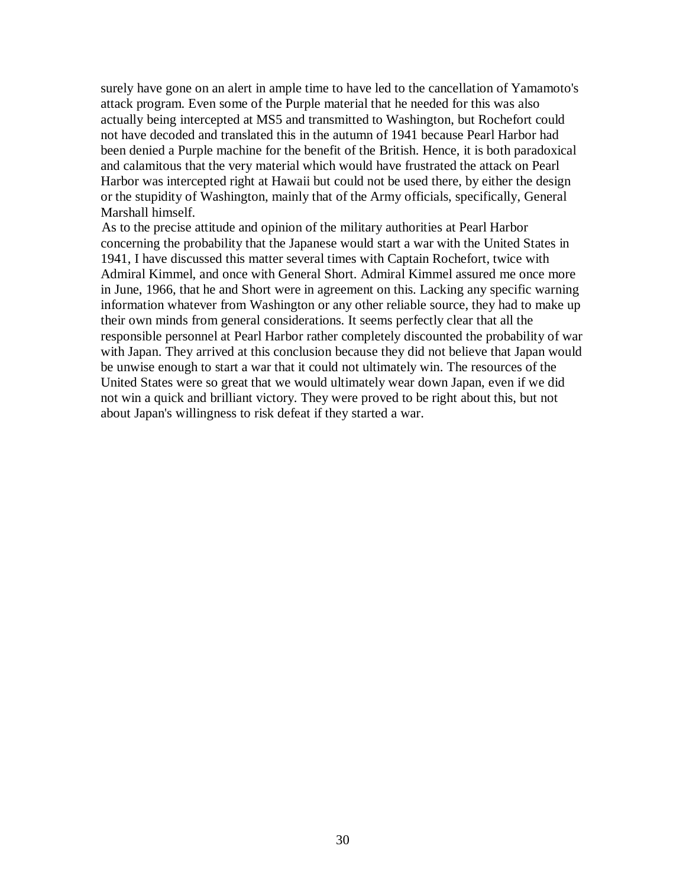surely have gone on an alert in ample time to have led to the cancellation of Yamamoto's attack program. Even some of the Purple material that he needed for this was also actually being intercepted at MS5 and transmitted to Washington, but Rochefort could not have decoded and translated this in the autumn of 1941 because Pearl Harbor had been denied a Purple machine for the benefit of the British. Hence, it is both paradoxical and calamitous that the very material which would have frustrated the attack on Pearl Harbor was intercepted right at Hawaii but could not be used there, by either the design or the stupidity of Washington, mainly that of the Army officials, specifically, General Marshall himself.

As to the precise attitude and opinion of the military authorities at Pearl Harbor concerning the probability that the Japanese would start a war with the United States in 1941, I have discussed this matter several times with Captain Rochefort, twice with Admiral Kimmel, and once with General Short. Admiral Kimmel assured me once more in June, 1966, that he and Short were in agreement on this. Lacking any specific warning information whatever from Washington or any other reliable source, they had to make up their own minds from general considerations. It seems perfectly clear that all the responsible personnel at Pearl Harbor rather completely discounted the probability of war with Japan. They arrived at this conclusion because they did not believe that Japan would be unwise enough to start a war that it could not ultimately win. The resources of the United States were so great that we would ultimately wear down Japan, even if we did not win a quick and brilliant victory. They were proved to be right about this, but not about Japan's willingness to risk defeat if they started a war.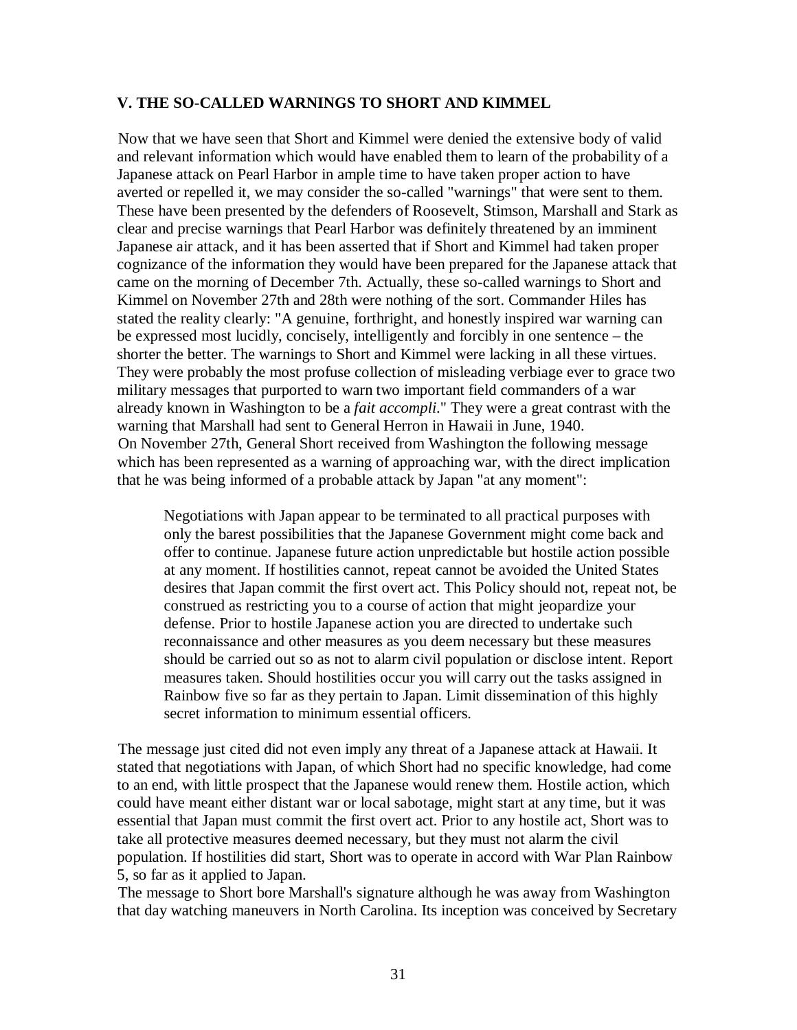## V. THE SO-CALLED WARNINGS TO SHORT AND KIMMEL

Now that we have seen that Short and Kimmel were denied the extensive body of valid and relevant information which would have enabled them to learn of the probability of a Japanese attack on Pearl Harbor in ample time to have taken proper action to have averted or repelled it, we may consider the so-called "warnings" that were sent to them. These have been presented by the defenders of Roosevelt, Stimson, Marshall and Stark as clear and precise warnings that Pearl Harbor was definitely threatened by an imminent Japanese air attack, and it has been asserted that if Short and Kimmel had taken proper cognizance of the information they would have been prepared for the Japanese attack that came on the morning of December 7th. Actually, these so-called warnings to Short and Kimmel on November 27th and 28th were nothing of the sort. Commander Hiles has stated the reality clearly: "A genuine, forthright, and honestly inspired war warning can be expressed most lucidly, concisely, intelligently and forcibly in one sentence – the shorter the better. The warnings to Short and Kimmel were lacking in all these virtues. They were probably the most profuse collection of misleading verbiage ever to grace two military messages that purported to warn two important field commanders of a war already known in Washington to be a *fait accompli*." They were a great contrast with the warning that Marshall had sent to General Herron in Hawaii in June, 1940.

On November 27th, General Short received from Washington the following message which has been represented as a warning of approaching war, with the direct implication that he was being informed of a probable attack by Japan "at any moment":

> Negotiations with Japan appear to be terminated to all practical purposes with only the barest possibilities that the Japanese Government might come back and offer to continue. Japanese future action unpredictable but hostile action possible at any moment. If hostilities cannot, repeat cannot be avoided the United States desires that Japan commit the first overt act. This Policy should not, repeat not, be construed as restricting you to a course of action that might jeopardize your defense. Prior to hostile Japanese action you are directed to undertake such reconnaissance and other measures as you deem necessary but these measures should be carried out so as not to alarm civil population or disclose intent. Report measures taken. Should hostilities occur you will carry out the tasks assigned in Rainbow five so far as they pertain to Japan. Limit dissemination of this highly secret information to minimum essential officers.

The message just cited did not even imply any threat of a Japanese attack at Hawaii. It stated that negotiations with Japan, of which Short had no specific knowledge, had come to an end, with little prospect that the Japanese would renew them. Hostile action, which could have meant either distant war or local sabotage, might start at any time, but it was essential that Japan must commit the first overt act. Prior to any hostile act, Short was to take all protective measures deemed necessary, but they must not alarm the civil population. If hostilities did start, Short was to operate in accord with War Plan Rainbow 5, so far as it applied to Japan.

The message to Short bore Marshall's signature although he was away from Washington that day watching maneuvers in North Carolina. Its inception was conceived by Secretary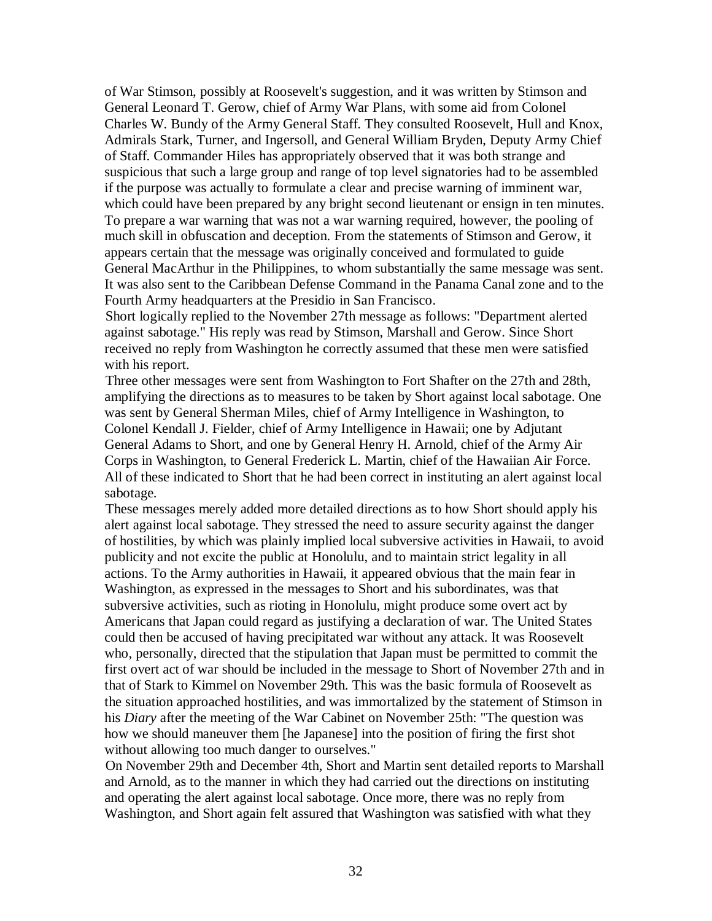of War Stimson, possibly at Roosevelt's suggestion, and it was written by Stimson and General Leonard T. Gerow, chief of Army War Plans, with some aid from Colonel Charles W. Bundy of the Army General Staff. They consulted Roosevelt, Hull and Knox, Admirals Stark, Turner, and Ingersoll, and General William Bryden, Deputy Army Chief of Staff. Commander Hiles has appropriately observed that it was both strange and suspicious that such a large group and range of top level signatories had to be assembled if the purpose was actually to formulate a clear and precise warning of imminent war, which could have been prepared by any bright second lieutenant or ensign in ten minutes. To prepare a war warning that was not a war warning required, however, the pooling of much skill in obfuscation and deception. From the statements of Stimson and Gerow, it appears certain that the message was originally conceived and formulated to guide General MacArthur in the Philippines, to whom substantially the same message was sent. It was also sent to the Caribbean Defense Command in the Panama Canal zone and to the Fourth Army headquarters at the Presidio in San Francisco.

Short logically replied to the November 27th message as follows: "Department alerted against sabotage." His reply was read by Stimson, Marshall and Gerow. Since Short received no reply from Washington he correctly assumed that these men were satisfied with his report.

Three other messages were sent from Washington to Fort Shafter on the 27th and 28th, amplifying the directions as to measures to be taken by Short against local sabotage. One was sent by General Sherman Miles, chief of Army Intelligence in Washington, to Colonel Kendall J. Fielder, chief of Army Intelligence in Hawaii; one by Adjutant General Adams to Short, and one by General Henry H. Arnold, chief of the Army Air Corps in Washington, to General Frederick L. Martin, chief of the Hawaiian Air Force. All of these indicated to Short that he had been correct in instituting an alert against local sabotage.

These messages merely added more detailed directions as to how Short should apply his alert against local sabotage. They stressed the need to assure security against the danger of hostilities, by which was plainly implied local subversive activities in Hawaii, to avoid publicity and not excite the public at Honolulu, and to maintain strict legality in all actions. To the Army authorities in Hawaii, it appeared obvious that the main fear in Washington, as expressed in the messages to Short and his subordinates, was that subversive activities, such as rioting in Honolulu, might produce some overt act by Americans that Japan could regard as justifying a declaration of war. The United States could then be accused of having precipitated war without any attack. It was Roosevelt who, personally, directed that the stipulation that Japan must be permitted to commit the first overt act of war should be included in the message to Short of November 27th and in that of Stark to Kimmel on November 29th. This was the basic formula of Roosevelt as the situation approached hostilities, and was immortalized by the statement of Stimson in his *Diary* after the meeting of the War Cabinet on November 25th: "The question was how we should maneuver them [he Japanese] into the position of firing the first shot without allowing too much danger to ourselves."

On November 29th and December 4th, Short and Martin sent detailed reports to Marshall and Arnold, as to the manner in which they had carried out the directions on instituting and operating the alert against local sabotage. Once more, there was no reply from Washington, and Short again felt assured that Washington was satisfied with what they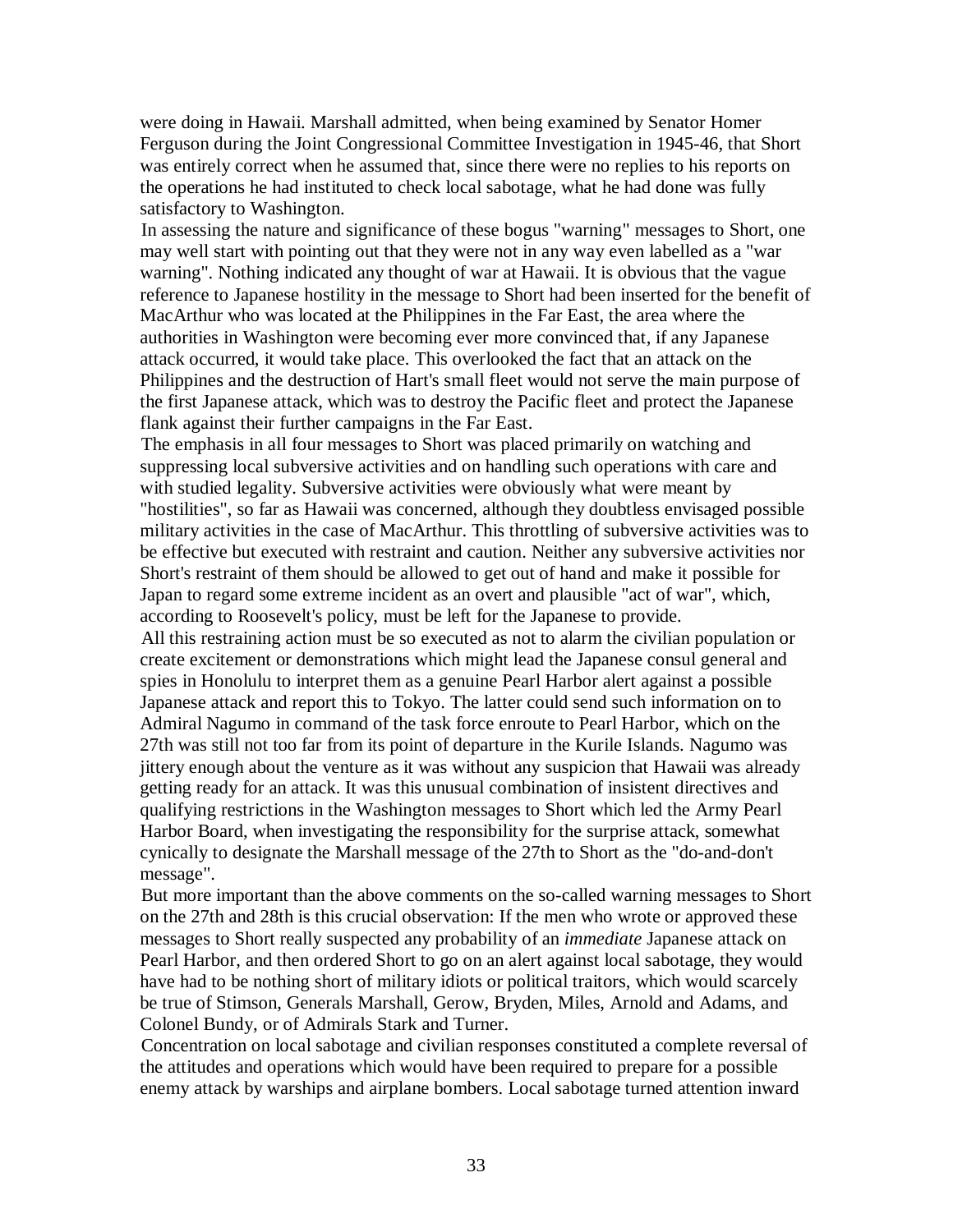were doing in Hawaii. Marshall admitted, when being examined by Senator Homer Ferguson during the Joint Congressional Committee Investigation in 1945-46, that Short was entirely correct when he assumed that, since there were no replies to his reports on the operations he had instituted to check local sabotage, what he had done was fully satisfactory to Washington.

In assessing the nature and significance of these bogus "warning" messages to Short, one may well start with pointing out that they were not in any way even labelled as a "war warning". Nothing indicated any thought of war at Hawaii. It is obvious that the vague reference to Japanese hostility in the message to Short had been inserted for the benefit of MacArthur who was located at the Philippines in the Far East, the area where the authorities in Washington were becoming ever more convinced that, if any Japanese attack occurred, it would take place. This overlooked the fact that an attack on the Philippines and the destruction of Hart's small fleet would not serve the main purpose of the first Japanese attack, which was to destroy the Pacific fleet and protect the Japanese flank against their further campaigns in the Far East.

The emphasis in all four messages to Short was placed primarily on watching and suppressing local subversive activities and on handling such operations with care and with studied legality. Subversive activities were obviously what were meant by "hostilities", so far as Hawaii was concerned, although they doubtless envisaged possible military activities in the case of MacArthur. This throttling of subversive activities was to be effective but executed with restraint and caution. Neither any subversive activities nor Short's restraint of them should be allowed to get out of hand and make it possible for Japan to regard some extreme incident as an overt and plausible "act of war", which, according to Roosevelt's policy, must be left for the Japanese to provide.

All this restraining action must be so executed as not to alarm the civilian population or create excitement or demonstrations which might lead the Japanese consul general and spies in Honolulu to interpret them as a genuine Pearl Harbor alert against a possible Japanese attack and report this to Tokyo. The latter could send such information on to Admiral Nagumo in command of the task force enroute to Pearl Harbor, which on the 27th was still not too far from its point of departure in the Kurile Islands. Nagumo was jittery enough about the venture as it was without any suspicion that Hawaii was already getting ready for an attack. It was this unusual combination of insistent directives and qualifying restrictions in the Washington messages to Short which led the Army Pearl Harbor Board, when investigating the responsibility for the surprise attack, somewhat cynically to designate the Marshall message of the 27th to Short as the "do-and-don't message".

But more important than the above comments on the so-called warning messages to Short on the 27th and 28th is this crucial observation: If the men who wrote or approved these messages to Short really suspected any probability of an *immediate* Japanese attack on Pearl Harbor, and then ordered Short to go on an alert against local sabotage, they would have had to be nothing short of military idiots or political traitors, which would scarcely be true of Stimson, Generals Marshall, Gerow, Bryden, Miles, Arnold and Adams, and Colonel Bundy, or of Admirals Stark and Turner.

Concentration on local sabotage and civilian responses constituted a complete reversal of the attitudes and operations which would have been required to prepare for a possible enemy attack by warships and airplane bombers. Local sabotage turned attention inward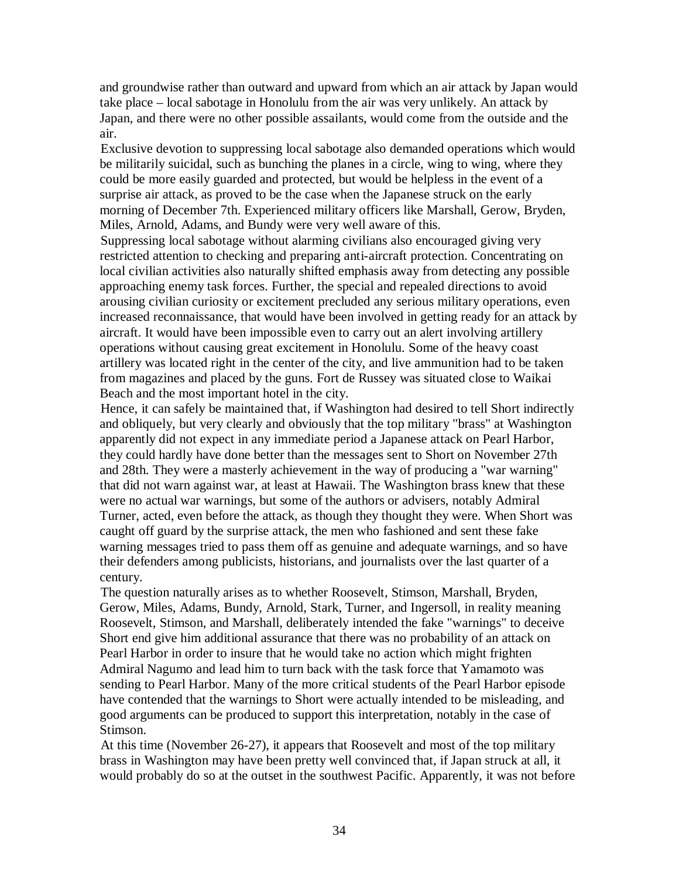and groundwise rather than outward and upward from which an air attack by Japan would take place – local sabotage in Honolulu from the air was very unlikely. An attack by Japan, and there were no other possible assailants, would come from the outside and the air.

Exclusive devotion to suppressing local sabotage also demanded operations which would be militarily suicidal, such as bunching the planes in a circle, wing to wing, where they could be more easily guarded and protected, but would be helpless in the event of a surprise air attack, as proved to be the case when the Japanese struck on the early morning of December 7th. Experienced military officers like Marshall, Gerow, Bryden, Miles, Arnold, Adams, and Bundy were very well aware of this.

Suppressing local sabotage without alarming civilians also encouraged giving very restricted attention to checking and preparing anti-aircraft protection. Concentrating on local civilian activities also naturally shifted emphasis away from detecting any possible approaching enemy task forces. Further, the special and repealed directions to avoid arousing civilian curiosity or excitement precluded any serious military operations, even increased reconnaissance, that would have been involved in getting ready for an attack by aircraft. It would have been impossible even to carry out an alert involving artillery operations without causing great excitement in Honolulu. Some of the heavy coast artillery was located right in the center of the city, and live ammunition had to be taken from magazines and placed by the guns. Fort de Russey was situated close to Waikai Beach and the most important hotel in the city.

Hence, it can safely be maintained that, if Washington had desired to tell Short indirectly and obliquely, but very clearly and obviously that the top military "brass" at Washington apparently did not expect in any immediate period a Japanese attack on Pearl Harbor, they could hardly have done better than the messages sent to Short on November 27th and 28th. They were a masterly achievement in the way of producing a "war warning" that did not warn against war, at least at Hawaii. The Washington brass knew that these were no actual war warnings, but some of the authors or advisers, notably Admiral Turner, acted, even before the attack, as though they thought they were. When Short was caught off guard by the surprise attack, the men who fashioned and sent these fake warning messages tried to pass them off as genuine and adequate warnings, and so have their defenders among publicists, historians, and journalists over the last quarter of a century.

The question naturally arises as to whether Roosevelt, Stimson, Marshall, Bryden, Gerow, Miles, Adams, Bundy, Arnold, Stark, Turner, and Ingersoll, in reality meaning Roosevelt, Stimson, and Marshall, deliberately intended the fake "warnings" to deceive Short end give him additional assurance that there was no probability of an attack on Pearl Harbor in order to insure that he would take no action which might frighten Admiral Nagumo and lead him to turn back with the task force that Yamamoto was sending to Pearl Harbor. Many of the more critical students of the Pearl Harbor episode have contended that the warnings to Short were actually intended to be misleading, and good arguments can be produced to support this interpretation, notably in the case of Stimson.

At this time (November 26-27), it appears that Roosevelt and most of the top military brass in Washington may have been pretty well convinced that, if Japan struck at all, it would probably do so at the outset in the southwest Pacific. Apparently, it was not before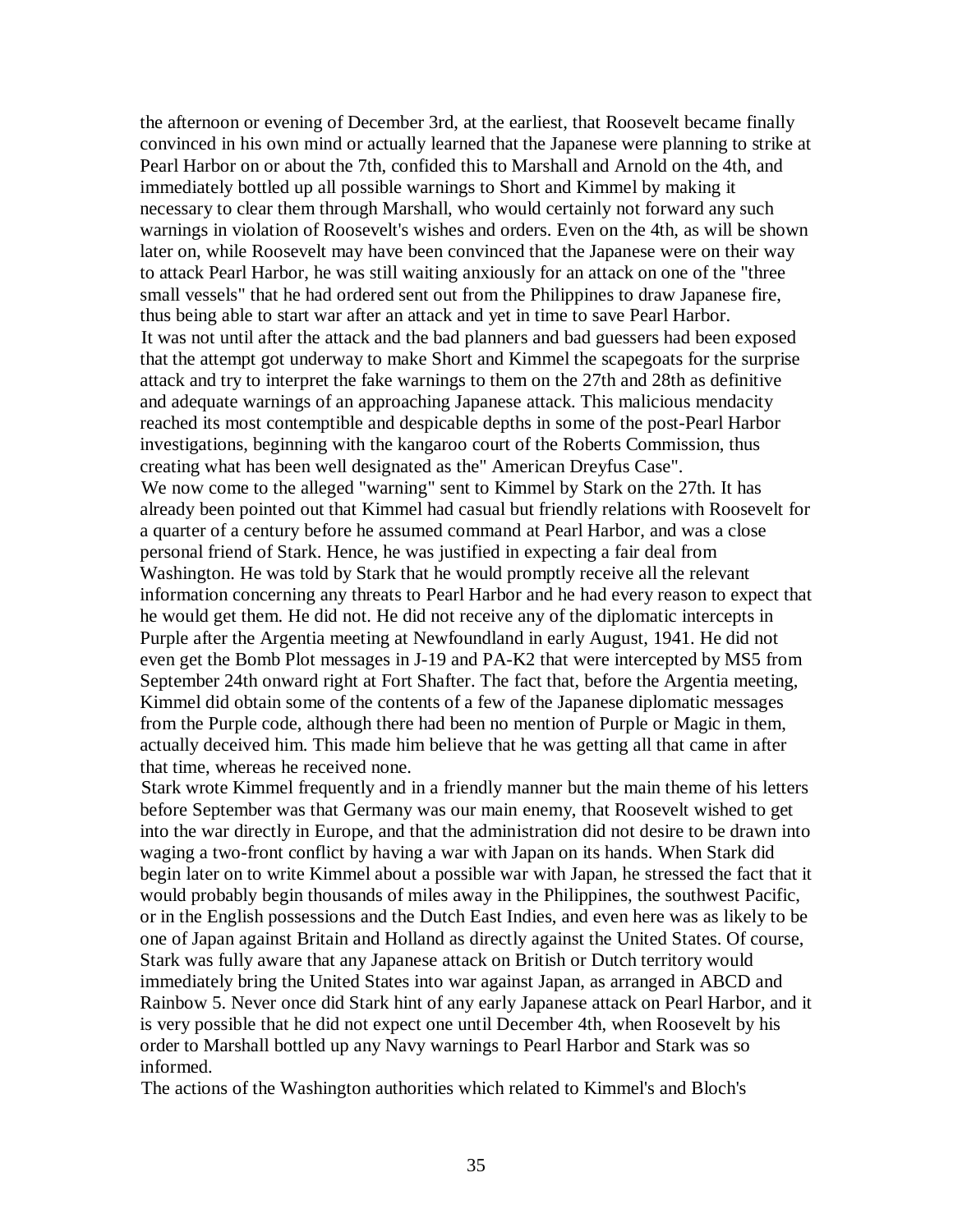the afternoon or evening of December 3rd, at the earliest, that Roosevelt became finally convinced in his own mind or actually learned that the Japanese were planning to strike at Pearl Harbor on or about the 7th, confided this to Marshall and Arnold on the 4th, and immediately bottled up all possible warnings to Short and Kimmel by making it necessary to clear them through Marshall, who would certainly not forward any such warnings in violation of Roosevelt's wishes and orders. Even on the 4th, as will be shown later on, while Roosevelt may have been convinced that the Japanese were on their way to attack Pearl Harbor, he was still waiting anxiously for an attack on one of the "three small vessels" that he had ordered sent out from the Philippines to draw Japanese fire, thus being able to start war after an attack and yet in time to save Pearl Harbor.

It was not until after the attack and the bad planners and bad guessers had been exposed that the attempt got underway to make Short and Kimmel the scapegoats for the surprise attack and try to interpret the fake warnings to them on the 27th and 28th as definitive and adequate warnings of an approaching Japanese attack. This malicious mendacity reached its most contemptible and despicable depths in some of the post-Pearl Harbor investigations, beginning with the kangaroo court of the Roberts Commission, thus creating what has been well designated as the" American Dreyfus Case".

We now come to the alleged "warning" sent to Kimmel by Stark on the 27th. It has already been pointed out that Kimmel had casual but friendly relations with Roosevelt for a quarter of a century before he assumed command at Pearl Harbor, and was a close personal friend of Stark. Hence, he was justified in expecting a fair deal from Washington. He was told by Stark that he would promptly receive all the relevant information concerning any threats to Pearl Harbor and he had every reason to expect that he would get them. He did not. He did not receive any of the diplomatic intercepts in Purple after the Argentia meeting at Newfoundland in early August, 1941. He did not even get the Bomb Plot messages in J-19 and PA-K2 that were intercepted by MS5 from September 24th onward right at Fort Shafter. The fact that, before the Argentia meeting, Kimmel did obtain some of the contents of a few of the Japanese diplomatic messages from the Purple code, although there had been no mention of Purple or Magic in them, actually deceived him. This made him believe that he was getting all that came in after that time, whereas he received none.

Stark wrote Kimmel frequently and in a friendly manner but the main theme of his letters before September was that Germany was our main enemy, that Roosevelt wished to get into the war directly in Europe, and that the administration did not desire to be drawn into waging a two-front conflict by having a war with Japan on its hands. When Stark did begin later on to write Kimmel about a possible war with Japan, he stressed the fact that it would probably begin thousands of miles away in the Philippines, the southwest Pacific, or in the English possessions and the Dutch East Indies, and even here was as likely to be one of Japan against Britain and Holland as directly against the United States. Of course, Stark was fully aware that any Japanese attack on British or Dutch territory would immediately bring the United States into war against Japan, as arranged in ABCD and Rainbow 5. Never once did Stark hint of any early Japanese attack on Pearl Harbor, and it is very possible that he did not expect one until December 4th, when Roosevelt by his order to Marshall bottled up any Navy warnings to Pearl Harbor and Stark was so informed.

The actions of the Washington authorities which related to Kimmel's and Bloch's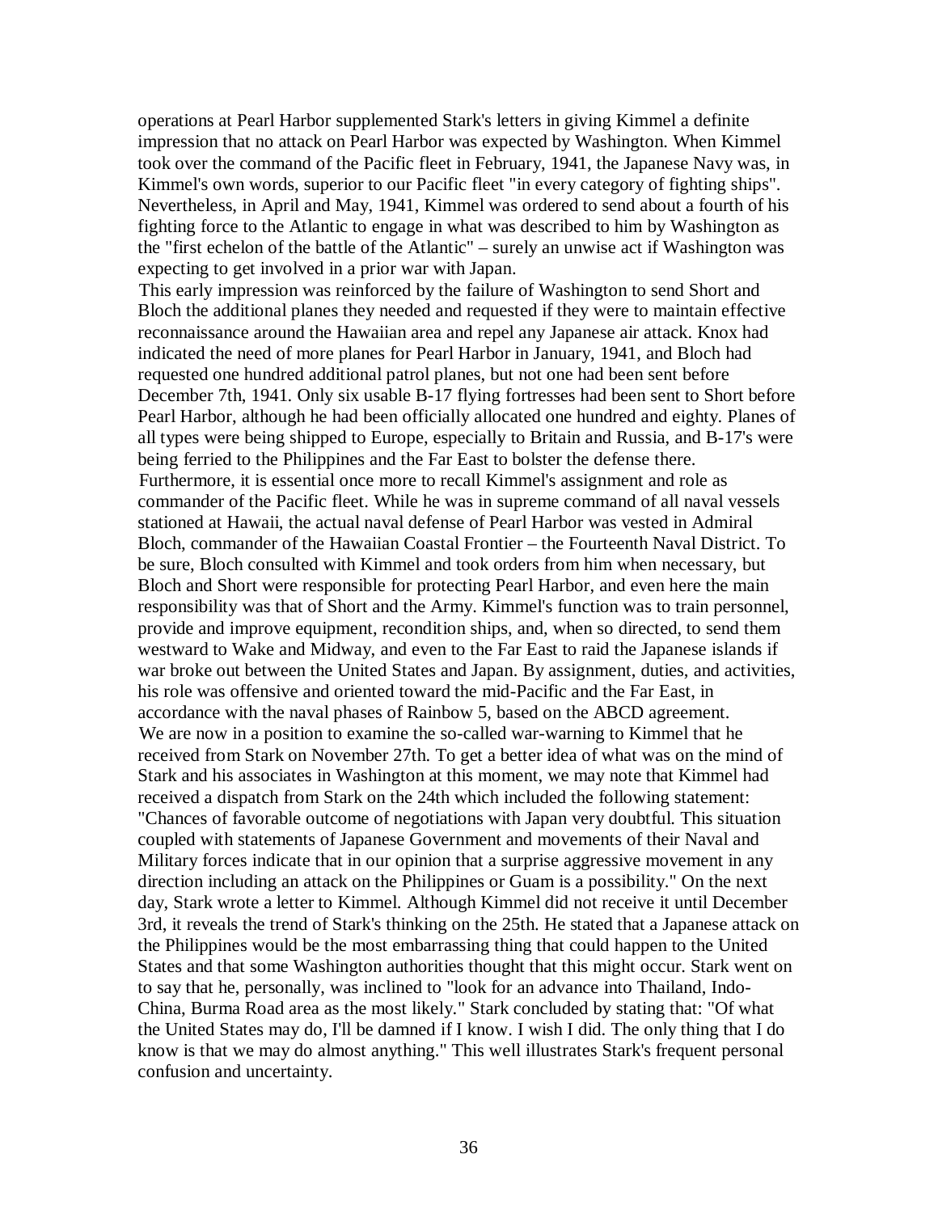operations at Pearl Harbor supplemented Stark's letters in giving Kimmel a definite impression that no attack on Pearl Harbor was expected by Washington. When Kimmel took over the command of the Pacific fleet in February, 1941, the Japanese Navy was, in Kimmel's own words, superior to our Pacific fleet "in every category of fighting ships". Nevertheless, in April and May, 1941, Kimmel was ordered to send about a fourth of his fighting force to the Atlantic to engage in what was described to him by Washington as the "first echelon of the battle of the Atlantic" – surely an unwise act if Washington was expecting to get involved in a prior war with Japan.

This early impression was reinforced by the failure of Washington to send Short and Bloch the additional planes they needed and requested if they were to maintain effective reconnaissance around the Hawaiian area and repel any Japanese air attack. Knox had indicated the need of more planes for Pearl Harbor in January, 1941, and Bloch had requested one hundred additional patrol planes, but not one had been sent before December 7th, 1941. Only six usable B-17 flying fortresses had been sent to Short before Pearl Harbor, although he had been officially allocated one hundred and eighty. Planes of all types were being shipped to Europe, especially to Britain and Russia, and B-17's were being ferried to the Philippines and the Far East to bolster the defense there.

Furthermore, it is essential once more to recall Kimmel's assignment and role as commander of the Pacific fleet. While he was in supreme command of all naval vessels stationed at Hawaii, the actual naval defense of Pearl Harbor was vested in Admiral Bloch, commander of the Hawaiian Coastal Frontier – the Fourteenth Naval District. To be sure, Bloch consulted with Kimmel and took orders from him when necessary, but Bloch and Short were responsible for protecting Pearl Harbor, and even here the main responsibility was that of Short and the Army. Kimmel's function was to train personnel, provide and improve equipment, recondition ships, and, when so directed, to send them westward to Wake and Midway, and even to the Far East to raid the Japanese islands if war broke out between the United States and Japan. By assignment, duties, and activities, his role was offensive and oriented toward the mid-Pacific and the Far East, in accordance with the naval phases of Rainbow 5, based on the ABCD agreement.

We are now in a position to examine the so-called war-warning to Kimmel that he received from Stark on November 27th. To get a better idea of what was on the mind of Stark and his associates in Washington at this moment, we may note that Kimmel had received a dispatch from Stark on the 24th which included the following statement: "Chances of favorable outcome of negotiations with Japan very doubtful. This situation coupled with statements of Japanese Government and movements of their Naval and Military forces indicate that in our opinion that a surprise aggressive movement in any direction including an attack on the Philippines or Guam is a possibility." On the next day, Stark wrote a letter to Kimmel. Although Kimmel did not receive it until December 3rd, it reveals the trend of Stark's thinking on the 25th. He stated that a Japanese attack on the Philippines would be the most embarrassing thing that could happen to the United States and that some Washington authorities thought that this might occur. Stark went on to say that he, personally, was inclined to "look for an advance into Thailand, Indo-China, Burma Road area as the most likely." Stark concluded by stating that: "Of what the United States may do, I'll be damned if I know. I wish I did. The only thing that I do know is that we may do almost anything." This well illustrates Stark's frequent personal confusion and uncertainty.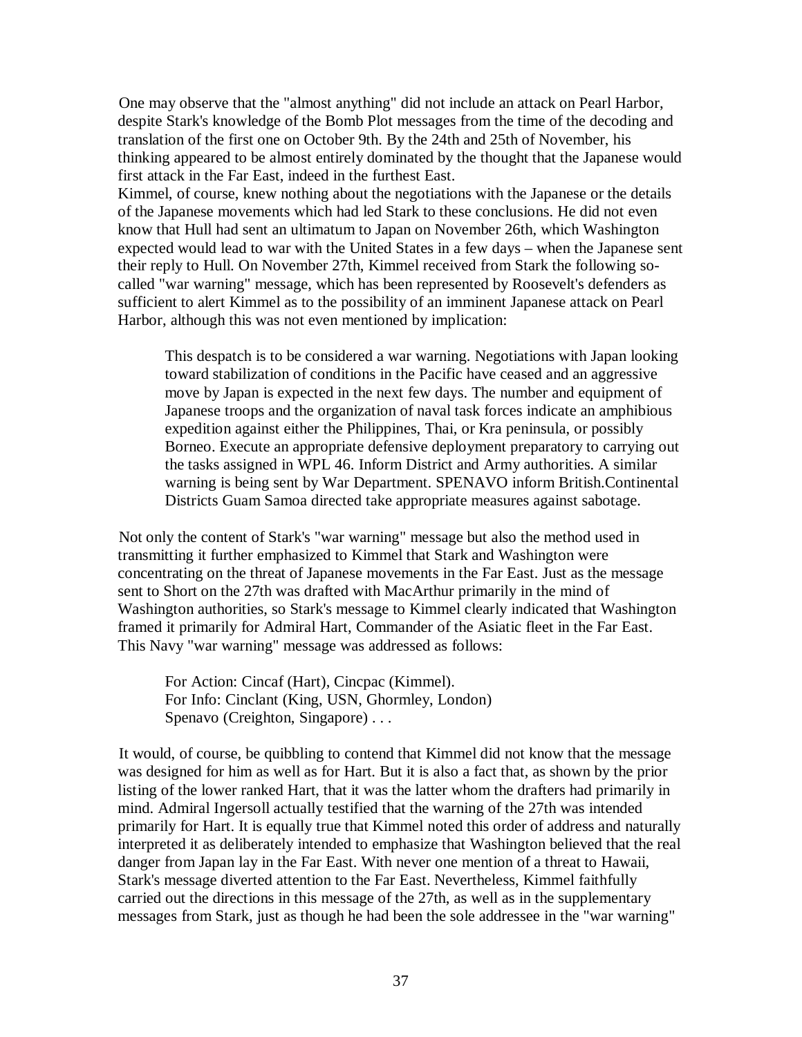One may observe that the "almost anything" did not include an attack on Pearl Harbor, despite Stark's knowledge of the Bomb Plot messages from the time of the decoding and translation of the first one on October 9th. By the 24th and 25th of November, his thinking appeared to be almost entirely dominated by the thought that the Japanese would first attack in the Far East, indeed in the furthest East.

Kimmel, of course, knew nothing about the negotiations with the Japanese or the details of the Japanese movements which had led Stark to these conclusions. He did not even know that Hull had sent an ultimatum to Japan on November 26th, which Washington expected would lead to war with the United States in a few days – when the Japanese sent their reply to Hull. On November 27th, Kimmel received from Stark the following so-called "war warning" message, which has been represented by Roosevelt's defenders as sufficient to alert Kimmel as to the possibility of an imminent Japanese attack on Pearl Harbor, although this was not even mentioned by implication:

> This despatch is to be considered a war warning. Negotiations with Japan looking toward stabilization of conditions in the Pacific have ceased and an aggressive move by Japan is expected in the next few days. The number and equipment of Japanese troops and the organization of naval task forces indicate an amphibious expedition against either the Philippines, Thai, or Kra peninsula, or possibly Borneo. Execute an appropriate defensive deployment preparatory to carrying out the tasks assigned in WPL 46. Inform District and Army authorities. A similar warning is being sent by War Department. SPENAVO inform British.Continental Districts Guam Samoa directed take appropriate measures against sabotage.

Not only the content of Stark's "war warning" message but also the method used in transmitting it further emphasized to Kimmel that Stark and Washington were concentrating on the threat of Japanese movements in the Far East. Just as the message sent to Short on the 27th was drafted with MacArthur primarily in the mind of Washington authorities, so Stark's message to Kimmel clearly indicated that Washington framed it primarily for Admiral Hart, Commander of the Asiatic fleet in the Far East. This Navy "war warning" message was addressed as follows:

> For Action: Cincaf (Hart), Cincpac (Kimmel).
> For Info: Cinclant (King, USN, Ghormley, London)
> Spenavo (Creighton, Singapore) . . .

It would, of course, be quibbling to contend that Kimmel did not know that the message was designed for him as well as for Hart. But it is also a fact that, as shown by the prior listing of the lower ranked Hart, that it was the latter whom the drafters had primarily in mind. Admiral Ingersoll actually testified that the warning of the 27th was intended primarily for Hart. It is equally true that Kimmel noted this order of address and naturally interpreted it as deliberately intended to emphasize that Washington believed that the real danger from Japan lay in the Far East. With never one mention of a threat to Hawaii, Stark's message diverted attention to the Far East. Nevertheless, Kimmel faithfully carried out the directions in this message of the 27th, as well as in the supplementary messages from Stark, just as though he had been the sole addressee in the "war warning"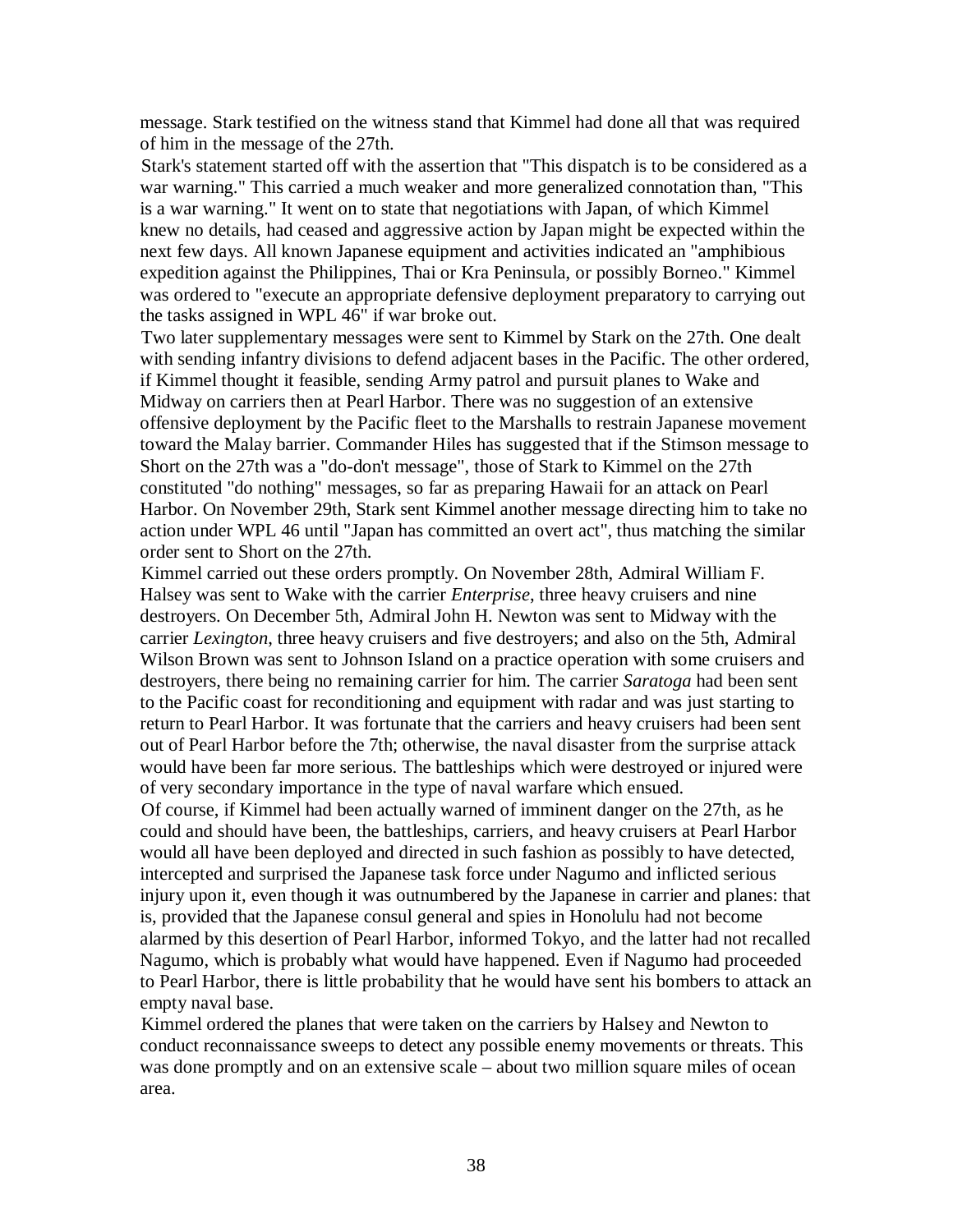message. Stark testified on the witness stand that Kimmel had done all that was required of him in the message of the 27th.

Stark's statement started off with the assertion that "This dispatch is to be considered as a war warning." This carried a much weaker and more generalized connotation than, "This is a war warning." It went on to state that negotiations with Japan, of which Kimmel knew no details, had ceased and aggressive action by Japan might be expected within the next few days. All known Japanese equipment and activities indicated an "amphibious expedition against the Philippines, Thai or Kra Peninsula, or possibly Borneo." Kimmel was ordered to "execute an appropriate defensive deployment preparatory to carrying out the tasks assigned in WPL 46" if war broke out.

Two later supplementary messages were sent to Kimmel by Stark on the 27th. One dealt with sending infantry divisions to defend adjacent bases in the Pacific. The other ordered, if Kimmel thought it feasible, sending Army patrol and pursuit planes to Wake and Midway on carriers then at Pearl Harbor. There was no suggestion of an extensive offensive deployment by the Pacific fleet to the Marshalls to restrain Japanese movement toward the Malay barrier. Commander Hiles has suggested that if the Stimson message to Short on the 27th was a "do-don't message", those of Stark to Kimmel on the 27th constituted "do nothing" messages, so far as preparing Hawaii for an attack on Pearl Harbor. On November 29th, Stark sent Kimmel another message directing him to take no action under WPL 46 until "Japan has committed an overt act", thus matching the similar order sent to Short on the 27th.

Kimmel carried out these orders promptly. On November 28th, Admiral William F. Halsey was sent to Wake with the carrier *Enterprise*, three heavy cruisers and nine destroyers. On December 5th, Admiral John H. Newton was sent to Midway with the carrier *Lexington*, three heavy cruisers and five destroyers; and also on the 5th, Admiral Wilson Brown was sent to Johnson Island on a practice operation with some cruisers and destroyers, there being no remaining carrier for him. The carrier *Saratoga* had been sent to the Pacific coast for reconditioning and equipment with radar and was just starting to return to Pearl Harbor. It was fortunate that the carriers and heavy cruisers had been sent out of Pearl Harbor before the 7th; otherwise, the naval disaster from the surprise attack would have been far more serious. The battleships which were destroyed or injured were of very secondary importance in the type of naval warfare which ensued.

Of course, if Kimmel had been actually warned of imminent danger on the 27th, as he could and should have been, the battleships, carriers, and heavy cruisers at Pearl Harbor would all have been deployed and directed in such fashion as possibly to have detected, intercepted and surprised the Japanese task force under Nagumo and inflicted serious injury upon it, even though it was outnumbered by the Japanese in carrier and planes: that is, provided that the Japanese consul general and spies in Honolulu had not become alarmed by this desertion of Pearl Harbor, informed Tokyo, and the latter had not recalled Nagumo, which is probably what would have happened. Even if Nagumo had proceeded to Pearl Harbor, there is little probability that he would have sent his bombers to attack an empty naval base.

Kimmel ordered the planes that were taken on the carriers by Halsey and Newton to conduct reconnaissance sweeps to detect any possible enemy movements or threats. This was done promptly and on an extensive scale – about two million square miles of ocean area.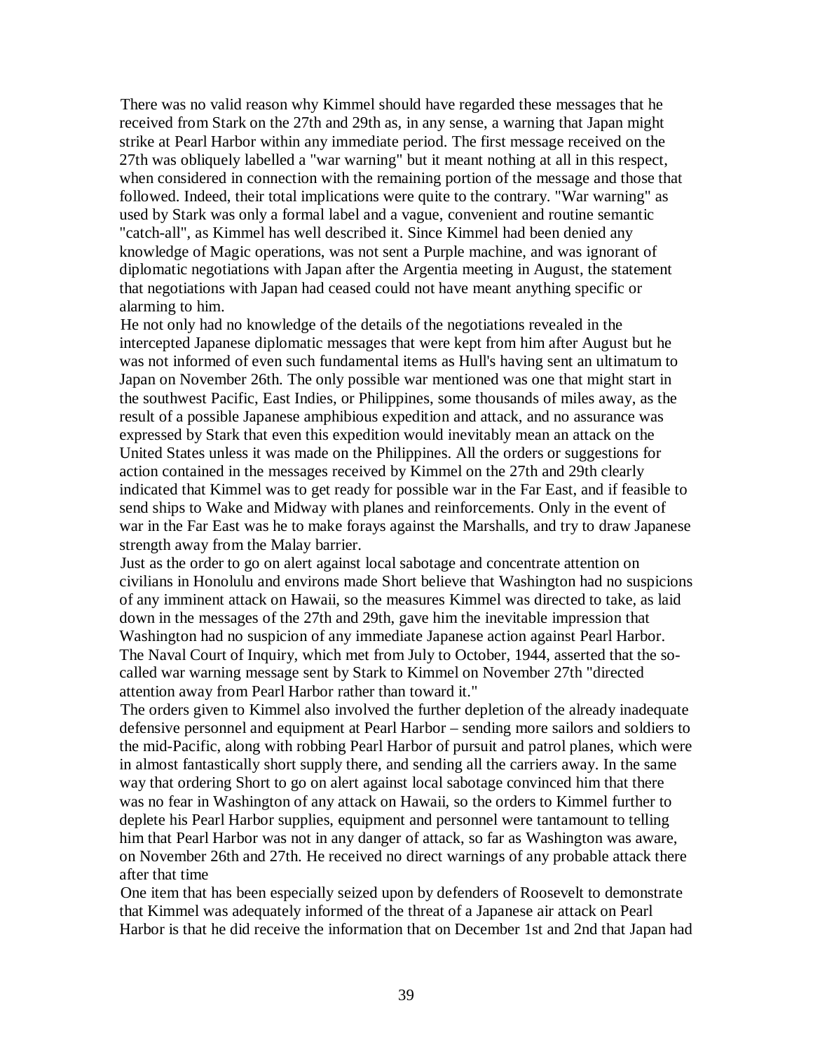There was no valid reason why Kimmel should have regarded these messages that he received from Stark on the 27th and 29th as, in any sense, a warning that Japan might strike at Pearl Harbor within any immediate period. The first message received on the 27th was obliquely labelled a "war warning" but it meant nothing at all in this respect, when considered in connection with the remaining portion of the message and those that followed. Indeed, their total implications were quite to the contrary. "War warning" as used by Stark was only a formal label and a vague, convenient and routine semantic "catch-all", as Kimmel has well described it. Since Kimmel had been denied any knowledge of Magic operations, was not sent a Purple machine, and was ignorant of diplomatic negotiations with Japan after the Argentia meeting in August, the statement that negotiations with Japan had ceased could not have meant anything specific or alarming to him.

He not only had no knowledge of the details of the negotiations revealed in the intercepted Japanese diplomatic messages that were kept from him after August but he was not informed of even such fundamental items as Hull's having sent an ultimatum to Japan on November 26th. The only possible war mentioned was one that might start in the southwest Pacific, East Indies, or Philippines, some thousands of miles away, as the result of a possible Japanese amphibious expedition and attack, and no assurance was expressed by Stark that even this expedition would inevitably mean an attack on the United States unless it was made on the Philippines. All the orders or suggestions for action contained in the messages received by Kimmel on the 27th and 29th clearly indicated that Kimmel was to get ready for possible war in the Far East, and if feasible to send ships to Wake and Midway with planes and reinforcements. Only in the event of war in the Far East was he to make forays against the Marshalls, and try to draw Japanese strength away from the Malay barrier.

Just as the order to go on alert against local sabotage and concentrate attention on civilians in Honolulu and environs made Short believe that Washington had no suspicions of any imminent attack on Hawaii, so the measures Kimmel was directed to take, as laid down in the messages of the 27th and 29th, gave him the inevitable impression that Washington had no suspicion of any immediate Japanese action against Pearl Harbor. The Naval Court of Inquiry, which met from July to October, 1944, asserted that the so-called war warning message sent by Stark to Kimmel on November 27th "directed attention away from Pearl Harbor rather than toward it."

The orders given to Kimmel also involved the further depletion of the already inadequate defensive personnel and equipment at Pearl Harbor – sending more sailors and soldiers to the mid-Pacific, along with robbing Pearl Harbor of pursuit and patrol planes, which were in almost fantastically short supply there, and sending all the carriers away. In the same way that ordering Short to go on alert against local sabotage convinced him that there was no fear in Washington of any attack on Hawaii, so the orders to Kimmel further to deplete his Pearl Harbor supplies, equipment and personnel were tantamount to telling him that Pearl Harbor was not in any danger of attack, so far as Washington was aware, on November 26th and 27th. He received no direct warnings of any probable attack there after that time

One item that has been especially seized upon by defenders of Roosevelt to demonstrate that Kimmel was adequately informed of the threat of a Japanese air attack on Pearl Harbor is that he did receive the information that on December 1st and 2nd that Japan had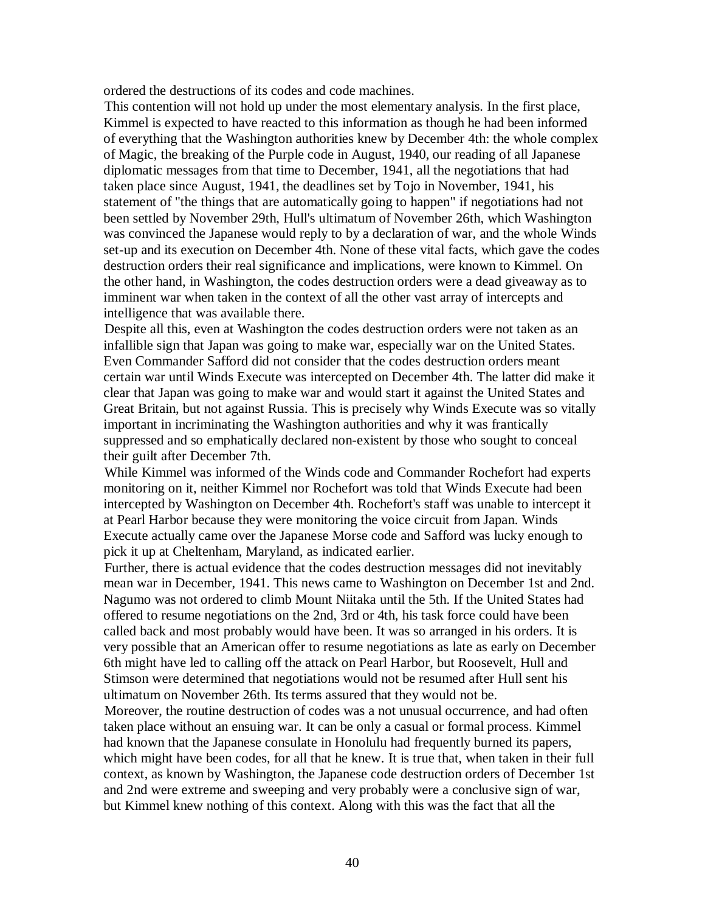ordered the destructions of its codes and code machines.

This contention will not hold up under the most elementary analysis. In the first place, Kimmel is expected to have reacted to this information as though he had been informed of everything that the Washington authorities knew by December 4th: the whole complex of Magic, the breaking of the Purple code in August, 1940, our reading of all Japanese diplomatic messages from that time to December, 1941, all the negotiations that had taken place since August, 1941, the deadlines set by Tojo in November, 1941, his statement of "the things that are automatically going to happen" if negotiations had not been settled by November 29th, Hull's ultimatum of November 26th, which Washington was convinced the Japanese would reply to by a declaration of war, and the whole Winds set-up and its execution on December 4th. None of these vital facts, which gave the codes destruction orders their real significance and implications, were known to Kimmel. On the other hand, in Washington, the codes destruction orders were a dead giveaway as to imminent war when taken in the context of all the other vast array of intercepts and intelligence that was available there.

Despite all this, even at Washington the codes destruction orders were not taken as an infallible sign that Japan was going to make war, especially war on the United States. Even Commander Safford did not consider that the codes destruction orders meant certain war until Winds Execute was intercepted on December 4th. The latter did make it clear that Japan was going to make war and would start it against the United States and Great Britain, but not against Russia. This is precisely why Winds Execute was so vitally important in incriminating the Washington authorities and why it was frantically suppressed and so emphatically declared non-existent by those who sought to conceal their guilt after December 7th.

While Kimmel was informed of the Winds code and Commander Rochefort had experts monitoring on it, neither Kimmel nor Rochefort was told that Winds Execute had been intercepted by Washington on December 4th. Rochefort's staff was unable to intercept it at Pearl Harbor because they were monitoring the voice circuit from Japan. Winds Execute actually came over the Japanese Morse code and Safford was lucky enough to pick it up at Cheltenham, Maryland, as indicated earlier.

Further, there is actual evidence that the codes destruction messages did not inevitably mean war in December, 1941. This news came to Washington on December 1st and 2nd. Nagumo was not ordered to climb Mount Niitaka until the 5th. If the United States had offered to resume negotiations on the 2nd, 3rd or 4th, his task force could have been called back and most probably would have been. It was so arranged in his orders. It is very possible that an American offer to resume negotiations as late as early on December 6th might have led to calling off the attack on Pearl Harbor, but Roosevelt, Hull and Stimson were determined that negotiations would not be resumed after Hull sent his ultimatum on November 26th. Its terms assured that they would not be.

Moreover, the routine destruction of codes was a not unusual occurrence, and had often taken place without an ensuing war. It can be only a casual or formal process. Kimmel had known that the Japanese consulate in Honolulu had frequently burned its papers, which might have been codes, for all that he knew. It is true that, when taken in their full context, as known by Washington, the Japanese code destruction orders of December 1st and 2nd were extreme and sweeping and very probably were a conclusive sign of war, but Kimmel knew nothing of this context. Along with this was the fact that all the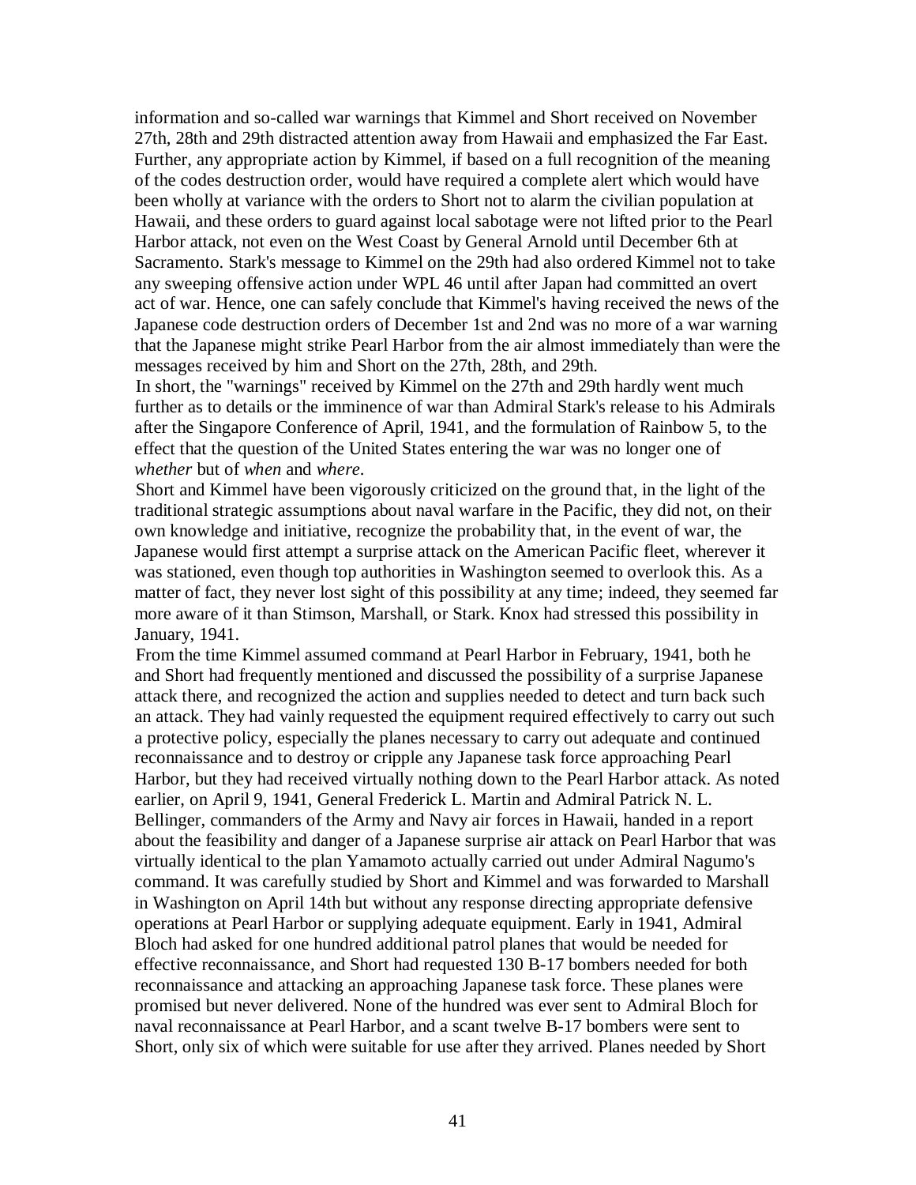information and so-called war warnings that Kimmel and Short received on November 27th, 28th and 29th distracted attention away from Hawaii and emphasized the Far East. Further, any appropriate action by Kimmel, if based on a full recognition of the meaning of the codes destruction order, would have required a complete alert which would have been wholly at variance with the orders to Short not to alarm the civilian population at Hawaii, and these orders to guard against local sabotage were not lifted prior to the Pearl Harbor attack, not even on the West Coast by General Arnold until December 6th at Sacramento. Stark's message to Kimmel on the 29th had also ordered Kimmel not to take any sweeping offensive action under WPL 46 until after Japan had committed an overt act of war. Hence, one can safely conclude that Kimmel's having received the news of the Japanese code destruction orders of December 1st and 2nd was no more of a war warning that the Japanese might strike Pearl Harbor from the air almost immediately than were the messages received by him and Short on the 27th, 28th, and 29th.

In short, the "warnings" received by Kimmel on the 27th and 29th hardly went much further as to details or the imminence of war than Admiral Stark's release to his Admirals after the Singapore Conference of April, 1941, and the formulation of Rainbow 5, to the effect that the question of the United States entering the war was no longer one of *whether* but of *when* and *where*.

Short and Kimmel have been vigorously criticized on the ground that, in the light of the traditional strategic assumptions about naval warfare in the Pacific, they did not, on their own knowledge and initiative, recognize the probability that, in the event of war, the Japanese would first attempt a surprise attack on the American Pacific fleet, wherever it was stationed, even though top authorities in Washington seemed to overlook this. As a matter of fact, they never lost sight of this possibility at any time; indeed, they seemed far more aware of it than Stimson, Marshall, or Stark. Knox had stressed this possibility in January, 1941.

From the time Kimmel assumed command at Pearl Harbor in February, 1941, both he and Short had frequently mentioned and discussed the possibility of a surprise Japanese attack there, and recognized the action and supplies needed to detect and turn back such an attack. They had vainly requested the equipment required effectively to carry out such a protective policy, especially the planes necessary to carry out adequate and continued reconnaissance and to destroy or cripple any Japanese task force approaching Pearl Harbor, but they had received virtually nothing down to the Pearl Harbor attack. As noted earlier, on April 9, 1941, General Frederick L. Martin and Admiral Patrick N. L. Bellinger, commanders of the Army and Navy air forces in Hawaii, handed in a report about the feasibility and danger of a Japanese surprise air attack on Pearl Harbor that was virtually identical to the plan Yamamoto actually carried out under Admiral Nagumo's command. It was carefully studied by Short and Kimmel and was forwarded to Marshall in Washington on April 14th but without any response directing appropriate defensive operations at Pearl Harbor or supplying adequate equipment. Early in 1941, Admiral Bloch had asked for one hundred additional patrol planes that would be needed for effective reconnaissance, and Short had requested 130 B-17 bombers needed for both reconnaissance and attacking an approaching Japanese task force. These planes were promised but never delivered. None of the hundred was ever sent to Admiral Bloch for naval reconnaissance at Pearl Harbor, and a scant twelve B-17 bombers were sent to Short, only six of which were suitable for use after they arrived. Planes needed by Short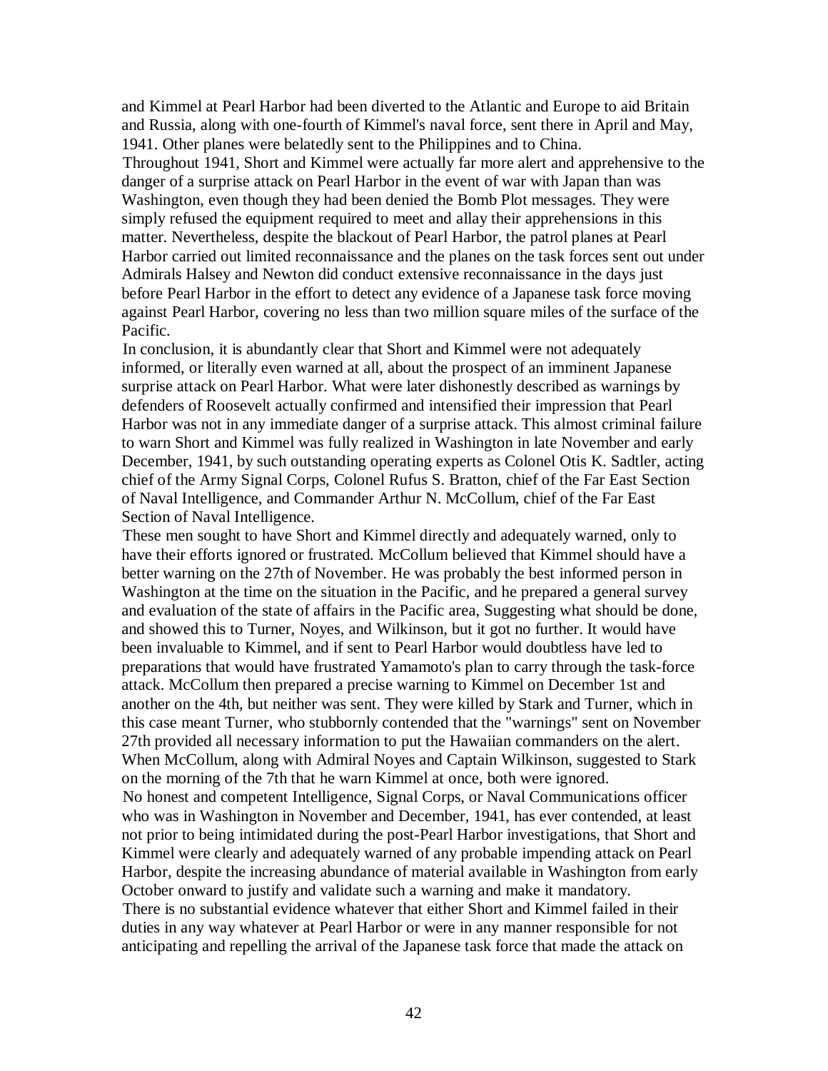and Kimmel at Pearl Harbor had been diverted to the Atlantic and Europe to aid Britain and Russia, along with one-fourth of Kimmel's naval force, sent there in April and May, 1941. Other planes were belatedly sent to the Philippines and to China.

Throughout 1941, Short and Kimmel were actually far more alert and apprehensive to the danger of a surprise attack on Pearl Harbor in the event of war with Japan than was Washington, even though they had been denied the Bomb Plot messages. They were simply refused the equipment required to meet and allay their apprehensions in this matter. Nevertheless, despite the blackout of Pearl Harbor, the patrol planes at Pearl Harbor carried out limited reconnaissance and the planes on the task forces sent out under Admirals Halsey and Newton did conduct extensive reconnaissance in the days just before Pearl Harbor in the effort to detect any evidence of a Japanese task force moving against Pearl Harbor, covering no less than two million square miles of the surface of the Pacific.

In conclusion, it is abundantly clear that Short and Kimmel were not adequately informed, or literally even warned at all, about the prospect of an imminent Japanese surprise attack on Pearl Harbor. What were later dishonestly described as warnings by defenders of Roosevelt actually confirmed and intensified their impression that Pearl Harbor was not in any immediate danger of a surprise attack. This almost criminal failure to warn Short and Kimmel was fully realized in Washington in late November and early December, 1941, by such outstanding operating experts as Colonel Otis K. Sadtler, acting chief of the Army Signal Corps, Colonel Rufus S. Bratton, chief of the Far East Section of Naval Intelligence, and Commander Arthur N. McCollum, chief of the Far East Section of Naval Intelligence.

These men sought to have Short and Kimmel directly and adequately warned, only to have their efforts ignored or frustrated. McCollum believed that Kimmel should have a better warning on the 27th of November. He was probably the best informed person in Washington at the time on the situation in the Pacific, and he prepared a general survey and evaluation of the state of affairs in the Pacific area, Suggesting what should be done, and showed this to Turner, Noyes, and Wilkinson, but it got no further. It would have been invaluable to Kimmel, and if sent to Pearl Harbor would doubtless have led to preparations that would have frustrated Yamamoto's plan to carry through the task-force attack. McCollum then prepared a precise warning to Kimmel on December 1st and another on the 4th, but neither was sent. They were killed by Stark and Turner, which in this case meant Turner, who stubbornly contended that the "warnings" sent on November 27th provided all necessary information to put the Hawaiian commanders on the alert. When McCollum, along with Admiral Noyes and Captain Wilkinson, suggested to Stark on the morning of the 7th that he warn Kimmel at once, both were ignored.

No honest and competent Intelligence, Signal Corps, or Naval Communications officer who was in Washington in November and December, 1941, has ever contended, at least not prior to being intimidated during the post-Pearl Harbor investigations, that Short and Kimmel were clearly and adequately warned of any probable impending attack on Pearl Harbor, despite the increasing abundance of material available in Washington from early October onward to justify and validate such a warning and make it mandatory.

There is no substantial evidence whatever that either Short and Kimmel failed in their duties in any way whatever at Pearl Harbor or were in any manner responsible for not anticipating and repelling the arrival of the Japanese task force that made the attack on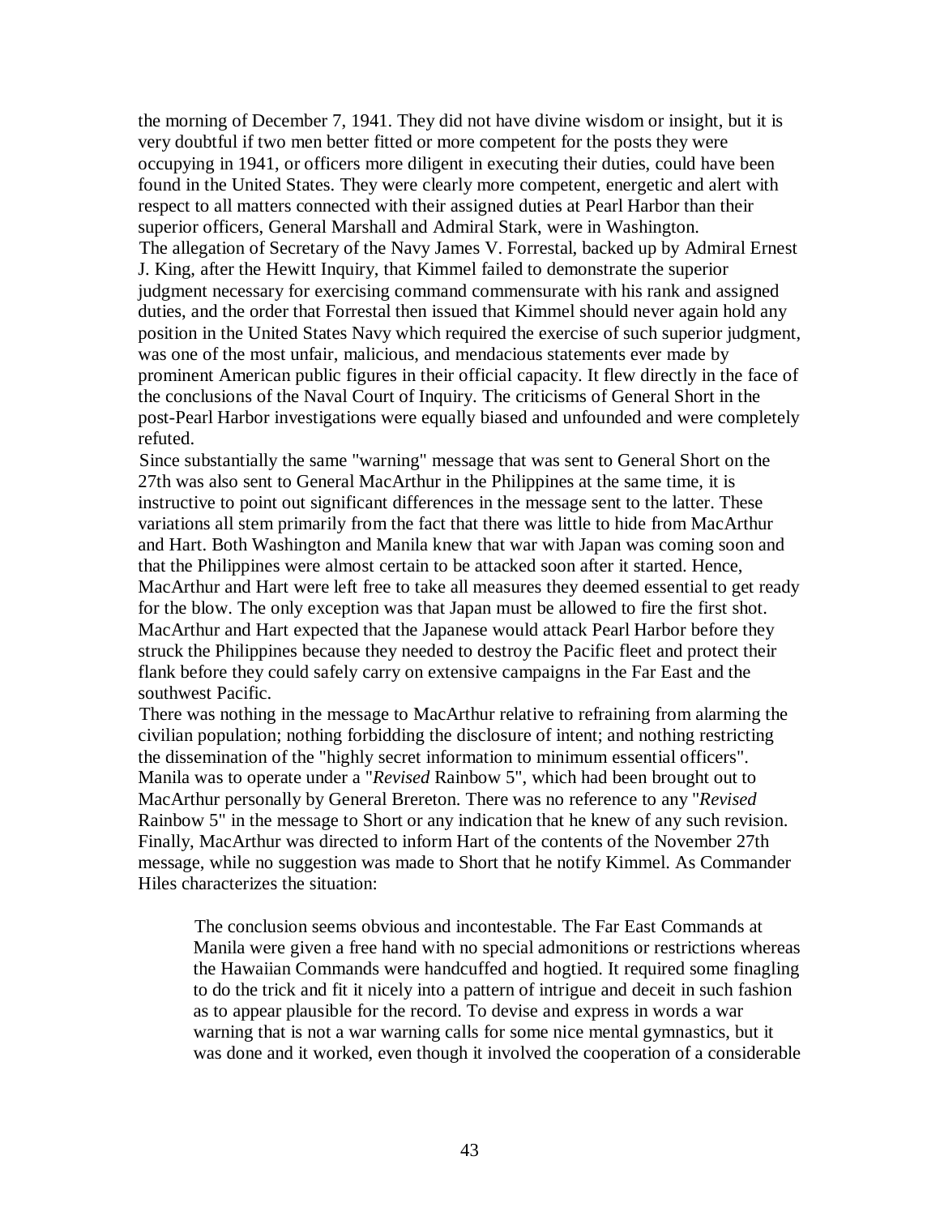the morning of December 7, 1941. They did not have divine wisdom or insight, but it is very doubtful if two men better fitted or more competent for the posts they were occupying in 1941, or officers more diligent in executing their duties, could have been found in the United States. They were clearly more competent, energetic and alert with respect to all matters connected with their assigned duties at Pearl Harbor than their superior officers, General Marshall and Admiral Stark, were in Washington.

The allegation of Secretary of the Navy James V. Forrestal, backed up by Admiral Ernest J. King, after the Hewitt Inquiry, that Kimmel failed to demonstrate the superior judgment necessary for exercising command commensurate with his rank and assigned duties, and the order that Forrestal then issued that Kimmel should never again hold any position in the United States Navy which required the exercise of such superior judgment, was one of the most unfair, malicious, and mendacious statements ever made by prominent American public figures in their official capacity. It flew directly in the face of the conclusions of the Naval Court of Inquiry. The criticisms of General Short in the post-Pearl Harbor investigations were equally biased and unfounded and were completely refuted.

Since substantially the same "warning" message that was sent to General Short on the 27th was also sent to General MacArthur in the Philippines at the same time, it is instructive to point out significant differences in the message sent to the latter. These variations all stem primarily from the fact that there was little to hide from MacArthur and Hart. Both Washington and Manila knew that war with Japan was coming soon and that the Philippines were almost certain to be attacked soon after it started. Hence, MacArthur and Hart were left free to take all measures they deemed essential to get ready for the blow. The only exception was that Japan must be allowed to fire the first shot. MacArthur and Hart expected that the Japanese would attack Pearl Harbor before they struck the Philippines because they needed to destroy the Pacific fleet and protect their flank before they could safely carry on extensive campaigns in the Far East and the southwest Pacific.

There was nothing in the message to MacArthur relative to refraining from alarming the civilian population; nothing forbidding the disclosure of intent; and nothing restricting the dissemination of the "highly secret information to minimum essential officers". Manila was to operate under a "*Revised* Rainbow 5", which had been brought out to MacArthur personally by General Brereton. There was no reference to any "*Revised* Rainbow 5" in the message to Short or any indication that he knew of any such revision. Finally, MacArthur was directed to inform Hart of the contents of the November 27th message, while no suggestion was made to Short that he notify Kimmel. As Commander Hiles characterizes the situation:

> The conclusion seems obvious and incontestable. The Far East Commands at Manila were given a free hand with no special admonitions or restrictions whereas the Hawaiian Commands were handcuffed and hogtied. It required some finagling to do the trick and fit it nicely into a pattern of intrigue and deceit in such fashion as to appear plausible for the record. To devise and express in words a war warning that is not a war warning calls for some nice mental gymnastics, but it was done and it worked, even though it involved the cooperation of a considerable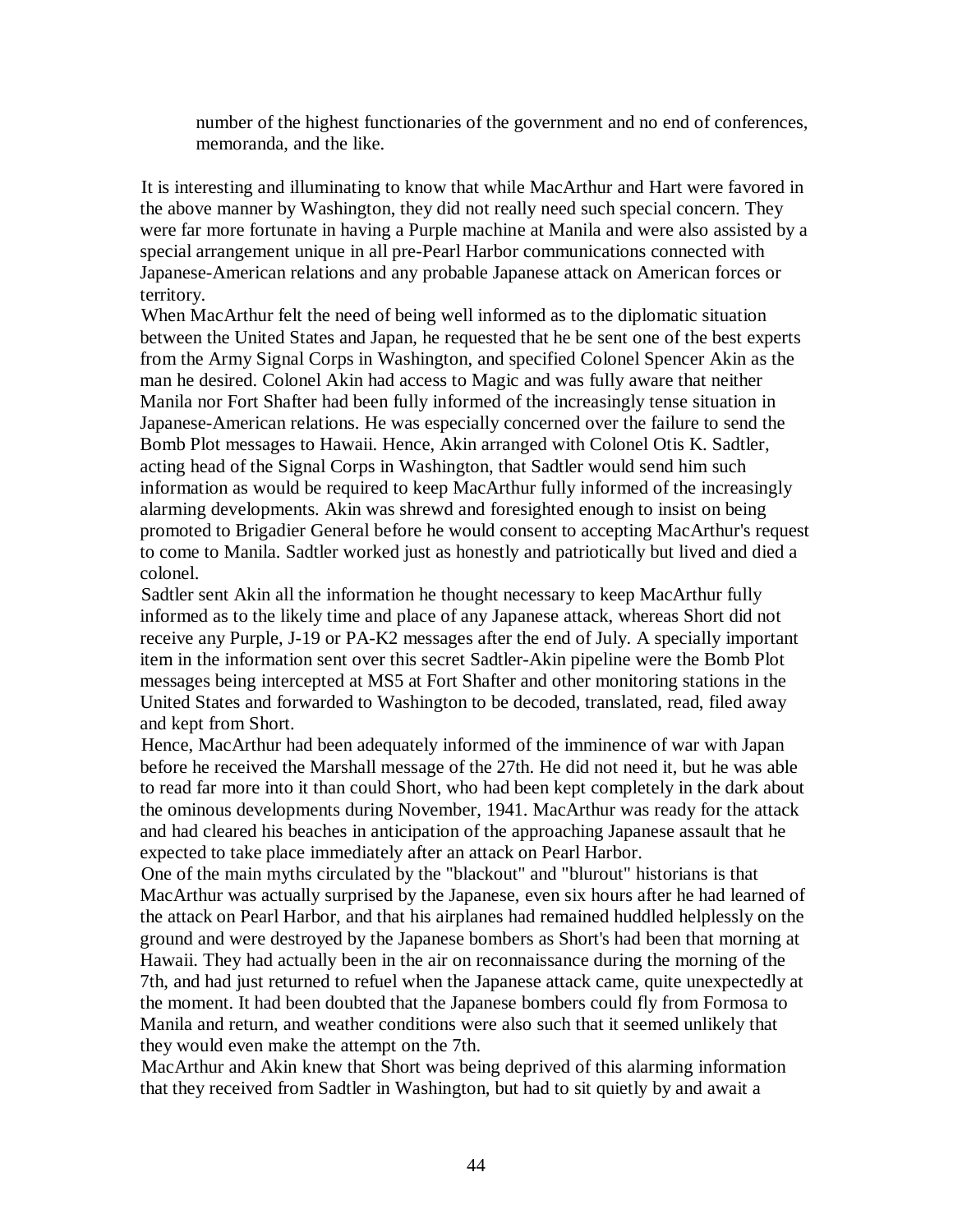number of the highest functionaries of the government and no end of conferences, memoranda, and the like.

It is interesting and illuminating to know that while MacArthur and Hart were favored in the above manner by Washington, they did not really need such special concern. They were far more fortunate in having a Purple machine at Manila and were also assisted by a special arrangement unique in all pre-Pearl Harbor communications connected with Japanese-American relations and any probable Japanese attack on American forces or territory.

When MacArthur felt the need of being well informed as to the diplomatic situation between the United States and Japan, he requested that he be sent one of the best experts from the Army Signal Corps in Washington, and specified Colonel Spencer Akin as the man he desired. Colonel Akin had access to Magic and was fully aware that neither Manila nor Fort Shafter had been fully informed of the increasingly tense situation in Japanese-American relations. He was especially concerned over the failure to send the Bomb Plot messages to Hawaii. Hence, Akin arranged with Colonel Otis K. Sadtler, acting head of the Signal Corps in Washington, that Sadtler would send him such information as would be required to keep MacArthur fully informed of the increasingly alarming developments. Akin was shrewd and foresighted enough to insist on being promoted to Brigadier General before he would consent to accepting MacArthur's request to come to Manila. Sadtler worked just as honestly and patriotically but lived and died a colonel.

Sadtler sent Akin all the information he thought necessary to keep MacArthur fully informed as to the likely time and place of any Japanese attack, whereas Short did not receive any Purple, J-19 or PA-K2 messages after the end of July. A specially important item in the information sent over this secret Sadtler-Akin pipeline were the Bomb Plot messages being intercepted at MS5 at Fort Shafter and other monitoring stations in the United States and forwarded to Washington to be decoded, translated, read, filed away and kept from Short.

Hence, MacArthur had been adequately informed of the imminence of war with Japan before he received the Marshall message of the 27th. He did not need it, but he was able to read far more into it than could Short, who had been kept completely in the dark about the ominous developments during November, 1941. MacArthur was ready for the attack and had cleared his beaches in anticipation of the approaching Japanese assault that he expected to take place immediately after an attack on Pearl Harbor.

One of the main myths circulated by the "blackout" and "blurout" historians is that MacArthur was actually surprised by the Japanese, even six hours after he had learned of the attack on Pearl Harbor, and that his airplanes had remained huddled helplessly on the ground and were destroyed by the Japanese bombers as Short's had been that morning at Hawaii. They had actually been in the air on reconnaissance during the morning of the 7th, and had just returned to refuel when the Japanese attack came, quite unexpectedly at the moment. It had been doubted that the Japanese bombers could fly from Formosa to Manila and return, and weather conditions were also such that it seemed unlikely that they would even make the attempt on the 7th.

MacArthur and Akin knew that Short was being deprived of this alarming information that they received from Sadtler in Washington, but had to sit quietly by and await a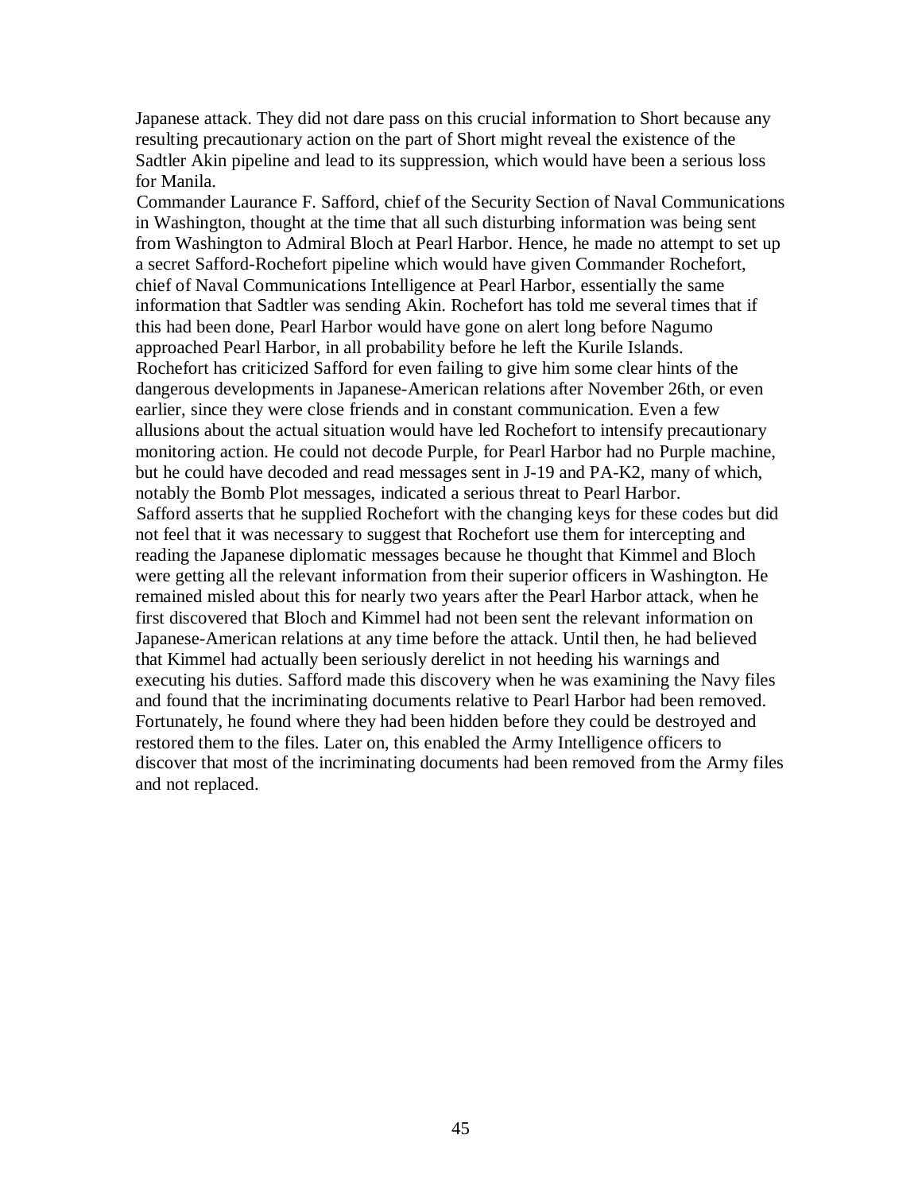Japanese attack. They did not dare pass on this crucial information to Short because any resulting precautionary action on the part of Short might reveal the existence of the Sadtler Akin pipeline and lead to its suppression, which would have been a serious loss for Manila.

Commander Laurance F. Safford, chief of the Security Section of Naval Communications in Washington, thought at the time that all such disturbing information was being sent from Washington to Admiral Bloch at Pearl Harbor. Hence, he made no attempt to set up a secret Safford-Rochefort pipeline which would have given Commander Rochefort, chief of Naval Communications Intelligence at Pearl Harbor, essentially the same information that Sadtler was sending Akin. Rochefort has told me several times that if this had been done, Pearl Harbor would have gone on alert long before Nagumo approached Pearl Harbor, in all probability before he left the Kurile Islands.

Rochefort has criticized Safford for even failing to give him some clear hints of the dangerous developments in Japanese-American relations after November 26th, or even earlier, since they were close friends and in constant communication. Even a few allusions about the actual situation would have led Rochefort to intensify precautionary monitoring action. He could not decode Purple, for Pearl Harbor had no Purple machine, but he could have decoded and read messages sent in J-19 and PA-K2, many of which, notably the Bomb Plot messages, indicated a serious threat to Pearl Harbor.

Safford asserts that he supplied Rochefort with the changing keys for these codes but did not feel that it was necessary to suggest that Rochefort use them for intercepting and reading the Japanese diplomatic messages because he thought that Kimmel and Bloch were getting all the relevant information from their superior officers in Washington. He remained misled about this for nearly two years after the Pearl Harbor attack, when he first discovered that Bloch and Kimmel had not been sent the relevant information on Japanese-American relations at any time before the attack. Until then, he had believed that Kimmel had actually been seriously derelict in not heeding his warnings and executing his duties. Safford made this discovery when he was examining the Navy files and found that the incriminating documents relative to Pearl Harbor had been removed. Fortunately, he found where they had been hidden before they could be destroyed and restored them to the files. Later on, this enabled the Army Intelligence officers to discover that most of the incriminating documents had been removed from the Army files and not replaced.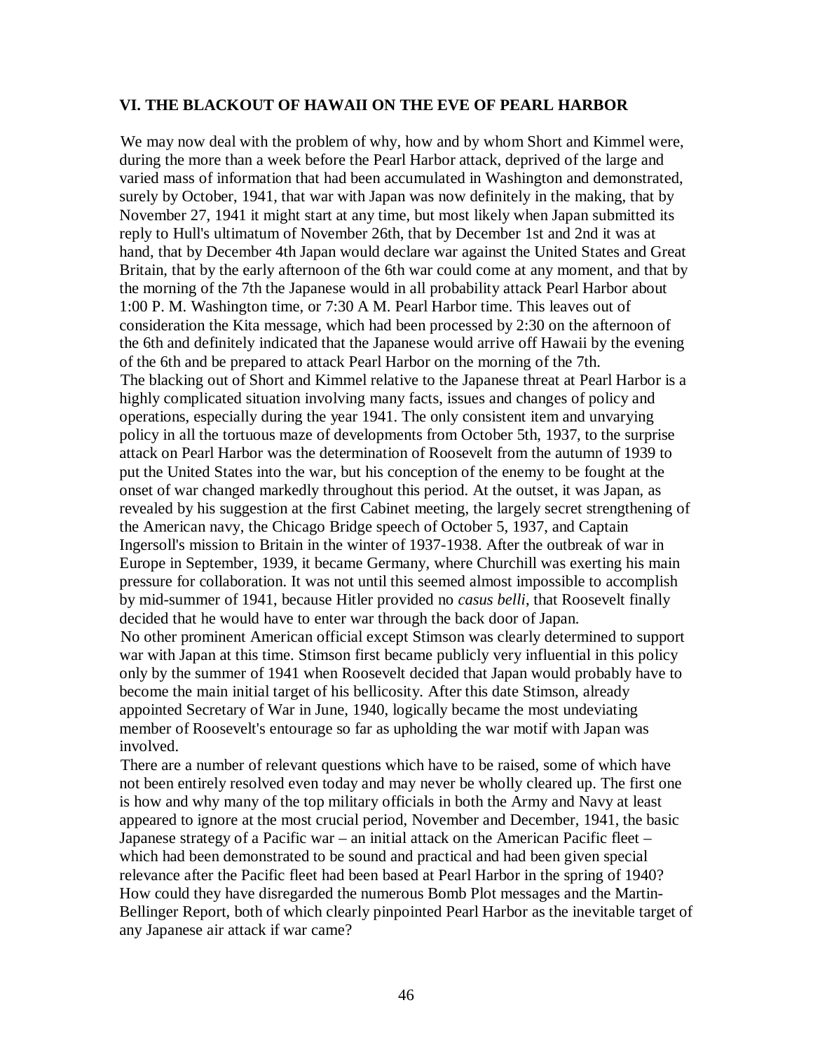## VI. THE BLACKOUT OF HAWAII ON THE EVE OF PEARL HARBOR

We may now deal with the problem of why, how and by whom Short and Kimmel were, during the more than a week before the Pearl Harbor attack, deprived of the large and varied mass of information that had been accumulated in Washington and demonstrated, surely by October, 1941, that war with Japan was now definitely in the making, that by November 27, 1941 it might start at any time, but most likely when Japan submitted its reply to Hull's ultimatum of November 26th, that by December 1st and 2nd it was at hand, that by December 4th Japan would declare war against the United States and Great Britain, that by the early afternoon of the 6th war could come at any moment, and that by the morning of the 7th the Japanese would in all probability attack Pearl Harbor about 1:00 P. M. Washington time, or 7:30 A M. Pearl Harbor time. This leaves out of consideration the Kita message, which had been processed by 2:30 on the afternoon of the 6th and definitely indicated that the Japanese would arrive off Hawaii by the evening of the 6th and be prepared to attack Pearl Harbor on the morning of the 7th.

The blacking out of Short and Kimmel relative to the Japanese threat at Pearl Harbor is a highly complicated situation involving many facts, issues and changes of policy and operations, especially during the year 1941. The only consistent item and unvarying policy in all the tortuous maze of developments from October 5th, 1937, to the surprise attack on Pearl Harbor was the determination of Roosevelt from the autumn of 1939 to put the United States into the war, but his conception of the enemy to be fought at the onset of war changed markedly throughout this period. At the outset, it was Japan, as revealed by his suggestion at the first Cabinet meeting, the largely secret strengthening of the American navy, the Chicago Bridge speech of October 5, 1937, and Captain Ingersoll's mission to Britain in the winter of 1937-1938. After the outbreak of war in Europe in September, 1939, it became Germany, where Churchill was exerting his main pressure for collaboration. It was not until this seemed almost impossible to accomplish by mid-summer of 1941, because Hitler provided no *casus belli*, that Roosevelt finally decided that he would have to enter war through the back door of Japan.

No other prominent American official except Stimson was clearly determined to support war with Japan at this time. Stimson first became publicly very influential in this policy only by the summer of 1941 when Roosevelt decided that Japan would probably have to become the main initial target of his bellicosity. After this date Stimson, already appointed Secretary of War in June, 1940, logically became the most undeviating member of Roosevelt's entourage so far as upholding the war motif with Japan was involved.

There are a number of relevant questions which have to be raised, some of which have not been entirely resolved even today and may never be wholly cleared up. The first one is how and why many of the top military officials in both the Army and Navy at least appeared to ignore at the most crucial period, November and December, 1941, the basic Japanese strategy of a Pacific war – an initial attack on the American Pacific fleet – which had been demonstrated to be sound and practical and had been given special relevance after the Pacific fleet had been based at Pearl Harbor in the spring of 1940? How could they have disregarded the numerous Bomb Plot messages and the Martin-Bellinger Report, both of which clearly pinpointed Pearl Harbor as the inevitable target of any Japanese air attack if war came?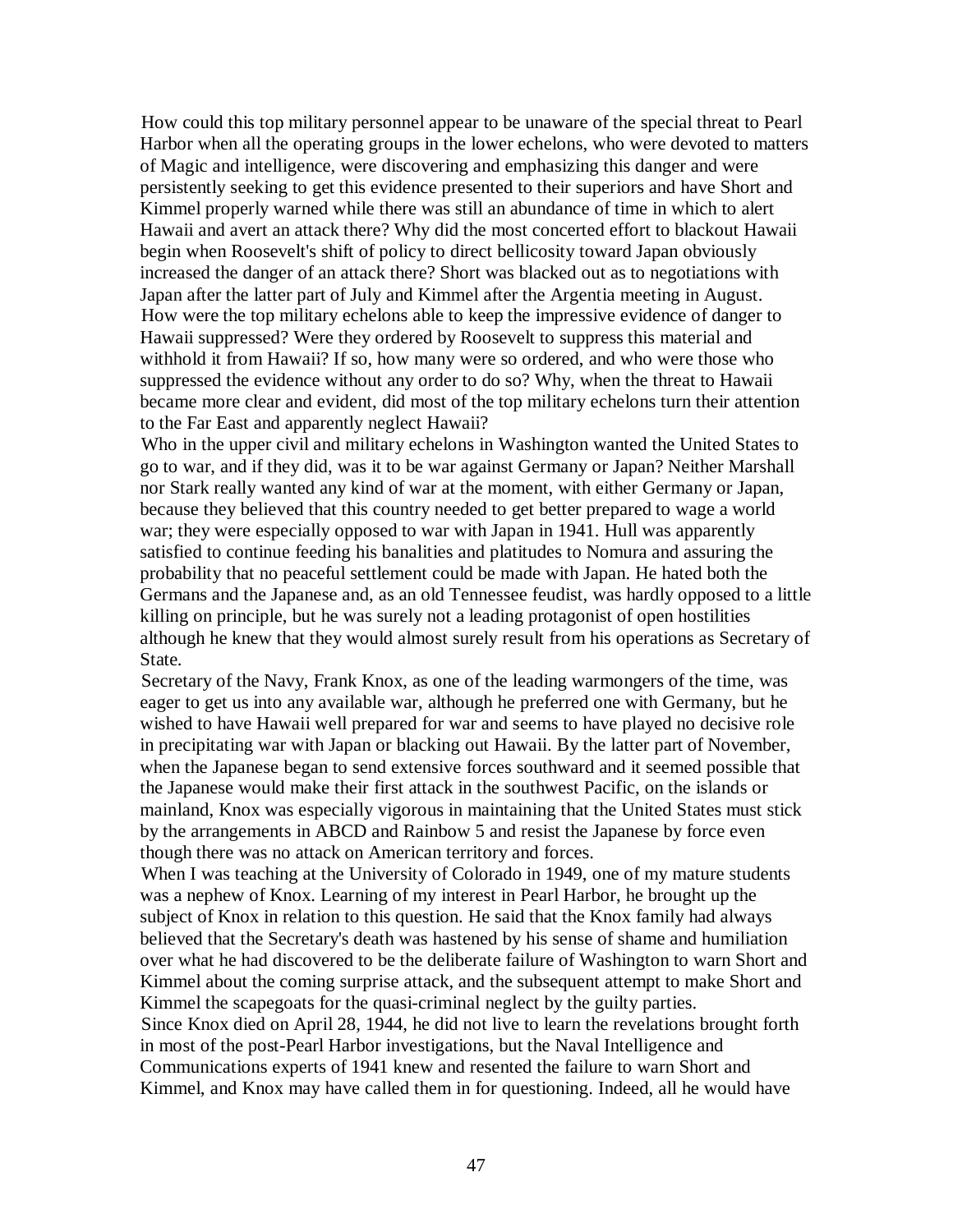How could this top military personnel appear to be unaware of the special threat to Pearl Harbor when all the operating groups in the lower echelons, who were devoted to matters of Magic and intelligence, were discovering and emphasizing this danger and were persistently seeking to get this evidence presented to their superiors and have Short and Kimmel properly warned while there was still an abundance of time in which to alert Hawaii and avert an attack there? Why did the most concerted effort to blackout Hawaii begin when Roosevelt's shift of policy to direct bellicosity toward Japan obviously increased the danger of an attack there? Short was blacked out as to negotiations with Japan after the latter part of July and Kimmel after the Argentia meeting in August.

How were the top military echelons able to keep the impressive evidence of danger to Hawaii suppressed? Were they ordered by Roosevelt to suppress this material and withhold it from Hawaii? If so, how many were so ordered, and who were those who suppressed the evidence without any order to do so? Why, when the threat to Hawaii became more clear and evident, did most of the top military echelons turn their attention to the Far East and apparently neglect Hawaii?

Who in the upper civil and military echelons in Washington wanted the United States to go to war, and if they did, was it to be war against Germany or Japan? Neither Marshall nor Stark really wanted any kind of war at the moment, with either Germany or Japan, because they believed that this country needed to get better prepared to wage a world war; they were especially opposed to war with Japan in 1941. Hull was apparently satisfied to continue feeding his banalities and platitudes to Nomura and assuring the probability that no peaceful settlement could be made with Japan. He hated both the Germans and the Japanese and, as an old Tennessee feudist, was hardly opposed to a little killing on principle, but he was surely not a leading protagonist of open hostilities although he knew that they would almost surely result from his operations as Secretary of State.

Secretary of the Navy, Frank Knox, as one of the leading warmongers of the time, was eager to get us into any available war, although he preferred one with Germany, but he wished to have Hawaii well prepared for war and seems to have played no decisive role in precipitating war with Japan or blacking out Hawaii. By the latter part of November, when the Japanese began to send extensive forces southward and it seemed possible that the Japanese would make their first attack in the southwest Pacific, on the islands or mainland, Knox was especially vigorous in maintaining that the United States must stick by the arrangements in ABCD and Rainbow 5 and resist the Japanese by force even though there was no attack on American territory and forces.

When I was teaching at the University of Colorado in 1949, one of my mature students was a nephew of Knox. Learning of my interest in Pearl Harbor, he brought up the subject of Knox in relation to this question. He said that the Knox family had always believed that the Secretary's death was hastened by his sense of shame and humiliation over what he had discovered to be the deliberate failure of Washington to warn Short and Kimmel about the coming surprise attack, and the subsequent attempt to make Short and Kimmel the scapegoats for the quasi-criminal neglect by the guilty parties.

Since Knox died on April 28, 1944, he did not live to learn the revelations brought forth in most of the post-Pearl Harbor investigations, but the Naval Intelligence and Communications experts of 1941 knew and resented the failure to warn Short and Kimmel, and Knox may have called them in for questioning. Indeed, all he would have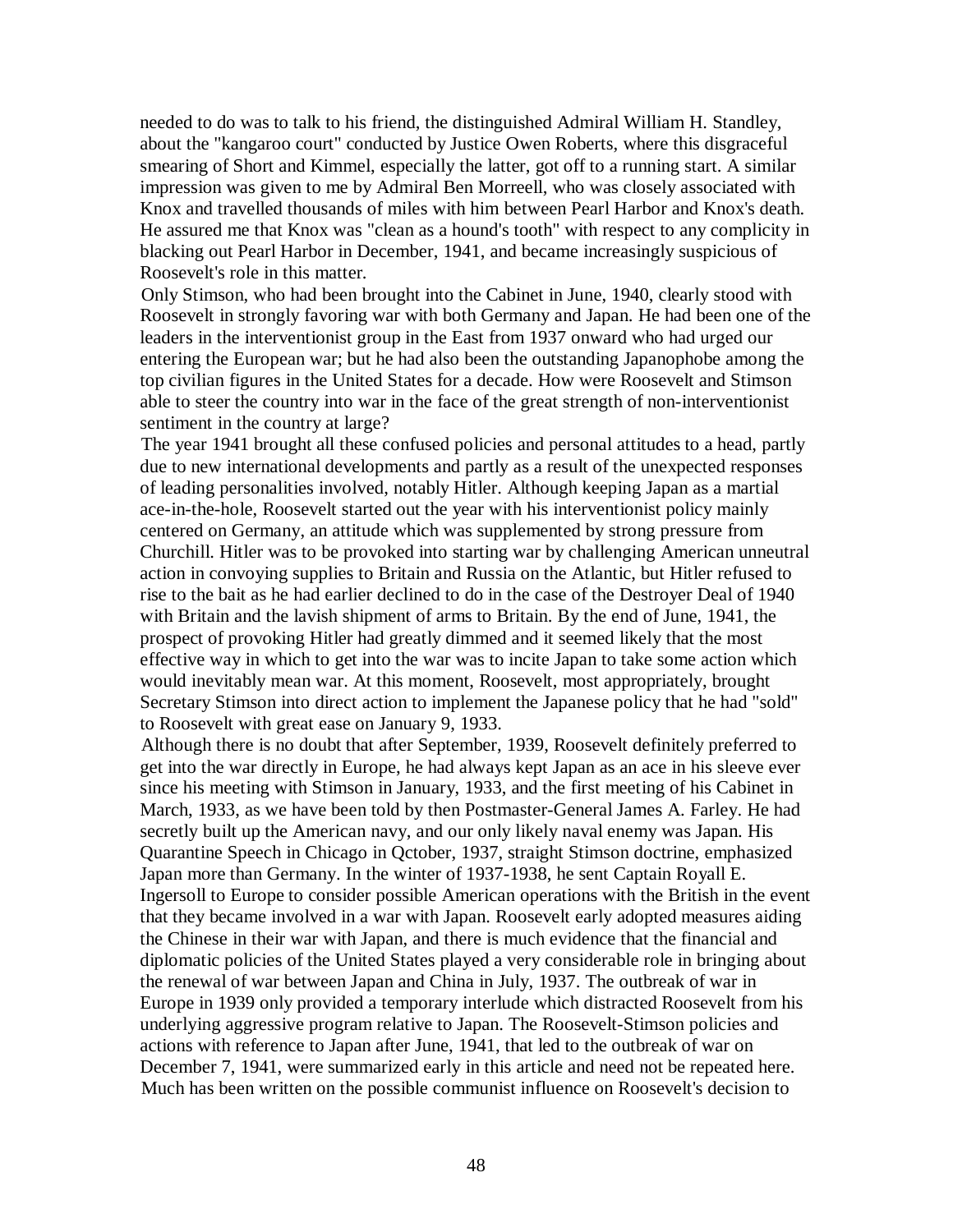needed to do was to talk to his friend, the distinguished Admiral William H. Standley, about the "kangaroo court" conducted by Justice Owen Roberts, where this disgraceful smearing of Short and Kimmel, especially the latter, got off to a running start. A similar impression was given to me by Admiral Ben Morreell, who was closely associated with Knox and travelled thousands of miles with him between Pearl Harbor and Knox's death. He assured me that Knox was "clean as a hound's tooth" with respect to any complicity in blacking out Pearl Harbor in December, 1941, and became increasingly suspicious of Roosevelt's role in this matter.

Only Stimson, who had been brought into the Cabinet in June, 1940, clearly stood with Roosevelt in strongly favoring war with both Germany and Japan. He had been one of the leaders in the interventionist group in the East from 1937 onward who had urged our entering the European war; but he had also been the outstanding Japanophobe among the top civilian figures in the United States for a decade. How were Roosevelt and Stimson able to steer the country into war in the face of the great strength of non-interventionist sentiment in the country at large?

The year 1941 brought all these confused policies and personal attitudes to a head, partly due to new international developments and partly as a result of the unexpected responses of leading personalities involved, notably Hitler. Although keeping Japan as a martial ace-in-the-hole, Roosevelt started out the year with his interventionist policy mainly centered on Germany, an attitude which was supplemented by strong pressure from Churchill. Hitler was to be provoked into starting war by challenging American unneutral action in convoying supplies to Britain and Russia on the Atlantic, but Hitler refused to rise to the bait as he had earlier declined to do in the case of the Destroyer Deal of 1940 with Britain and the lavish shipment of arms to Britain. By the end of June, 1941, the prospect of provoking Hitler had greatly dimmed and it seemed likely that the most effective way in which to get into the war was to incite Japan to take some action which would inevitably mean war. At this moment, Roosevelt, most appropriately, brought Secretary Stimson into direct action to implement the Japanese policy that he had "sold" to Roosevelt with great ease on January 9, 1933.

Although there is no doubt that after September, 1939, Roosevelt definitely preferred to get into the war directly in Europe, he had always kept Japan as an ace in his sleeve ever since his meeting with Stimson in January, 1933, and the first meeting of his Cabinet in March, 1933, as we have been told by then Postmaster-General James A. Farley. He had secretly built up the American navy, and our only likely naval enemy was Japan. His Quarantine Speech in Chicago in Qctober, 1937, straight Stimson doctrine, emphasized Japan more than Germany. In the winter of 1937-1938, he sent Captain Royall E. Ingersoll to Europe to consider possible American operations with the British in the event that they became involved in a war with Japan. Roosevelt early adopted measures aiding the Chinese in their war with Japan, and there is much evidence that the financial and diplomatic policies of the United States played a very considerable role in bringing about the renewal of war between Japan and China in July, 1937. The outbreak of war in Europe in 1939 only provided a temporary interlude which distracted Roosevelt from his underlying aggressive program relative to Japan. The Roosevelt-Stimson policies and actions with reference to Japan after June, 1941, that led to the outbreak of war on December 7, 1941, were summarized early in this article and need not be repeated here.

Much has been written on the possible communist influence on Roosevelt's decision to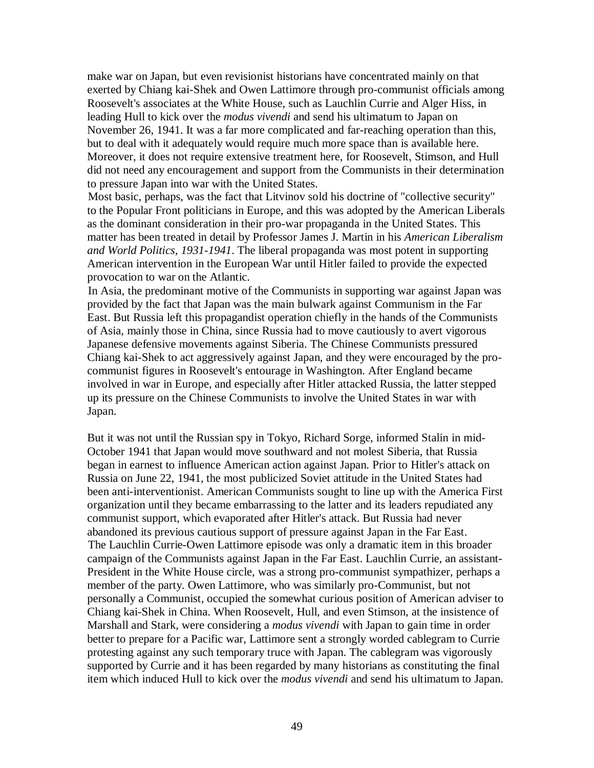make war on Japan, but even revisionist historians have concentrated mainly on that exerted by Chiang kai-Shek and Owen Lattimore through pro-communist officials among Roosevelt's associates at the White House, such as Lauchlin Currie and Alger Hiss, in leading Hull to kick over the *modus vivendi* and send his ultimatum to Japan on November 26, 1941. It was a far more complicated and far-reaching operation than this, but to deal with it adequately would require much more space than is available here. Moreover, it does not require extensive treatment here, for Roosevelt, Stimson, and Hull did not need any encouragement and support from the Communists in their determination to pressure Japan into war with the United States.

Most basic, perhaps, was the fact that Litvinov sold his doctrine of "collective security" to the Popular Front politicians in Europe, and this was adopted by the American Liberals as the dominant consideration in their pro-war propaganda in the United States. This matter has been treated in detail by Professor James J. Martin in his *American Liberalism and World Politics, 1931-1941*. The liberal propaganda was most potent in supporting American intervention in the European War until Hitler failed to provide the expected provocation to war on the Atlantic.

In Asia, the predominant motive of the Communists in supporting war against Japan was provided by the fact that Japan was the main bulwark against Communism in the Far East. But Russia left this propagandist operation chiefly in the hands of the Communists of Asia, mainly those in China, since Russia had to move cautiously to avert vigorous Japanese defensive movements against Siberia. The Chinese Communists pressured Chiang kai-Shek to act aggressively against Japan, and they were encouraged by the pro-communist figures in Roosevelt's entourage in Washington. After England became involved in war in Europe, and especially after Hitler attacked Russia, the latter stepped up its pressure on the Chinese Communists to involve the United States in war with Japan.

But it was not until the Russian spy in Tokyo, Richard Sorge, informed Stalin in mid-October 1941 that Japan would move southward and not molest Siberia, that Russia began in earnest to influence American action against Japan. Prior to Hitler's attack on Russia on June 22, 1941, the most publicized Soviet attitude in the United States had been anti-interventionist. American Communists sought to line up with the America First organization until they became embarrassing to the latter and its leaders repudiated any communist support, which evaporated after Hitler's attack. But Russia had never abandoned its previous cautious support of pressure against Japan in the Far East.

The Lauchlin Currie-Owen Lattimore episode was only a dramatic item in this broader campaign of the Communists against Japan in the Far East. Lauchlin Currie, an assistant-President in the White House circle, was a strong pro-communist sympathizer, perhaps a member of the party. Owen Lattimore, who was similarly pro-Communist, but not personally a Communist, occupied the somewhat curious position of American adviser to Chiang kai-Shek in China. When Roosevelt, Hull, and even Stimson, at the insistence of Marshall and Stark, were considering a *modus vivendi* with Japan to gain time in order better to prepare for a Pacific war, Lattimore sent a strongly worded cablegram to Currie protesting against any such temporary truce with Japan. The cablegram was vigorously supported by Currie and it has been regarded by many historians as constituting the final item which induced Hull to kick over the *modus vivendi* and send his ultimatum to Japan.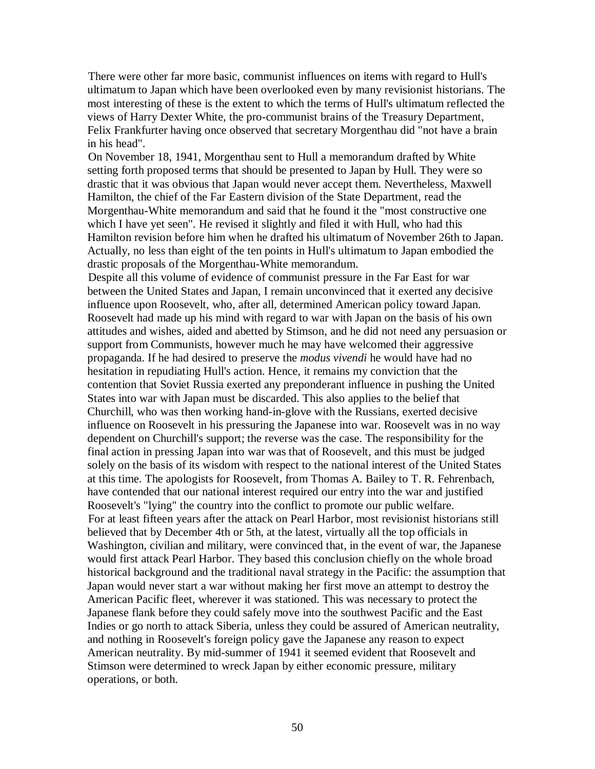There were other far more basic, communist influences on items with regard to Hull's ultimatum to Japan which have been overlooked even by many revisionist historians. The most interesting of these is the extent to which the terms of Hull's ultimatum reflected the views of Harry Dexter White, the pro-communist brains of the Treasury Department, Felix Frankfurter having once observed that secretary Morgenthau did "not have a brain in his head".

On November 18, 1941, Morgenthau sent to Hull a memorandum drafted by White setting forth proposed terms that should be presented to Japan by Hull. They were so drastic that it was obvious that Japan would never accept them. Nevertheless, Maxwell Hamilton, the chief of the Far Eastern division of the State Department, read the Morgenthau-White memorandum and said that he found it the "most constructive one which I have yet seen". He revised it slightly and filed it with Hull, who had this Hamilton revision before him when he drafted his ultimatum of November 26th to Japan. Actually, no less than eight of the ten points in Hull's ultimatum to Japan embodied the drastic proposals of the Morgenthau-White memorandum.

Despite all this volume of evidence of communist pressure in the Far East for war between the United States and Japan, I remain unconvinced that it exerted any decisive influence upon Roosevelt, who, after all, determined American policy toward Japan. Roosevelt had made up his mind with regard to war with Japan on the basis of his own attitudes and wishes, aided and abetted by Stimson, and he did not need any persuasion or support from Communists, however much he may have welcomed their aggressive propaganda. If he had desired to preserve the *modus vivendi* he would have had no hesitation in repudiating Hull's action. Hence, it remains my conviction that the contention that Soviet Russia exerted any preponderant influence in pushing the United States into war with Japan must be discarded. This also applies to the belief that Churchill, who was then working hand-in-glove with the Russians, exerted decisive influence on Roosevelt in his pressuring the Japanese into war. Roosevelt was in no way dependent on Churchill's support; the reverse was the case. The responsibility for the final action in pressing Japan into war was that of Roosevelt, and this must be judged solely on the basis of its wisdom with respect to the national interest of the United States at this time. The apologists for Roosevelt, from Thomas A. Bailey to T. R. Fehrenbach, have contended that our national interest required our entry into the war and justified Roosevelt's "lying" the country into the conflict to promote our public welfare.

For at least fifteen years after the attack on Pearl Harbor, most revisionist historians still believed that by December 4th or 5th, at the latest, virtually all the top officials in Washington, civilian and military, were convinced that, in the event of war, the Japanese would first attack Pearl Harbor. They based this conclusion chiefly on the whole broad historical background and the traditional naval strategy in the Pacific: the assumption that Japan would never start a war without making her first move an attempt to destroy the American Pacific fleet, wherever it was stationed. This was necessary to protect the Japanese flank before they could safely move into the southwest Pacific and the East Indies or go north to attack Siberia, unless they could be assured of American neutrality, and nothing in Roosevelt's foreign policy gave the Japanese any reason to expect American neutrality. By mid-summer of 1941 it seemed evident that Roosevelt and Stimson were determined to wreck Japan by either economic pressure, military operations, or both.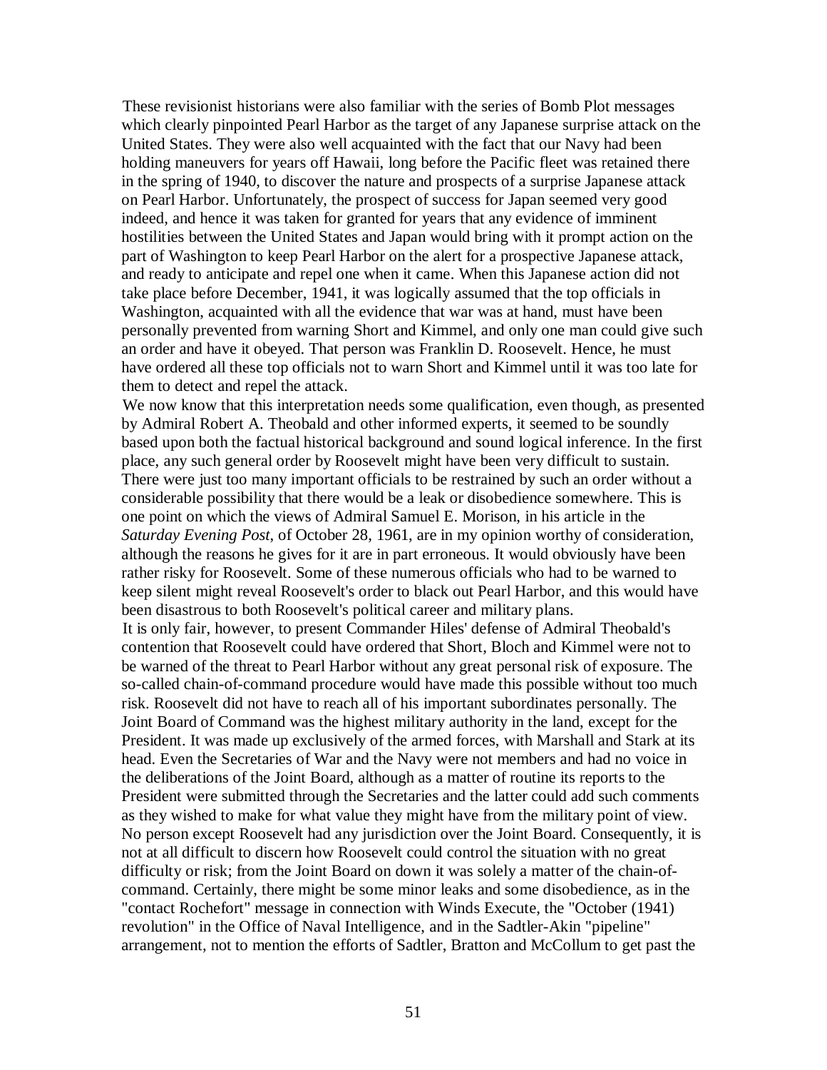These revisionist historians were also familiar with the series of Bomb Plot messages which clearly pinpointed Pearl Harbor as the target of any Japanese surprise attack on the United States. They were also well acquainted with the fact that our Navy had been holding maneuvers for years off Hawaii, long before the Pacific fleet was retained there in the spring of 1940, to discover the nature and prospects of a surprise Japanese attack on Pearl Harbor. Unfortunately, the prospect of success for Japan seemed very good indeed, and hence it was taken for granted for years that any evidence of imminent hostilities between the United States and Japan would bring with it prompt action on the part of Washington to keep Pearl Harbor on the alert for a prospective Japanese attack, and ready to anticipate and repel one when it came. When this Japanese action did not take place before December, 1941, it was logically assumed that the top officials in Washington, acquainted with all the evidence that war was at hand, must have been personally prevented from warning Short and Kimmel, and only one man could give such an order and have it obeyed. That person was Franklin D. Roosevelt. Hence, he must have ordered all these top officials not to warn Short and Kimmel until it was too late for them to detect and repel the attack.

We now know that this interpretation needs some qualification, even though, as presented by Admiral Robert A. Theobald and other informed experts, it seemed to be soundly based upon both the factual historical background and sound logical inference. In the first place, any such general order by Roosevelt might have been very difficult to sustain. There were just too many important officials to be restrained by such an order without a considerable possibility that there would be a leak or disobedience somewhere. This is one point on which the views of Admiral Samuel E. Morison, in his article in the *Saturday Evening Post*, of October 28, 1961, are in my opinion worthy of consideration, although the reasons he gives for it are in part erroneous. It would obviously have been rather risky for Roosevelt. Some of these numerous officials who had to be warned to keep silent might reveal Roosevelt's order to black out Pearl Harbor, and this would have been disastrous to both Roosevelt's political career and military plans.

It is only fair, however, to present Commander Hiles' defense of Admiral Theobald's contention that Roosevelt could have ordered that Short, Bloch and Kimmel were not to be warned of the threat to Pearl Harbor without any great personal risk of exposure. The so-called chain-of-command procedure would have made this possible without too much risk. Roosevelt did not have to reach all of his important subordinates personally. The Joint Board of Command was the highest military authority in the land, except for the President. It was made up exclusively of the armed forces, with Marshall and Stark at its head. Even the Secretaries of War and the Navy were not members and had no voice in the deliberations of the Joint Board, although as a matter of routine its reports to the President were submitted through the Secretaries and the latter could add such comments as they wished to make for what value they might have from the military point of view. No person except Roosevelt had any jurisdiction over the Joint Board. Consequently, it is not at all difficult to discern how Roosevelt could control the situation with no great difficulty or risk; from the Joint Board on down it was solely a matter of the chain-of-command. Certainly, there might be some minor leaks and some disobedience, as in the "contact Rochefort" message in connection with Winds Execute, the "October (1941) revolution" in the Office of Naval Intelligence, and in the Sadtler-Akin "pipeline" arrangement, not to mention the efforts of Sadtler, Bratton and McCollum to get past the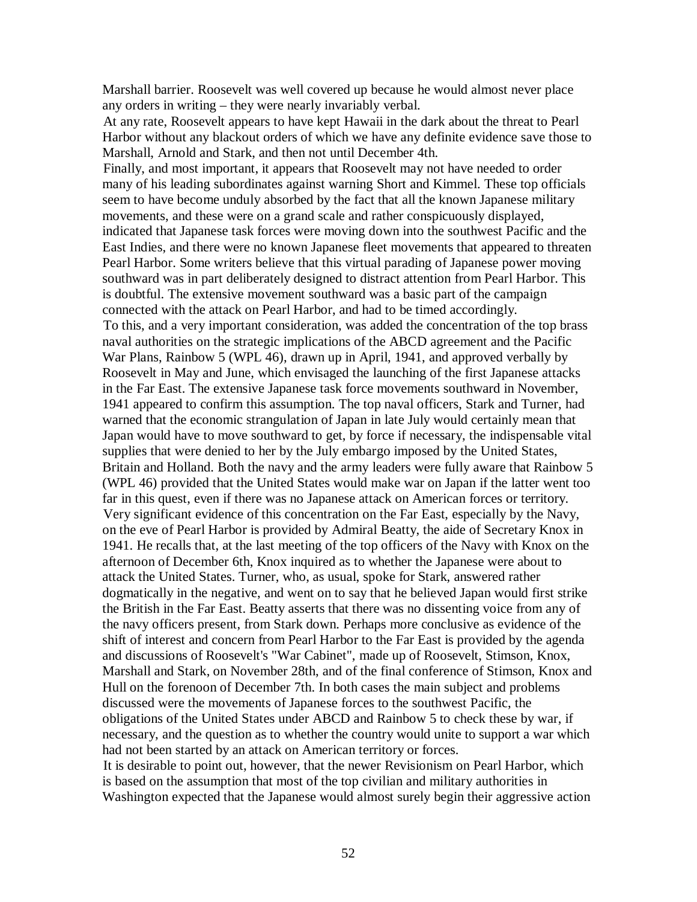Marshall barrier. Roosevelt was well covered up because he would almost never place any orders in writing – they were nearly invariably verbal.

At any rate, Roosevelt appears to have kept Hawaii in the dark about the threat to Pearl Harbor without any blackout orders of which we have any definite evidence save those to Marshall, Arnold and Stark, and then not until December 4th.

Finally, and most important, it appears that Roosevelt may not have needed to order many of his leading subordinates against warning Short and Kimmel. These top officials seem to have become unduly absorbed by the fact that all the known Japanese military movements, and these were on a grand scale and rather conspicuously displayed, indicated that Japanese task forces were moving down into the southwest Pacific and the East Indies, and there were no known Japanese fleet movements that appeared to threaten Pearl Harbor. Some writers believe that this virtual parading of Japanese power moving southward was in part deliberately designed to distract attention from Pearl Harbor. This is doubtful. The extensive movement southward was a basic part of the campaign connected with the attack on Pearl Harbor, and had to be timed accordingly.

To this, and a very important consideration, was added the concentration of the top brass naval authorities on the strategic implications of the ABCD agreement and the Pacific War Plans, Rainbow 5 (WPL 46), drawn up in April, 1941, and approved verbally by Roosevelt in May and June, which envisaged the launching of the first Japanese attacks in the Far East. The extensive Japanese task force movements southward in November, 1941 appeared to confirm this assumption. The top naval officers, Stark and Turner, had warned that the economic strangulation of Japan in late July would certainly mean that Japan would have to move southward to get, by force if necessary, the indispensable vital supplies that were denied to her by the July embargo imposed by the United States, Britain and Holland. Both the navy and the army leaders were fully aware that Rainbow 5 (WPL 46) provided that the United States would make war on Japan if the latter went too far in this quest, even if there was no Japanese attack on American forces or territory.

Very significant evidence of this concentration on the Far East, especially by the Navy, on the eve of Pearl Harbor is provided by Admiral Beatty, the aide of Secretary Knox in 1941. He recalls that, at the last meeting of the top officers of the Navy with Knox on the afternoon of December 6th, Knox inquired as to whether the Japanese were about to attack the United States. Turner, who, as usual, spoke for Stark, answered rather dogmatically in the negative, and went on to say that he believed Japan would first strike the British in the Far East. Beatty asserts that there was no dissenting voice from any of the navy officers present, from Stark down. Perhaps more conclusive as evidence of the shift of interest and concern from Pearl Harbor to the Far East is provided by the agenda and discussions of Roosevelt's "War Cabinet", made up of Roosevelt, Stimson, Knox, Marshall and Stark, on November 28th, and of the final conference of Stimson, Knox and Hull on the forenoon of December 7th. In both cases the main subject and problems discussed were the movements of Japanese forces to the southwest Pacific, the obligations of the United States under ABCD and Rainbow 5 to check these by war, if necessary, and the question as to whether the country would unite to support a war which had not been started by an attack on American territory or forces.

It is desirable to point out, however, that the newer Revisionism on Pearl Harbor, which is based on the assumption that most of the top civilian and military authorities in Washington expected that the Japanese would almost surely begin their aggressive action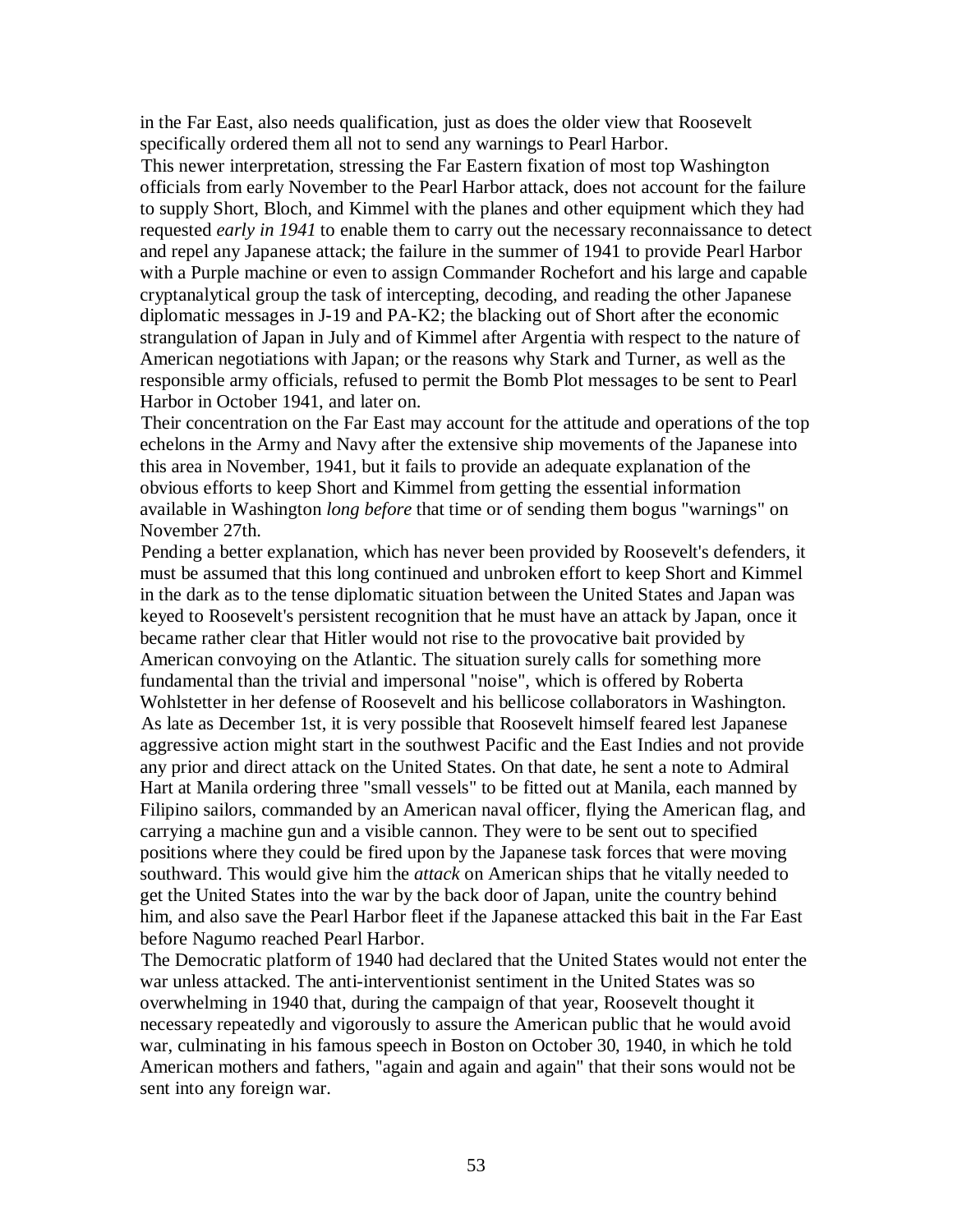in the Far East, also needs qualification, just as does the older view that Roosevelt specifically ordered them all not to send any warnings to Pearl Harbor.

This newer interpretation, stressing the Far Eastern fixation of most top Washington officials from early November to the Pearl Harbor attack, does not account for the failure to supply Short, Bloch, and Kimmel with the planes and other equipment which they had requested *early in 1941* to enable them to carry out the necessary reconnaissance to detect and repel any Japanese attack; the failure in the summer of 1941 to provide Pearl Harbor with a Purple machine or even to assign Commander Rochefort and his large and capable cryptanalytical group the task of intercepting, decoding, and reading the other Japanese diplomatic messages in J-19 and PA-K2; the blacking out of Short after the economic strangulation of Japan in July and of Kimmel after Argentia with respect to the nature of American negotiations with Japan; or the reasons why Stark and Turner, as well as the responsible army officials, refused to permit the Bomb Plot messages to be sent to Pearl Harbor in October 1941, and later on.

Their concentration on the Far East may account for the attitude and operations of the top echelons in the Army and Navy after the extensive ship movements of the Japanese into this area in November, 1941, but it fails to provide an adequate explanation of the obvious efforts to keep Short and Kimmel from getting the essential information available in Washington *long before* that time or of sending them bogus "warnings" on November 27th.

Pending a better explanation, which has never been provided by Roosevelt's defenders, it must be assumed that this long continued and unbroken effort to keep Short and Kimmel in the dark as to the tense diplomatic situation between the United States and Japan was keyed to Roosevelt's persistent recognition that he must have an attack by Japan, once it became rather clear that Hitler would not rise to the provocative bait provided by American convoying on the Atlantic. The situation surely calls for something more fundamental than the trivial and impersonal "noise", which is offered by Roberta Wohlstetter in her defense of Roosevelt and his bellicose collaborators in Washington.

As late as December 1st, it is very possible that Roosevelt himself feared lest Japanese aggressive action might start in the southwest Pacific and the East Indies and not provide any prior and direct attack on the United States. On that date, he sent a note to Admiral Hart at Manila ordering three "small vessels" to be fitted out at Manila, each manned by Filipino sailors, commanded by an American naval officer, flying the American flag, and carrying a machine gun and a visible cannon. They were to be sent out to specified positions where they could be fired upon by the Japanese task forces that were moving southward. This would give him the *attack* on American ships that he vitally needed to get the United States into the war by the back door of Japan, unite the country behind him, and also save the Pearl Harbor fleet if the Japanese attacked this bait in the Far East before Nagumo reached Pearl Harbor.

The Democratic platform of 1940 had declared that the United States would not enter the war unless attacked. The anti-interventionist sentiment in the United States was so overwhelming in 1940 that, during the campaign of that year, Roosevelt thought it necessary repeatedly and vigorously to assure the American public that he would avoid war, culminating in his famous speech in Boston on October 30, 1940, in which he told American mothers and fathers, "again and again and again" that their sons would not be sent into any foreign war.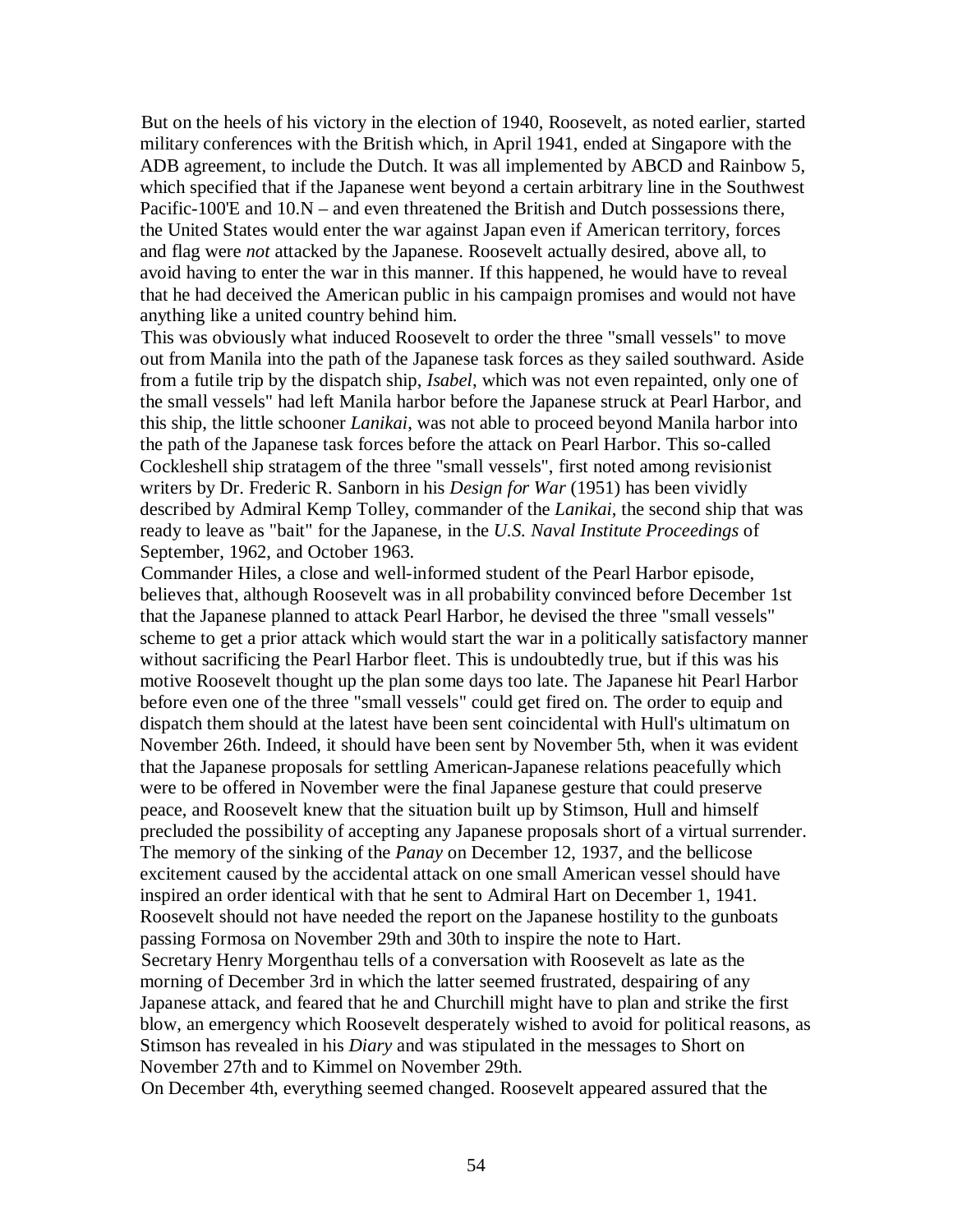But on the heels of his victory in the election of 1940, Roosevelt, as noted earlier, started military conferences with the British which, in April 1941, ended at Singapore with the ADB agreement, to include the Dutch. It was all implemented by ABCD and Rainbow 5, which specified that if the Japanese went beyond a certain arbitrary line in the Southwest Pacific-100'E and 10.N – and even threatened the British and Dutch possessions there, the United States would enter the war against Japan even if American territory, forces and flag were *not* attacked by the Japanese. Roosevelt actually desired, above all, to avoid having to enter the war in this manner. If this happened, he would have to reveal that he had deceived the American public in his campaign promises and would not have anything like a united country behind him.

This was obviously what induced Roosevelt to order the three "small vessels" to move out from Manila into the path of the Japanese task forces as they sailed southward. Aside from a futile trip by the dispatch ship, *Isabel*, which was not even repainted, only one of the small vessels" had left Manila harbor before the Japanese struck at Pearl Harbor, and this ship, the little schooner *Lanikai*, was not able to proceed beyond Manila harbor into the path of the Japanese task forces before the attack on Pearl Harbor. This so-called Cockleshell ship stratagem of the three "small vessels", first noted among revisionist writers by Dr. Frederic R. Sanborn in his *Design for War* (1951) has been vividly described by Admiral Kemp Tolley, commander of the *Lanikai*, the second ship that was ready to leave as "bait" for the Japanese, in the *U.S. Naval Institute Proceedings* of September, 1962, and October 1963.

Commander Hiles, a close and well-informed student of the Pearl Harbor episode, believes that, although Roosevelt was in all probability convinced before December 1st that the Japanese planned to attack Pearl Harbor, he devised the three "small vessels" scheme to get a prior attack which would start the war in a politically satisfactory manner without sacrificing the Pearl Harbor fleet. This is undoubtedly true, but if this was his motive Roosevelt thought up the plan some days too late. The Japanese hit Pearl Harbor before even one of the three "small vessels" could get fired on. The order to equip and dispatch them should at the latest have been sent coincidental with Hull's ultimatum on November 26th. Indeed, it should have been sent by November 5th, when it was evident that the Japanese proposals for settling American-Japanese relations peacefully which were to be offered in November were the final Japanese gesture that could preserve peace, and Roosevelt knew that the situation built up by Stimson, Hull and himself precluded the possibility of accepting any Japanese proposals short of a virtual surrender. The memory of the sinking of the *Panay* on December 12, 1937, and the bellicose excitement caused by the accidental attack on one small American vessel should have inspired an order identical with that he sent to Admiral Hart on December 1, 1941. Roosevelt should not have needed the report on the Japanese hostility to the gunboats passing Formosa on November 29th and 30th to inspire the note to Hart.

Secretary Henry Morgenthau tells of a conversation with Roosevelt as late as the morning of December 3rd in which the latter seemed frustrated, despairing of any Japanese attack, and feared that he and Churchill might have to plan and strike the first blow, an emergency which Roosevelt desperately wished to avoid for political reasons, as Stimson has revealed in his *Diary* and was stipulated in the messages to Short on November 27th and to Kimmel on November 29th.

On December 4th, everything seemed changed. Roosevelt appeared assured that the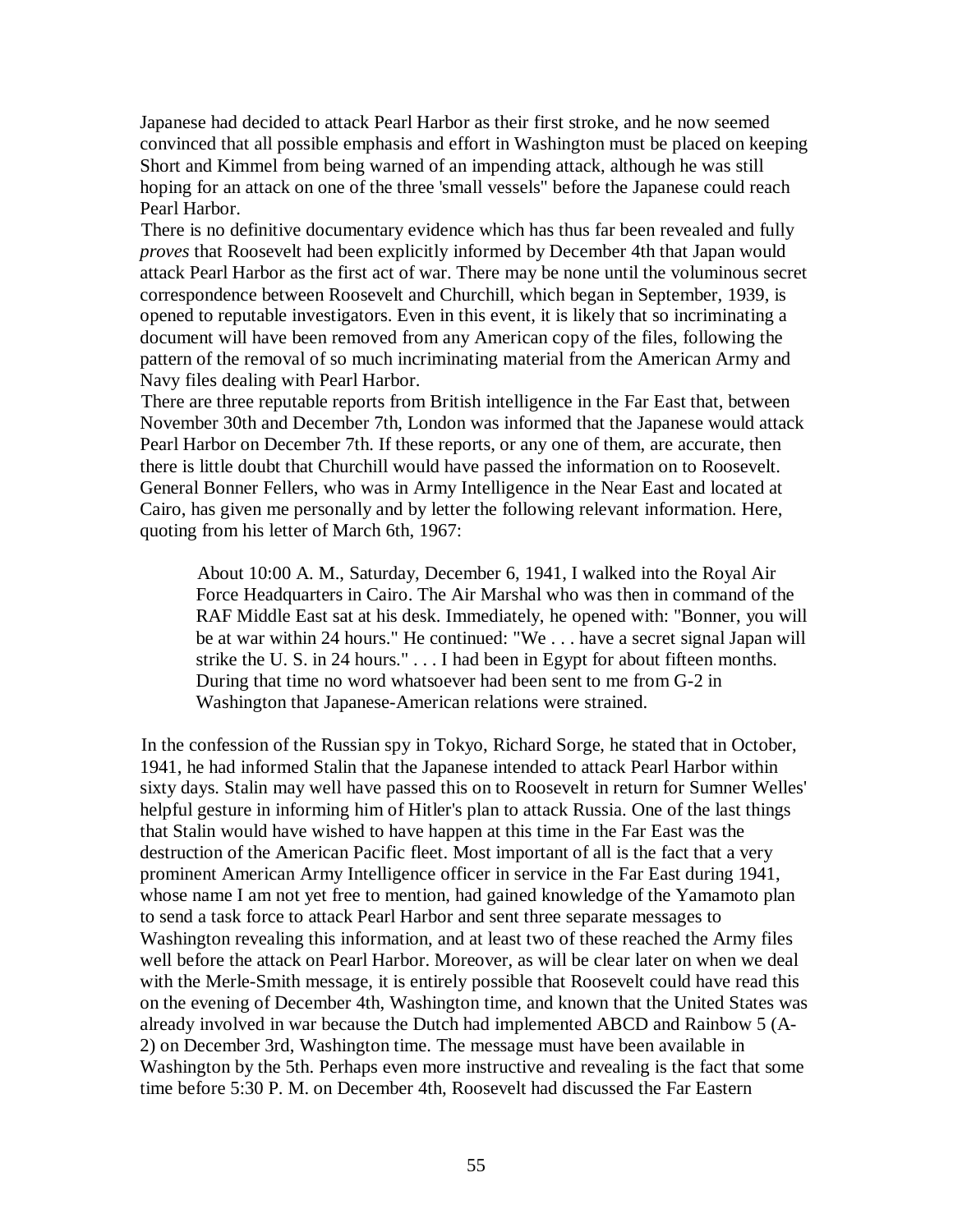Japanese had decided to attack Pearl Harbor as their first stroke, and he now seemed convinced that all possible emphasis and effort in Washington must be placed on keeping Short and Kimmel from being warned of an impending attack, although he was still hoping for an attack on one of the three 'small vessels" before the Japanese could reach Pearl Harbor.

There is no definitive documentary evidence which has thus far been revealed and fully *proves* that Roosevelt had been explicitly informed by December 4th that Japan would attack Pearl Harbor as the first act of war. There may be none until the voluminous secret correspondence between Roosevelt and Churchill, which began in September, 1939, is opened to reputable investigators. Even in this event, it is likely that so incriminating a document will have been removed from any American copy of the files, following the pattern of the removal of so much incriminating material from the American Army and Navy files dealing with Pearl Harbor.

There are three reputable reports from British intelligence in the Far East that, between November 30th and December 7th, London was informed that the Japanese would attack Pearl Harbor on December 7th. If these reports, or any one of them, are accurate, then there is little doubt that Churchill would have passed the information on to Roosevelt. General Bonner Fellers, who was in Army Intelligence in the Near East and located at Cairo, has given me personally and by letter the following relevant information. Here, quoting from his letter of March 6th, 1967:

> About 10:00 A. M., Saturday, December 6, 1941, I walked into the Royal Air Force Headquarters in Cairo. The Air Marshal who was then in command of the RAF Middle East sat at his desk. Immediately, he opened with: "Bonner, you will be at war within 24 hours." He continued: "We . . . have a secret signal Japan will strike the U. S. in 24 hours." . . . I had been in Egypt for about fifteen months. During that time no word whatsoever had been sent to me from G-2 in Washington that Japanese-American relations were strained.

In the confession of the Russian spy in Tokyo, Richard Sorge, he stated that in October, 1941, he had informed Stalin that the Japanese intended to attack Pearl Harbor within sixty days. Stalin may well have passed this on to Roosevelt in return for Sumner Welles' helpful gesture in informing him of Hitler's plan to attack Russia. One of the last things that Stalin would have wished to have happen at this time in the Far East was the destruction of the American Pacific fleet. Most important of all is the fact that a very prominent American Army Intelligence officer in service in the Far East during 1941, whose name I am not yet free to mention, had gained knowledge of the Yamamoto plan to send a task force to attack Pearl Harbor and sent three separate messages to Washington revealing this information, and at least two of these reached the Army files well before the attack on Pearl Harbor. Moreover, as will be clear later on when we deal with the Merle-Smith message, it is entirely possible that Roosevelt could have read this on the evening of December 4th, Washington time, and known that the United States was already involved in war because the Dutch had implemented ABCD and Rainbow 5 (A-2) on December 3rd, Washington time. The message must have been available in Washington by the 5th. Perhaps even more instructive and revealing is the fact that some time before 5:30 P. M. on December 4th, Roosevelt had discussed the Far Eastern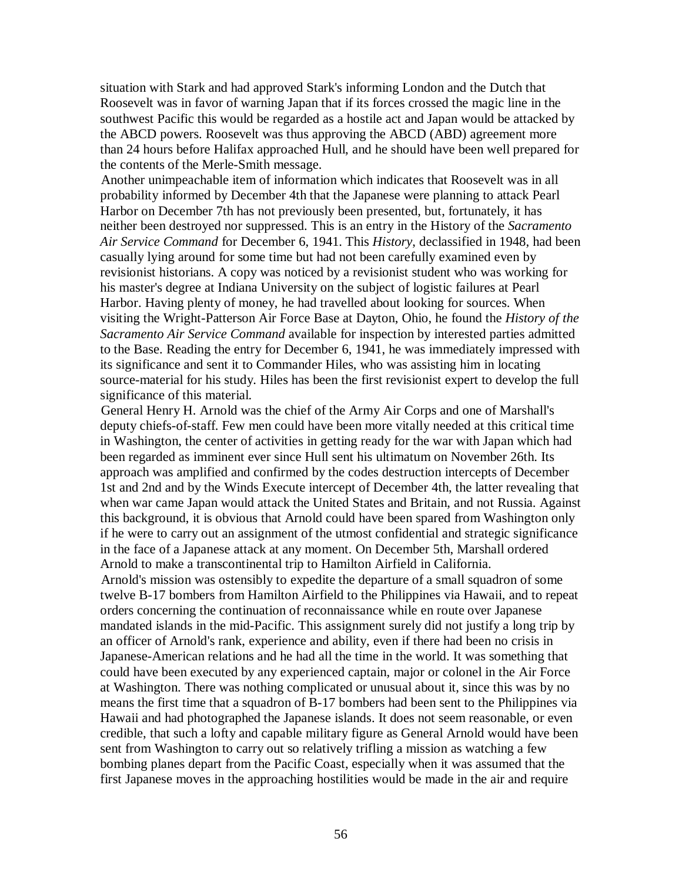situation with Stark and had approved Stark's informing London and the Dutch that Roosevelt was in favor of warning Japan that if its forces crossed the magic line in the southwest Pacific this would be regarded as a hostile act and Japan would be attacked by the ABCD powers. Roosevelt was thus approving the ABCD (ABD) agreement more than 24 hours before Halifax approached Hull, and he should have been well prepared for the contents of the Merle-Smith message.

Another unimpeachable item of information which indicates that Roosevelt was in all probability informed by December 4th that the Japanese were planning to attack Pearl Harbor on December 7th has not previously been presented, but, fortunately, it has neither been destroyed nor suppressed. This is an entry in the History of the *Sacramento Air Service Command* for December 6, 1941. This *History*, declassified in 1948, had been casually lying around for some time but had not been carefully examined even by revisionist historians. A copy was noticed by a revisionist student who was working for his master's degree at Indiana University on the subject of logistic failures at Pearl Harbor. Having plenty of money, he had travelled about looking for sources. When visiting the Wright-Patterson Air Force Base at Dayton, Ohio, he found the *History of the Sacramento Air Service Command* available for inspection by interested parties admitted to the Base. Reading the entry for December 6, 1941, he was immediately impressed with its significance and sent it to Commander Hiles, who was assisting him in locating source-material for his study. Hiles has been the first revisionist expert to develop the full significance of this material.

General Henry H. Arnold was the chief of the Army Air Corps and one of Marshall's deputy chiefs-of-staff. Few men could have been more vitally needed at this critical time in Washington, the center of activities in getting ready for the war with Japan which had been regarded as imminent ever since Hull sent his ultimatum on November 26th. Its approach was amplified and confirmed by the codes destruction intercepts of December 1st and 2nd and by the Winds Execute intercept of December 4th, the latter revealing that when war came Japan would attack the United States and Britain, and not Russia. Against this background, it is obvious that Arnold could have been spared from Washington only if he were to carry out an assignment of the utmost confidential and strategic significance in the face of a Japanese attack at any moment. On December 5th, Marshall ordered Arnold to make a transcontinental trip to Hamilton Airfield in California.

Arnold's mission was ostensibly to expedite the departure of a small squadron of some twelve B-17 bombers from Hamilton Airfield to the Philippines via Hawaii, and to repeat orders concerning the continuation of reconnaissance while en route over Japanese mandated islands in the mid-Pacific. This assignment surely did not justify a long trip by an officer of Arnold's rank, experience and ability, even if there had been no crisis in Japanese-American relations and he had all the time in the world. It was something that could have been executed by any experienced captain, major or colonel in the Air Force at Washington. There was nothing complicated or unusual about it, since this was by no means the first time that a squadron of B-17 bombers had been sent to the Philippines via Hawaii and had photographed the Japanese islands. It does not seem reasonable, or even credible, that such a lofty and capable military figure as General Arnold would have been sent from Washington to carry out so relatively trifling a mission as watching a few bombing planes depart from the Pacific Coast, especially when it was assumed that the first Japanese moves in the approaching hostilities would be made in the air and require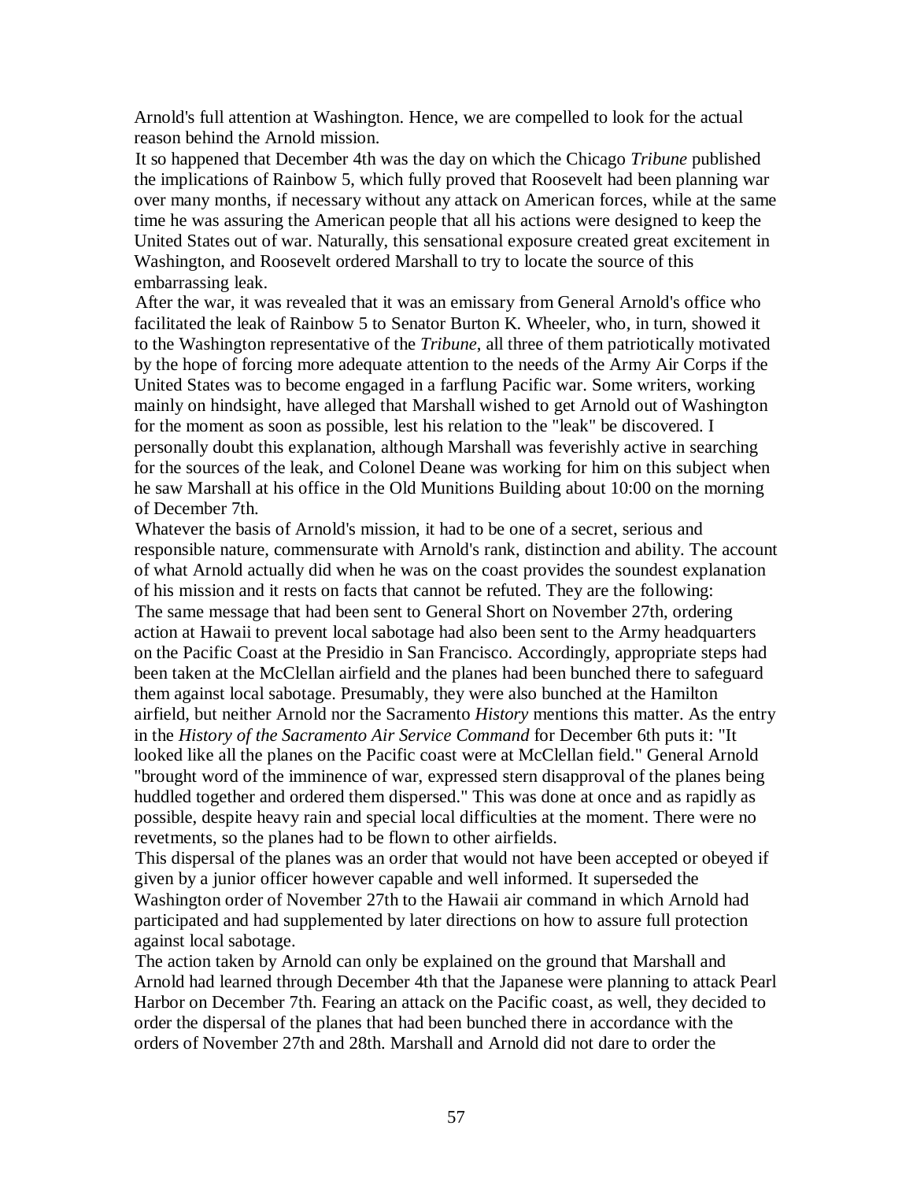Arnold's full attention at Washington. Hence, we are compelled to look for the actual reason behind the Arnold mission.

It so happened that December 4th was the day on which the Chicago *Tribune* published the implications of Rainbow 5, which fully proved that Roosevelt had been planning war over many months, if necessary without any attack on American forces, while at the same time he was assuring the American people that all his actions were designed to keep the United States out of war. Naturally, this sensational exposure created great excitement in Washington, and Roosevelt ordered Marshall to try to locate the source of this embarrassing leak.

After the war, it was revealed that it was an emissary from General Arnold's office who facilitated the leak of Rainbow 5 to Senator Burton K. Wheeler, who, in turn, showed it to the Washington representative of the *Tribune*, all three of them patriotically motivated by the hope of forcing more adequate attention to the needs of the Army Air Corps if the United States was to become engaged in a farflung Pacific war. Some writers, working mainly on hindsight, have alleged that Marshall wished to get Arnold out of Washington for the moment as soon as possible, lest his relation to the "leak" be discovered. I personally doubt this explanation, although Marshall was feverishly active in searching for the sources of the leak, and Colonel Deane was working for him on this subject when he saw Marshall at his office in the Old Munitions Building about 10:00 on the morning of December 7th.

Whatever the basis of Arnold's mission, it had to be one of a secret, serious and responsible nature, commensurate with Arnold's rank, distinction and ability. The account of what Arnold actually did when he was on the coast provides the soundest explanation of his mission and it rests on facts that cannot be refuted. They are the following:

The same message that had been sent to General Short on November 27th, ordering action at Hawaii to prevent local sabotage had also been sent to the Army headquarters on the Pacific Coast at the Presidio in San Francisco. Accordingly, appropriate steps had been taken at the McClellan airfield and the planes had been bunched there to safeguard them against local sabotage. Presumably, they were also bunched at the Hamilton airfield, but neither Arnold nor the Sacramento *History* mentions this matter. As the entry in the *History of the Sacramento Air Service Command* for December 6th puts it: "It looked like all the planes on the Pacific coast were at McClellan field." General Arnold "brought word of the imminence of war, expressed stern disapproval of the planes being huddled together and ordered them dispersed." This was done at once and as rapidly as possible, despite heavy rain and special local difficulties at the moment. There were no revetments, so the planes had to be flown to other airfields.

This dispersal of the planes was an order that would not have been accepted or obeyed if given by a junior officer however capable and well informed. It superseded the Washington order of November 27th to the Hawaii air command in which Arnold had participated and had supplemented by later directions on how to assure full protection against local sabotage.

The action taken by Arnold can only be explained on the ground that Marshall and Arnold had learned through December 4th that the Japanese were planning to attack Pearl Harbor on December 7th. Fearing an attack on the Pacific coast, as well, they decided to order the dispersal of the planes that had been bunched there in accordance with the orders of November 27th and 28th. Marshall and Arnold did not dare to order the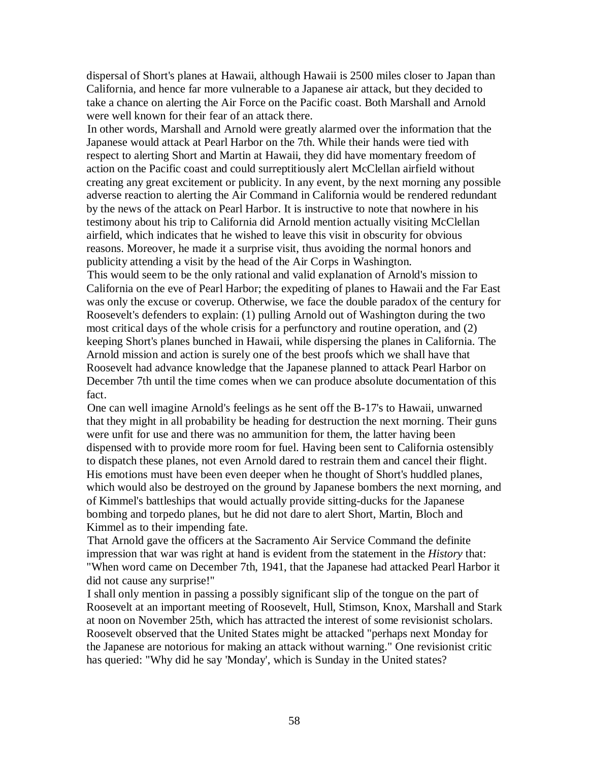dispersal of Short's planes at Hawaii, although Hawaii is 2500 miles closer to Japan than California, and hence far more vulnerable to a Japanese air attack, but they decided to take a chance on alerting the Air Force on the Pacific coast. Both Marshall and Arnold were well known for their fear of an attack there.

In other words, Marshall and Arnold were greatly alarmed over the information that the Japanese would attack at Pearl Harbor on the 7th. While their hands were tied with respect to alerting Short and Martin at Hawaii, they did have momentary freedom of action on the Pacific coast and could surreptitiously alert McClellan airfield without creating any great excitement or publicity. In any event, by the next morning any possible adverse reaction to alerting the Air Command in California would be rendered redundant by the news of the attack on Pearl Harbor. It is instructive to note that nowhere in his testimony about his trip to California did Arnold mention actually visiting McClellan airfield, which indicates that he wished to leave this visit in obscurity for obvious reasons. Moreover, he made it a surprise visit, thus avoiding the normal honors and publicity attending a visit by the head of the Air Corps in Washington.

This would seem to be the only rational and valid explanation of Arnold's mission to California on the eve of Pearl Harbor; the expediting of planes to Hawaii and the Far East was only the excuse or coverup. Otherwise, we face the double paradox of the century for Roosevelt's defenders to explain: (1) pulling Arnold out of Washington during the two most critical days of the whole crisis for a perfunctory and routine operation, and (2) keeping Short's planes bunched in Hawaii, while dispersing the planes in California. The Arnold mission and action is surely one of the best proofs which we shall have that Roosevelt had advance knowledge that the Japanese planned to attack Pearl Harbor on December 7th until the time comes when we can produce absolute documentation of this fact.

One can well imagine Arnold's feelings as he sent off the B-17's to Hawaii, unwarned that they might in all probability be heading for destruction the next morning. Their guns were unfit for use and there was no ammunition for them, the latter having been dispensed with to provide more room for fuel. Having been sent to California ostensibly to dispatch these planes, not even Arnold dared to restrain them and cancel their flight. His emotions must have been even deeper when he thought of Short's huddled planes, which would also be destroyed on the ground by Japanese bombers the next morning, and of Kimmel's battleships that would actually provide sitting-ducks for the Japanese bombing and torpedo planes, but he did not dare to alert Short, Martin, Bloch and Kimmel as to their impending fate.

That Arnold gave the officers at the Sacramento Air Service Command the definite impression that war was right at hand is evident from the statement in the *History* that: "When word came on December 7th, 1941, that the Japanese had attacked Pearl Harbor it did not cause any surprise!"

I shall only mention in passing a possibly significant slip of the tongue on the part of Roosevelt at an important meeting of Roosevelt, Hull, Stimson, Knox, Marshall and Stark at noon on November 25th, which has attracted the interest of some revisionist scholars. Roosevelt observed that the United States might be attacked "perhaps next Monday for the Japanese are notorious for making an attack without warning." One revisionist critic has queried: "Why did he say 'Monday', which is Sunday in the United states?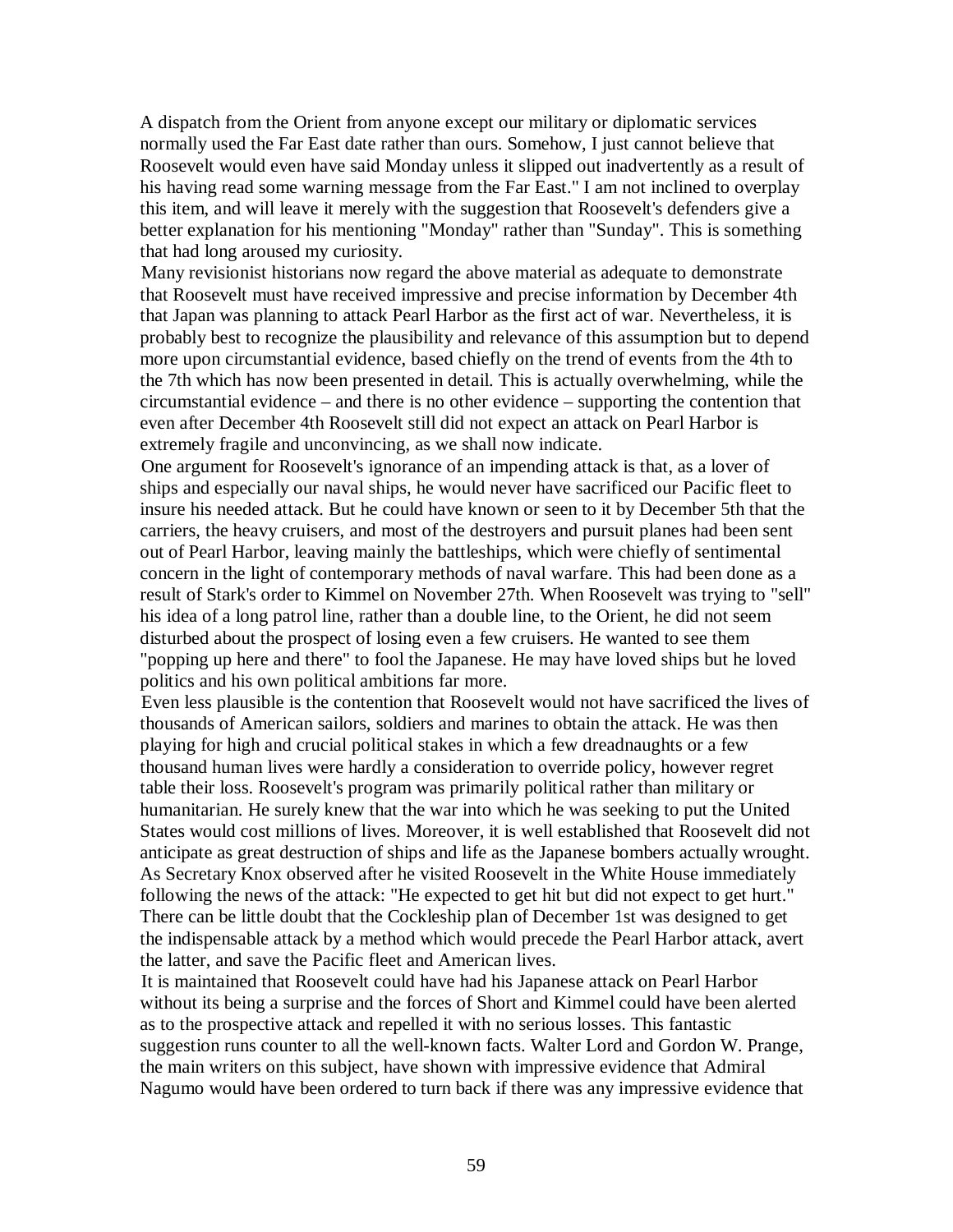A dispatch from the Orient from anyone except our military or diplomatic services normally used the Far East date rather than ours. Somehow, I just cannot believe that Roosevelt would even have said Monday unless it slipped out inadvertently as a result of his having read some warning message from the Far East." I am not inclined to overplay this item, and will leave it merely with the suggestion that Roosevelt's defenders give a better explanation for his mentioning "Monday" rather than "Sunday". This is something that had long aroused my curiosity.

Many revisionist historians now regard the above material as adequate to demonstrate that Roosevelt must have received impressive and precise information by December 4th that Japan was planning to attack Pearl Harbor as the first act of war. Nevertheless, it is probably best to recognize the plausibility and relevance of this assumption but to depend more upon circumstantial evidence, based chiefly on the trend of events from the 4th to the 7th which has now been presented in detail. This is actually overwhelming, while the circumstantial evidence – and there is no other evidence – supporting the contention that even after December 4th Roosevelt still did not expect an attack on Pearl Harbor is extremely fragile and unconvincing, as we shall now indicate.

One argument for Roosevelt's ignorance of an impending attack is that, as a lover of ships and especially our naval ships, he would never have sacrificed our Pacific fleet to insure his needed attack. But he could have known or seen to it by December 5th that the carriers, the heavy cruisers, and most of the destroyers and pursuit planes had been sent out of Pearl Harbor, leaving mainly the battleships, which were chiefly of sentimental concern in the light of contemporary methods of naval warfare. This had been done as a result of Stark's order to Kimmel on November 27th. When Roosevelt was trying to "sell" his idea of a long patrol line, rather than a double line, to the Orient, he did not seem disturbed about the prospect of losing even a few cruisers. He wanted to see them "popping up here and there" to fool the Japanese. He may have loved ships but he loved politics and his own political ambitions far more.

Even less plausible is the contention that Roosevelt would not have sacrificed the lives of thousands of American sailors, soldiers and marines to obtain the attack. He was then playing for high and crucial political stakes in which a few dreadnaughts or a few thousand human lives were hardly a consideration to override policy, however regret table their loss. Roosevelt's program was primarily political rather than military or humanitarian. He surely knew that the war into which he was seeking to put the United States would cost millions of lives. Moreover, it is well established that Roosevelt did not anticipate as great destruction of ships and life as the Japanese bombers actually wrought. As Secretary Knox observed after he visited Roosevelt in the White House immediately following the news of the attack: "He expected to get hit but did not expect to get hurt." There can be little doubt that the Cockleship plan of December 1st was designed to get the indispensable attack by a method which would precede the Pearl Harbor attack, avert the latter, and save the Pacific fleet and American lives.

It is maintained that Roosevelt could have had his Japanese attack on Pearl Harbor without its being a surprise and the forces of Short and Kimmel could have been alerted as to the prospective attack and repelled it with no serious losses. This fantastic suggestion runs counter to all the well-known facts. Walter Lord and Gordon W. Prange, the main writers on this subject, have shown with impressive evidence that Admiral Nagumo would have been ordered to turn back if there was any impressive evidence that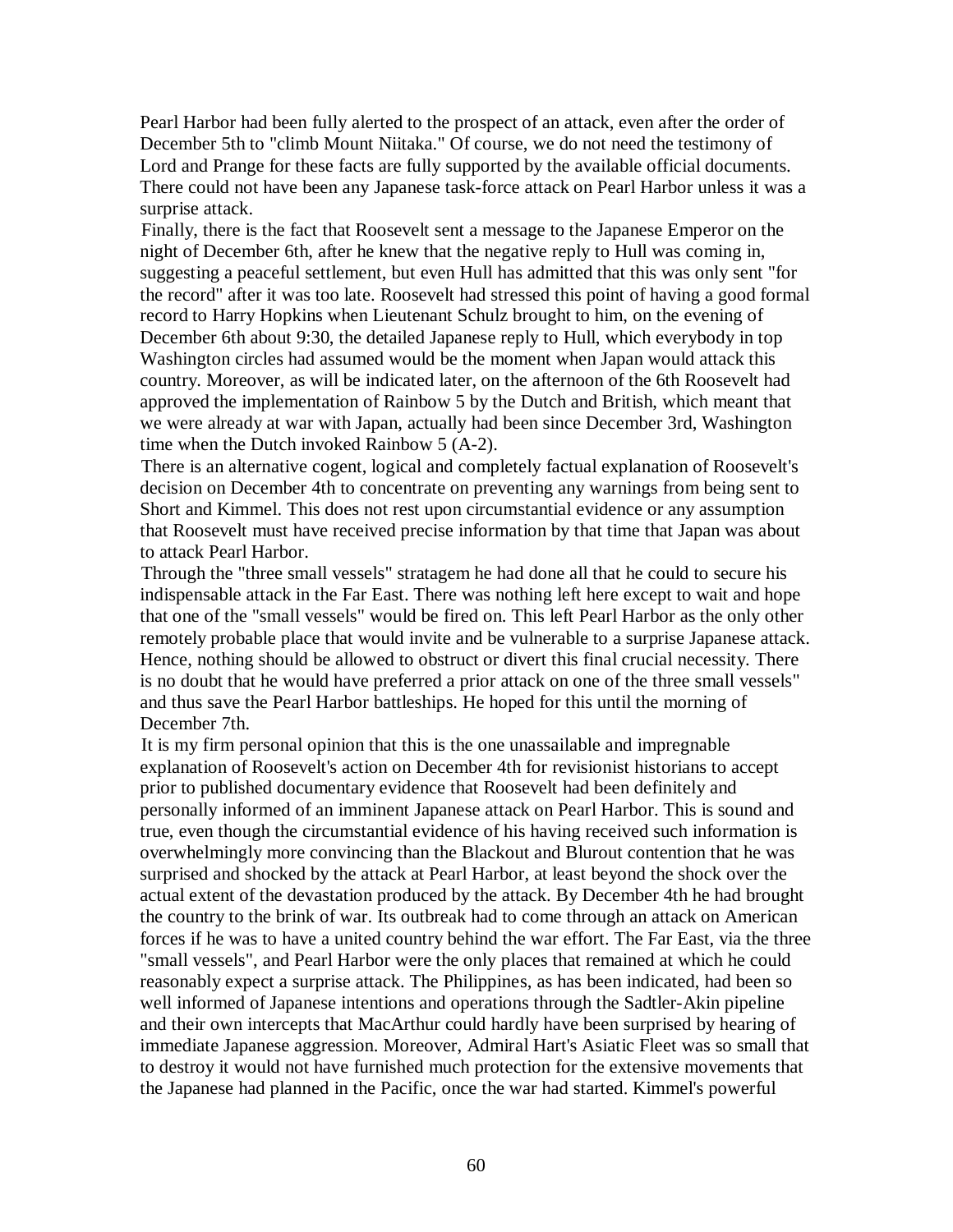Pearl Harbor had been fully alerted to the prospect of an attack, even after the order of December 5th to "climb Mount Niitaka." Of course, we do not need the testimony of Lord and Prange for these facts are fully supported by the available official documents. There could not have been any Japanese task-force attack on Pearl Harbor unless it was a surprise attack.

Finally, there is the fact that Roosevelt sent a message to the Japanese Emperor on the night of December 6th, after he knew that the negative reply to Hull was coming in, suggesting a peaceful settlement, but even Hull has admitted that this was only sent "for the record" after it was too late. Roosevelt had stressed this point of having a good formal record to Harry Hopkins when Lieutenant Schulz brought to him, on the evening of December 6th about 9:30, the detailed Japanese reply to Hull, which everybody in top Washington circles had assumed would be the moment when Japan would attack this country. Moreover, as will be indicated later, on the afternoon of the 6th Roosevelt had approved the implementation of Rainbow 5 by the Dutch and British, which meant that we were already at war with Japan, actually had been since December 3rd, Washington time when the Dutch invoked Rainbow 5 (A-2).

There is an alternative cogent, logical and completely factual explanation of Roosevelt's decision on December 4th to concentrate on preventing any warnings from being sent to Short and Kimmel. This does not rest upon circumstantial evidence or any assumption that Roosevelt must have received precise information by that time that Japan was about to attack Pearl Harbor.

Through the "three small vessels" stratagem he had done all that he could to secure his indispensable attack in the Far East. There was nothing left here except to wait and hope that one of the "small vessels" would be fired on. This left Pearl Harbor as the only other remotely probable place that would invite and be vulnerable to a surprise Japanese attack. Hence, nothing should be allowed to obstruct or divert this final crucial necessity. There is no doubt that he would have preferred a prior attack on one of the three small vessels" and thus save the Pearl Harbor battleships. He hoped for this until the morning of December 7th.

It is my firm personal opinion that this is the one unassailable and impregnable explanation of Roosevelt's action on December 4th for revisionist historians to accept prior to published documentary evidence that Roosevelt had been definitely and personally informed of an imminent Japanese attack on Pearl Harbor. This is sound and true, even though the circumstantial evidence of his having received such information is overwhelmingly more convincing than the Blackout and Blurout contention that he was surprised and shocked by the attack at Pearl Harbor, at least beyond the shock over the actual extent of the devastation produced by the attack. By December 4th he had brought the country to the brink of war. Its outbreak had to come through an attack on American forces if he was to have a united country behind the war effort. The Far East, via the three "small vessels", and Pearl Harbor were the only places that remained at which he could reasonably expect a surprise attack. The Philippines, as has been indicated, had been so well informed of Japanese intentions and operations through the Sadtler-Akin pipeline and their own intercepts that MacArthur could hardly have been surprised by hearing of immediate Japanese aggression. Moreover, Admiral Hart's Asiatic Fleet was so small that to destroy it would not have furnished much protection for the extensive movements that the Japanese had planned in the Pacific, once the war had started. Kimmel's powerful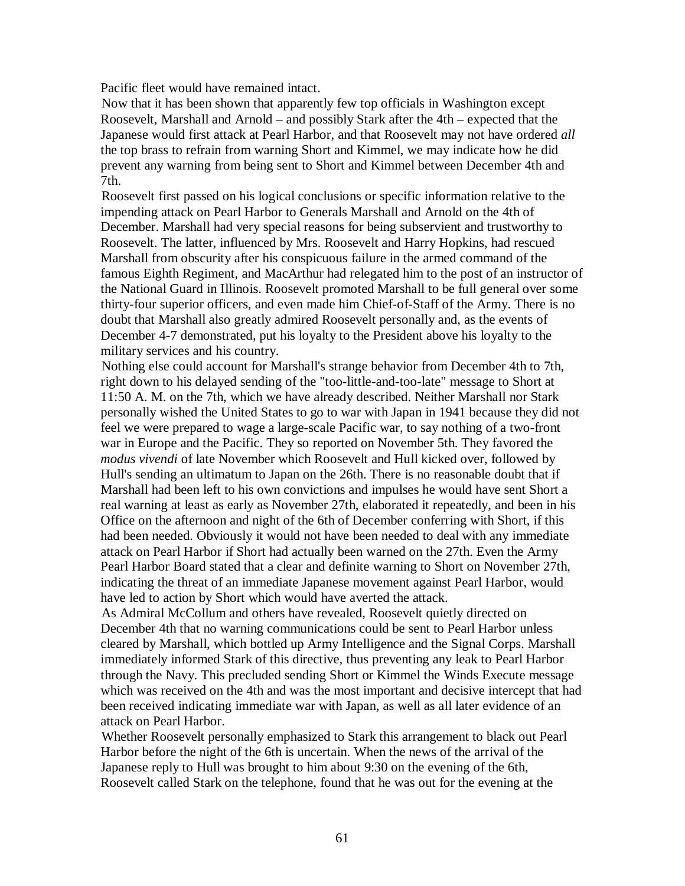Pacific fleet would have remained intact.

Now that it has been shown that apparently few top officials in Washington except Roosevelt, Marshall and Arnold – and possibly Stark after the 4th – expected that the Japanese would first attack at Pearl Harbor, and that Roosevelt may not have ordered *all* the top brass to refrain from warning Short and Kimmel, we may indicate how he did prevent any warning from being sent to Short and Kimmel between December 4th and 7th.

Roosevelt first passed on his logical conclusions or specific information relative to the impending attack on Pearl Harbor to Generals Marshall and Arnold on the 4th of December. Marshall had very special reasons for being subservient and trustworthy to Roosevelt. The latter, influenced by Mrs. Roosevelt and Harry Hopkins, had rescued Marshall from obscurity after his conspicuous failure in the armed command of the famous Eighth Regiment, and MacArthur had relegated him to the post of an instructor of the National Guard in Illinois. Roosevelt promoted Marshall to be full general over some thirty-four superior officers, and even made him Chief-of-Staff of the Army. There is no doubt that Marshall also greatly admired Roosevelt personally and, as the events of December 4-7 demonstrated, put his loyalty to the President above his loyalty to the military services and his country.

Nothing else could account for Marshall's strange behavior from December 4th to 7th, right down to his delayed sending of the "too-little-and-too-late" message to Short at 11:50 A. M. on the 7th, which we have already described. Neither Marshall nor Stark personally wished the United States to go to war with Japan in 1941 because they did not feel we were prepared to wage a large-scale Pacific war, to say nothing of a two-front war in Europe and the Pacific. They so reported on November 5th. They favored the *modus vivendi* of late November which Roosevelt and Hull kicked over, followed by Hull's sending an ultimatum to Japan on the 26th. There is no reasonable doubt that if Marshall had been left to his own convictions and impulses he would have sent Short a real warning at least as early as November 27th, elaborated it repeatedly, and been in his Office on the afternoon and night of the 6th of December conferring with Short, if this had been needed. Obviously it would not have been needed to deal with any immediate attack on Pearl Harbor if Short had actually been warned on the 27th. Even the Army Pearl Harbor Board stated that a clear and definite warning to Short on November 27th, indicating the threat of an immediate Japanese movement against Pearl Harbor, would have led to action by Short which would have averted the attack.

As Admiral McCollum and others have revealed, Roosevelt quietly directed on December 4th that no warning communications could be sent to Pearl Harbor unless cleared by Marshall, which bottled up Army Intelligence and the Signal Corps. Marshall immediately informed Stark of this directive, thus preventing any leak to Pearl Harbor through the Navy. This precluded sending Short or Kimmel the Winds Execute message which was received on the 4th and was the most important and decisive intercept that had been received indicating immediate war with Japan, as well as all later evidence of an attack on Pearl Harbor.

Whether Roosevelt personally emphasized to Stark this arrangement to black out Pearl Harbor before the night of the 6th is uncertain. When the news of the arrival of the Japanese reply to Hull was brought to him about 9:30 on the evening of the 6th, Roosevelt called Stark on the telephone, found that he was out for the evening at the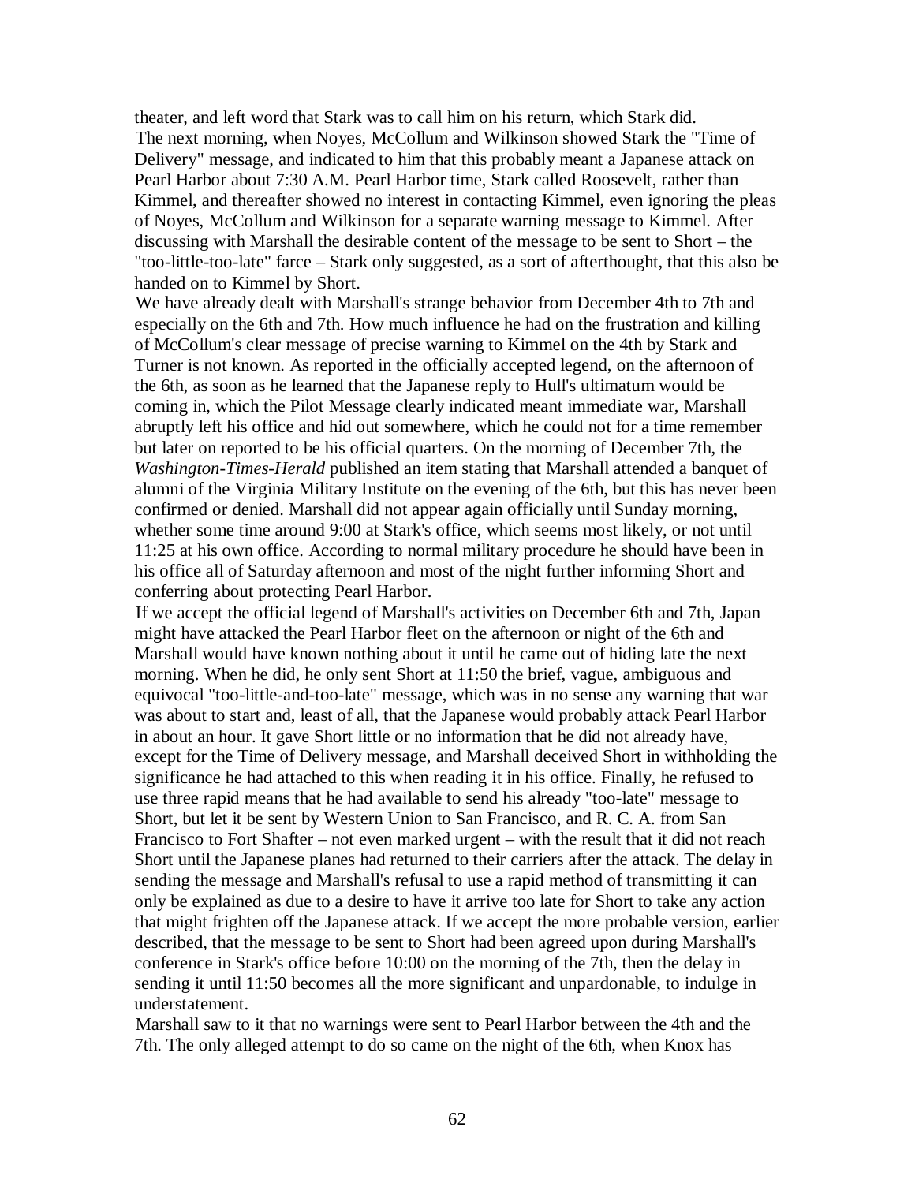theater, and left word that Stark was to call him on his return, which Stark did.

The next morning, when Noyes, McCollum and Wilkinson showed Stark the "Time of Delivery" message, and indicated to him that this probably meant a Japanese attack on Pearl Harbor about 7:30 A.M. Pearl Harbor time, Stark called Roosevelt, rather than Kimmel, and thereafter showed no interest in contacting Kimmel, even ignoring the pleas of Noyes, McCollum and Wilkinson for a separate warning message to Kimmel. After discussing with Marshall the desirable content of the message to be sent to Short – the "too-little-too-late" farce – Stark only suggested, as a sort of afterthought, that this also be handed on to Kimmel by Short.

We have already dealt with Marshall's strange behavior from December 4th to 7th and especially on the 6th and 7th. How much influence he had on the frustration and killing of McCollum's clear message of precise warning to Kimmel on the 4th by Stark and Turner is not known. As reported in the officially accepted legend, on the afternoon of the 6th, as soon as he learned that the Japanese reply to Hull's ultimatum would be coming in, which the Pilot Message clearly indicated meant immediate war, Marshall abruptly left his office and hid out somewhere, which he could not for a time remember but later on reported to be his official quarters. On the morning of December 7th, the *Washington-Times-Herald* published an item stating that Marshall attended a banquet of alumni of the Virginia Military Institute on the evening of the 6th, but this has never been confirmed or denied. Marshall did not appear again officially until Sunday morning, whether some time around 9:00 at Stark's office, which seems most likely, or not until 11:25 at his own office. According to normal military procedure he should have been in his office all of Saturday afternoon and most of the night further informing Short and conferring about protecting Pearl Harbor.

If we accept the official legend of Marshall's activities on December 6th and 7th, Japan might have attacked the Pearl Harbor fleet on the afternoon or night of the 6th and Marshall would have known nothing about it until he came out of hiding late the next morning. When he did, he only sent Short at 11:50 the brief, vague, ambiguous and equivocal "too-little-and-too-late" message, which was in no sense any warning that war was about to start and, least of all, that the Japanese would probably attack Pearl Harbor in about an hour. It gave Short little or no information that he did not already have, except for the Time of Delivery message, and Marshall deceived Short in withholding the significance he had attached to this when reading it in his office. Finally, he refused to use three rapid means that he had available to send his already "too-late" message to Short, but let it be sent by Western Union to San Francisco, and R. C. A. from San Francisco to Fort Shafter – not even marked urgent – with the result that it did not reach Short until the Japanese planes had returned to their carriers after the attack. The delay in sending the message and Marshall's refusal to use a rapid method of transmitting it can only be explained as due to a desire to have it arrive too late for Short to take any action that might frighten off the Japanese attack. If we accept the more probable version, earlier described, that the message to be sent to Short had been agreed upon during Marshall's conference in Stark's office before 10:00 on the morning of the 7th, then the delay in sending it until 11:50 becomes all the more significant and unpardonable, to indulge in understatement.

Marshall saw to it that no warnings were sent to Pearl Harbor between the 4th and the 7th. The only alleged attempt to do so came on the night of the 6th, when Knox has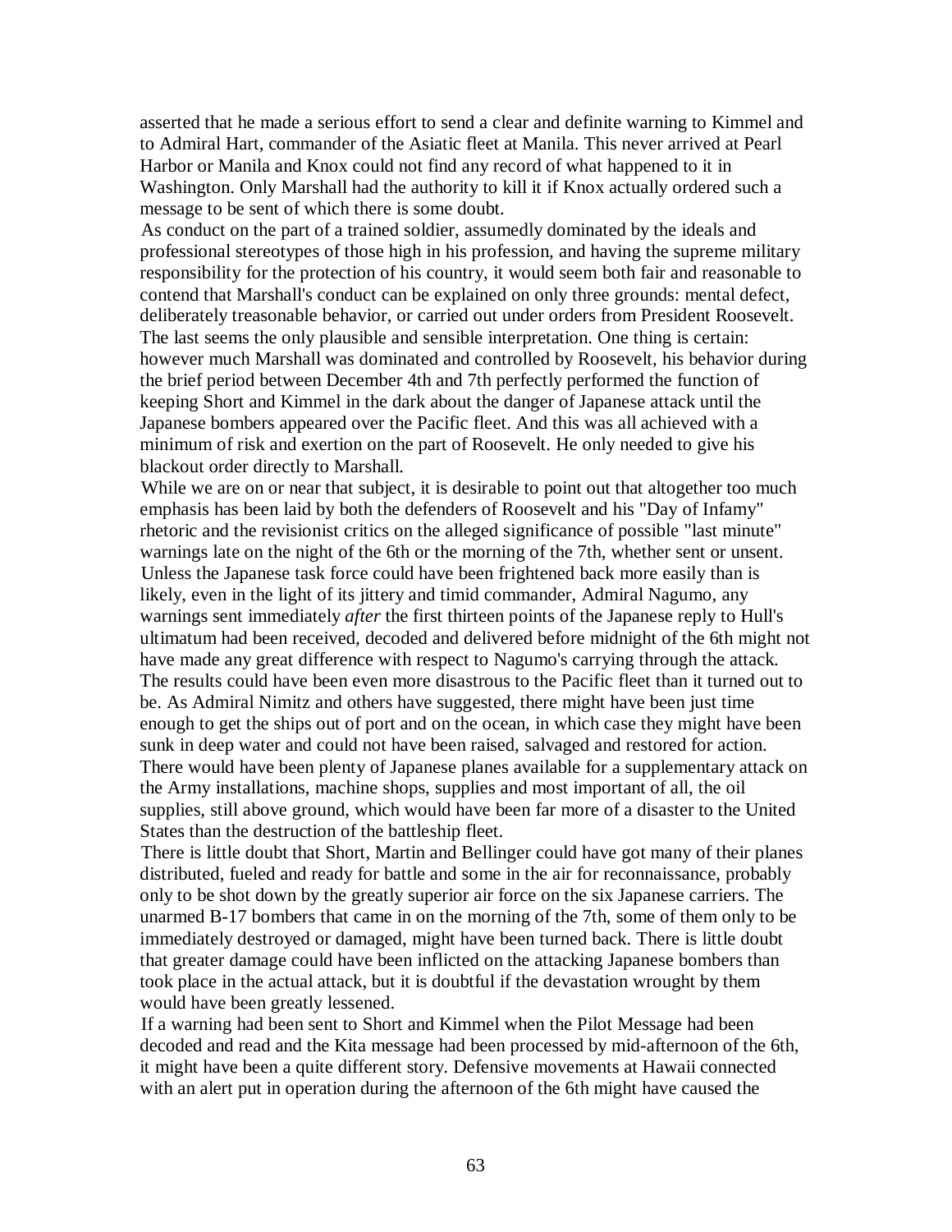asserted that he made a serious effort to send a clear and definite warning to Kimmel and to Admiral Hart, commander of the Asiatic fleet at Manila. This never arrived at Pearl Harbor or Manila and Knox could not find any record of what happened to it in Washington. Only Marshall had the authority to kill it if Knox actually ordered such a message to be sent of which there is some doubt.

As conduct on the part of a trained soldier, assumedly dominated by the ideals and professional stereotypes of those high in his profession, and having the supreme military responsibility for the protection of his country, it would seem both fair and reasonable to contend that Marshall's conduct can be explained on only three grounds: mental defect, deliberately treasonable behavior, or carried out under orders from President Roosevelt. The last seems the only plausible and sensible interpretation. One thing is certain: however much Marshall was dominated and controlled by Roosevelt, his behavior during the brief period between December 4th and 7th perfectly performed the function of keeping Short and Kimmel in the dark about the danger of Japanese attack until the Japanese bombers appeared over the Pacific fleet. And this was all achieved with a minimum of risk and exertion on the part of Roosevelt. He only needed to give his blackout order directly to Marshall.

While we are on or near that subject, it is desirable to point out that altogether too much emphasis has been laid by both the defenders of Roosevelt and his "Day of Infamy" rhetoric and the revisionist critics on the alleged significance of possible "last minute" warnings late on the night of the 6th or the morning of the 7th, whether sent or unsent.

Unless the Japanese task force could have been frightened back more easily than is likely, even in the light of its jittery and timid commander, Admiral Nagumo, any warnings sent immediately *after* the first thirteen points of the Japanese reply to Hull's ultimatum had been received, decoded and delivered before midnight of the 6th might not have made any great difference with respect to Nagumo's carrying through the attack. The results could have been even more disastrous to the Pacific fleet than it turned out to be. As Admiral Nimitz and others have suggested, there might have been just time enough to get the ships out of port and on the ocean, in which case they might have been sunk in deep water and could not have been raised, salvaged and restored for action. There would have been plenty of Japanese planes available for a supplementary attack on the Army installations, machine shops, supplies and most important of all, the oil supplies, still above ground, which would have been far more of a disaster to the United States than the destruction of the battleship fleet.

There is little doubt that Short, Martin and Bellinger could have got many of their planes distributed, fueled and ready for battle and some in the air for reconnaissance, probably only to be shot down by the greatly superior air force on the six Japanese carriers. The unarmed B-17 bombers that came in on the morning of the 7th, some of them only to be immediately destroyed or damaged, might have been turned back. There is little doubt that greater damage could have been inflicted on the attacking Japanese bombers than took place in the actual attack, but it is doubtful if the devastation wrought by them would have been greatly lessened.

If a warning had been sent to Short and Kimmel when the Pilot Message had been decoded and read and the Kita message had been processed by mid-afternoon of the 6th, it might have been a quite different story. Defensive movements at Hawaii connected with an alert put in operation during the afternoon of the 6th might have caused the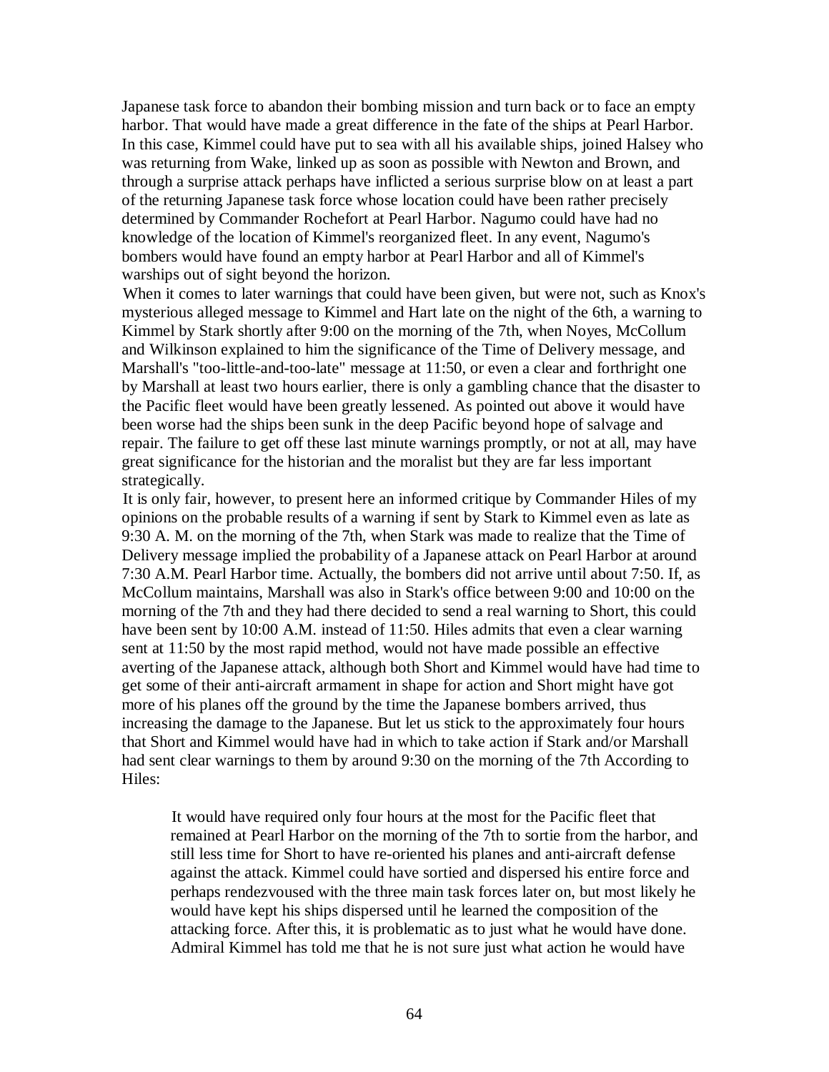Japanese task force to abandon their bombing mission and turn back or to face an empty harbor. That would have made a great difference in the fate of the ships at Pearl Harbor. In this case, Kimmel could have put to sea with all his available ships, joined Halsey who was returning from Wake, linked up as soon as possible with Newton and Brown, and through a surprise attack perhaps have inflicted a serious surprise blow on at least a part of the returning Japanese task force whose location could have been rather precisely determined by Commander Rochefort at Pearl Harbor. Nagumo could have had no knowledge of the location of Kimmel's reorganized fleet. In any event, Nagumo's bombers would have found an empty harbor at Pearl Harbor and all of Kimmel's warships out of sight beyond the horizon.

When it comes to later warnings that could have been given, but were not, such as Knox's mysterious alleged message to Kimmel and Hart late on the night of the 6th, a warning to Kimmel by Stark shortly after 9:00 on the morning of the 7th, when Noyes, McCollum and Wilkinson explained to him the significance of the Time of Delivery message, and Marshall's "too-little-and-too-late" message at 11:50, or even a clear and forthright one by Marshall at least two hours earlier, there is only a gambling chance that the disaster to the Pacific fleet would have been greatly lessened. As pointed out above it would have been worse had the ships been sunk in the deep Pacific beyond hope of salvage and repair. The failure to get off these last minute warnings promptly, or not at all, may have great significance for the historian and the moralist but they are far less important strategically.

It is only fair, however, to present here an informed critique by Commander Hiles of my opinions on the probable results of a warning if sent by Stark to Kimmel even as late as 9:30 A. M. on the morning of the 7th, when Stark was made to realize that the Time of Delivery message implied the probability of a Japanese attack on Pearl Harbor at around 7:30 A.M. Pearl Harbor time. Actually, the bombers did not arrive until about 7:50. If, as McCollum maintains, Marshall was also in Stark's office between 9:00 and 10:00 on the morning of the 7th and they had there decided to send a real warning to Short, this could have been sent by 10:00 A.M. instead of 11:50. Hiles admits that even a clear warning sent at 11:50 by the most rapid method, would not have made possible an effective averting of the Japanese attack, although both Short and Kimmel would have had time to get some of their anti-aircraft armament in shape for action and Short might have got more of his planes off the ground by the time the Japanese bombers arrived, thus increasing the damage to the Japanese. But let us stick to the approximately four hours that Short and Kimmel would have had in which to take action if Stark and/or Marshall had sent clear warnings to them by around 9:30 on the morning of the 7th According to Hiles:

> It would have required only four hours at the most for the Pacific fleet that remained at Pearl Harbor on the morning of the 7th to sortie from the harbor, and still less time for Short to have re-oriented his planes and anti-aircraft defense against the attack. Kimmel could have sortied and dispersed his entire force and perhaps rendezvoused with the three main task forces later on, but most likely he would have kept his ships dispersed until he learned the composition of the attacking force. After this, it is problematic as to just what he would have done. Admiral Kimmel has told me that he is not sure just what action he would have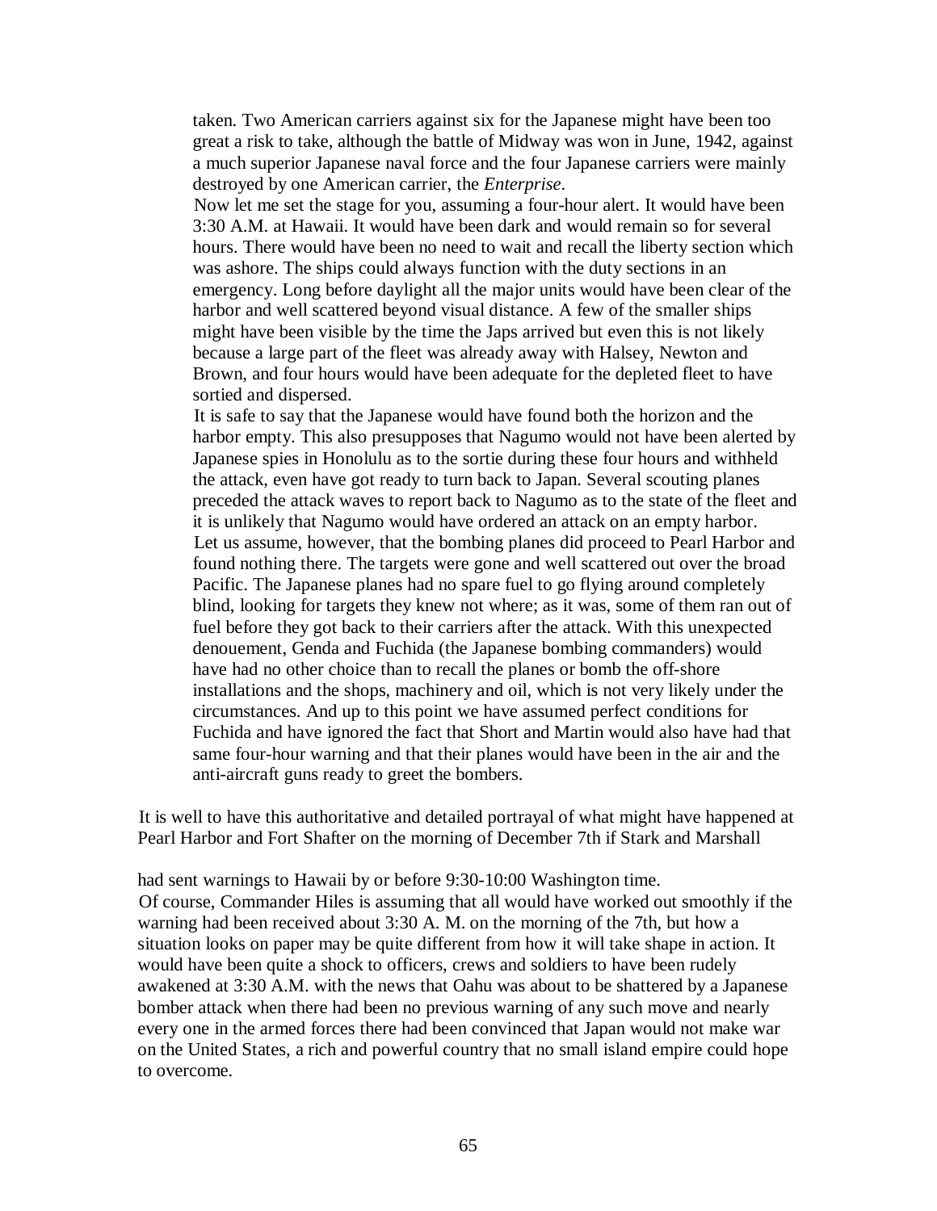> taken. Two American carriers against six for the Japanese might have been too great a risk to take, although the battle of Midway was won in June, 1942, against a much superior Japanese naval force and the four Japanese carriers were mainly destroyed by one American carrier, the *Enterprise*.
>
> Now let me set the stage for you, assuming a four-hour alert. It would have been 3:30 A.M. at Hawaii. It would have been dark and would remain so for several hours. There would have been no need to wait and recall the liberty section which was ashore. The ships could always function with the duty sections in an emergency. Long before daylight all the major units would have been clear of the harbor and well scattered beyond visual distance. A few of the smaller ships might have been visible by the time the Japs arrived but even this is not likely because a large part of the fleet was already away with Halsey, Newton and Brown, and four hours would have been adequate for the depleted fleet to have sortied and dispersed.
>
> It is safe to say that the Japanese would have found both the horizon and the harbor empty. This also presupposes that Nagumo would not have been alerted by Japanese spies in Honolulu as to the sortie during these four hours and withheld the attack, even have got ready to turn back to Japan. Several scouting planes preceded the attack waves to report back to Nagumo as to the state of the fleet and it is unlikely that Nagumo would have ordered an attack on an empty harbor.
>
> Let us assume, however, that the bombing planes did proceed to Pearl Harbor and found nothing there. The targets were gone and well scattered out over the broad Pacific. The Japanese planes had no spare fuel to go flying around completely blind, looking for targets they knew not where; as it was, some of them ran out of fuel before they got back to their carriers after the attack. With this unexpected denouement, Genda and Fuchida (the Japanese bombing commanders) would have had no other choice than to recall the planes or bomb the off-shore installations and the shops, machinery and oil, which is not very likely under the circumstances. And up to this point we have assumed perfect conditions for Fuchida and have ignored the fact that Short and Martin would also have had that same four-hour warning and that their planes would have been in the air and the anti-aircraft guns ready to greet the bombers.

It is well to have this authoritative and detailed portrayal of what might have happened at Pearl Harbor and Fort Shafter on the morning of December 7th if Stark and Marshall had sent warnings to Hawaii by or before 9:30-10:00 Washington time.

Of course, Commander Hiles is assuming that all would have worked out smoothly if the warning had been received about 3:30 A. M. on the morning of the 7th, but how a situation looks on paper may be quite different from how it will take shape in action. It would have been quite a shock to officers, crews and soldiers to have been rudely awakened at 3:30 A.M. with the news that Oahu was about to be shattered by a Japanese bomber attack when there had been no previous warning of any such move and nearly every one in the armed forces there had been convinced that Japan would not make war on the United States, a rich and powerful country that no small island empire could hope to overcome.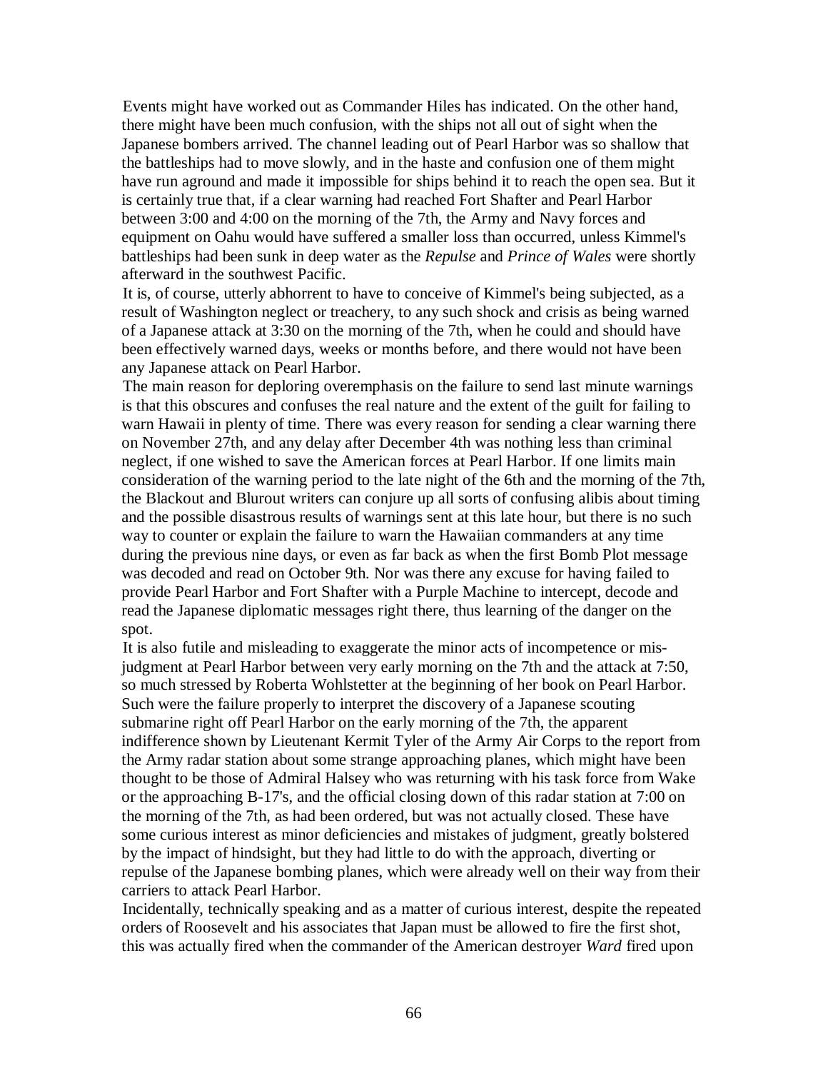Events might have worked out as Commander Hiles has indicated. On the other hand, there might have been much confusion, with the ships not all out of sight when the Japanese bombers arrived. The channel leading out of Pearl Harbor was so shallow that the battleships had to move slowly, and in the haste and confusion one of them might have run aground and made it impossible for ships behind it to reach the open sea. But it is certainly true that, if a clear warning had reached Fort Shafter and Pearl Harbor between 3:00 and 4:00 on the morning of the 7th, the Army and Navy forces and equipment on Oahu would have suffered a smaller loss than occurred, unless Kimmel's battleships had been sunk in deep water as the *Repulse* and *Prince of Wales* were shortly afterward in the southwest Pacific.

It is, of course, utterly abhorrent to have to conceive of Kimmel's being subjected, as a result of Washington neglect or treachery, to any such shock and crisis as being warned of a Japanese attack at 3:30 on the morning of the 7th, when he could and should have been effectively warned days, weeks or months before, and there would not have been any Japanese attack on Pearl Harbor.

The main reason for deploring overemphasis on the failure to send last minute warnings is that this obscures and confuses the real nature and the extent of the guilt for failing to warn Hawaii in plenty of time. There was every reason for sending a clear warning there on November 27th, and any delay after December 4th was nothing less than criminal neglect, if one wished to save the American forces at Pearl Harbor. If one limits main consideration of the warning period to the late night of the 6th and the morning of the 7th, the Blackout and Blurout writers can conjure up all sorts of confusing alibis about timing and the possible disastrous results of warnings sent at this late hour, but there is no such way to counter or explain the failure to warn the Hawaiian commanders at any time during the previous nine days, or even as far back as when the first Bomb Plot message was decoded and read on October 9th. Nor was there any excuse for having failed to provide Pearl Harbor and Fort Shafter with a Purple Machine to intercept, decode and read the Japanese diplomatic messages right there, thus learning of the danger on the spot.

It is also futile and misleading to exaggerate the minor acts of incompetence or mis-judgment at Pearl Harbor between very early morning on the 7th and the attack at 7:50, so much stressed by Roberta Wohlstetter at the beginning of her book on Pearl Harbor. Such were the failure properly to interpret the discovery of a Japanese scouting submarine right off Pearl Harbor on the early morning of the 7th, the apparent indifference shown by Lieutenant Kermit Tyler of the Army Air Corps to the report from the Army radar station about some strange approaching planes, which might have been thought to be those of Admiral Halsey who was returning with his task force from Wake or the approaching B-17's, and the official closing down of this radar station at 7:00 on the morning of the 7th, as had been ordered, but was not actually closed. These have some curious interest as minor deficiencies and mistakes of judgment, greatly bolstered by the impact of hindsight, but they had little to do with the approach, diverting or repulse of the Japanese bombing planes, which were already well on their way from their carriers to attack Pearl Harbor.

Incidentally, technically speaking and as a matter of curious interest, despite the repeated orders of Roosevelt and his associates that Japan must be allowed to fire the first shot, this was actually fired when the commander of the American destroyer *Ward* fired upon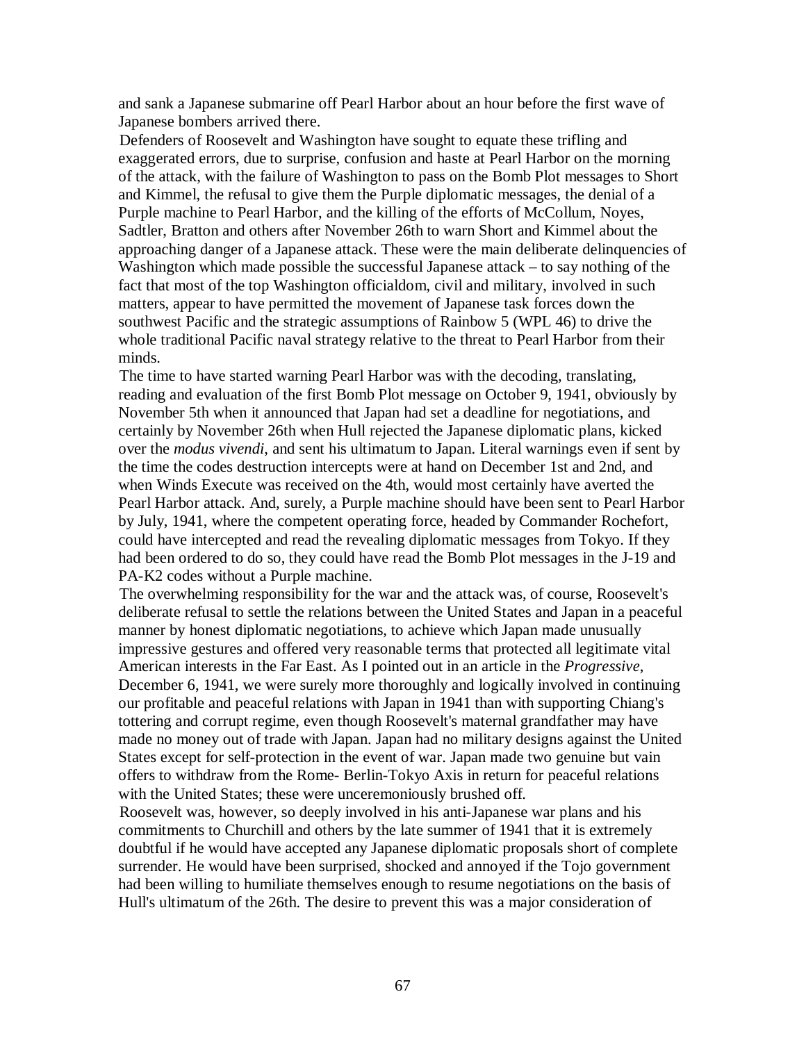and sank a Japanese submarine off Pearl Harbor about an hour before the first wave of Japanese bombers arrived there.

Defenders of Roosevelt and Washington have sought to equate these trifling and exaggerated errors, due to surprise, confusion and haste at Pearl Harbor on the morning of the attack, with the failure of Washington to pass on the Bomb Plot messages to Short and Kimmel, the refusal to give them the Purple diplomatic messages, the denial of a Purple machine to Pearl Harbor, and the killing of the efforts of McCollum, Noyes, Sadtler, Bratton and others after November 26th to warn Short and Kimmel about the approaching danger of a Japanese attack. These were the main deliberate delinquencies of Washington which made possible the successful Japanese attack – to say nothing of the fact that most of the top Washington officialdom, civil and military, involved in such matters, appear to have permitted the movement of Japanese task forces down the southwest Pacific and the strategic assumptions of Rainbow 5 (WPL 46) to drive the whole traditional Pacific naval strategy relative to the threat to Pearl Harbor from their minds.

The time to have started warning Pearl Harbor was with the decoding, translating, reading and evaluation of the first Bomb Plot message on October 9, 1941, obviously by November 5th when it announced that Japan had set a deadline for negotiations, and certainly by November 26th when Hull rejected the Japanese diplomatic plans, kicked over the *modus vivendi*, and sent his ultimatum to Japan. Literal warnings even if sent by the time the codes destruction intercepts were at hand on December 1st and 2nd, and when Winds Execute was received on the 4th, would most certainly have averted the Pearl Harbor attack. And, surely, a Purple machine should have been sent to Pearl Harbor by July, 1941, where the competent operating force, headed by Commander Rochefort, could have intercepted and read the revealing diplomatic messages from Tokyo. If they had been ordered to do so, they could have read the Bomb Plot messages in the J-19 and PA-K2 codes without a Purple machine.

The overwhelming responsibility for the war and the attack was, of course, Roosevelt's deliberate refusal to settle the relations between the United States and Japan in a peaceful manner by honest diplomatic negotiations, to achieve which Japan made unusually impressive gestures and offered very reasonable terms that protected all legitimate vital American interests in the Far East. As I pointed out in an article in the *Progressive*, December 6, 1941, we were surely more thoroughly and logically involved in continuing our profitable and peaceful relations with Japan in 1941 than with supporting Chiang's tottering and corrupt regime, even though Roosevelt's maternal grandfather may have made no money out of trade with Japan. Japan had no military designs against the United States except for self-protection in the event of war. Japan made two genuine but vain offers to withdraw from the Rome- Berlin-Tokyo Axis in return for peaceful relations with the United States; these were unceremoniously brushed off.

Roosevelt was, however, so deeply involved in his anti-Japanese war plans and his commitments to Churchill and others by the late summer of 1941 that it is extremely doubtful if he would have accepted any Japanese diplomatic proposals short of complete surrender. He would have been surprised, shocked and annoyed if the Tojo government had been willing to humiliate themselves enough to resume negotiations on the basis of Hull's ultimatum of the 26th. The desire to prevent this was a major consideration of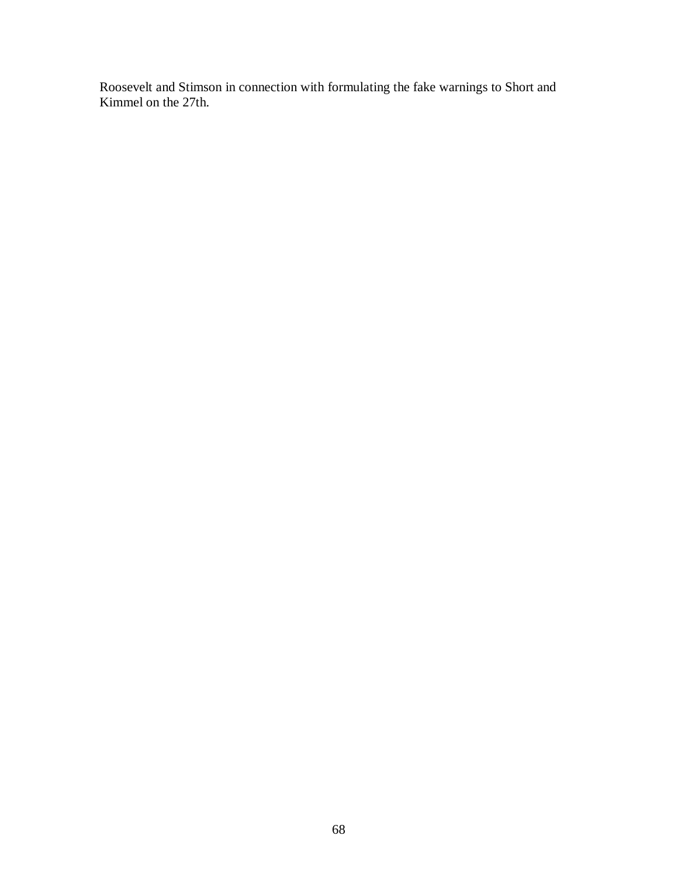Roosevelt and Stimson in connection with formulating the fake warnings to Short and Kimmel on the 27th.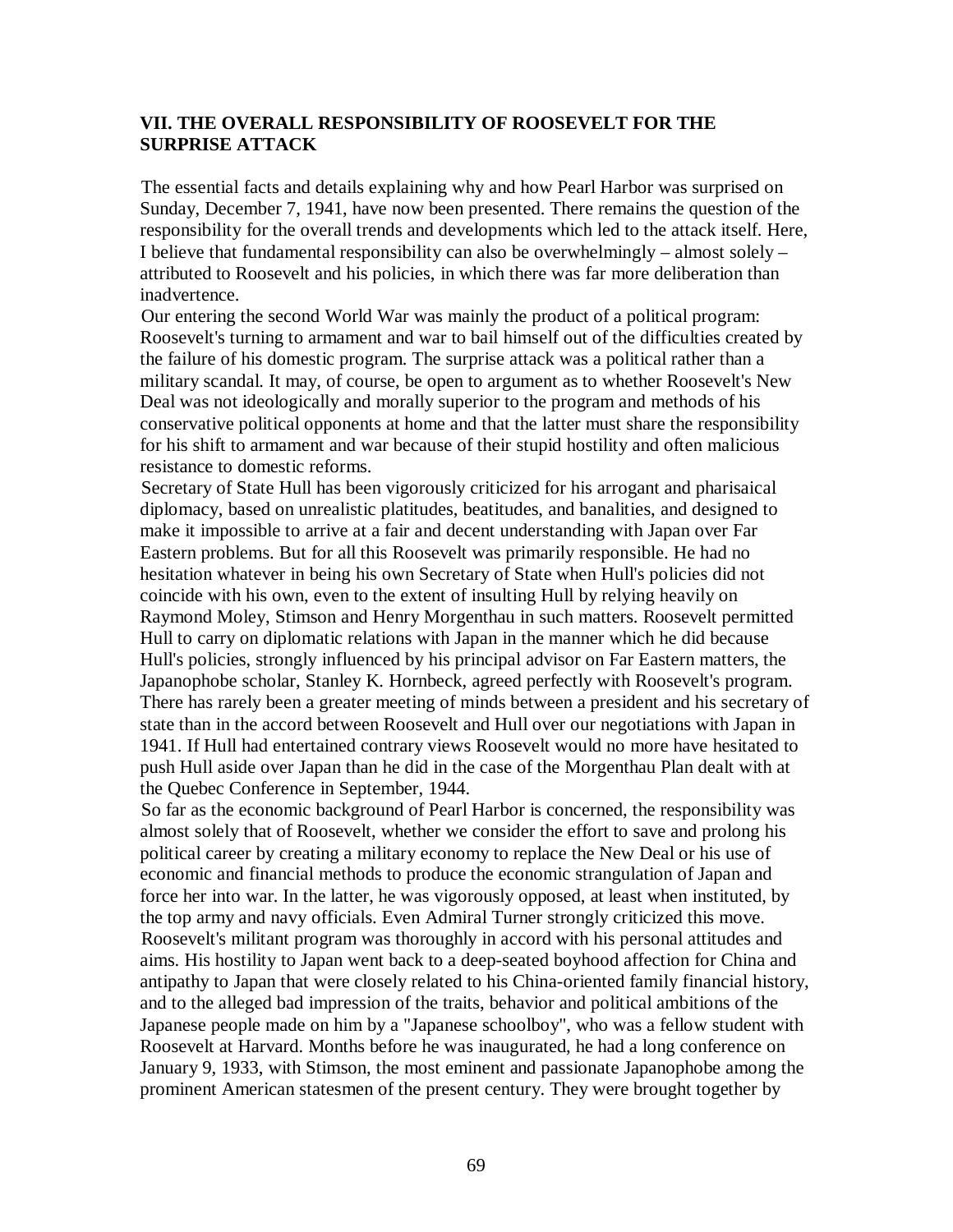## VII. THE OVERALL RESPONSIBILITY OF ROOSEVELT FOR THE SURPRISE ATTACK

The essential facts and details explaining why and how Pearl Harbor was surprised on Sunday, December 7, 1941, have now been presented. There remains the question of the responsibility for the overall trends and developments which led to the attack itself. Here, I believe that fundamental responsibility can also be overwhelmingly – almost solely – attributed to Roosevelt and his policies, in which there was far more deliberation than inadvertence.

Our entering the second World War was mainly the product of a political program: Roosevelt's turning to armament and war to bail himself out of the difficulties created by the failure of his domestic program. The surprise attack was a political rather than a military scandal. It may, of course, be open to argument as to whether Roosevelt's New Deal was not ideologically and morally superior to the program and methods of his conservative political opponents at home and that the latter must share the responsibility for his shift to armament and war because of their stupid hostility and often malicious resistance to domestic reforms.

Secretary of State Hull has been vigorously criticized for his arrogant and pharisaical diplomacy, based on unrealistic platitudes, beatitudes, and banalities, and designed to make it impossible to arrive at a fair and decent understanding with Japan over Far Eastern problems. But for all this Roosevelt was primarily responsible. He had no hesitation whatever in being his own Secretary of State when Hull's policies did not coincide with his own, even to the extent of insulting Hull by relying heavily on Raymond Moley, Stimson and Henry Morgenthau in such matters. Roosevelt permitted Hull to carry on diplomatic relations with Japan in the manner which he did because Hull's policies, strongly influenced by his principal advisor on Far Eastern matters, the Japanophobe scholar, Stanley K. Hornbeck, agreed perfectly with Roosevelt's program. There has rarely been a greater meeting of minds between a president and his secretary of state than in the accord between Roosevelt and Hull over our negotiations with Japan in 1941. If Hull had entertained contrary views Roosevelt would no more have hesitated to push Hull aside over Japan than he did in the case of the Morgenthau Plan dealt with at the Quebec Conference in September, 1944.

So far as the economic background of Pearl Harbor is concerned, the responsibility was almost solely that of Roosevelt, whether we consider the effort to save and prolong his political career by creating a military economy to replace the New Deal or his use of economic and financial methods to produce the economic strangulation of Japan and force her into war. In the latter, he was vigorously opposed, at least when instituted, by the top army and navy officials. Even Admiral Turner strongly criticized this move.

Roosevelt's militant program was thoroughly in accord with his personal attitudes and aims. His hostility to Japan went back to a deep-seated boyhood affection for China and antipathy to Japan that were closely related to his China-oriented family financial history, and to the alleged bad impression of the traits, behavior and political ambitions of the Japanese people made on him by a "Japanese schoolboy", who was a fellow student with Roosevelt at Harvard. Months before he was inaugurated, he had a long conference on January 9, 1933, with Stimson, the most eminent and passionate Japanophobe among the prominent American statesmen of the present century. They were brought together by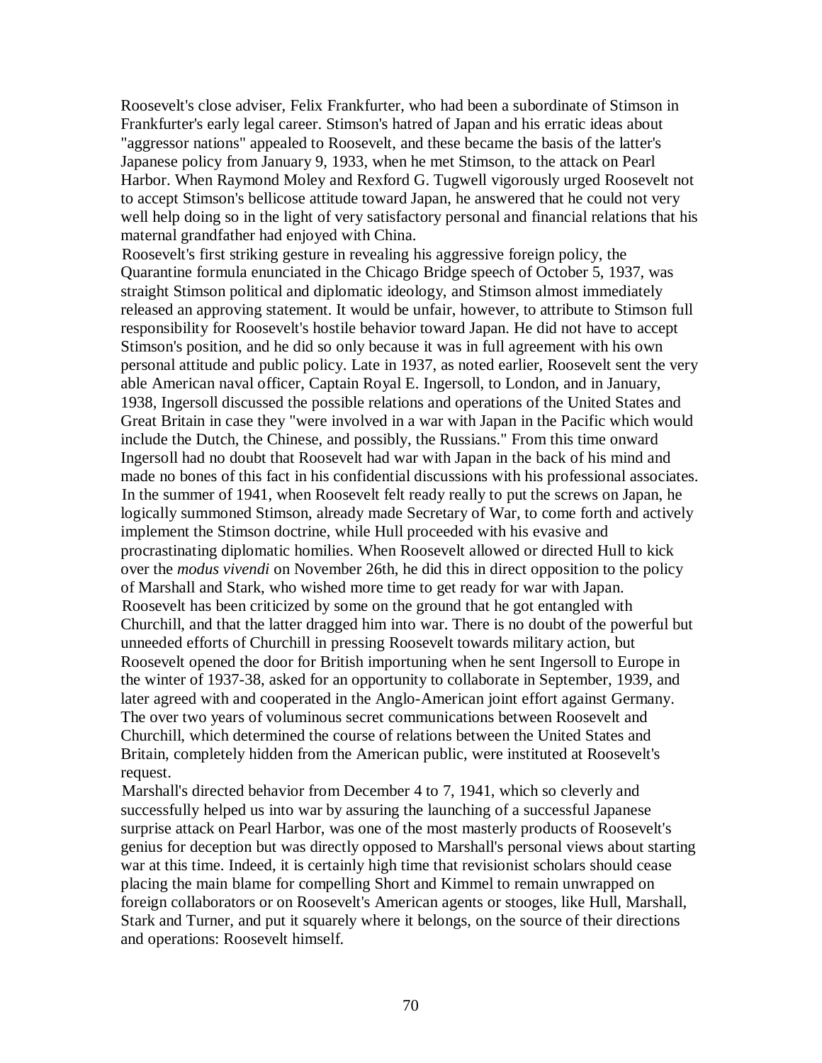Roosevelt's close adviser, Felix Frankfurter, who had been a subordinate of Stimson in Frankfurter's early legal career. Stimson's hatred of Japan and his erratic ideas about "aggressor nations" appealed to Roosevelt, and these became the basis of the latter's Japanese policy from January 9, 1933, when he met Stimson, to the attack on Pearl Harbor. When Raymond Moley and Rexford G. Tugwell vigorously urged Roosevelt not to accept Stimson's bellicose attitude toward Japan, he answered that he could not very well help doing so in the light of very satisfactory personal and financial relations that his maternal grandfather had enjoyed with China.

Roosevelt's first striking gesture in revealing his aggressive foreign policy, the Quarantine formula enunciated in the Chicago Bridge speech of October 5, 1937, was straight Stimson political and diplomatic ideology, and Stimson almost immediately released an approving statement. It would be unfair, however, to attribute to Stimson full responsibility for Roosevelt's hostile behavior toward Japan. He did not have to accept Stimson's position, and he did so only because it was in full agreement with his own personal attitude and public policy. Late in 1937, as noted earlier, Roosevelt sent the very able American naval officer, Captain Royal E. Ingersoll, to London, and in January, 1938, Ingersoll discussed the possible relations and operations of the United States and Great Britain in case they "were involved in a war with Japan in the Pacific which would include the Dutch, the Chinese, and possibly, the Russians." From this time onward Ingersoll had no doubt that Roosevelt had war with Japan in the back of his mind and made no bones of this fact in his confidential discussions with his professional associates.

In the summer of 1941, when Roosevelt felt ready really to put the screws on Japan, he logically summoned Stimson, already made Secretary of War, to come forth and actively implement the Stimson doctrine, while Hull proceeded with his evasive and procrastinating diplomatic homilies. When Roosevelt allowed or directed Hull to kick over the *modus vivendi* on November 26th, he did this in direct opposition to the policy of Marshall and Stark, who wished more time to get ready for war with Japan.

Roosevelt has been criticized by some on the ground that he got entangled with Churchill, and that the latter dragged him into war. There is no doubt of the powerful but unneeded efforts of Churchill in pressing Roosevelt towards military action, but Roosevelt opened the door for British importuning when he sent Ingersoll to Europe in the winter of 1937-38, asked for an opportunity to collaborate in September, 1939, and later agreed with and cooperated in the Anglo-American joint effort against Germany. The over two years of voluminous secret communications between Roosevelt and Churchill, which determined the course of relations between the United States and Britain, completely hidden from the American public, were instituted at Roosevelt's request.

Marshall's directed behavior from December 4 to 7, 1941, which so cleverly and successfully helped us into war by assuring the launching of a successful Japanese surprise attack on Pearl Harbor, was one of the most masterly products of Roosevelt's genius for deception but was directly opposed to Marshall's personal views about starting war at this time. Indeed, it is certainly high time that revisionist scholars should cease placing the main blame for compelling Short and Kimmel to remain unwrapped on foreign collaborators or on Roosevelt's American agents or stooges, like Hull, Marshall, Stark and Turner, and put it squarely where it belongs, on the source of their directions and operations: Roosevelt himself.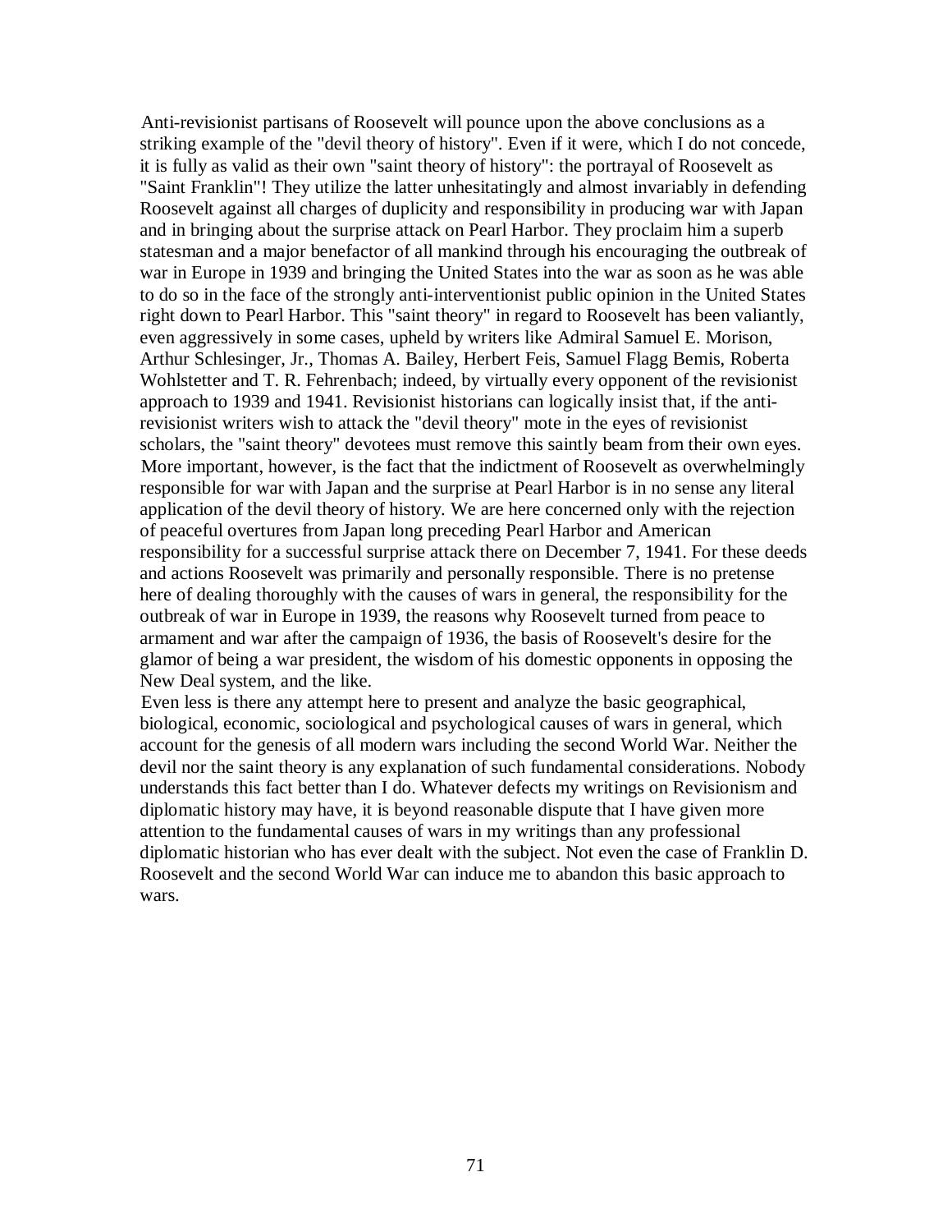Anti-revisionist partisans of Roosevelt will pounce upon the above conclusions as a striking example of the "devil theory of history". Even if it were, which I do not concede, it is fully as valid as their own "saint theory of history": the portrayal of Roosevelt as "Saint Franklin"! They utilize the latter unhesitatingly and almost invariably in defending Roosevelt against all charges of duplicity and responsibility in producing war with Japan and in bringing about the surprise attack on Pearl Harbor. They proclaim him a superb statesman and a major benefactor of all mankind through his encouraging the outbreak of war in Europe in 1939 and bringing the United States into the war as soon as he was able to do so in the face of the strongly anti-interventionist public opinion in the United States right down to Pearl Harbor. This "saint theory" in regard to Roosevelt has been valiantly, even aggressively in some cases, upheld by writers like Admiral Samuel E. Morison, Arthur Schlesinger, Jr., Thomas A. Bailey, Herbert Feis, Samuel Flagg Bemis, Roberta Wohlstetter and T. R. Fehrenbach; indeed, by virtually every opponent of the revisionist approach to 1939 and 1941. Revisionist historians can logically insist that, if the anti-revisionist writers wish to attack the "devil theory" mote in the eyes of revisionist scholars, the "saint theory" devotees must remove this saintly beam from their own eyes.

More important, however, is the fact that the indictment of Roosevelt as overwhelmingly responsible for war with Japan and the surprise at Pearl Harbor is in no sense any literal application of the devil theory of history. We are here concerned only with the rejection of peaceful overtures from Japan long preceding Pearl Harbor and American responsibility for a successful surprise attack there on December 7, 1941. For these deeds and actions Roosevelt was primarily and personally responsible. There is no pretense here of dealing thoroughly with the causes of wars in general, the responsibility for the outbreak of war in Europe in 1939, the reasons why Roosevelt turned from peace to armament and war after the campaign of 1936, the basis of Roosevelt's desire for the glamor of being a war president, the wisdom of his domestic opponents in opposing the New Deal system, and the like.

Even less is there any attempt here to present and analyze the basic geographical, biological, economic, sociological and psychological causes of wars in general, which account for the genesis of all modern wars including the second World War. Neither the devil nor the saint theory is any explanation of such fundamental considerations. Nobody understands this fact better than I do. Whatever defects my writings on Revisionism and diplomatic history may have, it is beyond reasonable dispute that I have given more attention to the fundamental causes of wars in my writings than any professional diplomatic historian who has ever dealt with the subject. Not even the case of Franklin D. Roosevelt and the second World War can induce me to abandon this basic approach to wars.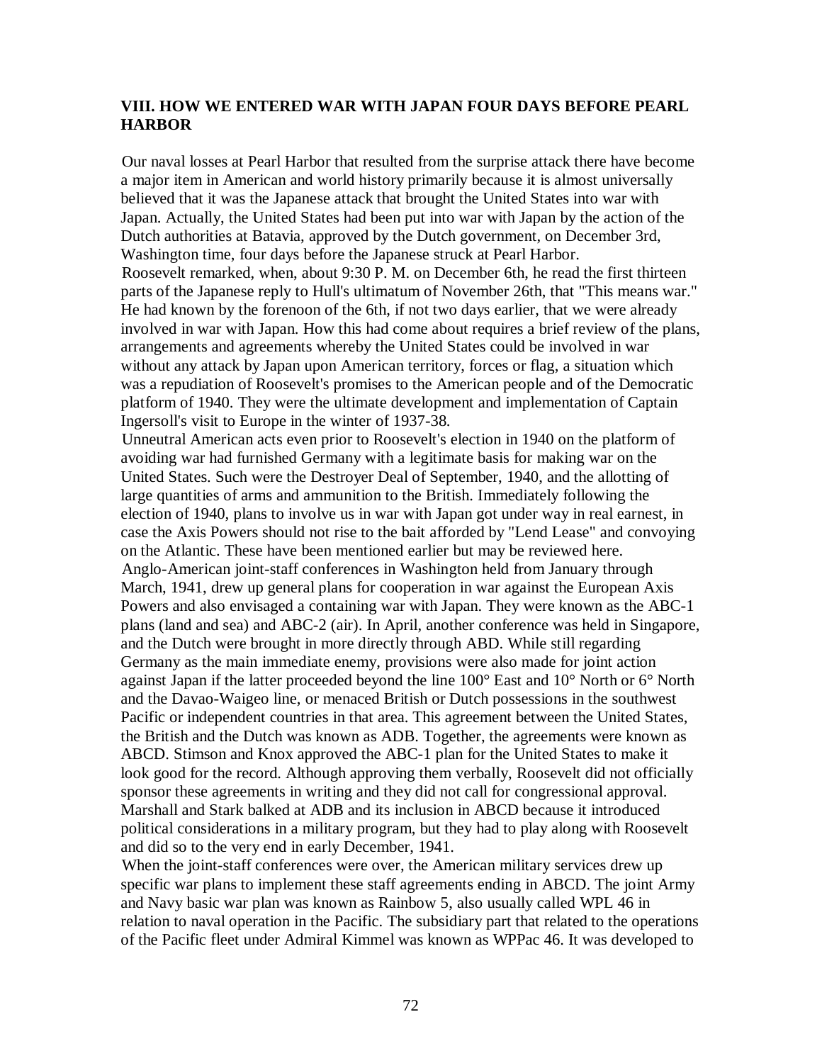## VIII. HOW WE ENTERED WAR WITH JAPAN FOUR DAYS BEFORE PEARL HARBOR

Our naval losses at Pearl Harbor that resulted from the surprise attack there have become a major item in American and world history primarily because it is almost universally believed that it was the Japanese attack that brought the United States into war with Japan. Actually, the United States had been put into war with Japan by the action of the Dutch authorities at Batavia, approved by the Dutch government, on December 3rd, Washington time, four days before the Japanese struck at Pearl Harbor.

Roosevelt remarked, when, about 9:30 P. M. on December 6th, he read the first thirteen parts of the Japanese reply to Hull's ultimatum of November 26th, that "This means war." He had known by the forenoon of the 6th, if not two days earlier, that we were already involved in war with Japan. How this had come about requires a brief review of the plans, arrangements and agreements whereby the United States could be involved in war without any attack by Japan upon American territory, forces or flag, a situation which was a repudiation of Roosevelt's promises to the American people and of the Democratic platform of 1940. They were the ultimate development and implementation of Captain Ingersoll's visit to Europe in the winter of 1937-38.

Unneutral American acts even prior to Roosevelt's election in 1940 on the platform of avoiding war had furnished Germany with a legitimate basis for making war on the United States. Such were the Destroyer Deal of September, 1940, and the allotting of large quantities of arms and ammunition to the British. Immediately following the election of 1940, plans to involve us in war with Japan got under way in real earnest, in case the Axis Powers should not rise to the bait afforded by "Lend Lease" and convoying on the Atlantic. These have been mentioned earlier but may be reviewed here.

Anglo-American joint-staff conferences in Washington held from January through March, 1941, drew up general plans for cooperation in war against the European Axis Powers and also envisaged a containing war with Japan. They were known as the ABC-1 plans (land and sea) and ABC-2 (air). In April, another conference was held in Singapore, and the Dutch were brought in more directly through ABD. While still regarding Germany as the main immediate enemy, provisions were also made for joint action against Japan if the latter proceeded beyond the line 100° East and 10° North or 6° North and the Davao-Waigeo line, or menaced British or Dutch possessions in the southwest Pacific or independent countries in that area. This agreement between the United States, the British and the Dutch was known as ADB. Together, the agreements were known as ABCD. Stimson and Knox approved the ABC-1 plan for the United States to make it look good for the record. Although approving them verbally, Roosevelt did not officially sponsor these agreements in writing and they did not call for congressional approval. Marshall and Stark balked at ADB and its inclusion in ABCD because it introduced political considerations in a military program, but they had to play along with Roosevelt and did so to the very end in early December, 1941.

When the joint-staff conferences were over, the American military services drew up specific war plans to implement these staff agreements ending in ABCD. The joint Army and Navy basic war plan was known as Rainbow 5, also usually called WPL 46 in relation to naval operation in the Pacific. The subsidiary part that related to the operations of the Pacific fleet under Admiral Kimmel was known as WPPac 46. It was developed to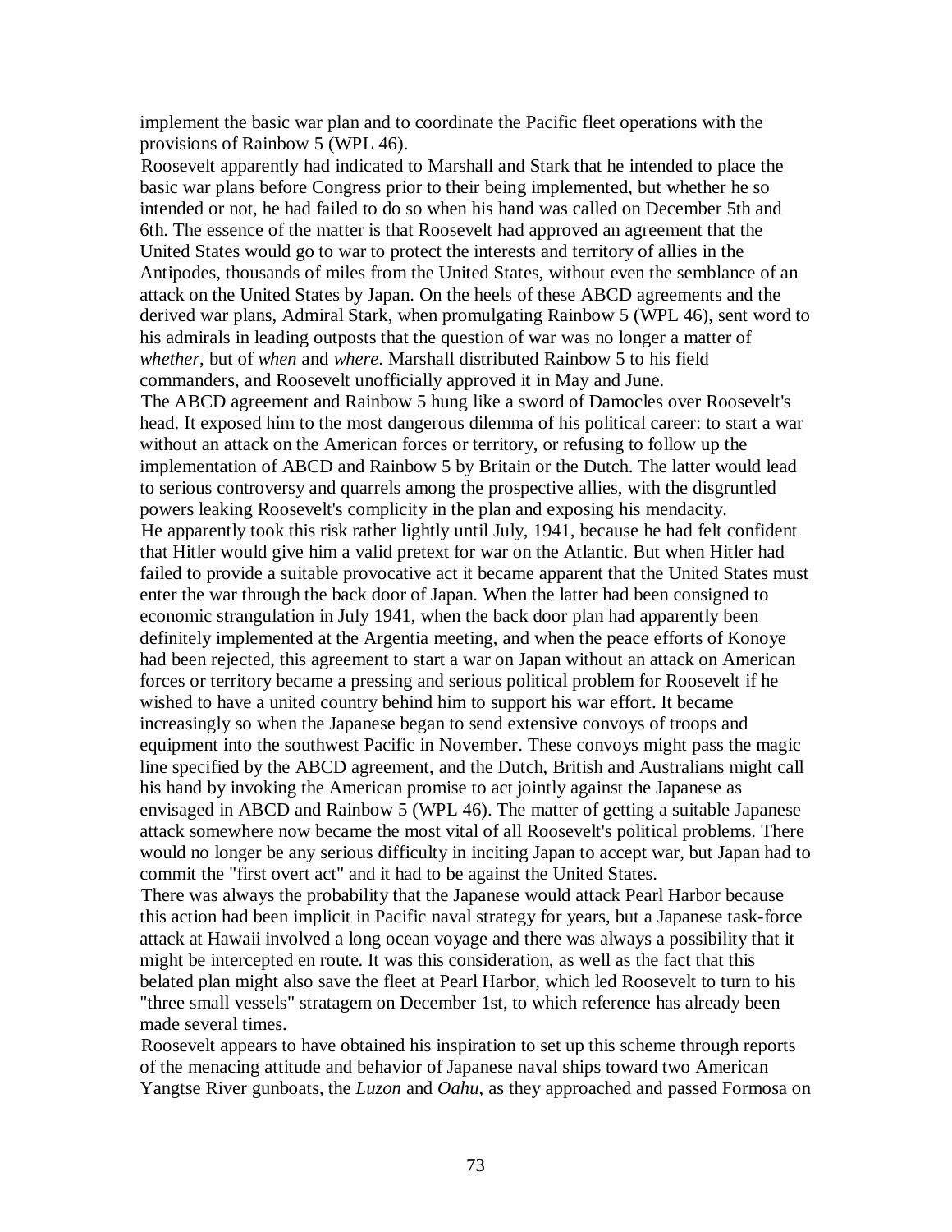implement the basic war plan and to coordinate the Pacific fleet operations with the provisions of Rainbow 5 (WPL 46).

Roosevelt apparently had indicated to Marshall and Stark that he intended to place the basic war plans before Congress prior to their being implemented, but whether he so intended or not, he had failed to do so when his hand was called on December 5th and 6th. The essence of the matter is that Roosevelt had approved an agreement that the United States would go to war to protect the interests and territory of allies in the Antipodes, thousands of miles from the United States, without even the semblance of an attack on the United States by Japan. On the heels of these ABCD agreements and the derived war plans, Admiral Stark, when promulgating Rainbow 5 (WPL 46), sent word to his admirals in leading outposts that the question of war was no longer a matter of *whether*, but of *when* and *where*. Marshall distributed Rainbow 5 to his field commanders, and Roosevelt unofficially approved it in May and June.

The ABCD agreement and Rainbow 5 hung like a sword of Damocles over Roosevelt's head. It exposed him to the most dangerous dilemma of his political career: to start a war without an attack on the American forces or territory, or refusing to follow up the implementation of ABCD and Rainbow 5 by Britain or the Dutch. The latter would lead to serious controversy and quarrels among the prospective allies, with the disgruntled powers leaking Roosevelt's complicity in the plan and exposing his mendacity.

He apparently took this risk rather lightly until July, 1941, because he had felt confident that Hitler would give him a valid pretext for war on the Atlantic. But when Hitler had failed to provide a suitable provocative act it became apparent that the United States must enter the war through the back door of Japan. When the latter had been consigned to economic strangulation in July 1941, when the back door plan had apparently been definitely implemented at the Argentia meeting, and when the peace efforts of Konoye had been rejected, this agreement to start a war on Japan without an attack on American forces or territory became a pressing and serious political problem for Roosevelt if he wished to have a united country behind him to support his war effort. It became increasingly so when the Japanese began to send extensive convoys of troops and equipment into the southwest Pacific in November. These convoys might pass the magic line specified by the ABCD agreement, and the Dutch, British and Australians might call his hand by invoking the American promise to act jointly against the Japanese as envisaged in ABCD and Rainbow 5 (WPL 46). The matter of getting a suitable Japanese attack somewhere now became the most vital of all Roosevelt's political problems. There would no longer be any serious difficulty in inciting Japan to accept war, but Japan had to commit the "first overt act" and it had to be against the United States.

There was always the probability that the Japanese would attack Pearl Harbor because this action had been implicit in Pacific naval strategy for years, but a Japanese task-force attack at Hawaii involved a long ocean voyage and there was always a possibility that it might be intercepted en route. It was this consideration, as well as the fact that this belated plan might also save the fleet at Pearl Harbor, which led Roosevelt to turn to his "three small vessels" stratagem on December 1st, to which reference has already been made several times.

Roosevelt appears to have obtained his inspiration to set up this scheme through reports of the menacing attitude and behavior of Japanese naval ships toward two American Yangtse River gunboats, the *Luzon* and *Oahu*, as they approached and passed Formosa on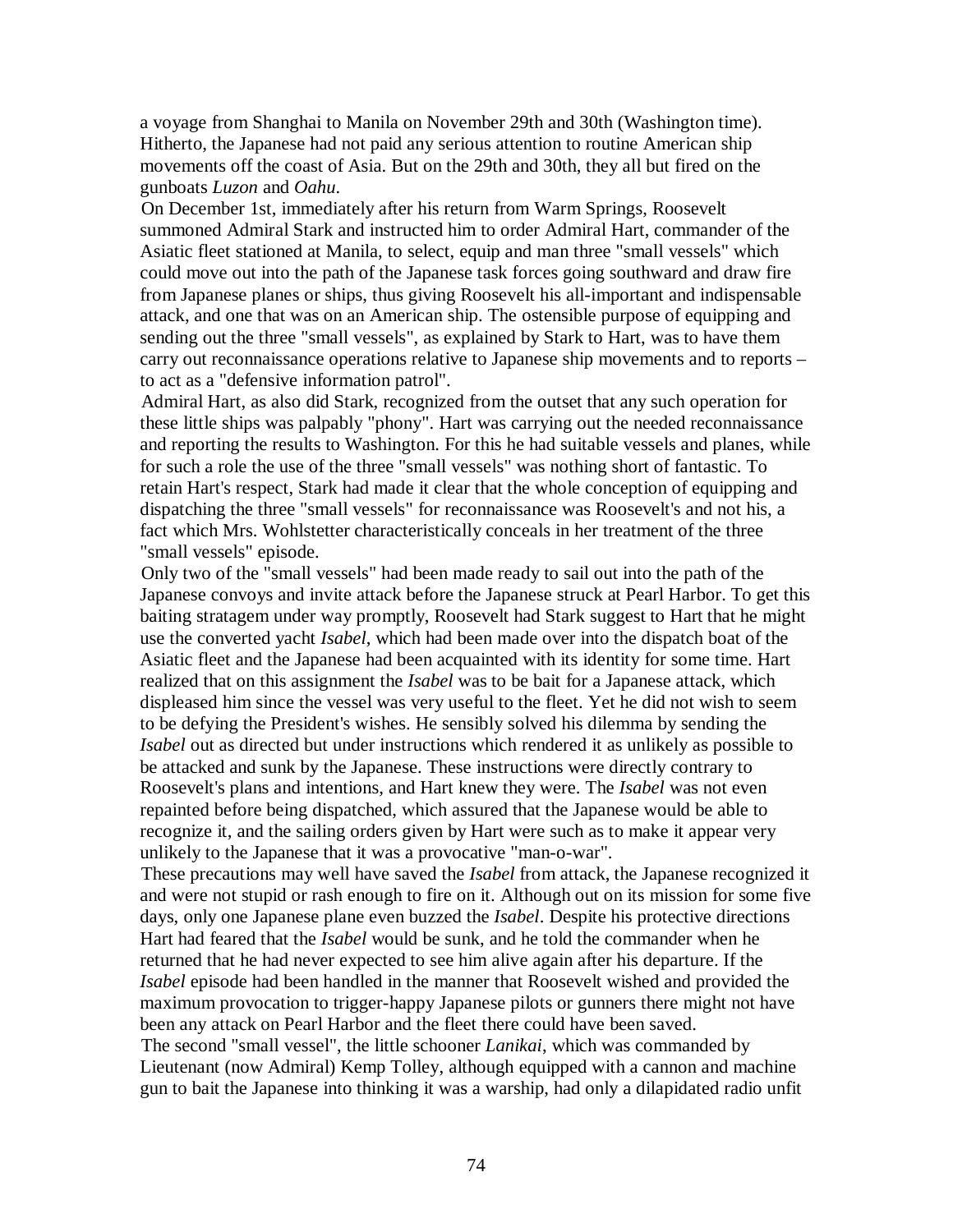a voyage from Shanghai to Manila on November 29th and 30th (Washington time). Hitherto, the Japanese had not paid any serious attention to routine American ship movements off the coast of Asia. But on the 29th and 30th, they all but fired on the gunboats *Luzon* and *Oahu*.

On December 1st, immediately after his return from Warm Springs, Roosevelt summoned Admiral Stark and instructed him to order Admiral Hart, commander of the Asiatic fleet stationed at Manila, to select, equip and man three "small vessels" which could move out into the path of the Japanese task forces going southward and draw fire from Japanese planes or ships, thus giving Roosevelt his all-important and indispensable attack, and one that was on an American ship. The ostensible purpose of equipping and sending out the three "small vessels", as explained by Stark to Hart, was to have them carry out reconnaissance operations relative to Japanese ship movements and to reports – to act as a "defensive information patrol".

Admiral Hart, as also did Stark, recognized from the outset that any such operation for these little ships was palpably "phony". Hart was carrying out the needed reconnaissance and reporting the results to Washington. For this he had suitable vessels and planes, while for such a role the use of the three "small vessels" was nothing short of fantastic. To retain Hart's respect, Stark had made it clear that the whole conception of equipping and dispatching the three "small vessels" for reconnaissance was Roosevelt's and not his, a fact which Mrs. Wohlstetter characteristically conceals in her treatment of the three "small vessels" episode.

Only two of the "small vessels" had been made ready to sail out into the path of the Japanese convoys and invite attack before the Japanese struck at Pearl Harbor. To get this baiting stratagem under way promptly, Roosevelt had Stark suggest to Hart that he might use the converted yacht *Isabel*, which had been made over into the dispatch boat of the Asiatic fleet and the Japanese had been acquainted with its identity for some time. Hart realized that on this assignment the *Isabel* was to be bait for a Japanese attack, which displeased him since the vessel was very useful to the fleet. Yet he did not wish to seem to be defying the President's wishes. He sensibly solved his dilemma by sending the *Isabel* out as directed but under instructions which rendered it as unlikely as possible to be attacked and sunk by the Japanese. These instructions were directly contrary to Roosevelt's plans and intentions, and Hart knew they were. The *Isabel* was not even repainted before being dispatched, which assured that the Japanese would be able to recognize it, and the sailing orders given by Hart were such as to make it appear very unlikely to the Japanese that it was a provocative "man-o-war".

These precautions may well have saved the *Isabel* from attack, the Japanese recognized it and were not stupid or rash enough to fire on it. Although out on its mission for some five days, only one Japanese plane even buzzed the *Isabel*. Despite his protective directions Hart had feared that the *Isabel* would be sunk, and he told the commander when he returned that he had never expected to see him alive again after his departure. If the *Isabel* episode had been handled in the manner that Roosevelt wished and provided the maximum provocation to trigger-happy Japanese pilots or gunners there might not have been any attack on Pearl Harbor and the fleet there could have been saved.

The second "small vessel", the little schooner *Lanikai*, which was commanded by Lieutenant (now Admiral) Kemp Tolley, although equipped with a cannon and machine gun to bait the Japanese into thinking it was a warship, had only a dilapidated radio unfit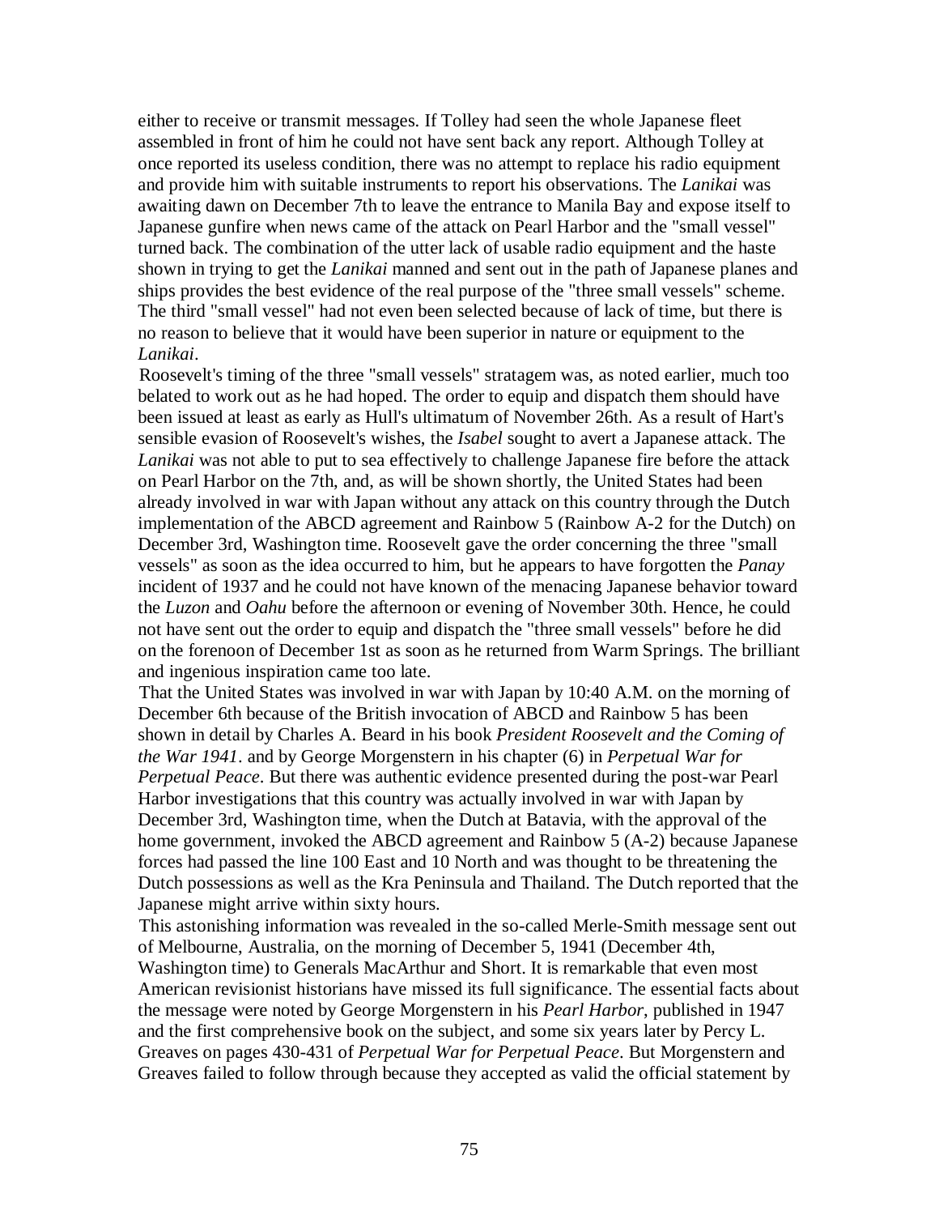either to receive or transmit messages. If Tolley had seen the whole Japanese fleet assembled in front of him he could not have sent back any report. Although Tolley at once reported its useless condition, there was no attempt to replace his radio equipment and provide him with suitable instruments to report his observations. The *Lanikai* was awaiting dawn on December 7th to leave the entrance to Manila Bay and expose itself to Japanese gunfire when news came of the attack on Pearl Harbor and the "small vessel" turned back. The combination of the utter lack of usable radio equipment and the haste shown in trying to get the *Lanikai* manned and sent out in the path of Japanese planes and ships provides the best evidence of the real purpose of the "three small vessels" scheme. The third "small vessel" had not even been selected because of lack of time, but there is no reason to believe that it would have been superior in nature or equipment to the *Lanikai*.

Roosevelt's timing of the three "small vessels" stratagem was, as noted earlier, much too belated to work out as he had hoped. The order to equip and dispatch them should have been issued at least as early as Hull's ultimatum of November 26th. As a result of Hart's sensible evasion of Roosevelt's wishes, the *Isabel* sought to avert a Japanese attack. The *Lanikai* was not able to put to sea effectively to challenge Japanese fire before the attack on Pearl Harbor on the 7th, and, as will be shown shortly, the United States had been already involved in war with Japan without any attack on this country through the Dutch implementation of the ABCD agreement and Rainbow 5 (Rainbow A-2 for the Dutch) on December 3rd, Washington time. Roosevelt gave the order concerning the three "small vessels" as soon as the idea occurred to him, but he appears to have forgotten the *Panay* incident of 1937 and he could not have known of the menacing Japanese behavior toward the *Luzon* and *Oahu* before the afternoon or evening of November 30th. Hence, he could not have sent out the order to equip and dispatch the "three small vessels" before he did on the forenoon of December 1st as soon as he returned from Warm Springs. The brilliant and ingenious inspiration came too late.

That the United States was involved in war with Japan by 10:40 A.M. on the morning of December 6th because of the British invocation of ABCD and Rainbow 5 has been shown in detail by Charles A. Beard in his book *President Roosevelt and the Coming of the War 1941*. and by George Morgenstern in his chapter (6) in *Perpetual War for Perpetual Peace*. But there was authentic evidence presented during the post-war Pearl Harbor investigations that this country was actually involved in war with Japan by December 3rd, Washington time, when the Dutch at Batavia, with the approval of the home government, invoked the ABCD agreement and Rainbow 5 (A-2) because Japanese forces had passed the line 100 East and 10 North and was thought to be threatening the Dutch possessions as well as the Kra Peninsula and Thailand. The Dutch reported that the Japanese might arrive within sixty hours.

This astonishing information was revealed in the so-called Merle-Smith message sent out of Melbourne, Australia, on the morning of December 5, 1941 (December 4th, Washington time) to Generals MacArthur and Short. It is remarkable that even most American revisionist historians have missed its full significance. The essential facts about the message were noted by George Morgenstern in his *Pearl Harbor*, published in 1947 and the first comprehensive book on the subject, and some six years later by Percy L. Greaves on pages 430-431 of *Perpetual War for Perpetual Peace*. But Morgenstern and Greaves failed to follow through because they accepted as valid the official statement by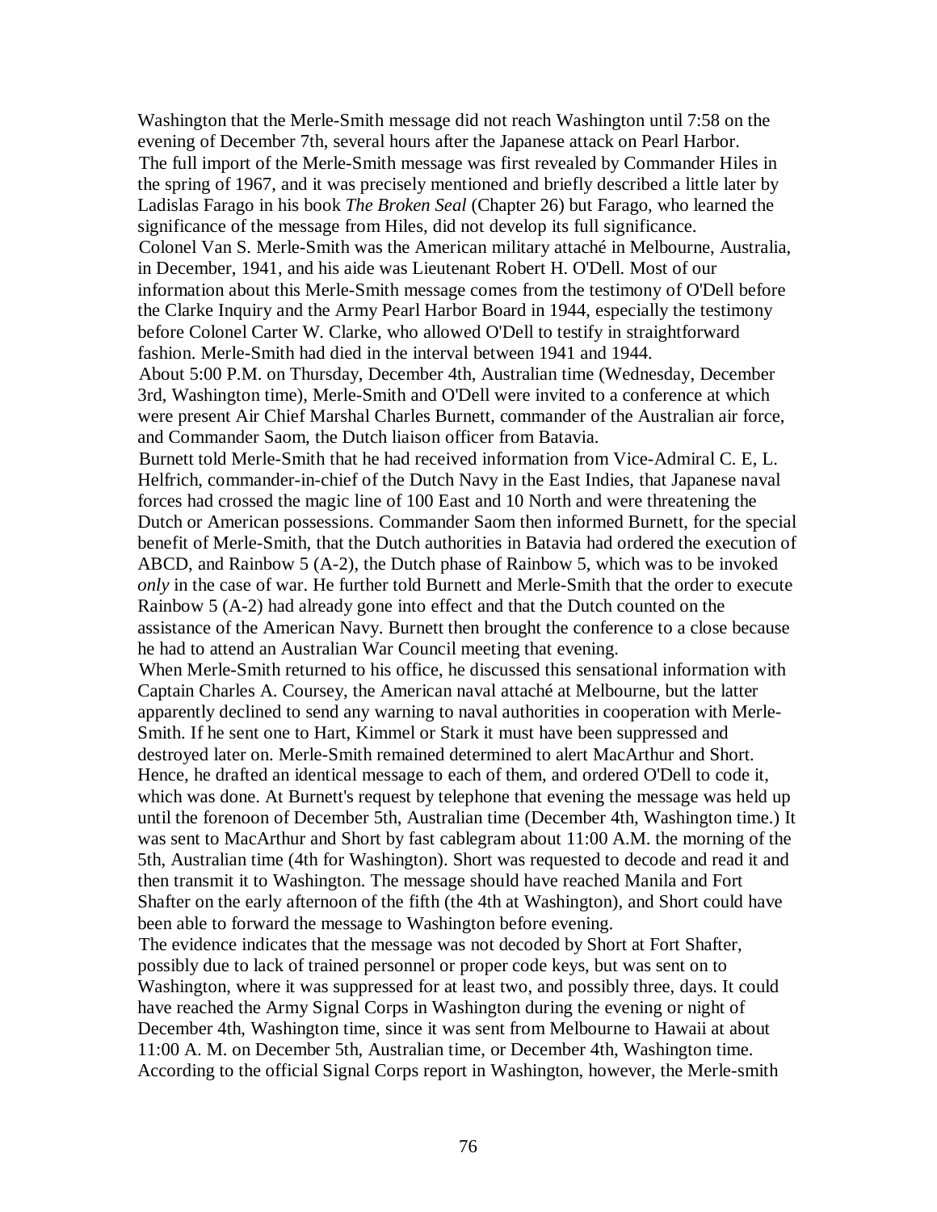Washington that the Merle-Smith message did not reach Washington until 7:58 on the evening of December 7th, several hours after the Japanese attack on Pearl Harbor.

The full import of the Merle-Smith message was first revealed by Commander Hiles in the spring of 1967, and it was precisely mentioned and briefly described a little later by Ladislas Farago in his book *The Broken Seal* (Chapter 26) but Farago, who learned the significance of the message from Hiles, did not develop its full significance.

Colonel Van S. Merle-Smith was the American military attaché in Melbourne, Australia, in December, 1941, and his aide was Lieutenant Robert H. O'Dell. Most of our information about this Merle-Smith message comes from the testimony of O'Dell before the Clarke Inquiry and the Army Pearl Harbor Board in 1944, especially the testimony before Colonel Carter W. Clarke, who allowed O'Dell to testify in straightforward fashion. Merle-Smith had died in the interval between 1941 and 1944.

About 5:00 P.M. on Thursday, December 4th, Australian time (Wednesday, December 3rd, Washington time), Merle-Smith and O'Dell were invited to a conference at which were present Air Chief Marshal Charles Burnett, commander of the Australian air force, and Commander Saom, the Dutch liaison officer from Batavia.

Burnett told Merle-Smith that he had received information from Vice-Admiral C. E, L. Helfrich, commander-in-chief of the Dutch Navy in the East Indies, that Japanese naval forces had crossed the magic line of 100 East and 10 North and were threatening the Dutch or American possessions. Commander Saom then informed Burnett, for the special benefit of Merle-Smith, that the Dutch authorities in Batavia had ordered the execution of ABCD, and Rainbow 5 (A-2), the Dutch phase of Rainbow 5, which was to be invoked *only* in the case of war. He further told Burnett and Merle-Smith that the order to execute Rainbow 5 (A-2) had already gone into effect and that the Dutch counted on the assistance of the American Navy. Burnett then brought the conference to a close because he had to attend an Australian War Council meeting that evening.

When Merle-Smith returned to his office, he discussed this sensational information with Captain Charles A. Coursey, the American naval attaché at Melbourne, but the latter apparently declined to send any warning to naval authorities in cooperation with Merle-Smith. If he sent one to Hart, Kimmel or Stark it must have been suppressed and destroyed later on. Merle-Smith remained determined to alert MacArthur and Short. Hence, he drafted an identical message to each of them, and ordered O'Dell to code it, which was done. At Burnett's request by telephone that evening the message was held up until the forenoon of December 5th, Australian time (December 4th, Washington time.) It was sent to MacArthur and Short by fast cablegram about 11:00 A.M. the morning of the 5th, Australian time (4th for Washington). Short was requested to decode and read it and then transmit it to Washington. The message should have reached Manila and Fort Shafter on the early afternoon of the fifth (the 4th at Washington), and Short could have been able to forward the message to Washington before evening.

The evidence indicates that the message was not decoded by Short at Fort Shafter, possibly due to lack of trained personnel or proper code keys, but was sent on to Washington, where it was suppressed for at least two, and possibly three, days. It could have reached the Army Signal Corps in Washington during the evening or night of December 4th, Washington time, since it was sent from Melbourne to Hawaii at about 11:00 A. M. on December 5th, Australian time, or December 4th, Washington time. According to the official Signal Corps report in Washington, however, the Merle-smith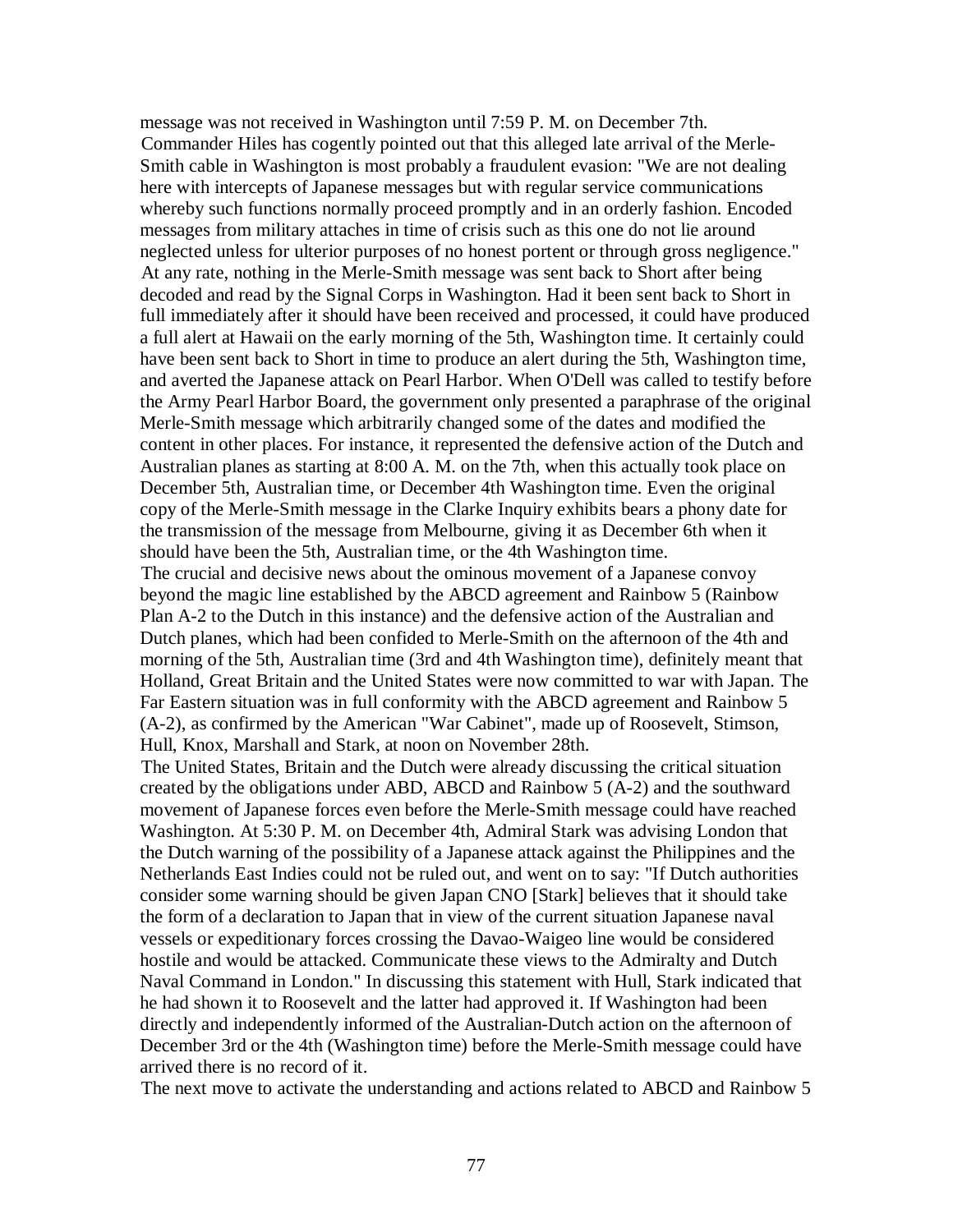message was not received in Washington until 7:59 P. M. on December 7th.

Commander Hiles has cogently pointed out that this alleged late arrival of the Merle-Smith cable in Washington is most probably a fraudulent evasion: "We are not dealing here with intercepts of Japanese messages but with regular service communications whereby such functions normally proceed promptly and in an orderly fashion. Encoded messages from military attaches in time of crisis such as this one do not lie around neglected unless for ulterior purposes of no honest portent or through gross negligence."

At any rate, nothing in the Merle-Smith message was sent back to Short after being decoded and read by the Signal Corps in Washington. Had it been sent back to Short in full immediately after it should have been received and processed, it could have produced a full alert at Hawaii on the early morning of the 5th, Washington time. It certainly could have been sent back to Short in time to produce an alert during the 5th, Washington time, and averted the Japanese attack on Pearl Harbor. When O'Dell was called to testify before the Army Pearl Harbor Board, the government only presented a paraphrase of the original Merle-Smith message which arbitrarily changed some of the dates and modified the content in other places. For instance, it represented the defensive action of the Dutch and Australian planes as starting at 8:00 A. M. on the 7th, when this actually took place on December 5th, Australian time, or December 4th Washington time. Even the original copy of the Merle-Smith message in the Clarke Inquiry exhibits bears a phony date for the transmission of the message from Melbourne, giving it as December 6th when it should have been the 5th, Australian time, or the 4th Washington time.

The crucial and decisive news about the ominous movement of a Japanese convoy beyond the magic line established by the ABCD agreement and Rainbow 5 (Rainbow Plan A-2 to the Dutch in this instance) and the defensive action of the Australian and Dutch planes, which had been confided to Merle-Smith on the afternoon of the 4th and morning of the 5th, Australian time (3rd and 4th Washington time), definitely meant that Holland, Great Britain and the United States were now committed to war with Japan. The Far Eastern situation was in full conformity with the ABCD agreement and Rainbow 5 (A-2), as confirmed by the American "War Cabinet", made up of Roosevelt, Stimson, Hull, Knox, Marshall and Stark, at noon on November 28th.

The United States, Britain and the Dutch were already discussing the critical situation created by the obligations under ABD, ABCD and Rainbow 5 (A-2) and the southward movement of Japanese forces even before the Merle-Smith message could have reached Washington. At 5:30 P. M. on December 4th, Admiral Stark was advising London that the Dutch warning of the possibility of a Japanese attack against the Philippines and the Netherlands East Indies could not be ruled out, and went on to say: "If Dutch authorities consider some warning should be given Japan CNO [Stark] believes that it should take the form of a declaration to Japan that in view of the current situation Japanese naval vessels or expeditionary forces crossing the Davao-Waigeo line would be considered hostile and would be attacked. Communicate these views to the Admiralty and Dutch Naval Command in London." In discussing this statement with Hull, Stark indicated that he had shown it to Roosevelt and the latter had approved it. If Washington had been directly and independently informed of the Australian-Dutch action on the afternoon of December 3rd or the 4th (Washington time) before the Merle-Smith message could have arrived there is no record of it.

The next move to activate the understanding and actions related to ABCD and Rainbow 5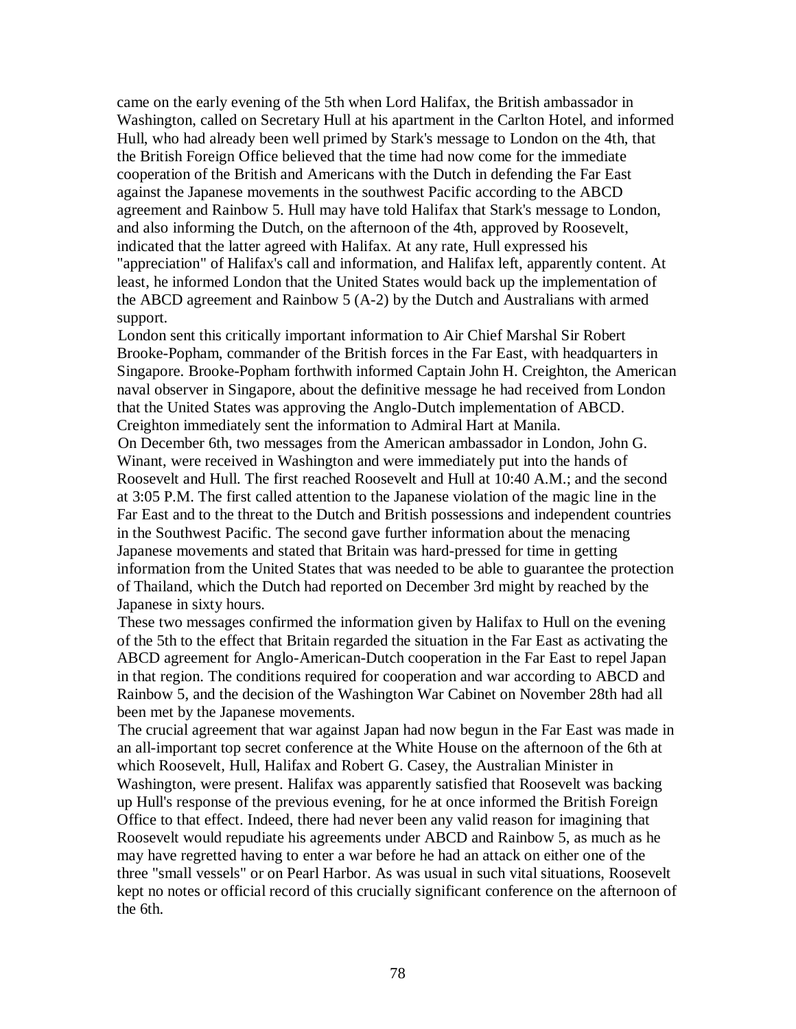came on the early evening of the 5th when Lord Halifax, the British ambassador in Washington, called on Secretary Hull at his apartment in the Carlton Hotel, and informed Hull, who had already been well primed by Stark's message to London on the 4th, that the British Foreign Office believed that the time had now come for the immediate cooperation of the British and Americans with the Dutch in defending the Far East against the Japanese movements in the southwest Pacific according to the ABCD agreement and Rainbow 5. Hull may have told Halifax that Stark's message to London, and also informing the Dutch, on the afternoon of the 4th, approved by Roosevelt, indicated that the latter agreed with Halifax. At any rate, Hull expressed his "appreciation" of Halifax's call and information, and Halifax left, apparently content. At least, he informed London that the United States would back up the implementation of the ABCD agreement and Rainbow 5 (A-2) by the Dutch and Australians with armed support.

London sent this critically important information to Air Chief Marshal Sir Robert Brooke-Popham, commander of the British forces in the Far East, with headquarters in Singapore. Brooke-Popham forthwith informed Captain John H. Creighton, the American naval observer in Singapore, about the definitive message he had received from London that the United States was approving the Anglo-Dutch implementation of ABCD. Creighton immediately sent the information to Admiral Hart at Manila.

On December 6th, two messages from the American ambassador in London, John G. Winant, were received in Washington and were immediately put into the hands of Roosevelt and Hull. The first reached Roosevelt and Hull at 10:40 A.M.; and the second at 3:05 P.M. The first called attention to the Japanese violation of the magic line in the Far East and to the threat to the Dutch and British possessions and independent countries in the Southwest Pacific. The second gave further information about the menacing Japanese movements and stated that Britain was hard-pressed for time in getting information from the United States that was needed to be able to guarantee the protection of Thailand, which the Dutch had reported on December 3rd might by reached by the Japanese in sixty hours.

These two messages confirmed the information given by Halifax to Hull on the evening of the 5th to the effect that Britain regarded the situation in the Far East as activating the ABCD agreement for Anglo-American-Dutch cooperation in the Far East to repel Japan in that region. The conditions required for cooperation and war according to ABCD and Rainbow 5, and the decision of the Washington War Cabinet on November 28th had all been met by the Japanese movements.

The crucial agreement that war against Japan had now begun in the Far East was made in an all-important top secret conference at the White House on the afternoon of the 6th at which Roosevelt, Hull, Halifax and Robert G. Casey, the Australian Minister in Washington, were present. Halifax was apparently satisfied that Roosevelt was backing up Hull's response of the previous evening, for he at once informed the British Foreign Office to that effect. Indeed, there had never been any valid reason for imagining that Roosevelt would repudiate his agreements under ABCD and Rainbow 5, as much as he may have regretted having to enter a war before he had an attack on either one of the three "small vessels" or on Pearl Harbor. As was usual in such vital situations, Roosevelt kept no notes or official record of this crucially significant conference on the afternoon of the 6th.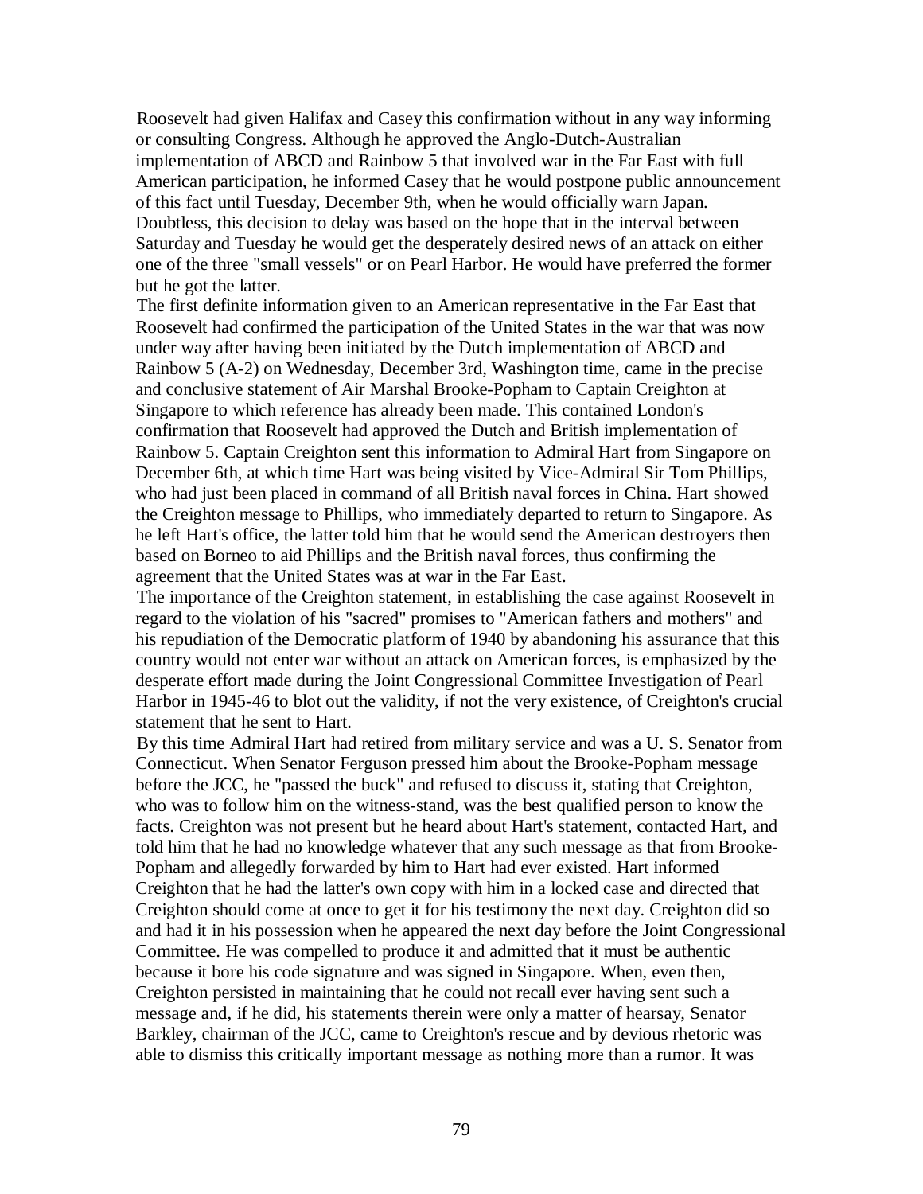Roosevelt had given Halifax and Casey this confirmation without in any way informing or consulting Congress. Although he approved the Anglo-Dutch-Australian implementation of ABCD and Rainbow 5 that involved war in the Far East with full American participation, he informed Casey that he would postpone public announcement of this fact until Tuesday, December 9th, when he would officially warn Japan. Doubtless, this decision to delay was based on the hope that in the interval between Saturday and Tuesday he would get the desperately desired news of an attack on either one of the three "small vessels" or on Pearl Harbor. He would have preferred the former but he got the latter.

The first definite information given to an American representative in the Far East that Roosevelt had confirmed the participation of the United States in the war that was now under way after having been initiated by the Dutch implementation of ABCD and Rainbow 5 (A-2) on Wednesday, December 3rd, Washington time, came in the precise and conclusive statement of Air Marshal Brooke-Popham to Captain Creighton at Singapore to which reference has already been made. This contained London's confirmation that Roosevelt had approved the Dutch and British implementation of Rainbow 5. Captain Creighton sent this information to Admiral Hart from Singapore on December 6th, at which time Hart was being visited by Vice-Admiral Sir Tom Phillips, who had just been placed in command of all British naval forces in China. Hart showed the Creighton message to Phillips, who immediately departed to return to Singapore. As he left Hart's office, the latter told him that he would send the American destroyers then based on Borneo to aid Phillips and the British naval forces, thus confirming the agreement that the United States was at war in the Far East.

The importance of the Creighton statement, in establishing the case against Roosevelt in regard to the violation of his "sacred" promises to "American fathers and mothers" and his repudiation of the Democratic platform of 1940 by abandoning his assurance that this country would not enter war without an attack on American forces, is emphasized by the desperate effort made during the Joint Congressional Committee Investigation of Pearl Harbor in 1945-46 to blot out the validity, if not the very existence, of Creighton's crucial statement that he sent to Hart.

By this time Admiral Hart had retired from military service and was a U. S. Senator from Connecticut. When Senator Ferguson pressed him about the Brooke-Popham message before the JCC, he "passed the buck" and refused to discuss it, stating that Creighton, who was to follow him on the witness-stand, was the best qualified person to know the facts. Creighton was not present but he heard about Hart's statement, contacted Hart, and told him that he had no knowledge whatever that any such message as that from Brooke-Popham and allegedly forwarded by him to Hart had ever existed. Hart informed Creighton that he had the latter's own copy with him in a locked case and directed that Creighton should come at once to get it for his testimony the next day. Creighton did so and had it in his possession when he appeared the next day before the Joint Congressional Committee. He was compelled to produce it and admitted that it must be authentic because it bore his code signature and was signed in Singapore. When, even then, Creighton persisted in maintaining that he could not recall ever having sent such a message and, if he did, his statements therein were only a matter of hearsay, Senator Barkley, chairman of the JCC, came to Creighton's rescue and by devious rhetoric was able to dismiss this critically important message as nothing more than a rumor. It was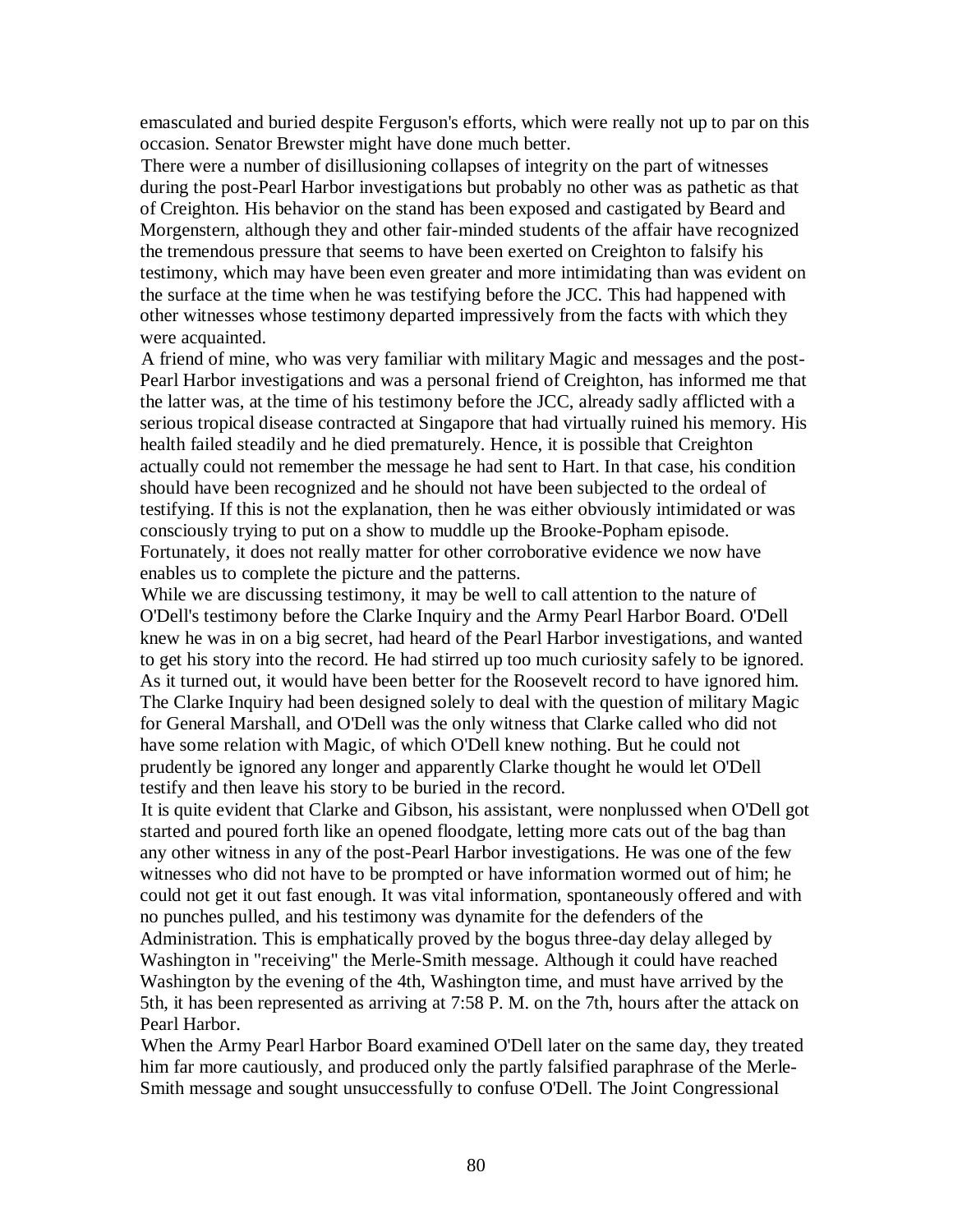emasculated and buried despite Ferguson's efforts, which were really not up to par on this occasion. Senator Brewster might have done much better.

There were a number of disillusioning collapses of integrity on the part of witnesses during the post-Pearl Harbor investigations but probably no other was as pathetic as that of Creighton. His behavior on the stand has been exposed and castigated by Beard and Morgenstern, although they and other fair-minded students of the affair have recognized the tremendous pressure that seems to have been exerted on Creighton to falsify his testimony, which may have been even greater and more intimidating than was evident on the surface at the time when he was testifying before the JCC. This had happened with other witnesses whose testimony departed impressively from the facts with which they were acquainted.

A friend of mine, who was very familiar with military Magic and messages and the post-Pearl Harbor investigations and was a personal friend of Creighton, has informed me that the latter was, at the time of his testimony before the JCC, already sadly afflicted with a serious tropical disease contracted at Singapore that had virtually ruined his memory. His health failed steadily and he died prematurely. Hence, it is possible that Creighton actually could not remember the message he had sent to Hart. In that case, his condition should have been recognized and he should not have been subjected to the ordeal of testifying. If this is not the explanation, then he was either obviously intimidated or was consciously trying to put on a show to muddle up the Brooke-Popham episode. Fortunately, it does not really matter for other corroborative evidence we now have enables us to complete the picture and the patterns.

While we are discussing testimony, it may be well to call attention to the nature of O'Dell's testimony before the Clarke Inquiry and the Army Pearl Harbor Board. O'Dell knew he was in on a big secret, had heard of the Pearl Harbor investigations, and wanted to get his story into the record. He had stirred up too much curiosity safely to be ignored. As it turned out, it would have been better for the Roosevelt record to have ignored him. The Clarke Inquiry had been designed solely to deal with the question of military Magic for General Marshall, and O'Dell was the only witness that Clarke called who did not have some relation with Magic, of which O'Dell knew nothing. But he could not prudently be ignored any longer and apparently Clarke thought he would let O'Dell testify and then leave his story to be buried in the record.

It is quite evident that Clarke and Gibson, his assistant, were nonplussed when O'Dell got started and poured forth like an opened floodgate, letting more cats out of the bag than any other witness in any of the post-Pearl Harbor investigations. He was one of the few witnesses who did not have to be prompted or have information wormed out of him; he could not get it out fast enough. It was vital information, spontaneously offered and with no punches pulled, and his testimony was dynamite for the defenders of the Administration. This is emphatically proved by the bogus three-day delay alleged by Washington in "receiving" the Merle-Smith message. Although it could have reached Washington by the evening of the 4th, Washington time, and must have arrived by the 5th, it has been represented as arriving at 7:58 P. M. on the 7th, hours after the attack on Pearl Harbor.

When the Army Pearl Harbor Board examined O'Dell later on the same day, they treated him far more cautiously, and produced only the partly falsified paraphrase of the Merle-Smith message and sought unsuccessfully to confuse O'Dell. The Joint Congressional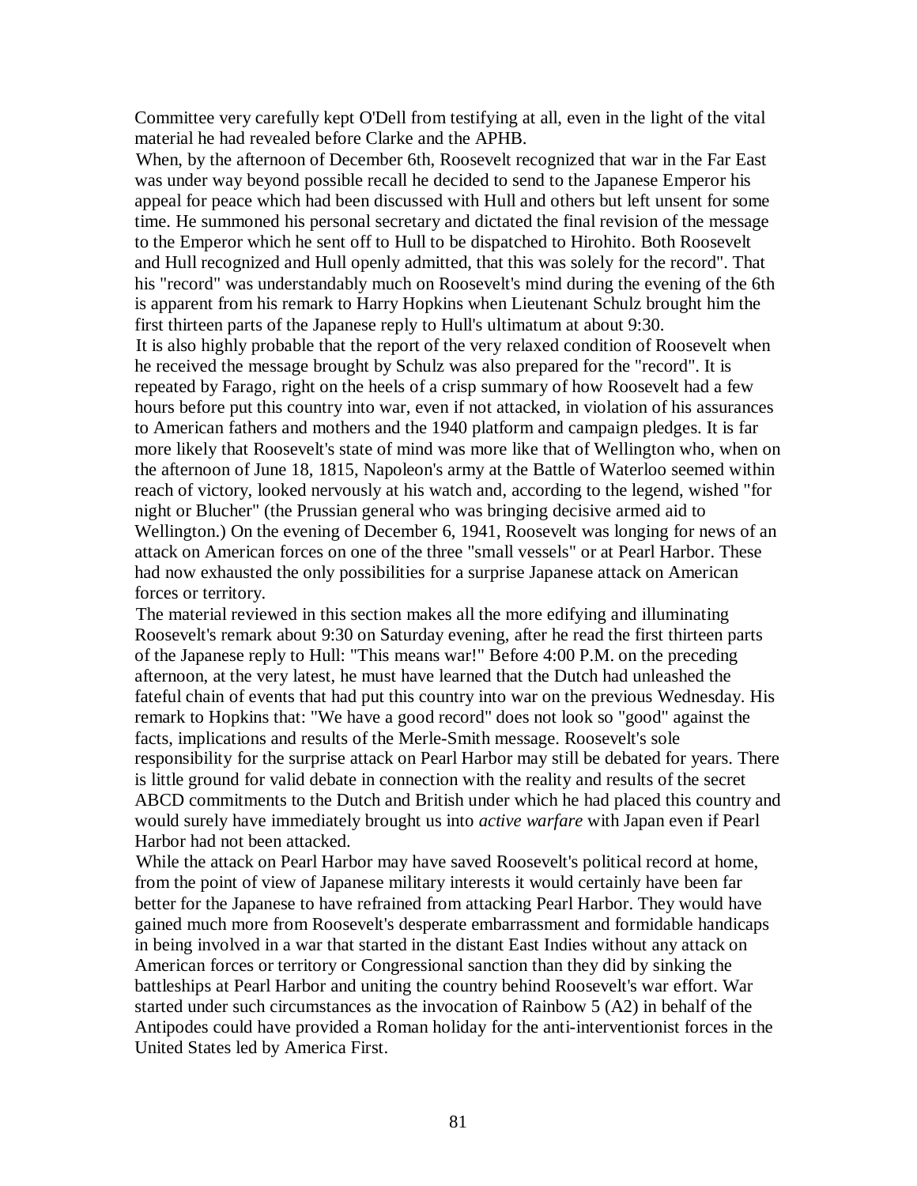Committee very carefully kept O'Dell from testifying at all, even in the light of the vital material he had revealed before Clarke and the APHB.

When, by the afternoon of December 6th, Roosevelt recognized that war in the Far East was under way beyond possible recall he decided to send to the Japanese Emperor his appeal for peace which had been discussed with Hull and others but left unsent for some time. He summoned his personal secretary and dictated the final revision of the message to the Emperor which he sent off to Hull to be dispatched to Hirohito. Both Roosevelt and Hull recognized and Hull openly admitted, that this was solely for the record". That his "record" was understandably much on Roosevelt's mind during the evening of the 6th is apparent from his remark to Harry Hopkins when Lieutenant Schulz brought him the first thirteen parts of the Japanese reply to Hull's ultimatum at about 9:30.

It is also highly probable that the report of the very relaxed condition of Roosevelt when he received the message brought by Schulz was also prepared for the "record". It is repeated by Farago, right on the heels of a crisp summary of how Roosevelt had a few hours before put this country into war, even if not attacked, in violation of his assurances to American fathers and mothers and the 1940 platform and campaign pledges. It is far more likely that Roosevelt's state of mind was more like that of Wellington who, when on the afternoon of June 18, 1815, Napoleon's army at the Battle of Waterloo seemed within reach of victory, looked nervously at his watch and, according to the legend, wished "for night or Blucher" (the Prussian general who was bringing decisive armed aid to Wellington.) On the evening of December 6, 1941, Roosevelt was longing for news of an attack on American forces on one of the three "small vessels" or at Pearl Harbor. These had now exhausted the only possibilities for a surprise Japanese attack on American forces or territory.

The material reviewed in this section makes all the more edifying and illuminating Roosevelt's remark about 9:30 on Saturday evening, after he read the first thirteen parts of the Japanese reply to Hull: "This means war!" Before 4:00 P.M. on the preceding afternoon, at the very latest, he must have learned that the Dutch had unleashed the fateful chain of events that had put this country into war on the previous Wednesday. His remark to Hopkins that: "We have a good record" does not look so "good" against the facts, implications and results of the Merle-Smith message. Roosevelt's sole responsibility for the surprise attack on Pearl Harbor may still be debated for years. There is little ground for valid debate in connection with the reality and results of the secret ABCD commitments to the Dutch and British under which he had placed this country and would surely have immediately brought us into *active warfare* with Japan even if Pearl Harbor had not been attacked.

While the attack on Pearl Harbor may have saved Roosevelt's political record at home, from the point of view of Japanese military interests it would certainly have been far better for the Japanese to have refrained from attacking Pearl Harbor. They would have gained much more from Roosevelt's desperate embarrassment and formidable handicaps in being involved in a war that started in the distant East Indies without any attack on American forces or territory or Congressional sanction than they did by sinking the battleships at Pearl Harbor and uniting the country behind Roosevelt's war effort. War started under such circumstances as the invocation of Rainbow 5 (A2) in behalf of the Antipodes could have provided a Roman holiday for the anti-interventionist forces in the United States led by America First.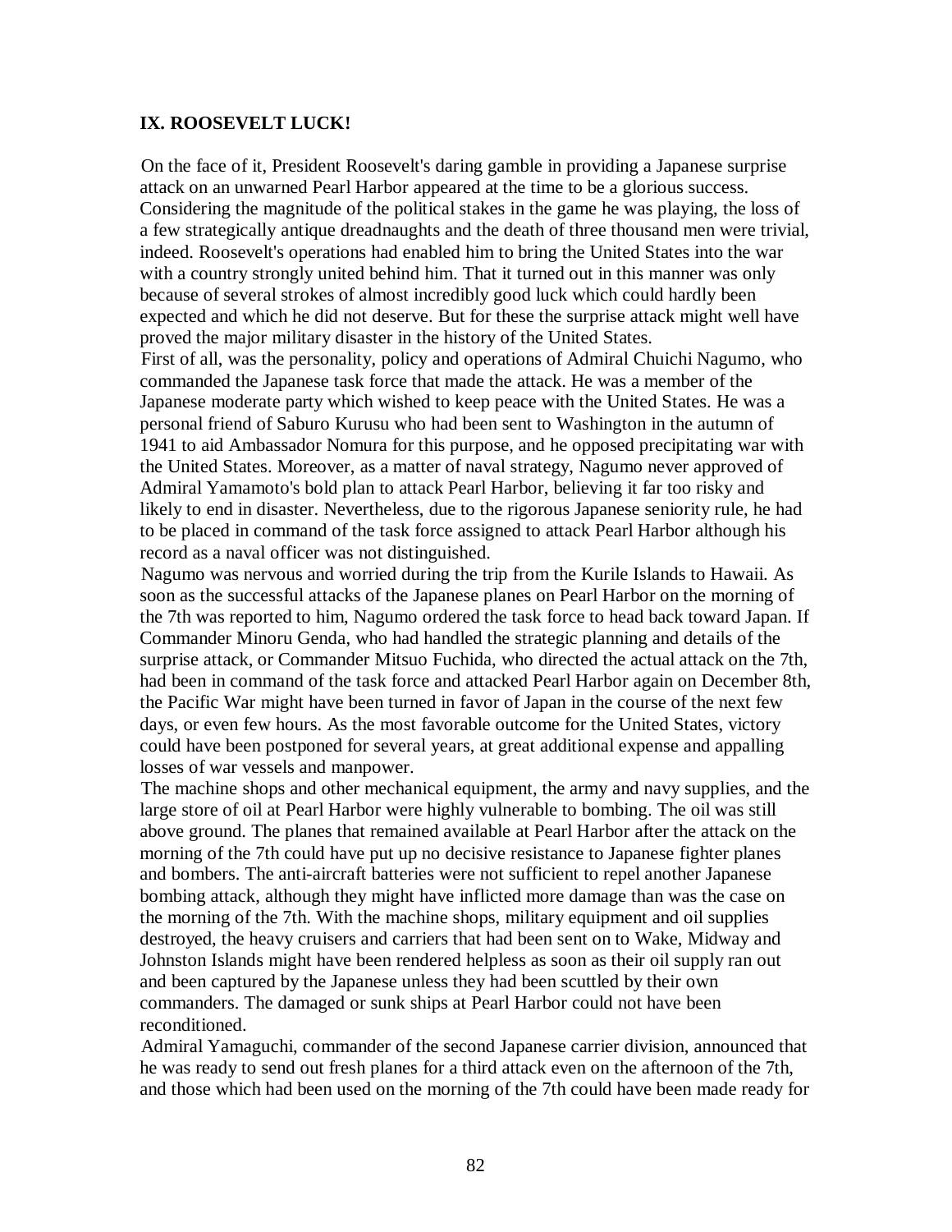## IX. ROOSEVELT LUCK!

On the face of it, President Roosevelt's daring gamble in providing a Japanese surprise attack on an unwarned Pearl Harbor appeared at the time to be a glorious success. Considering the magnitude of the political stakes in the game he was playing, the loss of a few strategically antique dreadnaughts and the death of three thousand men were trivial, indeed. Roosevelt's operations had enabled him to bring the United States into the war with a country strongly united behind him. That it turned out in this manner was only because of several strokes of almost incredibly good luck which could hardly been expected and which he did not deserve. But for these the surprise attack might well have proved the major military disaster in the history of the United States.

First of all, was the personality, policy and operations of Admiral Chuichi Nagumo, who commanded the Japanese task force that made the attack. He was a member of the Japanese moderate party which wished to keep peace with the United States. He was a personal friend of Saburo Kurusu who had been sent to Washington in the autumn of 1941 to aid Ambassador Nomura for this purpose, and he opposed precipitating war with the United States. Moreover, as a matter of naval strategy, Nagumo never approved of Admiral Yamamoto's bold plan to attack Pearl Harbor, believing it far too risky and likely to end in disaster. Nevertheless, due to the rigorous Japanese seniority rule, he had to be placed in command of the task force assigned to attack Pearl Harbor although his record as a naval officer was not distinguished.

Nagumo was nervous and worried during the trip from the Kurile Islands to Hawaii. As soon as the successful attacks of the Japanese planes on Pearl Harbor on the morning of the 7th was reported to him, Nagumo ordered the task force to head back toward Japan. If Commander Minoru Genda, who had handled the strategic planning and details of the surprise attack, or Commander Mitsuo Fuchida, who directed the actual attack on the 7th, had been in command of the task force and attacked Pearl Harbor again on December 8th, the Pacific War might have been turned in favor of Japan in the course of the next few days, or even few hours. As the most favorable outcome for the United States, victory could have been postponed for several years, at great additional expense and appalling losses of war vessels and manpower.

The machine shops and other mechanical equipment, the army and navy supplies, and the large store of oil at Pearl Harbor were highly vulnerable to bombing. The oil was still above ground. The planes that remained available at Pearl Harbor after the attack on the morning of the 7th could have put up no decisive resistance to Japanese fighter planes and bombers. The anti-aircraft batteries were not sufficient to repel another Japanese bombing attack, although they might have inflicted more damage than was the case on the morning of the 7th. With the machine shops, military equipment and oil supplies destroyed, the heavy cruisers and carriers that had been sent on to Wake, Midway and Johnston Islands might have been rendered helpless as soon as their oil supply ran out and been captured by the Japanese unless they had been scuttled by their own commanders. The damaged or sunk ships at Pearl Harbor could not have been reconditioned.

Admiral Yamaguchi, commander of the second Japanese carrier division, announced that he was ready to send out fresh planes for a third attack even on the afternoon of the 7th, and those which had been used on the morning of the 7th could have been made ready for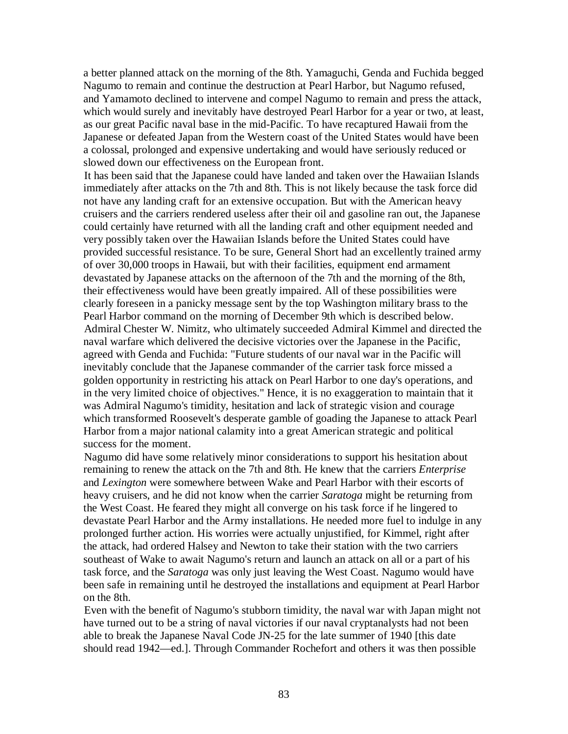a better planned attack on the morning of the 8th. Yamaguchi, Genda and Fuchida begged Nagumo to remain and continue the destruction at Pearl Harbor, but Nagumo refused, and Yamamoto declined to intervene and compel Nagumo to remain and press the attack, which would surely and inevitably have destroyed Pearl Harbor for a year or two, at least, as our great Pacific naval base in the mid-Pacific. To have recaptured Hawaii from the Japanese or defeated Japan from the Western coast of the United States would have been a colossal, prolonged and expensive undertaking and would have seriously reduced or slowed down our effectiveness on the European front.

It has been said that the Japanese could have landed and taken over the Hawaiian Islands immediately after attacks on the 7th and 8th. This is not likely because the task force did not have any landing craft for an extensive occupation. But with the American heavy cruisers and the carriers rendered useless after their oil and gasoline ran out, the Japanese could certainly have returned with all the landing craft and other equipment needed and very possibly taken over the Hawaiian Islands before the United States could have provided successful resistance. To be sure, General Short had an excellently trained army of over 30,000 troops in Hawaii, but with their facilities, equipment end armament devastated by Japanese attacks on the afternoon of the 7th and the morning of the 8th, their effectiveness would have been greatly impaired. All of these possibilities were clearly foreseen in a panicky message sent by the top Washington military brass to the Pearl Harbor command on the morning of December 9th which is described below.

Admiral Chester W. Nimitz, who ultimately succeeded Admiral Kimmel and directed the naval warfare which delivered the decisive victories over the Japanese in the Pacific, agreed with Genda and Fuchida: "Future students of our naval war in the Pacific will inevitably conclude that the Japanese commander of the carrier task force missed a golden opportunity in restricting his attack on Pearl Harbor to one day's operations, and in the very limited choice of objectives." Hence, it is no exaggeration to maintain that it was Admiral Nagumo's timidity, hesitation and lack of strategic vision and courage which transformed Roosevelt's desperate gamble of goading the Japanese to attack Pearl Harbor from a major national calamity into a great American strategic and political success for the moment.

Nagumo did have some relatively minor considerations to support his hesitation about remaining to renew the attack on the 7th and 8th. He knew that the carriers *Enterprise* and *Lexington* were somewhere between Wake and Pearl Harbor with their escorts of heavy cruisers, and he did not know when the carrier *Saratoga* might be returning from the West Coast. He feared they might all converge on his task force if he lingered to devastate Pearl Harbor and the Army installations. He needed more fuel to indulge in any prolonged further action. His worries were actually unjustified, for Kimmel, right after the attack, had ordered Halsey and Newton to take their station with the two carriers southeast of Wake to await Nagumo's return and launch an attack on all or a part of his task force, and the *Saratoga* was only just leaving the West Coast. Nagumo would have been safe in remaining until he destroyed the installations and equipment at Pearl Harbor on the 8th.

Even with the benefit of Nagumo's stubborn timidity, the naval war with Japan might not have turned out to be a string of naval victories if our naval cryptanalysts had not been able to break the Japanese Naval Code JN-25 for the late summer of 1940 [this date should read 1942—ed.]. Through Commander Rochefort and others it was then possible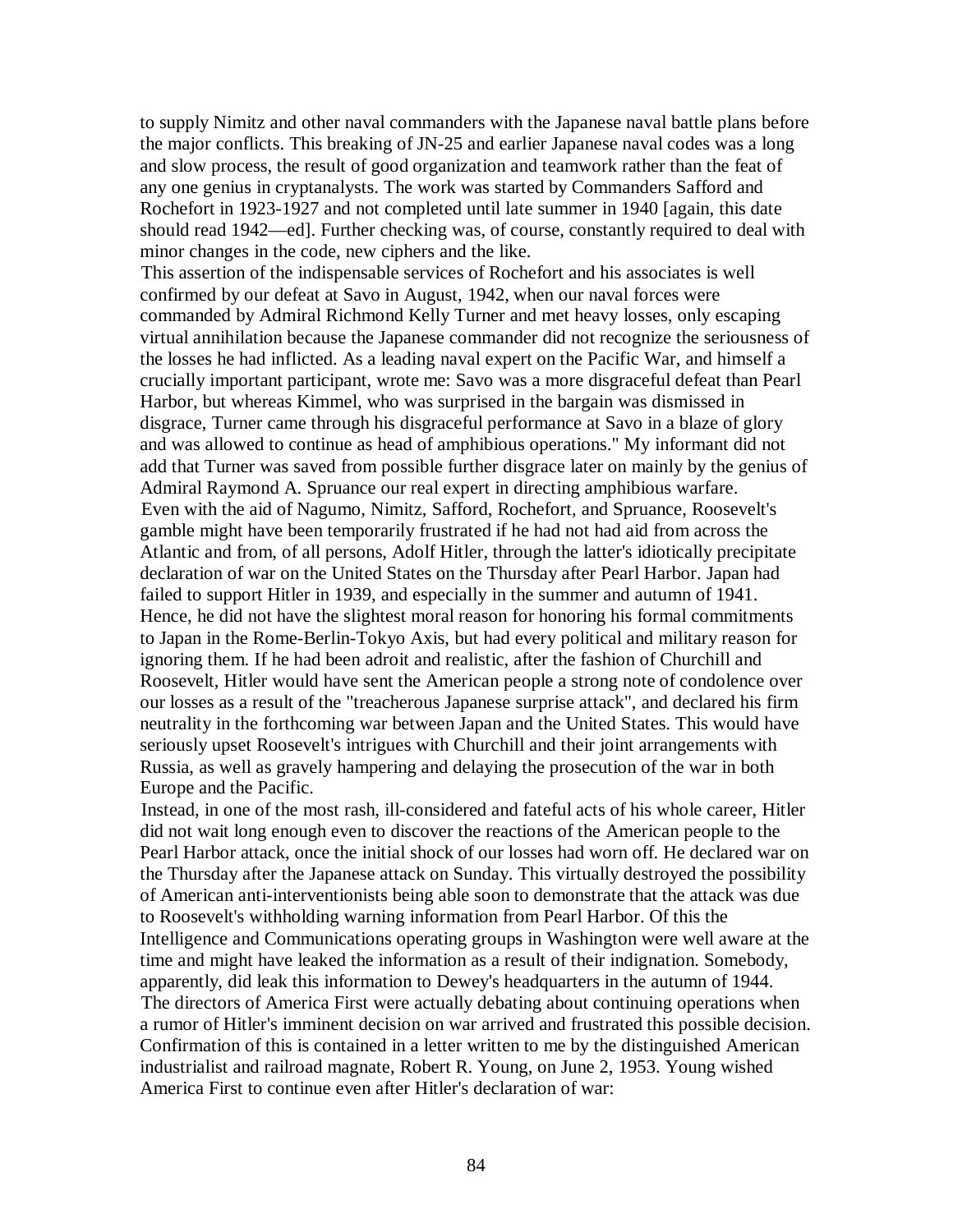to supply Nimitz and other naval commanders with the Japanese naval battle plans before the major conflicts. This breaking of JN-25 and earlier Japanese naval codes was a long and slow process, the result of good organization and teamwork rather than the feat of any one genius in cryptanalysts. The work was started by Commanders Safford and Rochefort in 1923-1927 and not completed until late summer in 1940 [again, this date should read 1942—ed]. Further checking was, of course, constantly required to deal with minor changes in the code, new ciphers and the like.

This assertion of the indispensable services of Rochefort and his associates is well confirmed by our defeat at Savo in August, 1942, when our naval forces were commanded by Admiral Richmond Kelly Turner and met heavy losses, only escaping virtual annihilation because the Japanese commander did not recognize the seriousness of the losses he had inflicted. As a leading naval expert on the Pacific War, and himself a crucially important participant, wrote me: Savo was a more disgraceful defeat than Pearl Harbor, but whereas Kimmel, who was surprised in the bargain was dismissed in disgrace, Turner came through his disgraceful performance at Savo in a blaze of glory and was allowed to continue as head of amphibious operations." My informant did not add that Turner was saved from possible further disgrace later on mainly by the genius of Admiral Raymond A. Spruance our real expert in directing amphibious warfare.

Even with the aid of Nagumo, Nimitz, Safford, Rochefort, and Spruance, Roosevelt's gamble might have been temporarily frustrated if he had not had aid from across the Atlantic and from, of all persons, Adolf Hitler, through the latter's idiotically precipitate declaration of war on the United States on the Thursday after Pearl Harbor. Japan had failed to support Hitler in 1939, and especially in the summer and autumn of 1941. Hence, he did not have the slightest moral reason for honoring his formal commitments to Japan in the Rome-Berlin-Tokyo Axis, but had every political and military reason for ignoring them. If he had been adroit and realistic, after the fashion of Churchill and Roosevelt, Hitler would have sent the American people a strong note of condolence over our losses as a result of the "treacherous Japanese surprise attack", and declared his firm neutrality in the forthcoming war between Japan and the United States. This would have seriously upset Roosevelt's intrigues with Churchill and their joint arrangements with Russia, as well as gravely hampering and delaying the prosecution of the war in both Europe and the Pacific.

Instead, in one of the most rash, ill-considered and fateful acts of his whole career, Hitler did not wait long enough even to discover the reactions of the American people to the Pearl Harbor attack, once the initial shock of our losses had worn off. He declared war on the Thursday after the Japanese attack on Sunday. This virtually destroyed the possibility of American anti-interventionists being able soon to demonstrate that the attack was due to Roosevelt's withholding warning information from Pearl Harbor. Of this the Intelligence and Communications operating groups in Washington were well aware at the time and might have leaked the information as a result of their indignation. Somebody, apparently, did leak this information to Dewey's headquarters in the autumn of 1944.

The directors of America First were actually debating about continuing operations when a rumor of Hitler's imminent decision on war arrived and frustrated this possible decision. Confirmation of this is contained in a letter written to me by the distinguished American industrialist and railroad magnate, Robert R. Young, on June 2, 1953. Young wished America First to continue even after Hitler's declaration of war: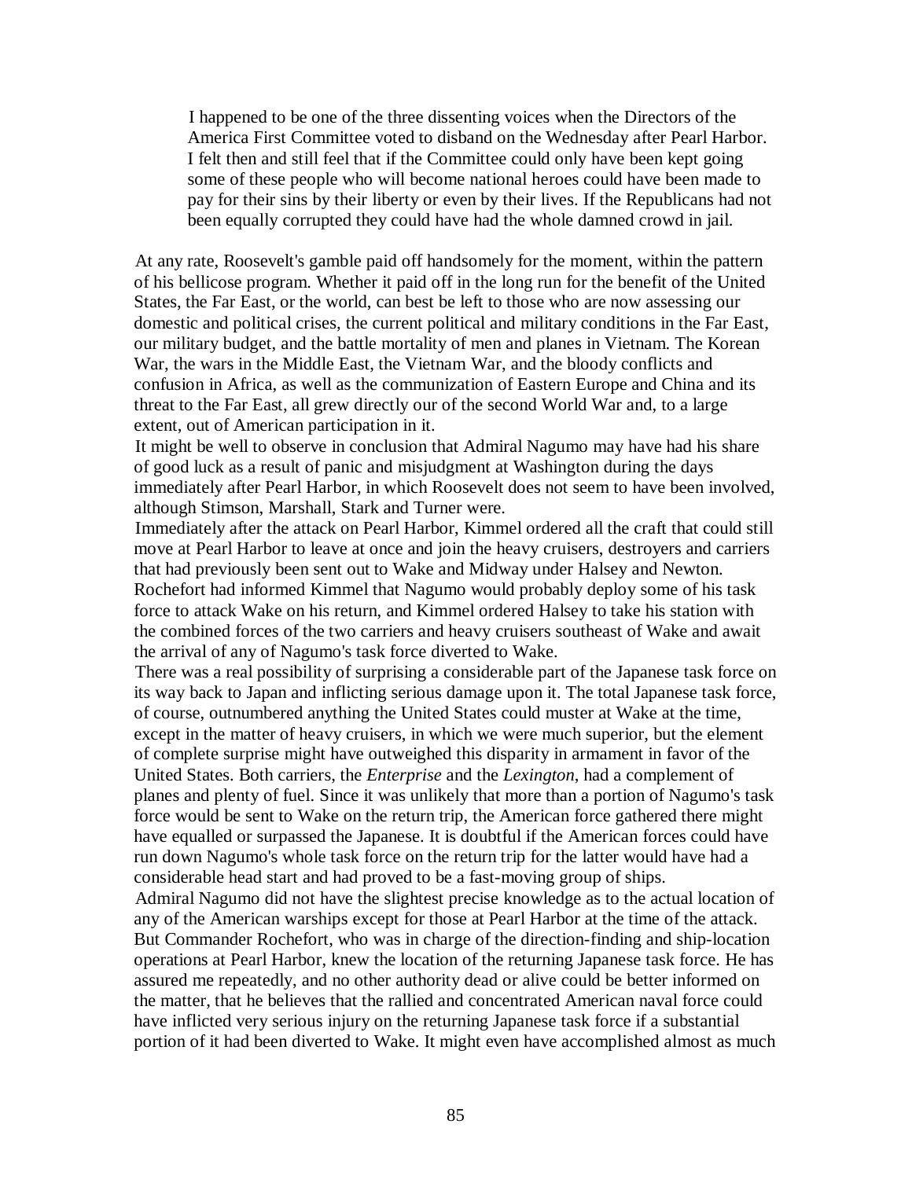> I happened to be one of the three dissenting voices when the Directors of the America First Committee voted to disband on the Wednesday after Pearl Harbor. I felt then and still feel that if the Committee could only have been kept going some of these people who will become national heroes could have been made to pay for their sins by their liberty or even by their lives. If the Republicans had not been equally corrupted they could have had the whole damned crowd in jail.

At any rate, Roosevelt's gamble paid off handsomely for the moment, within the pattern of his bellicose program. Whether it paid off in the long run for the benefit of the United States, the Far East, or the world, can best be left to those who are now assessing our domestic and political crises, the current political and military conditions in the Far East, our military budget, and the battle mortality of men and planes in Vietnam. The Korean War, the wars in the Middle East, the Vietnam War, and the bloody conflicts and confusion in Africa, as well as the communization of Eastern Europe and China and its threat to the Far East, all grew directly our of the second World War and, to a large extent, out of American participation in it.

It might be well to observe in conclusion that Admiral Nagumo may have had his share of good luck as a result of panic and misjudgment at Washington during the days immediately after Pearl Harbor, in which Roosevelt does not seem to have been involved, although Stimson, Marshall, Stark and Turner were.

Immediately after the attack on Pearl Harbor, Kimmel ordered all the craft that could still move at Pearl Harbor to leave at once and join the heavy cruisers, destroyers and carriers that had previously been sent out to Wake and Midway under Halsey and Newton. Rochefort had informed Kimmel that Nagumo would probably deploy some of his task force to attack Wake on his return, and Kimmel ordered Halsey to take his station with the combined forces of the two carriers and heavy cruisers southeast of Wake and await the arrival of any of Nagumo's task force diverted to Wake.

There was a real possibility of surprising a considerable part of the Japanese task force on its way back to Japan and inflicting serious damage upon it. The total Japanese task force, of course, outnumbered anything the United States could muster at Wake at the time, except in the matter of heavy cruisers, in which we were much superior, but the element of complete surprise might have outweighed this disparity in armament in favor of the United States. Both carriers, the *Enterprise* and the *Lexington*, had a complement of planes and plenty of fuel. Since it was unlikely that more than a portion of Nagumo's task force would be sent to Wake on the return trip, the American force gathered there might have equalled or surpassed the Japanese. It is doubtful if the American forces could have run down Nagumo's whole task force on the return trip for the latter would have had a considerable head start and had proved to be a fast-moving group of ships.

Admiral Nagumo did not have the slightest precise knowledge as to the actual location of any of the American warships except for those at Pearl Harbor at the time of the attack. But Commander Rochefort, who was in charge of the direction-finding and ship-location operations at Pearl Harbor, knew the location of the returning Japanese task force. He has assured me repeatedly, and no other authority dead or alive could be better informed on the matter, that he believes that the rallied and concentrated American naval force could have inflicted very serious injury on the returning Japanese task force if a substantial portion of it had been diverted to Wake. It might even have accomplished almost as much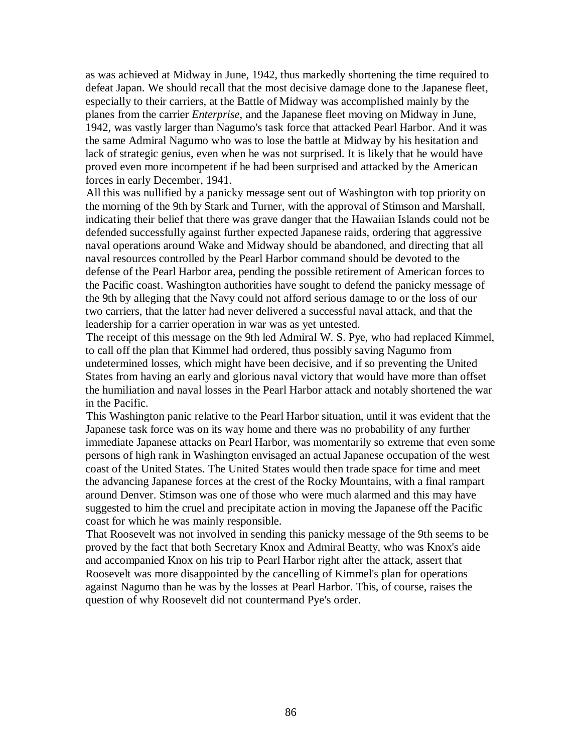as was achieved at Midway in June, 1942, thus markedly shortening the time required to defeat Japan. We should recall that the most decisive damage done to the Japanese fleet, especially to their carriers, at the Battle of Midway was accomplished mainly by the planes from the carrier *Enterprise*, and the Japanese fleet moving on Midway in June, 1942, was vastly larger than Nagumo's task force that attacked Pearl Harbor. And it was the same Admiral Nagumo who was to lose the battle at Midway by his hesitation and lack of strategic genius, even when he was not surprised. It is likely that he would have proved even more incompetent if he had been surprised and attacked by the American forces in early December, 1941.

All this was nullified by a panicky message sent out of Washington with top priority on the morning of the 9th by Stark and Turner, with the approval of Stimson and Marshall, indicating their belief that there was grave danger that the Hawaiian Islands could not be defended successfully against further expected Japanese raids, ordering that aggressive naval operations around Wake and Midway should be abandoned, and directing that all naval resources controlled by the Pearl Harbor command should be devoted to the defense of the Pearl Harbor area, pending the possible retirement of American forces to the Pacific coast. Washington authorities have sought to defend the panicky message of the 9th by alleging that the Navy could not afford serious damage to or the loss of our two carriers, that the latter had never delivered a successful naval attack, and that the leadership for a carrier operation in war was as yet untested.

The receipt of this message on the 9th led Admiral W. S. Pye, who had replaced Kimmel, to call off the plan that Kimmel had ordered, thus possibly saving Nagumo from undetermined losses, which might have been decisive, and if so preventing the United States from having an early and glorious naval victory that would have more than offset the humiliation and naval losses in the Pearl Harbor attack and notably shortened the war in the Pacific.

This Washington panic relative to the Pearl Harbor situation, until it was evident that the Japanese task force was on its way home and there was no probability of any further immediate Japanese attacks on Pearl Harbor, was momentarily so extreme that even some persons of high rank in Washington envisaged an actual Japanese occupation of the west coast of the United States. The United States would then trade space for time and meet the advancing Japanese forces at the crest of the Rocky Mountains, with a final rampart around Denver. Stimson was one of those who were much alarmed and this may have suggested to him the cruel and precipitate action in moving the Japanese off the Pacific coast for which he was mainly responsible.

That Roosevelt was not involved in sending this panicky message of the 9th seems to be proved by the fact that both Secretary Knox and Admiral Beatty, who was Knox's aide and accompanied Knox on his trip to Pearl Harbor right after the attack, assert that Roosevelt was more disappointed by the cancelling of Kimmel's plan for operations against Nagumo than he was by the losses at Pearl Harbor. This, of course, raises the question of why Roosevelt did not countermand Pye's order.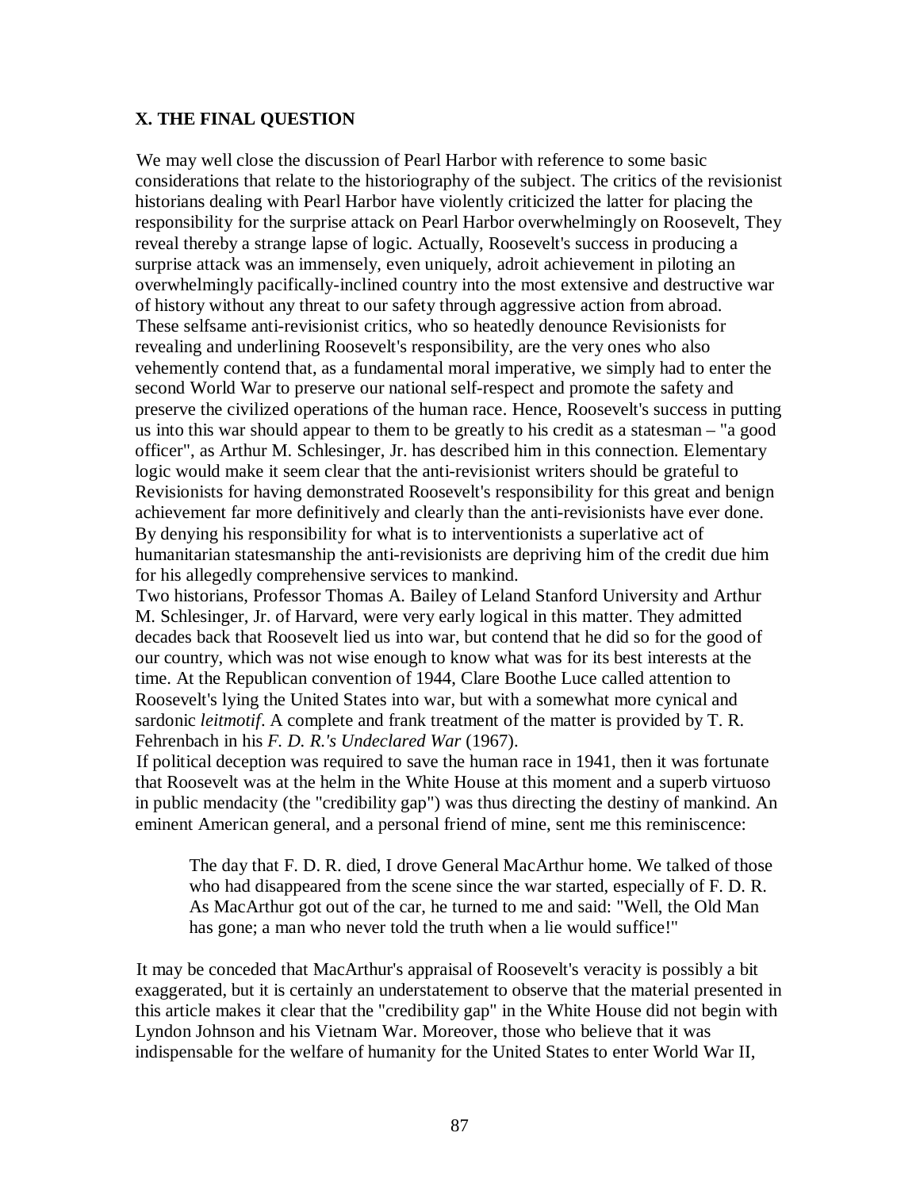**X. THE FINAL QUESTION**

We may well close the discussion of Pearl Harbor with reference to some basic considerations that relate to the historiography of the subject. The critics of the revisionist historians dealing with Pearl Harbor have violently criticized the latter for placing the responsibility for the surprise attack on Pearl Harbor overwhelmingly on Roosevelt, They reveal thereby a strange lapse of logic. Actually, Roosevelt's success in producing a surprise attack was an immensely, even uniquely, adroit achievement in piloting an overwhelmingly pacifically-inclined country into the most extensive and destructive war of history without any threat to our safety through aggressive action from abroad.

These selfsame anti-revisionist critics, who so heatedly denounce Revisionists for revealing and underlining Roosevelt's responsibility, are the very ones who also vehemently contend that, as a fundamental moral imperative, we simply had to enter the second World War to preserve our national self-respect and promote the safety and preserve the civilized operations of the human race. Hence, Roosevelt's success in putting us into this war should appear to them to be greatly to his credit as a statesman – "a good officer", as Arthur M. Schlesinger, Jr. has described him in this connection. Elementary logic would make it seem clear that the anti-revisionist writers should be grateful to Revisionists for having demonstrated Roosevelt's responsibility for this great and benign achievement far more definitively and clearly than the anti-revisionists have ever done. By denying his responsibility for what is to interventionists a superlative act of humanitarian statesmanship the anti-revisionists are depriving him of the credit due him for his allegedly comprehensive services to mankind.

Two historians, Professor Thomas A. Bailey of Leland Stanford University and Arthur M. Schlesinger, Jr. of Harvard, were very early logical in this matter. They admitted decades back that Roosevelt lied us into war, but contend that he did so for the good of our country, which was not wise enough to know what was for its best interests at the time. At the Republican convention of 1944, Clare Boothe Luce called attention to Roosevelt's lying the United States into war, but with a somewhat more cynical and sardonic *leitmotif*. A complete and frank treatment of the matter is provided by T. R. Fehrenbach in his *F. D. R.'s Undeclared War* (1967).

If political deception was required to save the human race in 1941, then it was fortunate that Roosevelt was at the helm in the White House at this moment and a superb virtuoso in public mendacity (the "credibility gap") was thus directing the destiny of mankind. An eminent American general, and a personal friend of mine, sent me this reminiscence:

> The day that F. D. R. died, I drove General MacArthur home. We talked of those who had disappeared from the scene since the war started, especially of F. D. R. As MacArthur got out of the car, he turned to me and said: "Well, the Old Man has gone; a man who never told the truth when a lie would suffice!"

It may be conceded that MacArthur's appraisal of Roosevelt's veracity is possibly a bit exaggerated, but it is certainly an understatement to observe that the material presented in this article makes it clear that the "credibility gap" in the White House did not begin with Lyndon Johnson and his Vietnam War. Moreover, those who believe that it was indispensable for the welfare of humanity for the United States to enter World War II,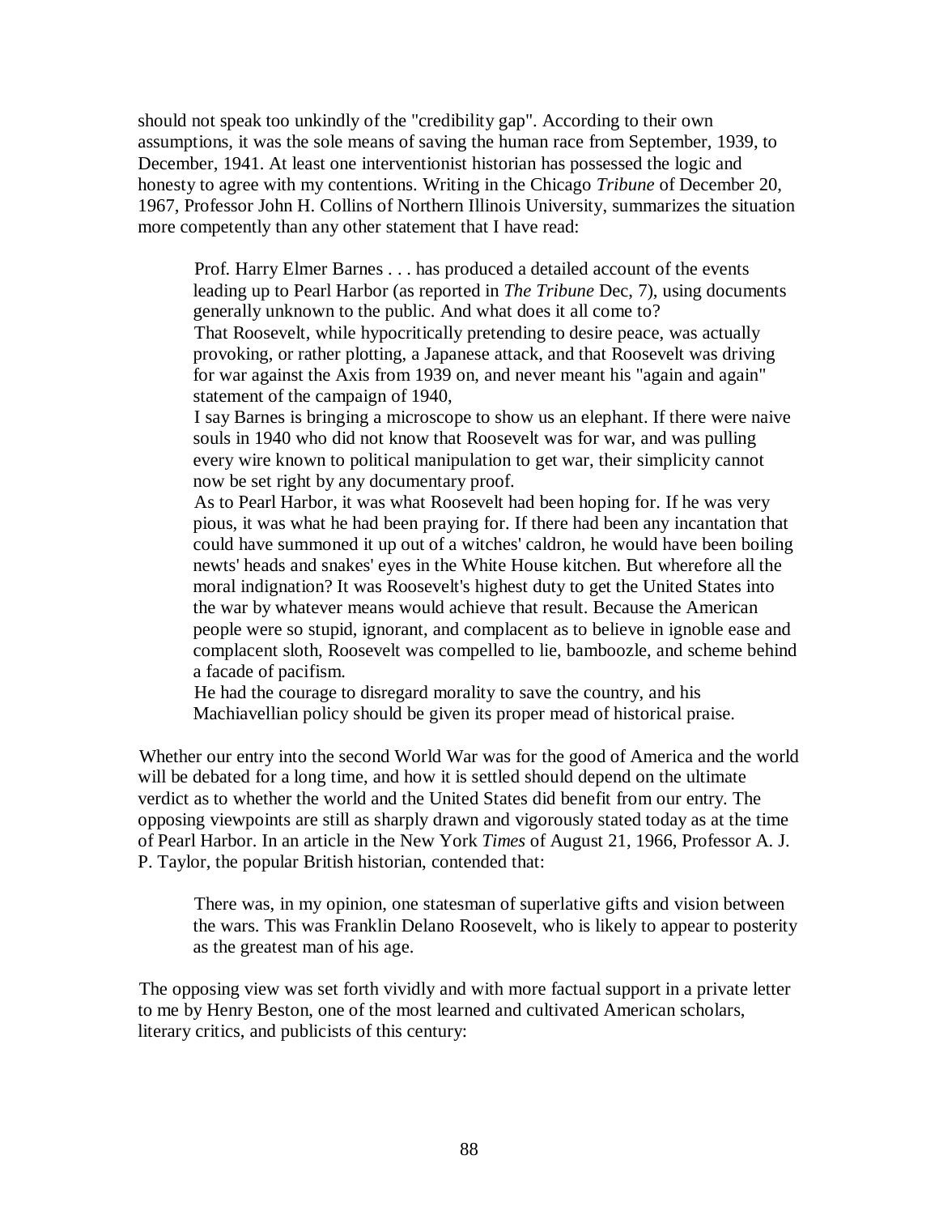should not speak too unkindly of the "credibility gap". According to their own assumptions, it was the sole means of saving the human race from September, 1939, to December, 1941. At least one interventionist historian has possessed the logic and honesty to agree with my contentions. Writing in the Chicago *Tribune* of December 20, 1967, Professor John H. Collins of Northern Illinois University, summarizes the situation more competently than any other statement that I have read:

> Prof. Harry Elmer Barnes . . . has produced a detailed account of the events leading up to Pearl Harbor (as reported in *The Tribune* Dec, 7), using documents generally unknown to the public. And what does it all come to?
>
> That Roosevelt, while hypocritically pretending to desire peace, was actually provoking, or rather plotting, a Japanese attack, and that Roosevelt was driving for war against the Axis from 1939 on, and never meant his "again and again" statement of the campaign of 1940,
>
> I say Barnes is bringing a microscope to show us an elephant. If there were naive souls in 1940 who did not know that Roosevelt was for war, and was pulling every wire known to political manipulation to get war, their simplicity cannot now be set right by any documentary proof.
>
> As to Pearl Harbor, it was what Roosevelt had been hoping for. If he was very pious, it was what he had been praying for. If there had been any incantation that could have summoned it up out of a witches' caldron, he would have been boiling newts' heads and snakes' eyes in the White House kitchen. But wherefore all the moral indignation? It was Roosevelt's highest duty to get the United States into the war by whatever means would achieve that result. Because the American people were so stupid, ignorant, and complacent as to believe in ignoble ease and complacent sloth, Roosevelt was compelled to lie, bamboozle, and scheme behind a facade of pacifism.
>
> He had the courage to disregard morality to save the country, and his Machiavellian policy should be given its proper mead of historical praise.

Whether our entry into the second World War was for the good of America and the world will be debated for a long time, and how it is settled should depend on the ultimate verdict as to whether the world and the United States did benefit from our entry. The opposing viewpoints are still as sharply drawn and vigorously stated today as at the time of Pearl Harbor. In an article in the New York *Times* of August 21, 1966, Professor A. J. P. Taylor, the popular British historian, contended that:

> There was, in my opinion, one statesman of superlative gifts and vision between the wars. This was Franklin Delano Roosevelt, who is likely to appear to posterity as the greatest man of his age.

The opposing view was set forth vividly and with more factual support in a private letter to me by Henry Beston, one of the most learned and cultivated American scholars, literary critics, and publicists of this century: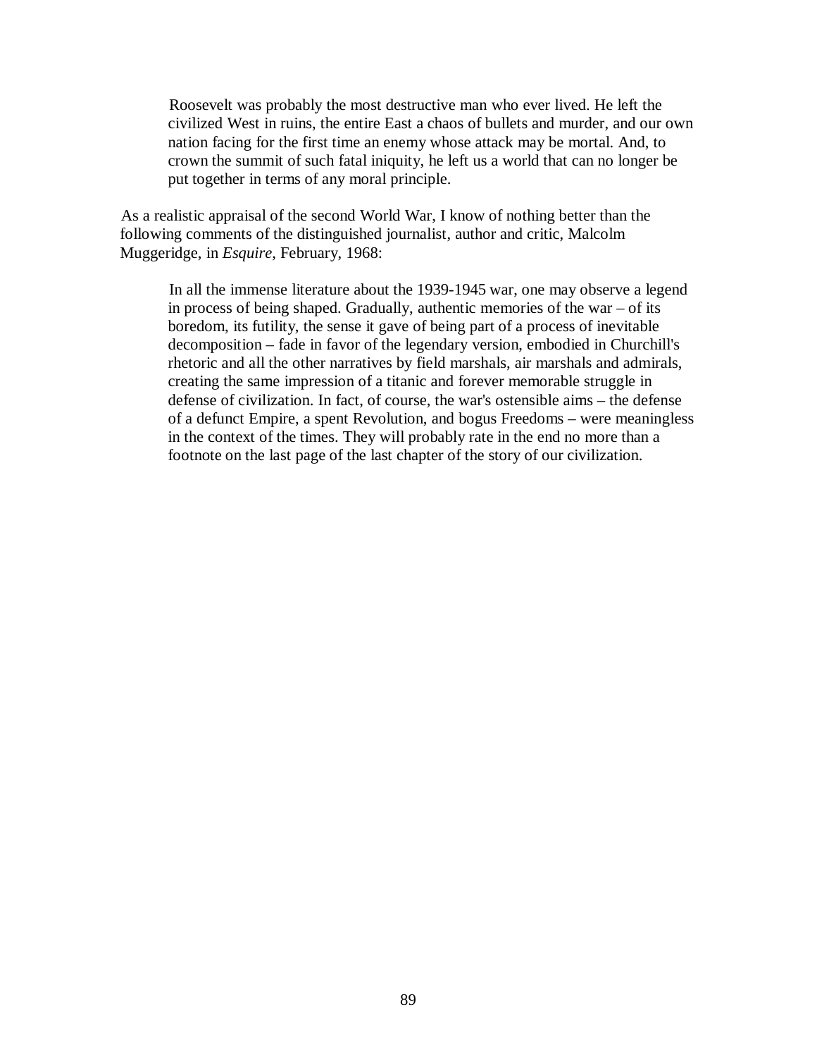> Roosevelt was probably the most destructive man who ever lived. He left the civilized West in ruins, the entire East a chaos of bullets and murder, and our own nation facing for the first time an enemy whose attack may be mortal. And, to crown the summit of such fatal iniquity, he left us a world that can no longer be put together in terms of any moral principle.

As a realistic appraisal of the second World War, I know of nothing better than the following comments of the distinguished journalist, author and critic, Malcolm Muggeridge, in *Esquire*, February, 1968:

> In all the immense literature about the 1939-1945 war, one may observe a legend in process of being shaped. Gradually, authentic memories of the war – of its boredom, its futility, the sense it gave of being part of a process of inevitable decomposition – fade in favor of the legendary version, embodied in Churchill's rhetoric and all the other narratives by field marshals, air marshals and admirals, creating the same impression of a titanic and forever memorable struggle in defense of civilization. In fact, of course, the war's ostensible aims – the defense of a defunct Empire, a spent Revolution, and bogus Freedoms – were meaningless in the context of the times. They will probably rate in the end no more than a footnote on the last page of the last chapter of the story of our civilization.